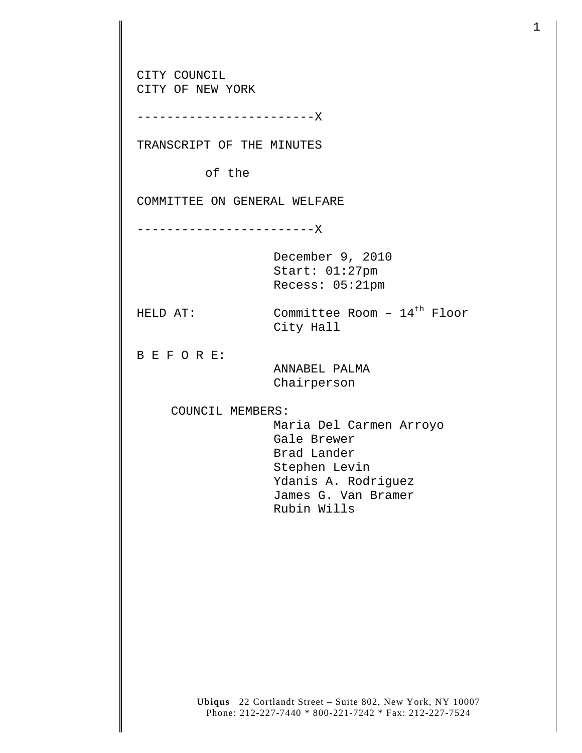CITY COUNCIL
CITY OF NEW YORK

------------------------X

TRANSCRIPT OF THE MINUTES

of the

COMMITTEE ON GENERAL WELFARE

------------------------X

December 9, 2010
Start: 01:27pm
Recess: 05:21pm

HELD AT: Committee Room – 14th Floor
City Hall

B E F O R E:

ANNABEL PALMA
Chairperson

COUNCIL MEMBERS:

Maria Del Carmen Arroyo
Gale Brewer
Brad Lander
Stephen Levin
Ydanis A. Rodriguez
James G. Van Bramer
Rubin Wills

**Ubiqus** 22 Cortlandt Street – Suite 802, New York, NY 10007
Phone: 212-227-7440 * 800-221-7242 * Fax: 212-227-7524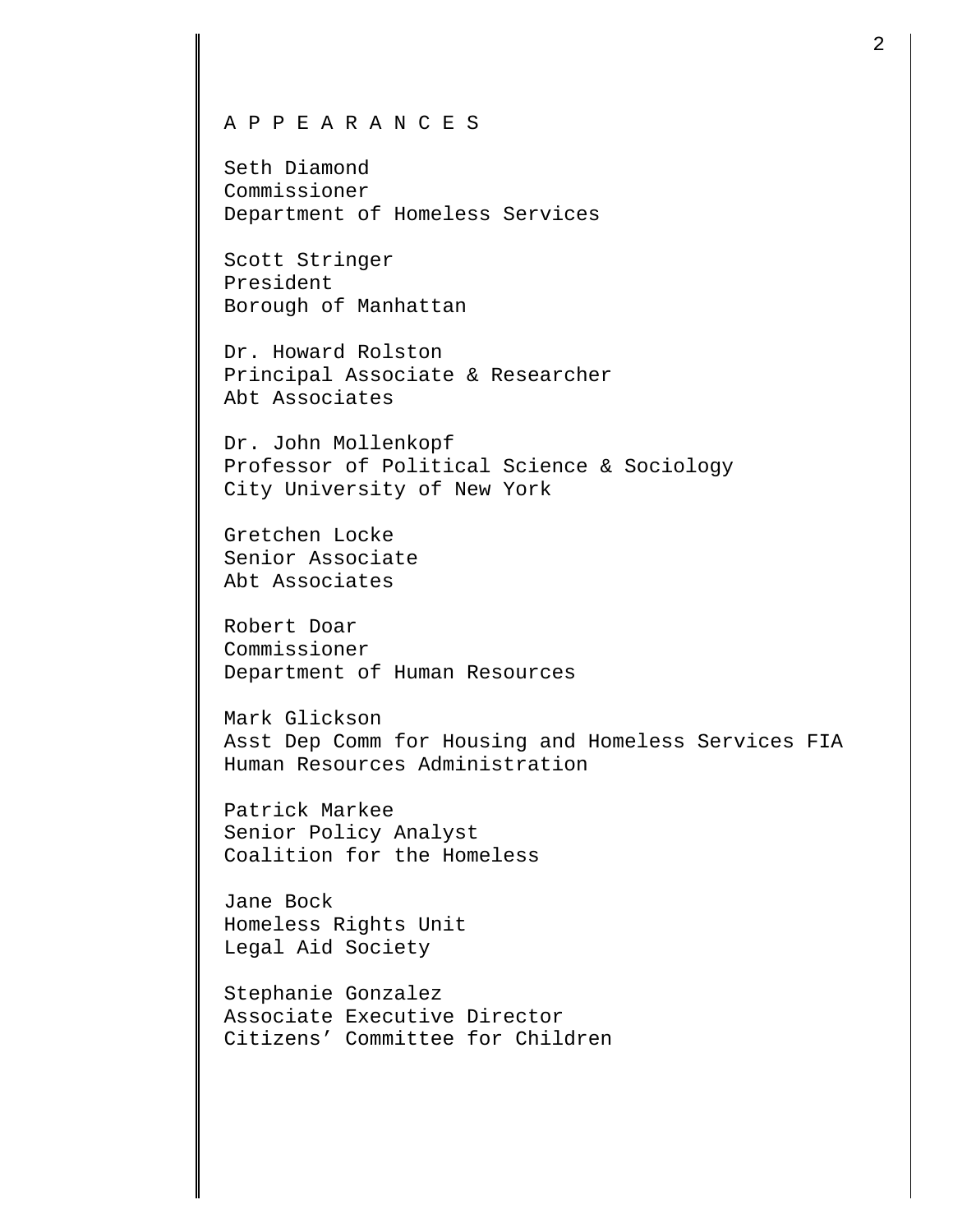A P P E A R A N C E S

Seth Diamond
Commissioner
Department of Homeless Services

Scott Stringer
President
Borough of Manhattan

Dr. Howard Rolston
Principal Associate & Researcher
Abt Associates

Dr. John Mollenkopf
Professor of Political Science & Sociology
City University of New York

Gretchen Locke
Senior Associate
Abt Associates

Robert Doar
Commissioner
Department of Human Resources

Mark Glickson
Asst Dep Comm for Housing and Homeless Services FIA
Human Resources Administration

Patrick Markee
Senior Policy Analyst
Coalition for the Homeless

Jane Bock
Homeless Rights Unit
Legal Aid Society

Stephanie Gonzalez
Associate Executive Director
Citizens' Committee for Children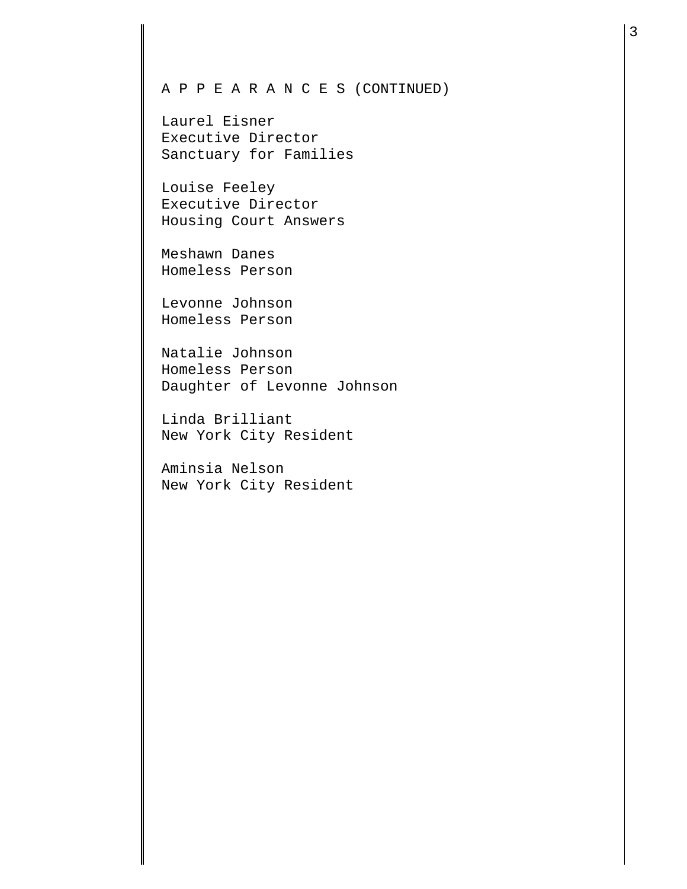A P P E A R A N C E S (CONTINUED)

Laurel Eisner
Executive Director
Sanctuary for Families

Louise Feeley
Executive Director
Housing Court Answers

Meshawn Danes
Homeless Person

Levonne Johnson
Homeless Person

Natalie Johnson
Homeless Person
Daughter of Levonne Johnson

Linda Brilliant
New York City Resident

Aminsia Nelson
New York City Resident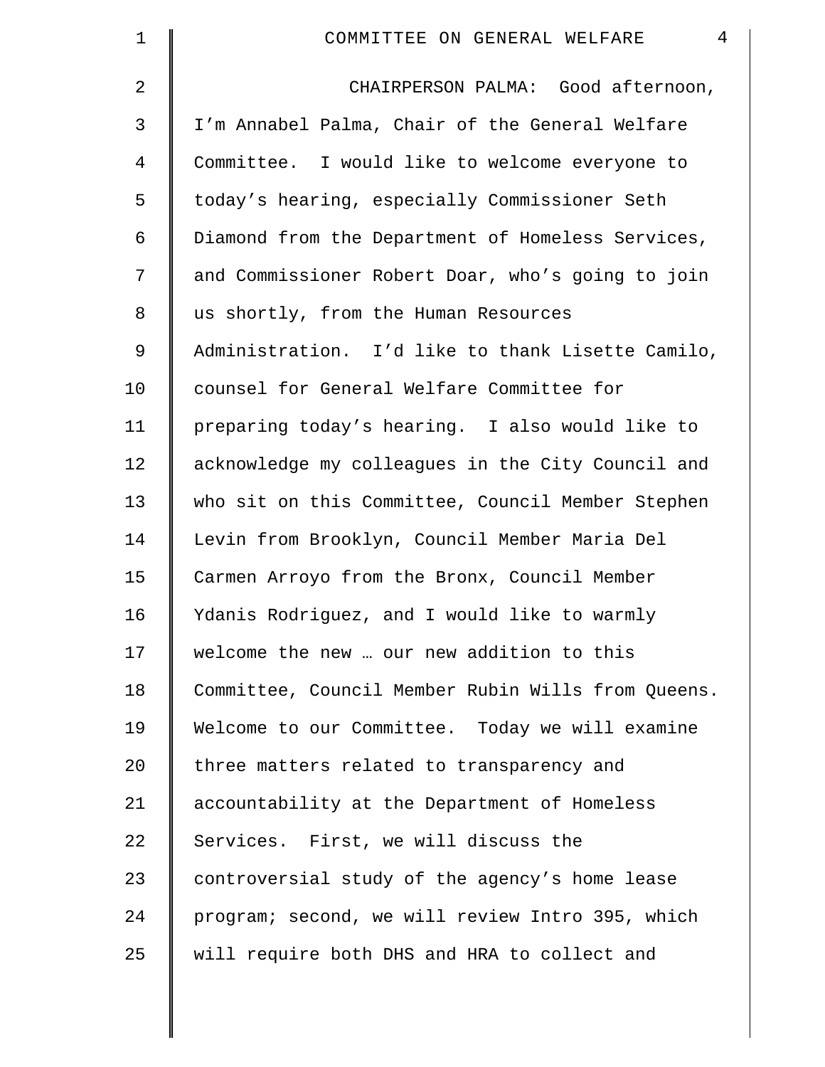CHAIRPERSON PALMA: Good afternoon, I'm Annabel Palma, Chair of the General Welfare Committee. I would like to welcome everyone to today's hearing, especially Commissioner Seth Diamond from the Department of Homeless Services, and Commissioner Robert Doar, who's going to join us shortly, from the Human Resources Administration. I'd like to thank Lisette Camilo, counsel for General Welfare Committee for preparing today's hearing. I also would like to acknowledge my colleagues in the City Council and who sit on this Committee, Council Member Stephen Levin from Brooklyn, Council Member Maria Del Carmen Arroyo from the Bronx, Council Member Ydanis Rodriguez, and I would like to warmly welcome the new … our new addition to this Committee, Council Member Rubin Wills from Queens. Welcome to our Committee. Today we will examine three matters related to transparency and accountability at the Department of Homeless Services. First, we will discuss the controversial study of the agency's home lease program; second, we will review Intro 395, which will require both DHS and HRA to collect and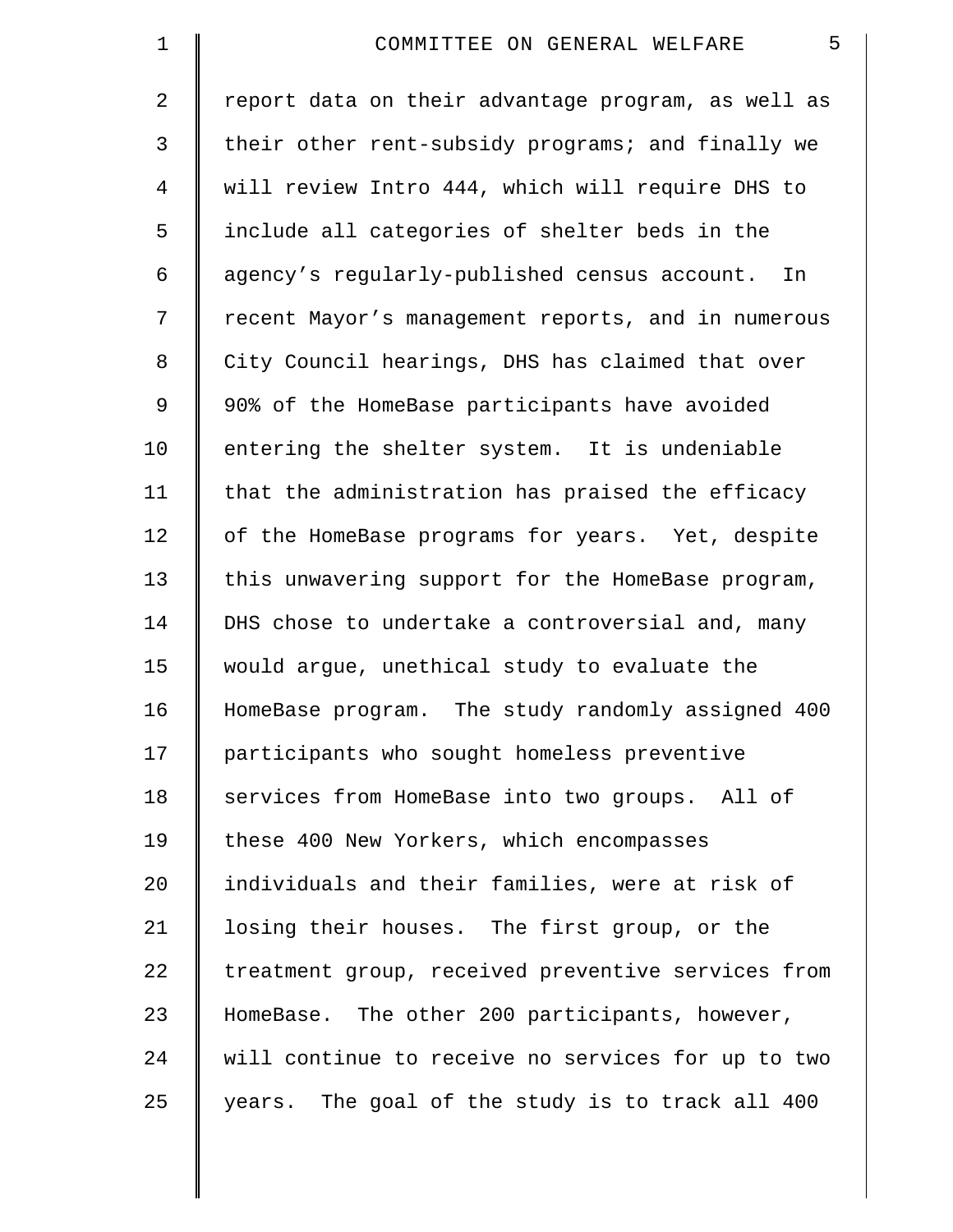report data on their advantage program, as well as their other rent-subsidy programs; and finally we will review Intro 444, which will require DHS to include all categories of shelter beds in the agency's regularly-published census account. In recent Mayor's management reports, and in numerous City Council hearings, DHS has claimed that over 90% of the HomeBase participants have avoided entering the shelter system. It is undeniable that the administration has praised the efficacy of the HomeBase programs for years. Yet, despite this unwavering support for the HomeBase program, DHS chose to undertake a controversial and, many would argue, unethical study to evaluate the HomeBase program. The study randomly assigned 400 participants who sought homeless preventive services from HomeBase into two groups. All of these 400 New Yorkers, which encompasses individuals and their families, were at risk of losing their houses. The first group, or the treatment group, received preventive services from HomeBase. The other 200 participants, however, will continue to receive no services for up to two years. The goal of the study is to track all 400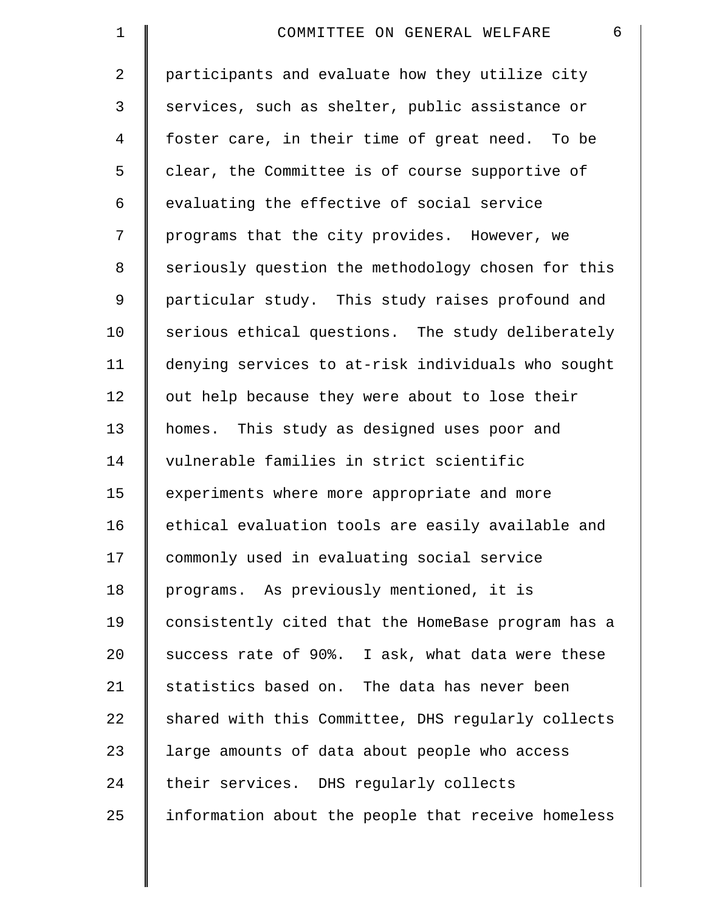participants and evaluate how they utilize city services, such as shelter, public assistance or foster care, in their time of great need. To be clear, the Committee is of course supportive of evaluating the effective of social service programs that the city provides. However, we seriously question the methodology chosen for this particular study. This study raises profound and serious ethical questions. The study deliberately denying services to at-risk individuals who sought out help because they were about to lose their homes. This study as designed uses poor and vulnerable families in strict scientific experiments where more appropriate and more ethical evaluation tools are easily available and commonly used in evaluating social service programs. As previously mentioned, it is consistently cited that the HomeBase program has a success rate of 90%. I ask, what data were these statistics based on. The data has never been shared with this Committee, DHS regularly collects large amounts of data about people who access their services. DHS regularly collects information about the people that receive homeless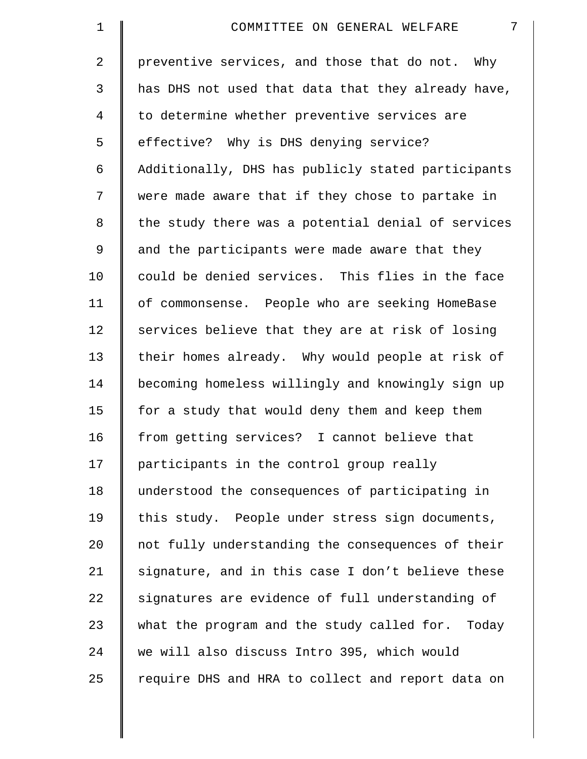preventive services, and those that do not. Why has DHS not used that data that they already have, to determine whether preventive services are effective? Why is DHS denying service? Additionally, DHS has publicly stated participants were made aware that if they chose to partake in the study there was a potential denial of services and the participants were made aware that they could be denied services. This flies in the face of commonsense. People who are seeking HomeBase services believe that they are at risk of losing their homes already. Why would people at risk of becoming homeless willingly and knowingly sign up for a study that would deny them and keep them from getting services? I cannot believe that participants in the control group really understood the consequences of participating in this study. People under stress sign documents, not fully understanding the consequences of their signature, and in this case I don't believe these signatures are evidence of full understanding of what the program and the study called for. Today we will also discuss Intro 395, which would require DHS and HRA to collect and report data on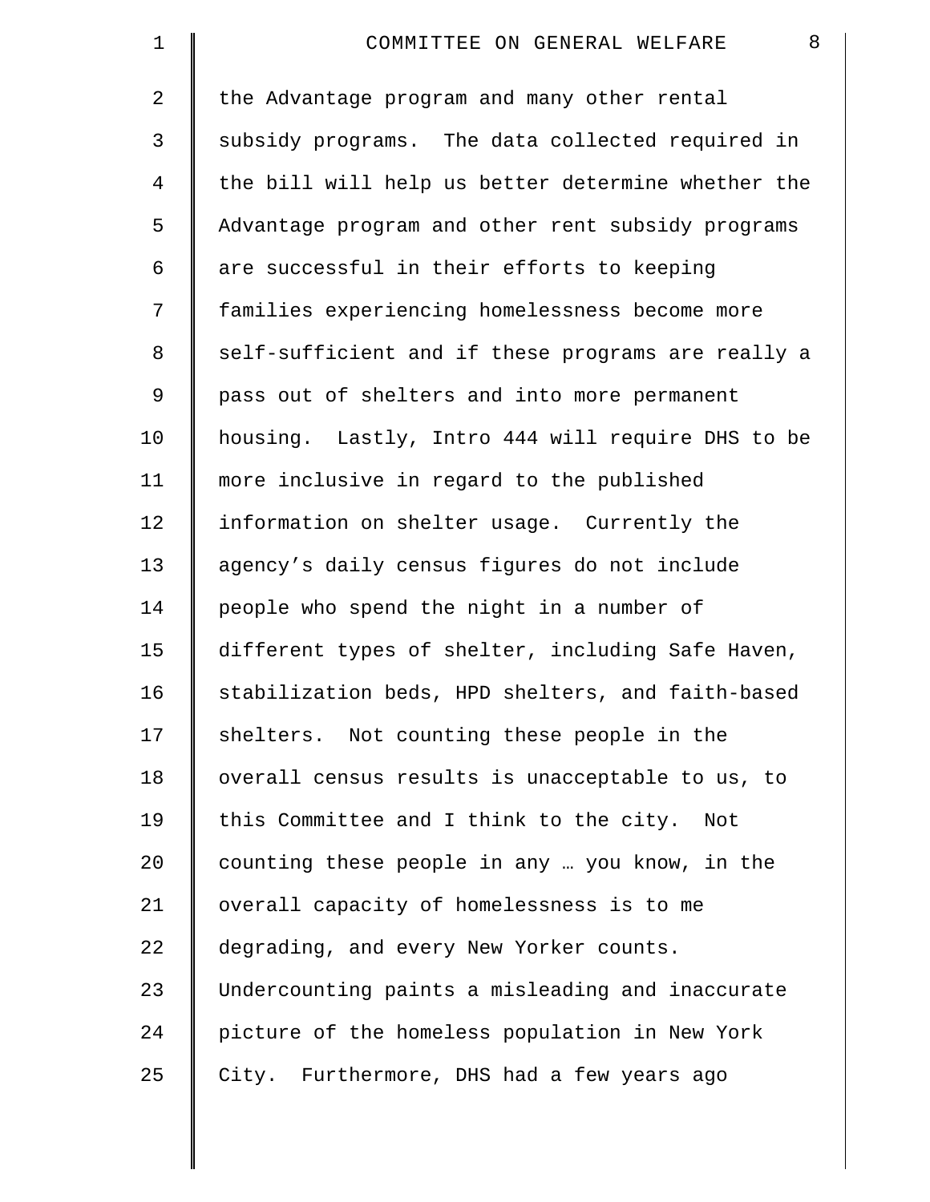the Advantage program and many other rental subsidy programs. The data collected required in the bill will help us better determine whether the Advantage program and other rent subsidy programs are successful in their efforts to keeping families experiencing homelessness become more self-sufficient and if these programs are really a pass out of shelters and into more permanent housing. Lastly, Intro 444 will require DHS to be more inclusive in regard to the published information on shelter usage. Currently the agency's daily census figures do not include people who spend the night in a number of different types of shelter, including Safe Haven, stabilization beds, HPD shelters, and faith-based shelters. Not counting these people in the overall census results is unacceptable to us, to this Committee and I think to the city. Not counting these people in any … you know, in the overall capacity of homelessness is to me degrading, and every New Yorker counts. Undercounting paints a misleading and inaccurate picture of the homeless population in New York City. Furthermore, DHS had a few years ago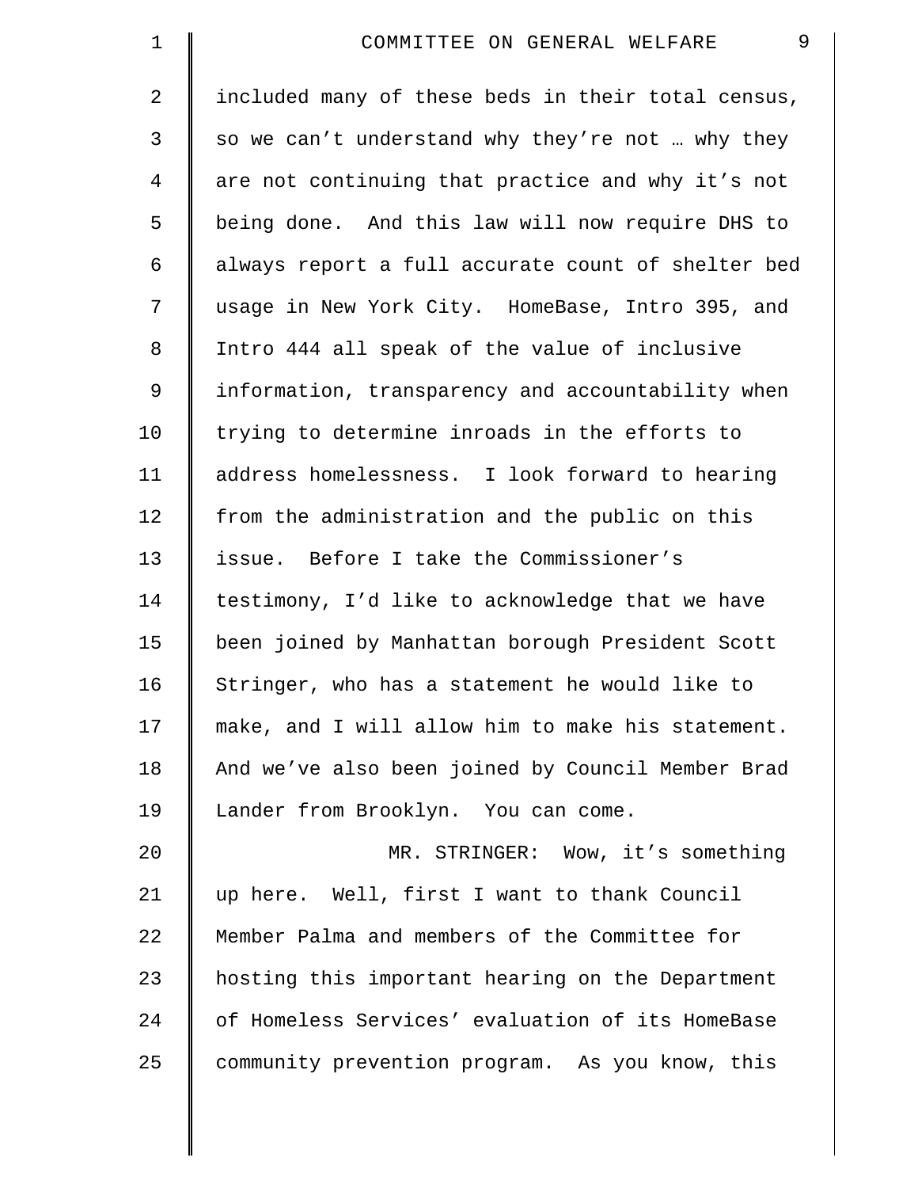included many of these beds in their total census, so we can't understand why they're not … why they are not continuing that practice and why it's not being done. And this law will now require DHS to always report a full accurate count of shelter bed usage in New York City. HomeBase, Intro 395, and Intro 444 all speak of the value of inclusive information, transparency and accountability when trying to determine inroads in the efforts to address homelessness. I look forward to hearing from the administration and the public on this issue. Before I take the Commissioner's testimony, I'd like to acknowledge that we have been joined by Manhattan borough President Scott Stringer, who has a statement he would like to make, and I will allow him to make his statement. And we've also been joined by Council Member Brad Lander from Brooklyn. You can come.

MR. STRINGER: Wow, it's something up here. Well, first I want to thank Council Member Palma and members of the Committee for hosting this important hearing on the Department of Homeless Services' evaluation of its HomeBase community prevention program. As you know, this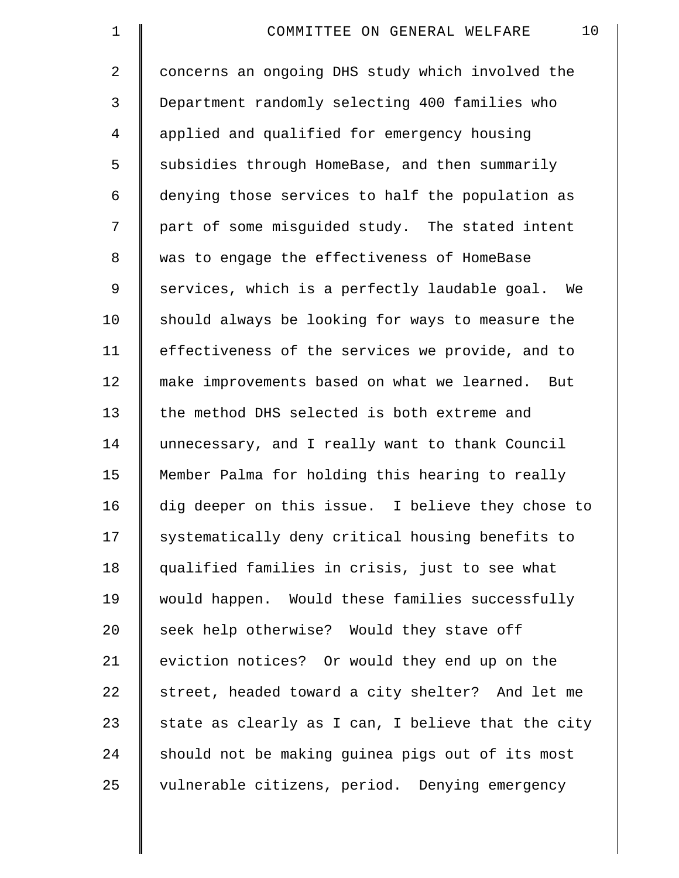concerns an ongoing DHS study which involved the Department randomly selecting 400 families who applied and qualified for emergency housing subsidies through HomeBase, and then summarily denying those services to half the population as part of some misguided study. The stated intent was to engage the effectiveness of HomeBase services, which is a perfectly laudable goal. We should always be looking for ways to measure the effectiveness of the services we provide, and to make improvements based on what we learned. But the method DHS selected is both extreme and unnecessary, and I really want to thank Council Member Palma for holding this hearing to really dig deeper on this issue. I believe they chose to systematically deny critical housing benefits to qualified families in crisis, just to see what would happen. Would these families successfully seek help otherwise? Would they stave off eviction notices? Or would they end up on the street, headed toward a city shelter? And let me state as clearly as I can, I believe that the city should not be making guinea pigs out of its most vulnerable citizens, period. Denying emergency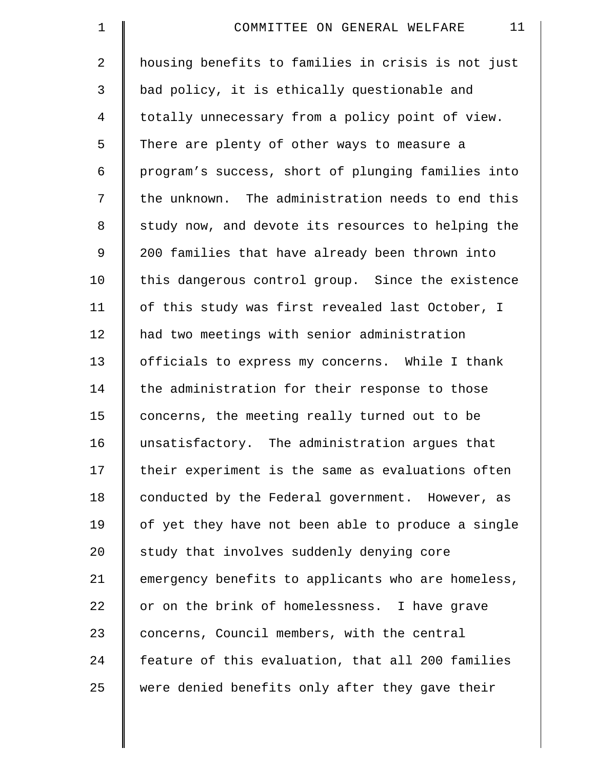housing benefits to families in crisis is not just bad policy, it is ethically questionable and totally unnecessary from a policy point of view. There are plenty of other ways to measure a program's success, short of plunging families into the unknown. The administration needs to end this study now, and devote its resources to helping the 200 families that have already been thrown into this dangerous control group. Since the existence of this study was first revealed last October, I had two meetings with senior administration officials to express my concerns. While I thank the administration for their response to those concerns, the meeting really turned out to be unsatisfactory. The administration argues that their experiment is the same as evaluations often conducted by the Federal government. However, as of yet they have not been able to produce a single study that involves suddenly denying core emergency benefits to applicants who are homeless, or on the brink of homelessness. I have grave concerns, Council members, with the central feature of this evaluation, that all 200 families were denied benefits only after they gave their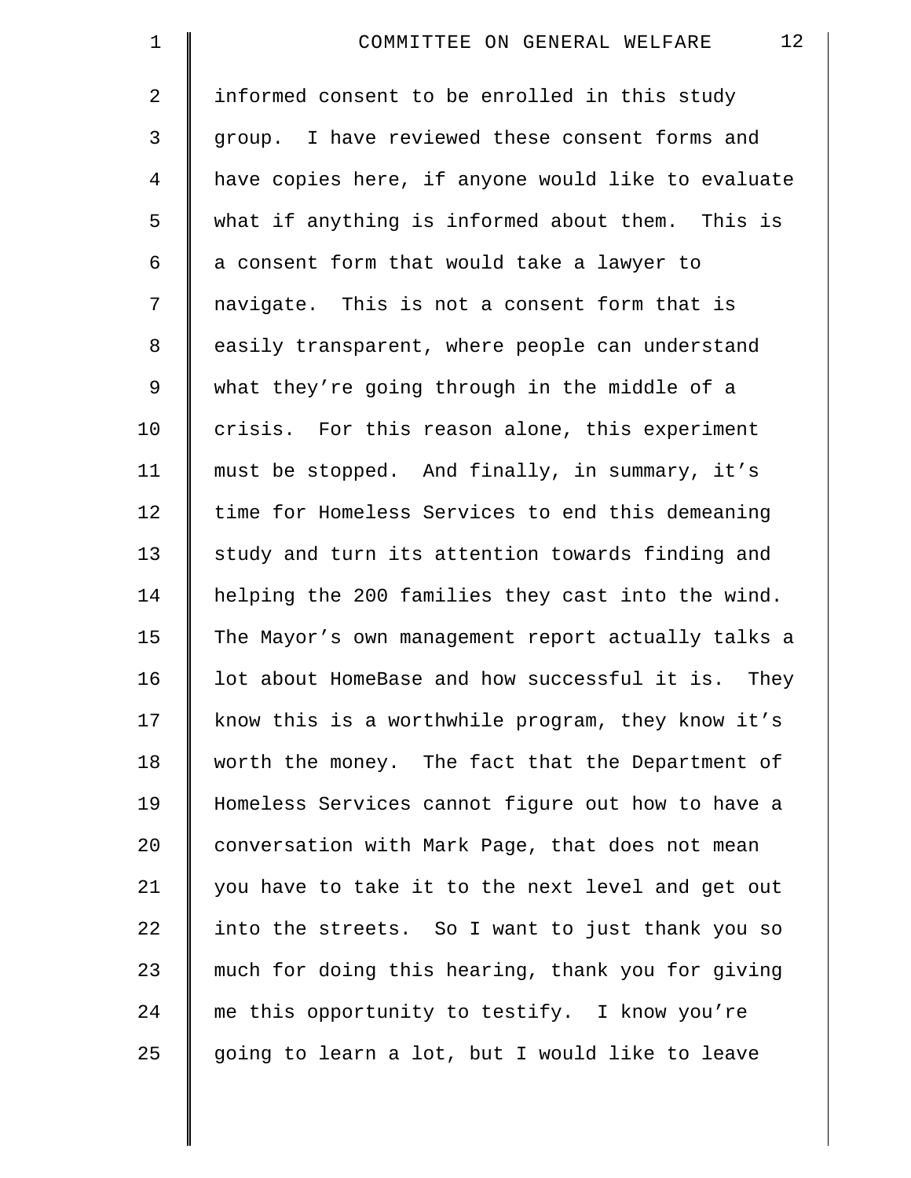informed consent to be enrolled in this study group. I have reviewed these consent forms and have copies here, if anyone would like to evaluate what if anything is informed about them. This is a consent form that would take a lawyer to navigate. This is not a consent form that is easily transparent, where people can understand what they're going through in the middle of a crisis. For this reason alone, this experiment must be stopped. And finally, in summary, it's time for Homeless Services to end this demeaning study and turn its attention towards finding and helping the 200 families they cast into the wind. The Mayor's own management report actually talks a lot about HomeBase and how successful it is. They know this is a worthwhile program, they know it's worth the money. The fact that the Department of Homeless Services cannot figure out how to have a conversation with Mark Page, that does not mean you have to take it to the next level and get out into the streets. So I want to just thank you so much for doing this hearing, thank you for giving me this opportunity to testify. I know you're going to learn a lot, but I would like to leave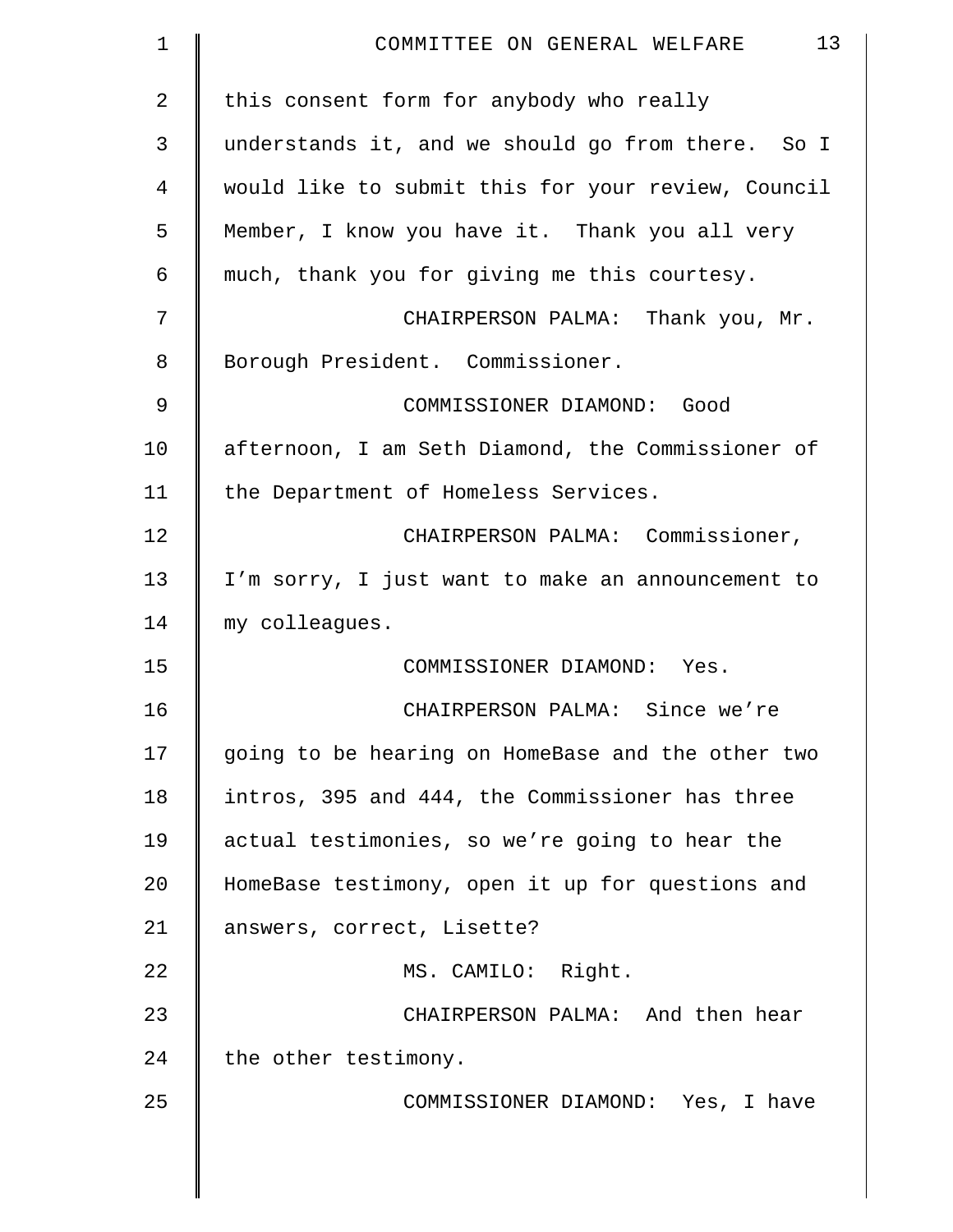this consent form for anybody who really understands it, and we should go from there. So I would like to submit this for your review, Council Member, I know you have it. Thank you all very much, thank you for giving me this courtesy.

CHAIRPERSON PALMA: Thank you, Mr. Borough President. Commissioner.

COMMISSIONER DIAMOND: Good afternoon, I am Seth Diamond, the Commissioner of the Department of Homeless Services.

CHAIRPERSON PALMA: Commissioner, I'm sorry, I just want to make an announcement to my colleagues.

COMMISSIONER DIAMOND: Yes.

CHAIRPERSON PALMA: Since we're going to be hearing on HomeBase and the other two intros, 395 and 444, the Commissioner has three actual testimonies, so we're going to hear the HomeBase testimony, open it up for questions and answers, correct, Lisette?

MS. CAMILO: Right.

CHAIRPERSON PALMA: And then hear the other testimony.

COMMISSIONER DIAMOND: Yes, I have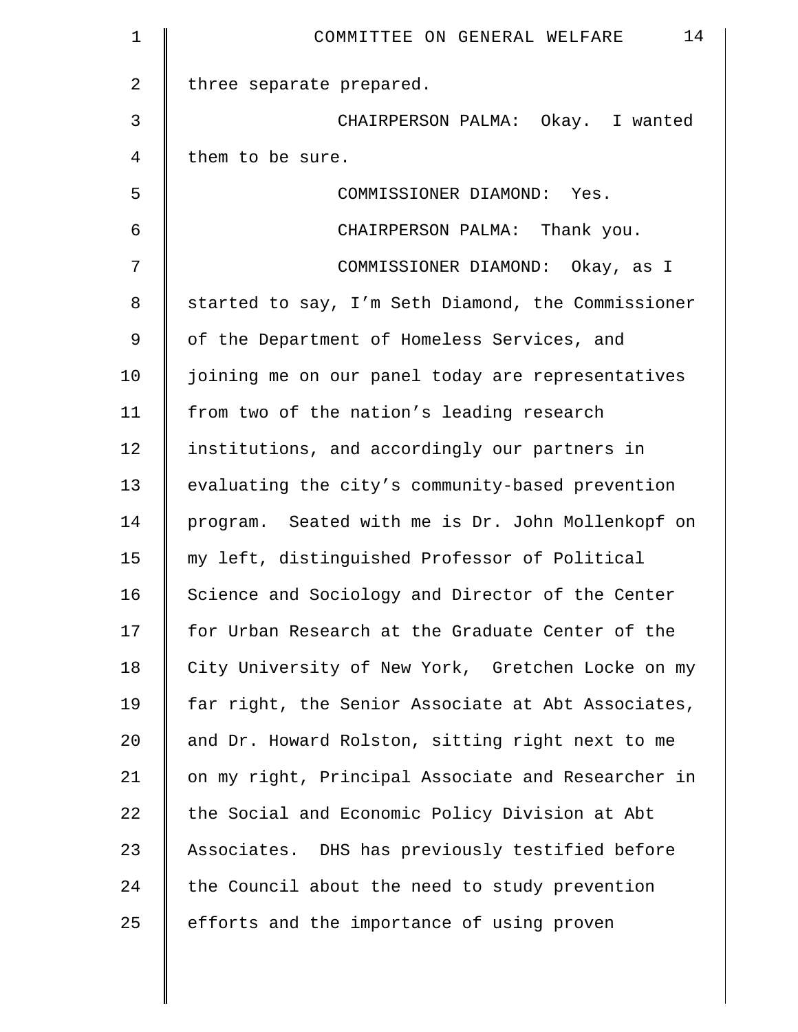three separate prepared.

CHAIRPERSON PALMA: Okay. I wanted them to be sure.

COMMISSIONER DIAMOND: Yes.

CHAIRPERSON PALMA: Thank you.

COMMISSIONER DIAMOND: Okay, as I started to say, I'm Seth Diamond, the Commissioner of the Department of Homeless Services, and joining me on our panel today are representatives from two of the nation's leading research institutions, and accordingly our partners in evaluating the city's community-based prevention program. Seated with me is Dr. John Mollenkopf on my left, distinguished Professor of Political Science and Sociology and Director of the Center for Urban Research at the Graduate Center of the City University of New York, Gretchen Locke on my far right, the Senior Associate at Abt Associates, and Dr. Howard Rolston, sitting right next to me on my right, Principal Associate and Researcher in the Social and Economic Policy Division at Abt Associates. DHS has previously testified before the Council about the need to study prevention efforts and the importance of using proven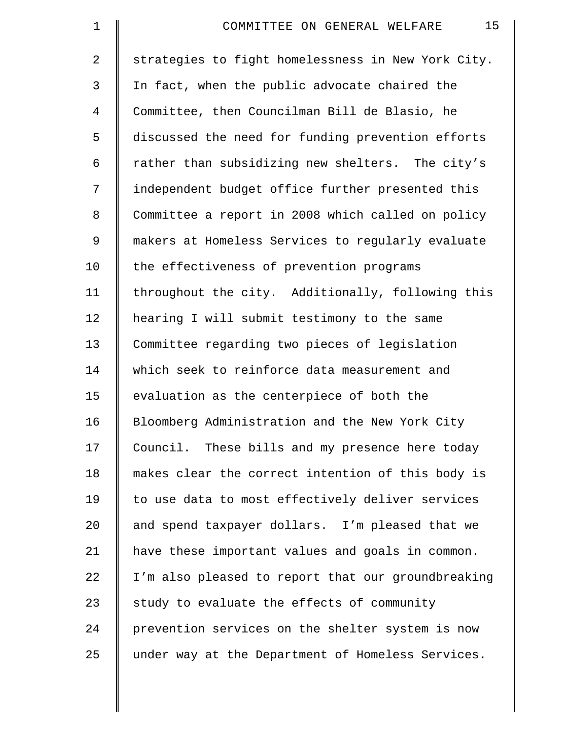strategies to fight homelessness in New York City. In fact, when the public advocate chaired the Committee, then Councilman Bill de Blasio, he discussed the need for funding prevention efforts rather than subsidizing new shelters. The city's independent budget office further presented this Committee a report in 2008 which called on policy makers at Homeless Services to regularly evaluate the effectiveness of prevention programs throughout the city. Additionally, following this hearing I will submit testimony to the same Committee regarding two pieces of legislation which seek to reinforce data measurement and evaluation as the centerpiece of both the Bloomberg Administration and the New York City Council. These bills and my presence here today makes clear the correct intention of this body is to use data to most effectively deliver services and spend taxpayer dollars. I'm pleased that we have these important values and goals in common. I'm also pleased to report that our groundbreaking study to evaluate the effects of community prevention services on the shelter system is now under way at the Department of Homeless Services.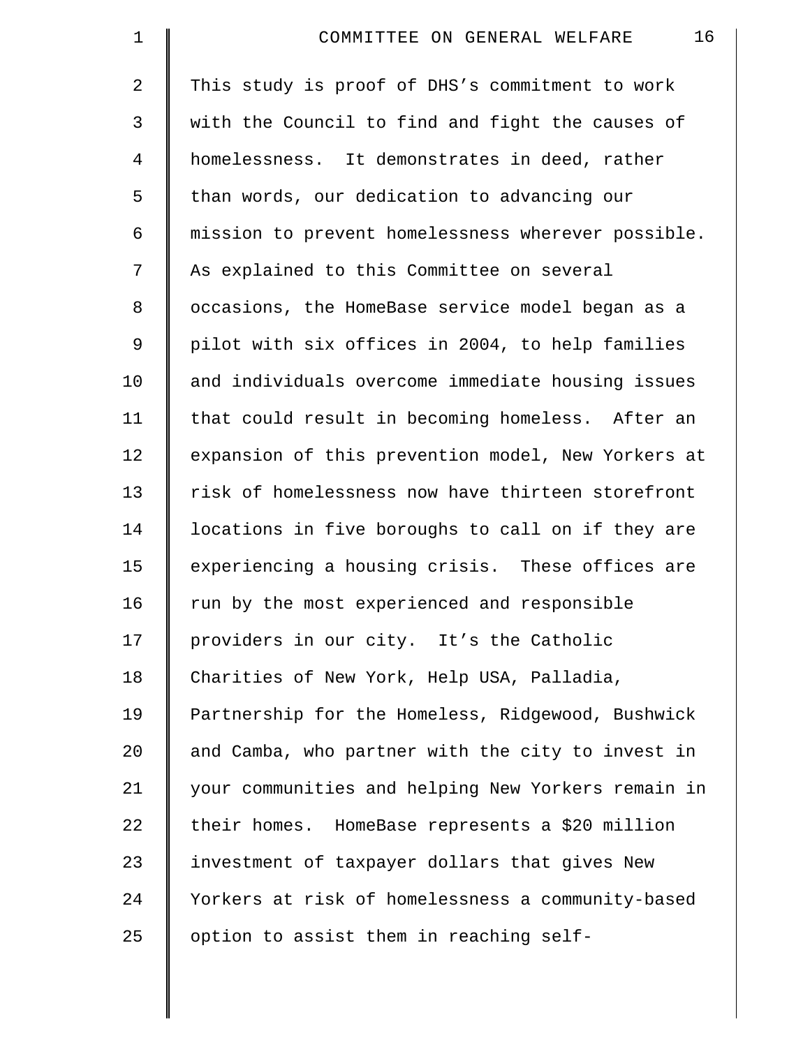This study is proof of DHS's commitment to work with the Council to find and fight the causes of homelessness. It demonstrates in deed, rather than words, our dedication to advancing our mission to prevent homelessness wherever possible. As explained to this Committee on several occasions, the HomeBase service model began as a pilot with six offices in 2004, to help families and individuals overcome immediate housing issues that could result in becoming homeless. After an expansion of this prevention model, New Yorkers at risk of homelessness now have thirteen storefront locations in five boroughs to call on if they are experiencing a housing crisis. These offices are run by the most experienced and responsible providers in our city. It's the Catholic Charities of New York, Help USA, Palladia, Partnership for the Homeless, Ridgewood, Bushwick and Camba, who partner with the city to invest in your communities and helping New Yorkers remain in their homes. HomeBase represents a $20 million investment of taxpayer dollars that gives New Yorkers at risk of homelessness a community-based option to assist them in reaching self-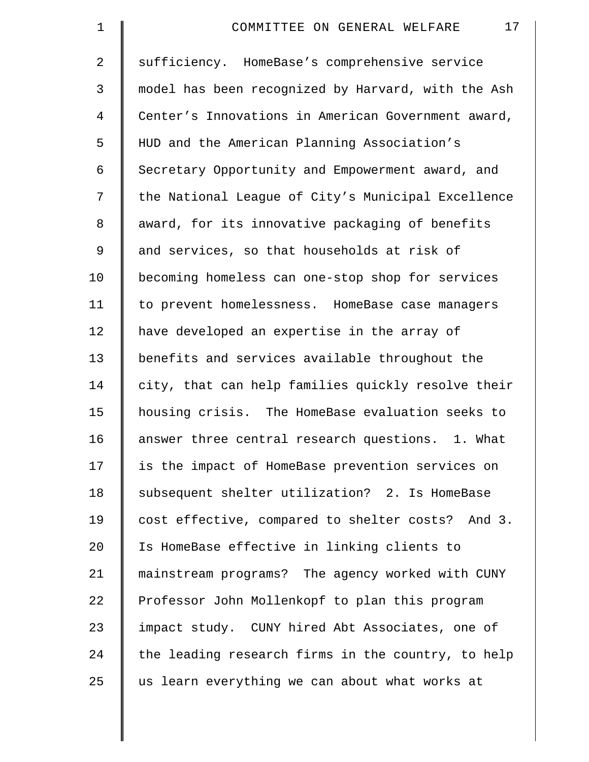sufficiency. HomeBase's comprehensive service model has been recognized by Harvard, with the Ash Center's Innovations in American Government award, HUD and the American Planning Association's Secretary Opportunity and Empowerment award, and the National League of City's Municipal Excellence award, for its innovative packaging of benefits and services, so that households at risk of becoming homeless can one-stop shop for services to prevent homelessness. HomeBase case managers have developed an expertise in the array of benefits and services available throughout the city, that can help families quickly resolve their housing crisis. The HomeBase evaluation seeks to answer three central research questions. 1. What is the impact of HomeBase prevention services on subsequent shelter utilization? 2. Is HomeBase cost effective, compared to shelter costs? And 3. Is HomeBase effective in linking clients to mainstream programs? The agency worked with CUNY Professor John Mollenkopf to plan this program impact study. CUNY hired Abt Associates, one of the leading research firms in the country, to help us learn everything we can about what works at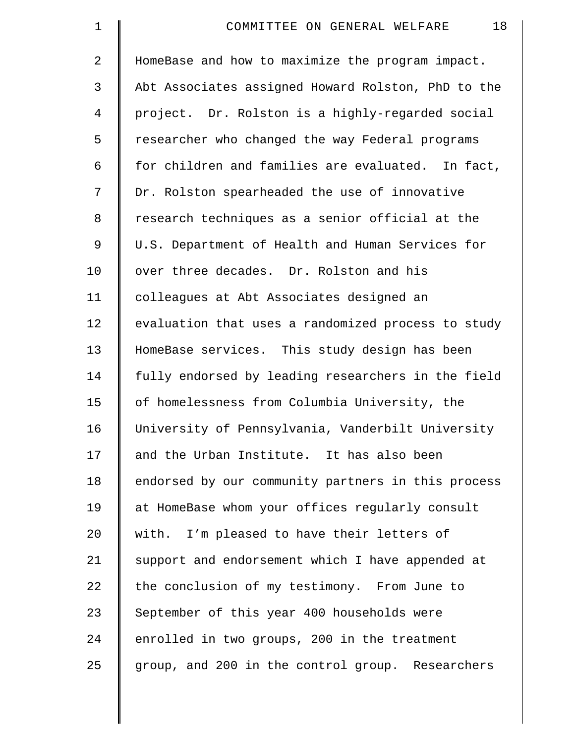HomeBase and how to maximize the program impact. Abt Associates assigned Howard Rolston, PhD to the project. Dr. Rolston is a highly-regarded social researcher who changed the way Federal programs for children and families are evaluated. In fact, Dr. Rolston spearheaded the use of innovative research techniques as a senior official at the U.S. Department of Health and Human Services for over three decades. Dr. Rolston and his colleagues at Abt Associates designed an evaluation that uses a randomized process to study HomeBase services. This study design has been fully endorsed by leading researchers in the field of homelessness from Columbia University, the University of Pennsylvania, Vanderbilt University and the Urban Institute. It has also been endorsed by our community partners in this process at HomeBase whom your offices regularly consult with. I'm pleased to have their letters of support and endorsement which I have appended at the conclusion of my testimony. From June to September of this year 400 households were enrolled in two groups, 200 in the treatment group, and 200 in the control group. Researchers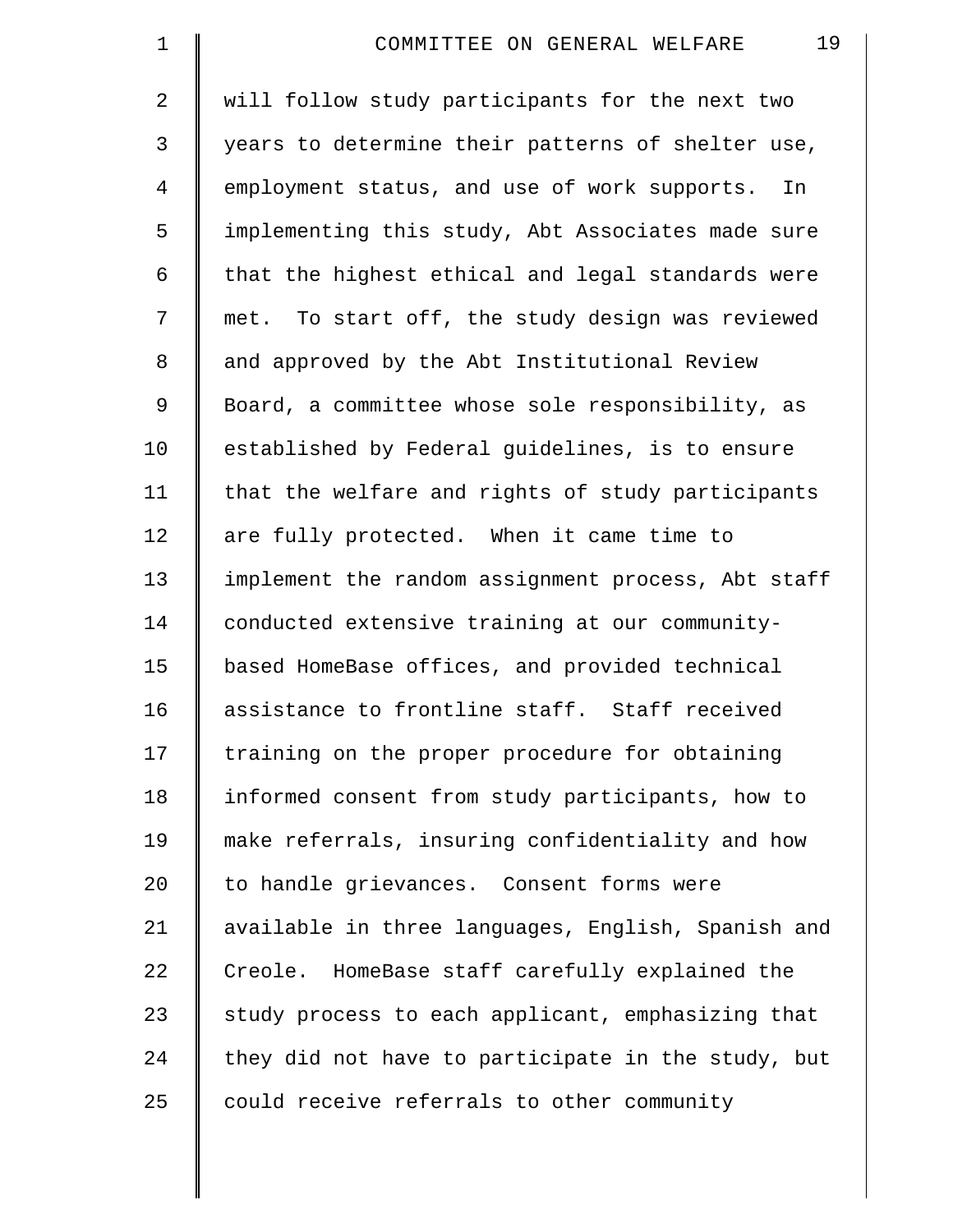will follow study participants for the next two years to determine their patterns of shelter use, employment status, and use of work supports. In implementing this study, Abt Associates made sure that the highest ethical and legal standards were met. To start off, the study design was reviewed and approved by the Abt Institutional Review Board, a committee whose sole responsibility, as established by Federal guidelines, is to ensure that the welfare and rights of study participants are fully protected. When it came time to implement the random assignment process, Abt staff conducted extensive training at our community-based HomeBase offices, and provided technical assistance to frontline staff. Staff received training on the proper procedure for obtaining informed consent from study participants, how to make referrals, insuring confidentiality and how to handle grievances. Consent forms were available in three languages, English, Spanish and Creole. HomeBase staff carefully explained the study process to each applicant, emphasizing that they did not have to participate in the study, but could receive referrals to other community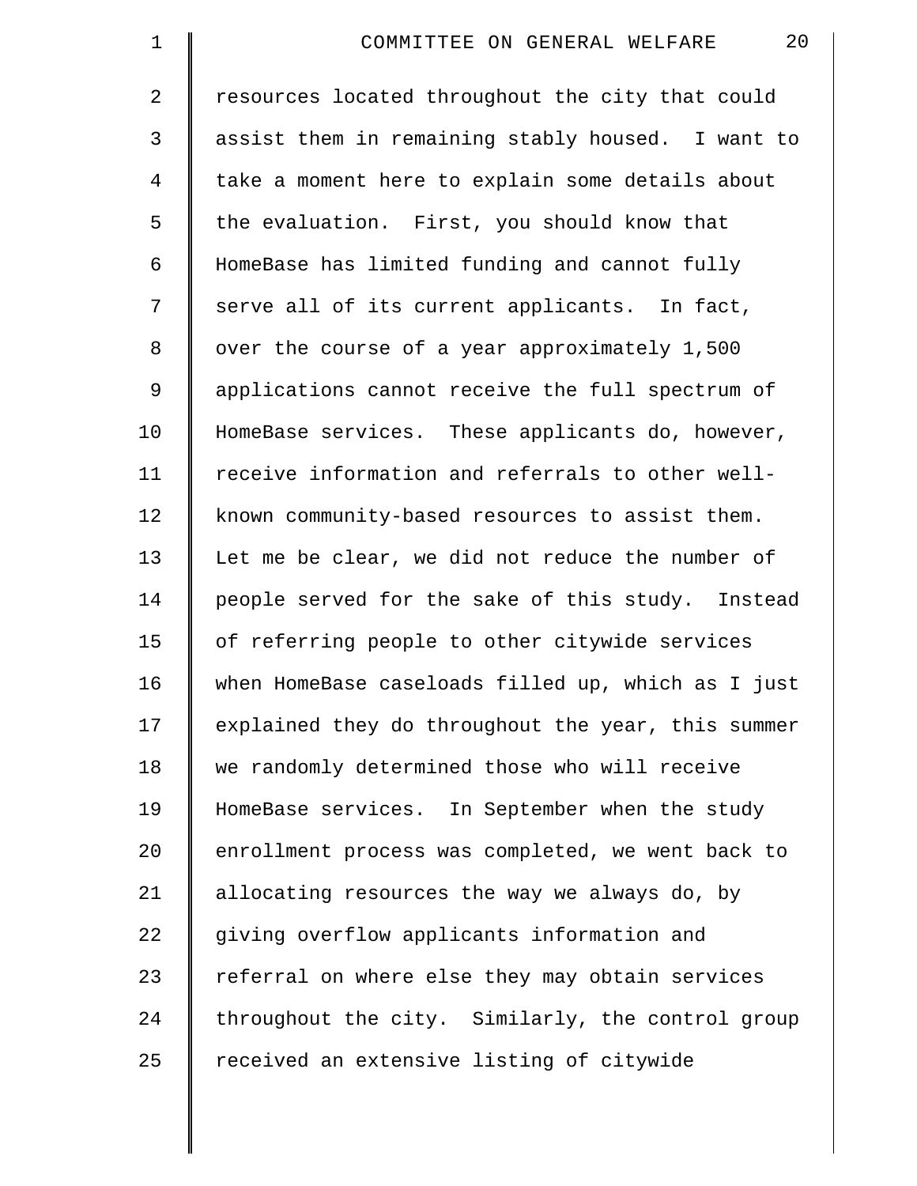resources located throughout the city that could assist them in remaining stably housed. I want to take a moment here to explain some details about the evaluation. First, you should know that HomeBase has limited funding and cannot fully serve all of its current applicants. In fact, over the course of a year approximately 1,500 applications cannot receive the full spectrum of HomeBase services. These applicants do, however, receive information and referrals to other well-known community-based resources to assist them. Let me be clear, we did not reduce the number of people served for the sake of this study. Instead of referring people to other citywide services when HomeBase caseloads filled up, which as I just explained they do throughout the year, this summer we randomly determined those who will receive HomeBase services. In September when the study enrollment process was completed, we went back to allocating resources the way we always do, by giving overflow applicants information and referral on where else they may obtain services throughout the city. Similarly, the control group received an extensive listing of citywide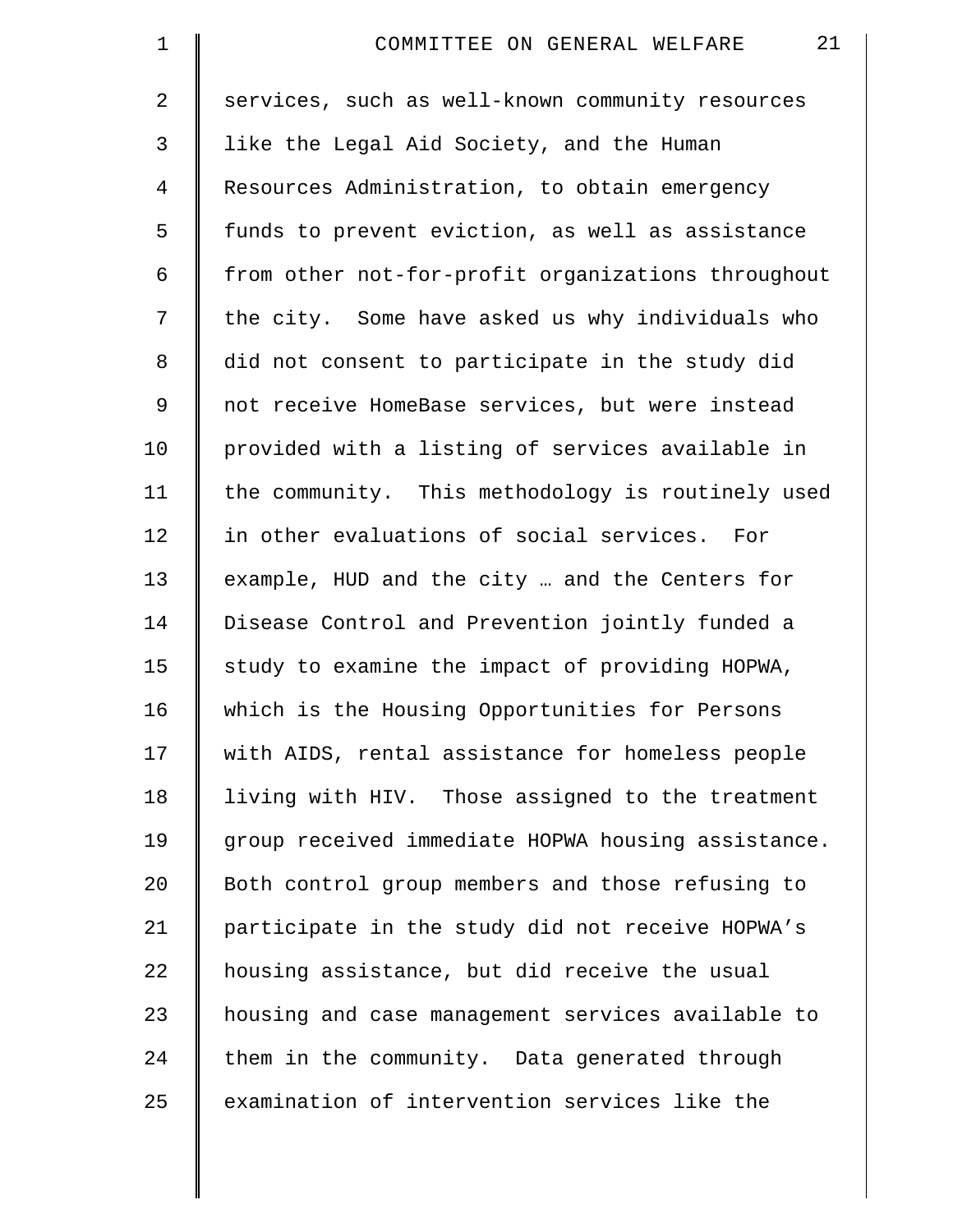services, such as well-known community resources like the Legal Aid Society, and the Human Resources Administration, to obtain emergency funds to prevent eviction, as well as assistance from other not-for-profit organizations throughout the city. Some have asked us why individuals who did not consent to participate in the study did not receive HomeBase services, but were instead provided with a listing of services available in the community. This methodology is routinely used in other evaluations of social services. For example, HUD and the city … and the Centers for Disease Control and Prevention jointly funded a study to examine the impact of providing HOPWA, which is the Housing Opportunities for Persons with AIDS, rental assistance for homeless people living with HIV. Those assigned to the treatment group received immediate HOPWA housing assistance. Both control group members and those refusing to participate in the study did not receive HOPWA's housing assistance, but did receive the usual housing and case management services available to them in the community. Data generated through examination of intervention services like the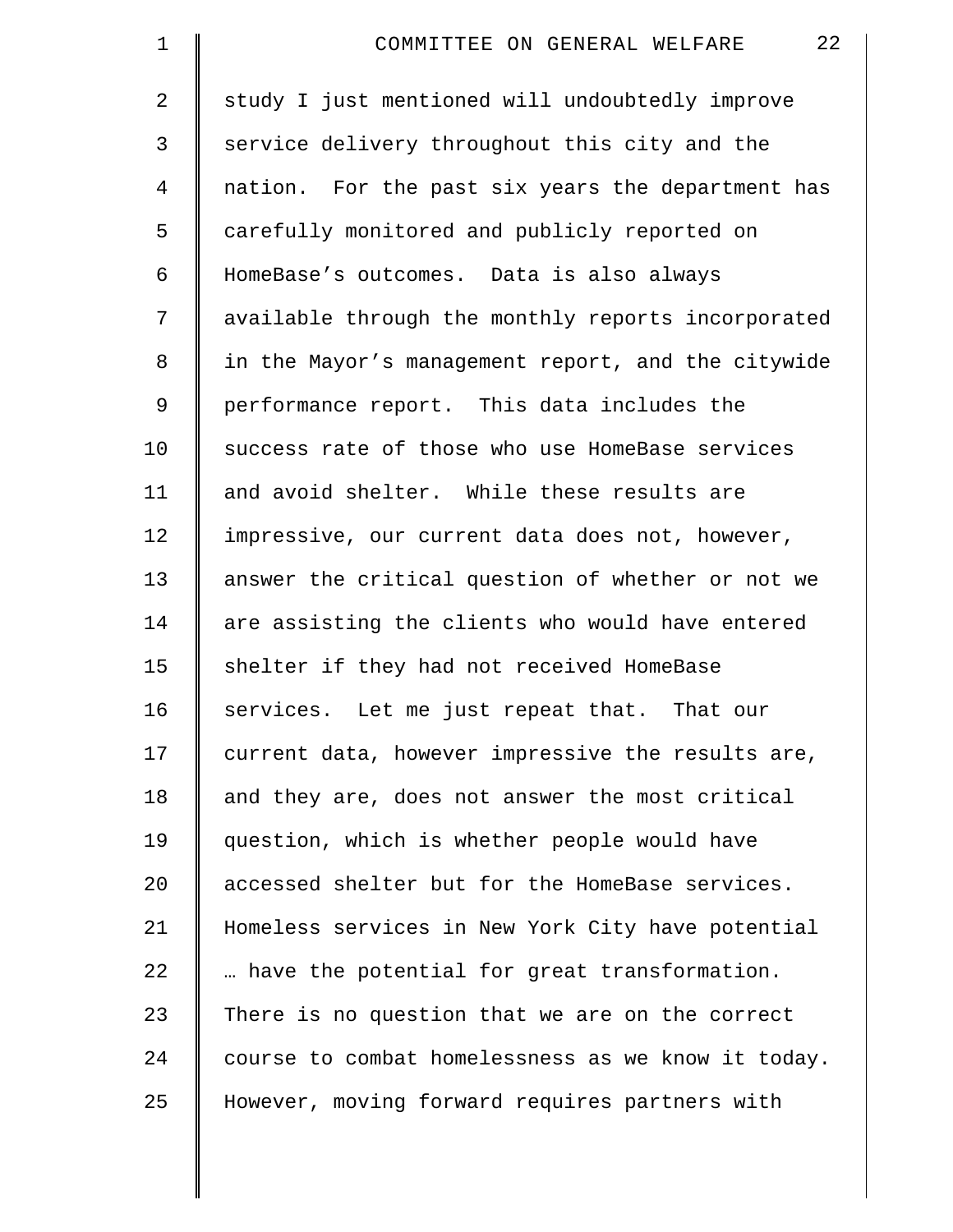study I just mentioned will undoubtedly improve service delivery throughout this city and the nation. For the past six years the department has carefully monitored and publicly reported on HomeBase's outcomes. Data is also always available through the monthly reports incorporated in the Mayor's management report, and the citywide performance report. This data includes the success rate of those who use HomeBase services and avoid shelter. While these results are impressive, our current data does not, however, answer the critical question of whether or not we are assisting the clients who would have entered shelter if they had not received HomeBase services. Let me just repeat that. That our current data, however impressive the results are, and they are, does not answer the most critical question, which is whether people would have accessed shelter but for the HomeBase services. Homeless services in New York City have potential … have the potential for great transformation. There is no question that we are on the correct course to combat homelessness as we know it today. However, moving forward requires partners with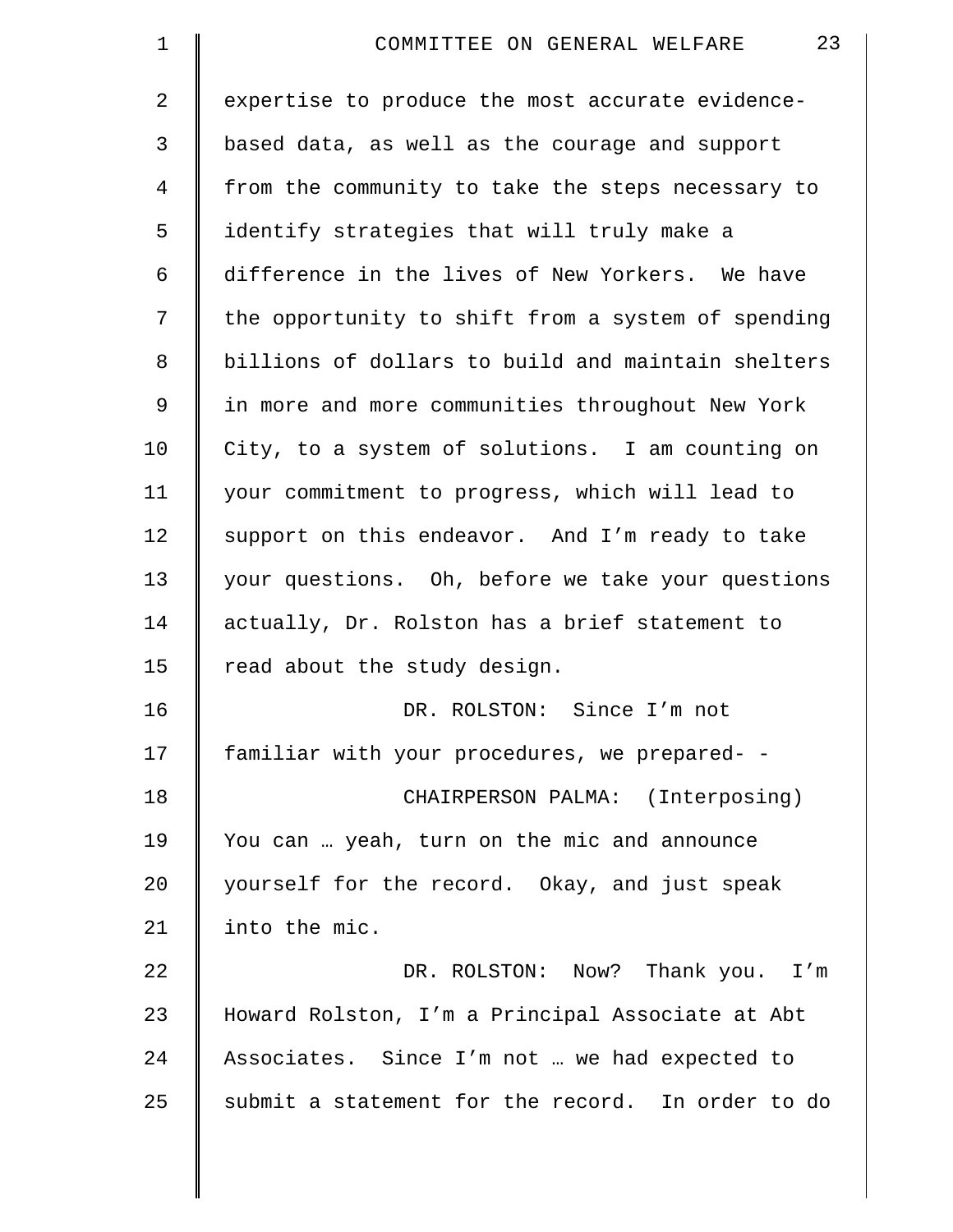expertise to produce the most accurate evidence-based data, as well as the courage and support from the community to take the steps necessary to identify strategies that will truly make a difference in the lives of New Yorkers. We have the opportunity to shift from a system of spending billions of dollars to build and maintain shelters in more and more communities throughout New York City, to a system of solutions. I am counting on your commitment to progress, which will lead to support on this endeavor. And I'm ready to take your questions. Oh, before we take your questions actually, Dr. Rolston has a brief statement to read about the study design.

DR. ROLSTON: Since I'm not familiar with your procedures, we prepared- -

CHAIRPERSON PALMA: (Interposing) You can … yeah, turn on the mic and announce yourself for the record. Okay, and just speak into the mic.

DR. ROLSTON: Now? Thank you. I'm Howard Rolston, I'm a Principal Associate at Abt Associates. Since I'm not … we had expected to submit a statement for the record. In order to do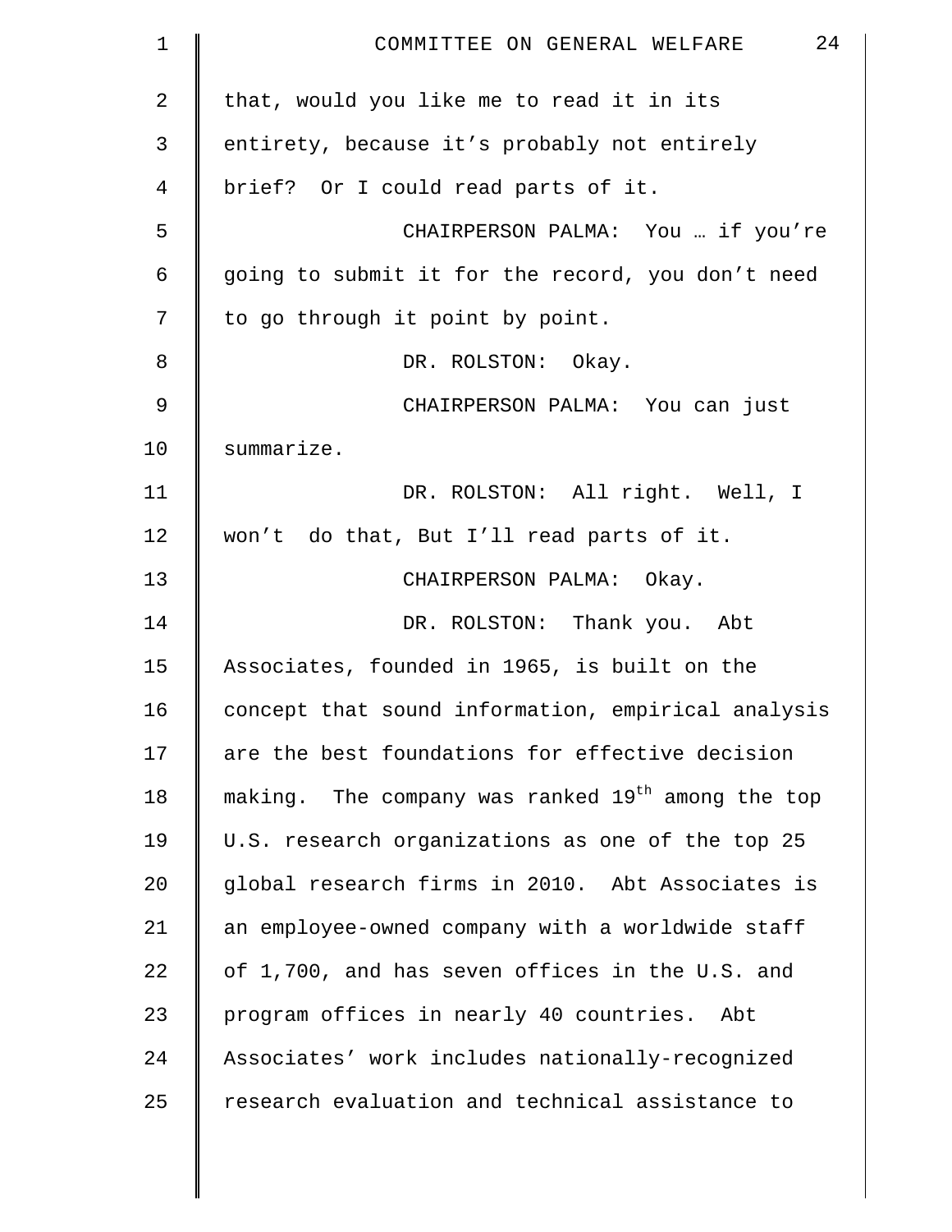that, would you like me to read it in its entirety, because it's probably not entirely brief? Or I could read parts of it.

CHAIRPERSON PALMA: You … if you're going to submit it for the record, you don't need to go through it point by point.

DR. ROLSTON: Okay.

CHAIRPERSON PALMA: You can just summarize.

DR. ROLSTON: All right. Well, I won't do that, But I'll read parts of it.

CHAIRPERSON PALMA: Okay.

DR. ROLSTON: Thank you. Abt Associates, founded in 1965, is built on the concept that sound information, empirical analysis are the best foundations for effective decision making. The company was ranked 19th among the top U.S. research organizations as one of the top 25 global research firms in 2010. Abt Associates is an employee-owned company with a worldwide staff of 1,700, and has seven offices in the U.S. and program offices in nearly 40 countries. Abt Associates' work includes nationally-recognized research evaluation and technical assistance to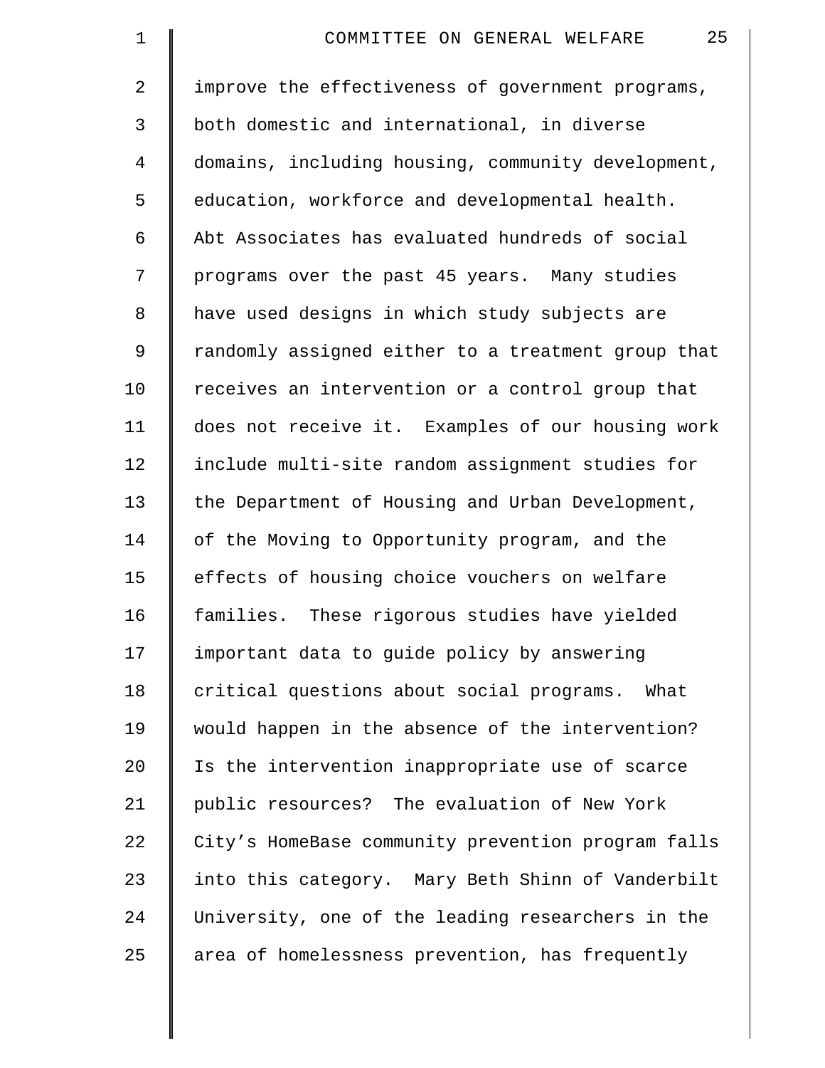improve the effectiveness of government programs, both domestic and international, in diverse domains, including housing, community development, education, workforce and developmental health. Abt Associates has evaluated hundreds of social programs over the past 45 years. Many studies have used designs in which study subjects are randomly assigned either to a treatment group that receives an intervention or a control group that does not receive it. Examples of our housing work include multi-site random assignment studies for the Department of Housing and Urban Development, of the Moving to Opportunity program, and the effects of housing choice vouchers on welfare families. These rigorous studies have yielded important data to guide policy by answering critical questions about social programs. What would happen in the absence of the intervention? Is the intervention inappropriate use of scarce public resources? The evaluation of New York City's HomeBase community prevention program falls into this category. Mary Beth Shinn of Vanderbilt University, one of the leading researchers in the area of homelessness prevention, has frequently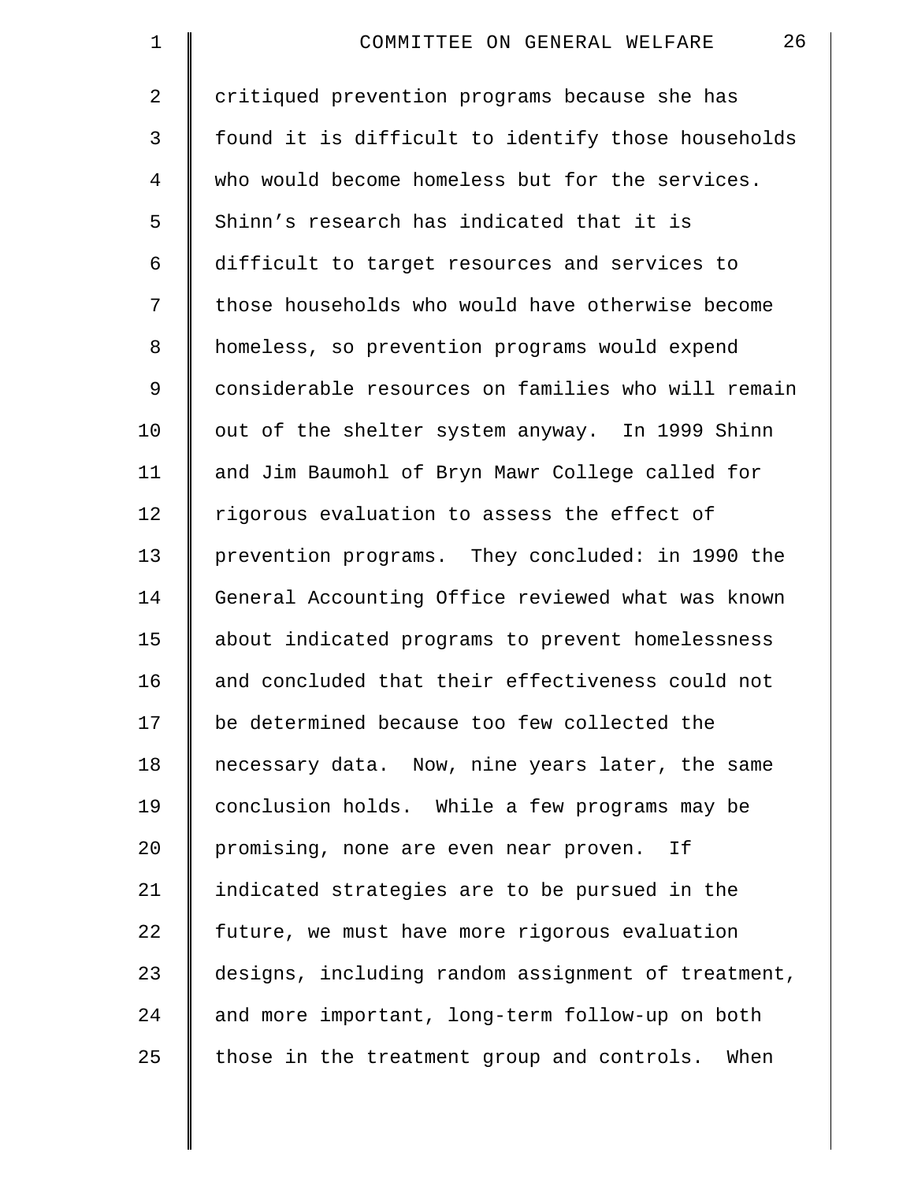critiqued prevention programs because she has found it is difficult to identify those households who would become homeless but for the services. Shinn's research has indicated that it is difficult to target resources and services to those households who would have otherwise become homeless, so prevention programs would expend considerable resources on families who will remain out of the shelter system anyway. In 1999 Shinn and Jim Baumohl of Bryn Mawr College called for rigorous evaluation to assess the effect of prevention programs. They concluded: in 1990 the General Accounting Office reviewed what was known about indicated programs to prevent homelessness and concluded that their effectiveness could not be determined because too few collected the necessary data. Now, nine years later, the same conclusion holds. While a few programs may be promising, none are even near proven. If indicated strategies are to be pursued in the future, we must have more rigorous evaluation designs, including random assignment of treatment, and more important, long-term follow-up on both those in the treatment group and controls. When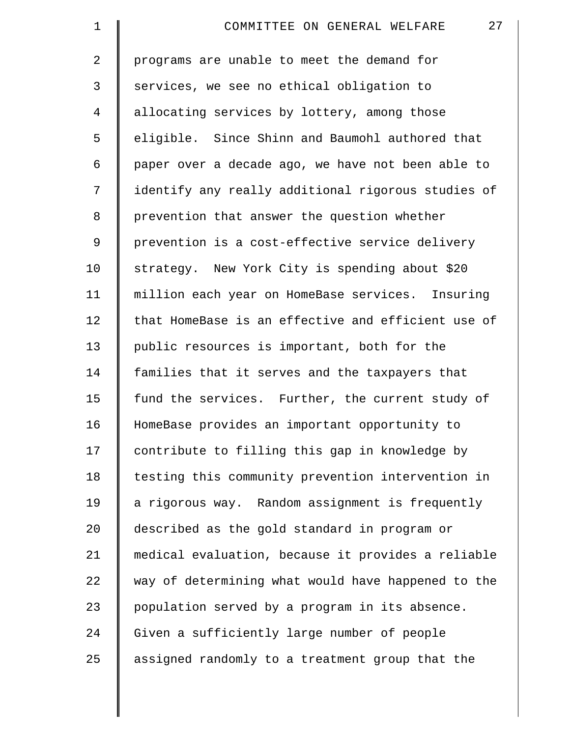programs are unable to meet the demand for services, we see no ethical obligation to allocating services by lottery, among those eligible. Since Shinn and Baumohl authored that paper over a decade ago, we have not been able to identify any really additional rigorous studies of prevention that answer the question whether prevention is a cost-effective service delivery strategy. New York City is spending about $20 million each year on HomeBase services. Insuring that HomeBase is an effective and efficient use of public resources is important, both for the families that it serves and the taxpayers that fund the services. Further, the current study of HomeBase provides an important opportunity to contribute to filling this gap in knowledge by testing this community prevention intervention in a rigorous way. Random assignment is frequently described as the gold standard in program or medical evaluation, because it provides a reliable way of determining what would have happened to the population served by a program in its absence. Given a sufficiently large number of people assigned randomly to a treatment group that the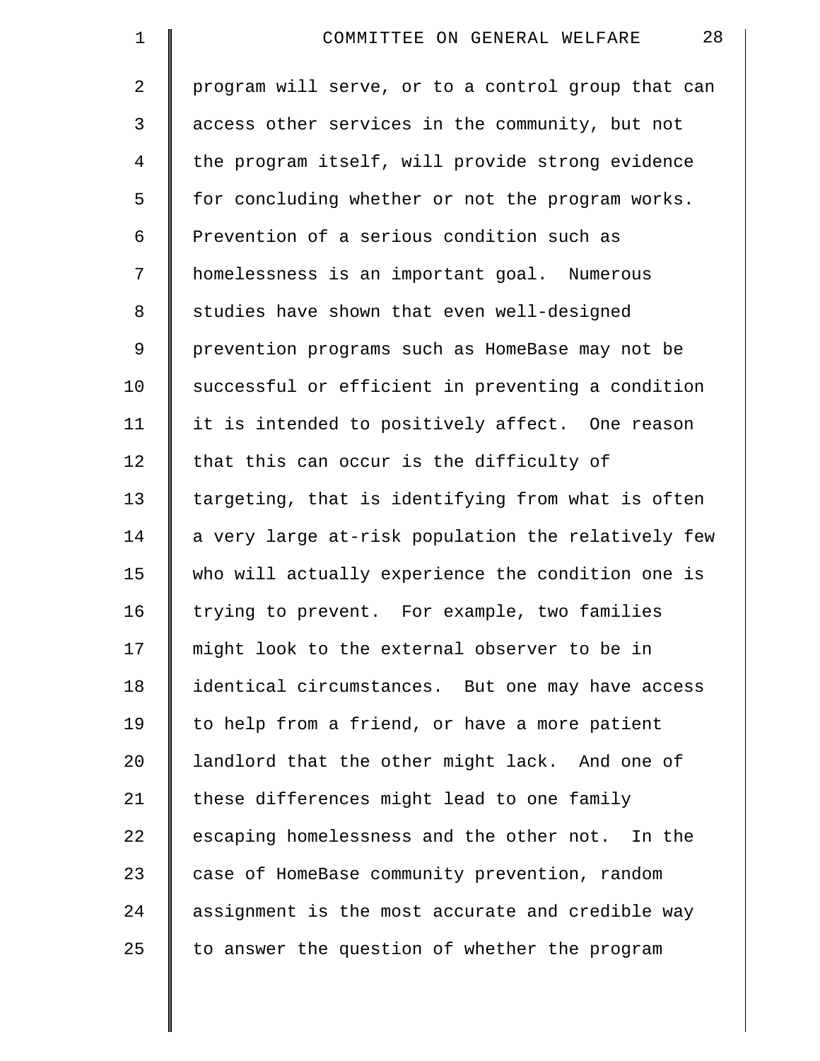program will serve, or to a control group that can access other services in the community, but not the program itself, will provide strong evidence for concluding whether or not the program works. Prevention of a serious condition such as homelessness is an important goal. Numerous studies have shown that even well-designed prevention programs such as HomeBase may not be successful or efficient in preventing a condition it is intended to positively affect. One reason that this can occur is the difficulty of targeting, that is identifying from what is often a very large at-risk population the relatively few who will actually experience the condition one is trying to prevent. For example, two families might look to the external observer to be in identical circumstances. But one may have access to help from a friend, or have a more patient landlord that the other might lack. And one of these differences might lead to one family escaping homelessness and the other not. In the case of HomeBase community prevention, random assignment is the most accurate and credible way to answer the question of whether the program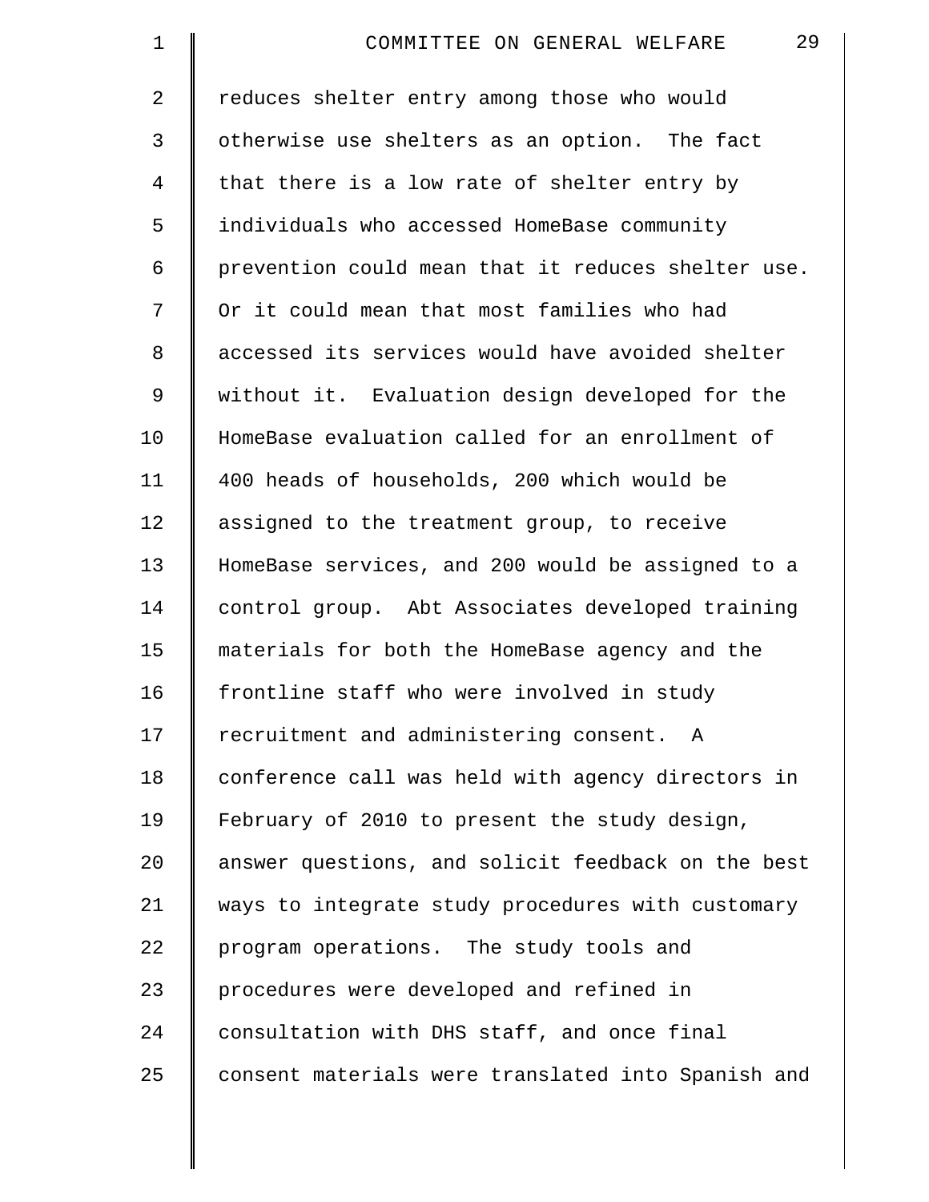reduces shelter entry among those who would otherwise use shelters as an option. The fact that there is a low rate of shelter entry by individuals who accessed HomeBase community prevention could mean that it reduces shelter use. Or it could mean that most families who had accessed its services would have avoided shelter without it. Evaluation design developed for the HomeBase evaluation called for an enrollment of 400 heads of households, 200 which would be assigned to the treatment group, to receive HomeBase services, and 200 would be assigned to a control group. Abt Associates developed training materials for both the HomeBase agency and the frontline staff who were involved in study recruitment and administering consent. A conference call was held with agency directors in February of 2010 to present the study design, answer questions, and solicit feedback on the best ways to integrate study procedures with customary program operations. The study tools and procedures were developed and refined in consultation with DHS staff, and once final consent materials were translated into Spanish and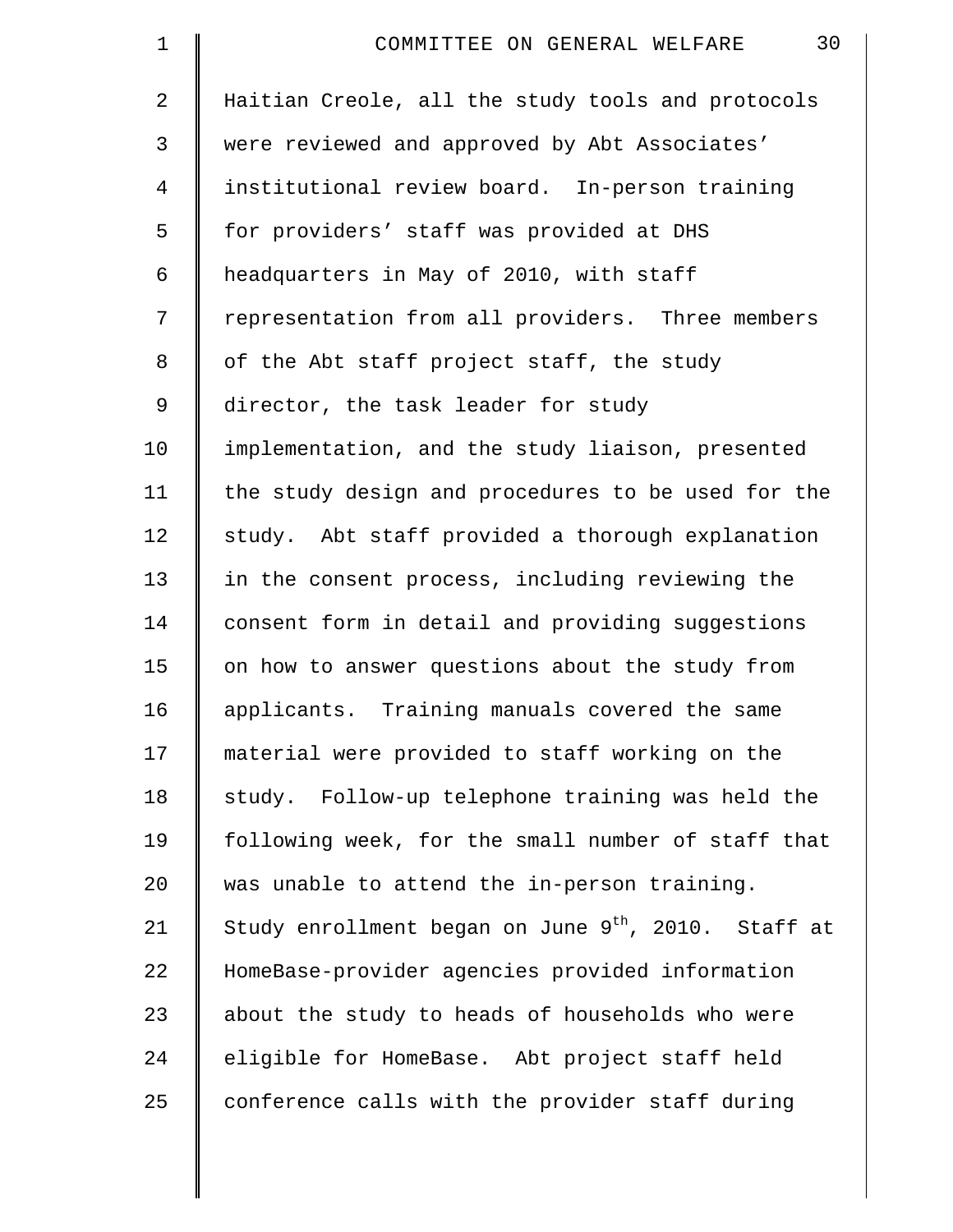Haitian Creole, all the study tools and protocols were reviewed and approved by Abt Associates' institutional review board. In-person training for providers' staff was provided at DHS headquarters in May of 2010, with staff representation from all providers. Three members of the Abt staff project staff, the study director, the task leader for study implementation, and the study liaison, presented the study design and procedures to be used for the study. Abt staff provided a thorough explanation in the consent process, including reviewing the consent form in detail and providing suggestions on how to answer questions about the study from applicants. Training manuals covered the same material were provided to staff working on the study. Follow-up telephone training was held the following week, for the small number of staff that was unable to attend the in-person training. Study enrollment began on June 9th, 2010. Staff at HomeBase-provider agencies provided information about the study to heads of households who were eligible for HomeBase. Abt project staff held conference calls with the provider staff during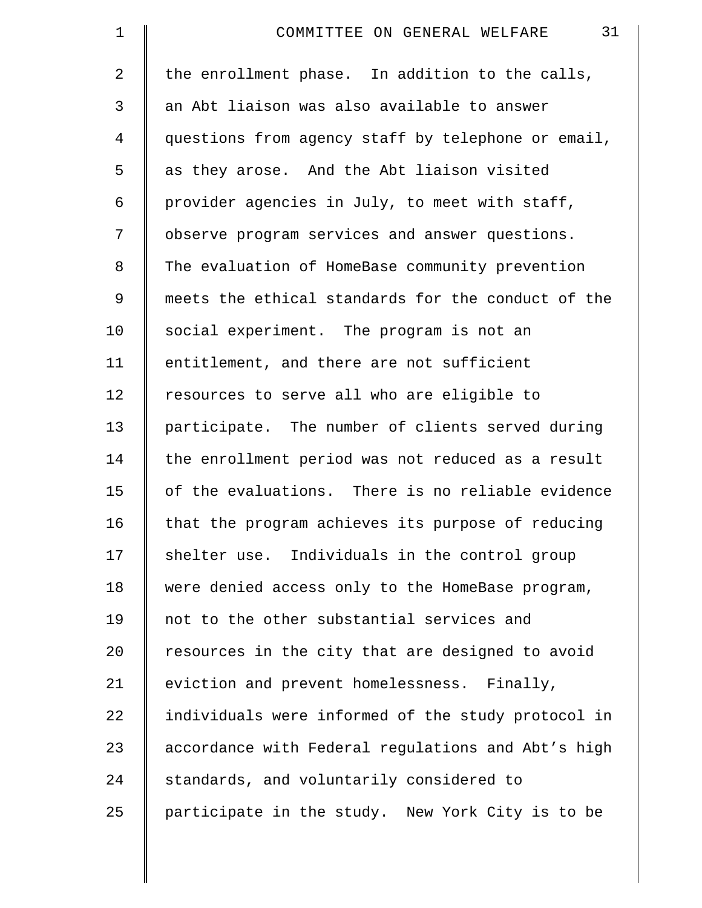the enrollment phase. In addition to the calls, an Abt liaison was also available to answer questions from agency staff by telephone or email, as they arose. And the Abt liaison visited provider agencies in July, to meet with staff, observe program services and answer questions. The evaluation of HomeBase community prevention meets the ethical standards for the conduct of the social experiment. The program is not an entitlement, and there are not sufficient resources to serve all who are eligible to participate. The number of clients served during the enrollment period was not reduced as a result of the evaluations. There is no reliable evidence that the program achieves its purpose of reducing shelter use. Individuals in the control group were denied access only to the HomeBase program, not to the other substantial services and resources in the city that are designed to avoid eviction and prevent homelessness. Finally, individuals were informed of the study protocol in accordance with Federal regulations and Abt's high standards, and voluntarily considered to participate in the study. New York City is to be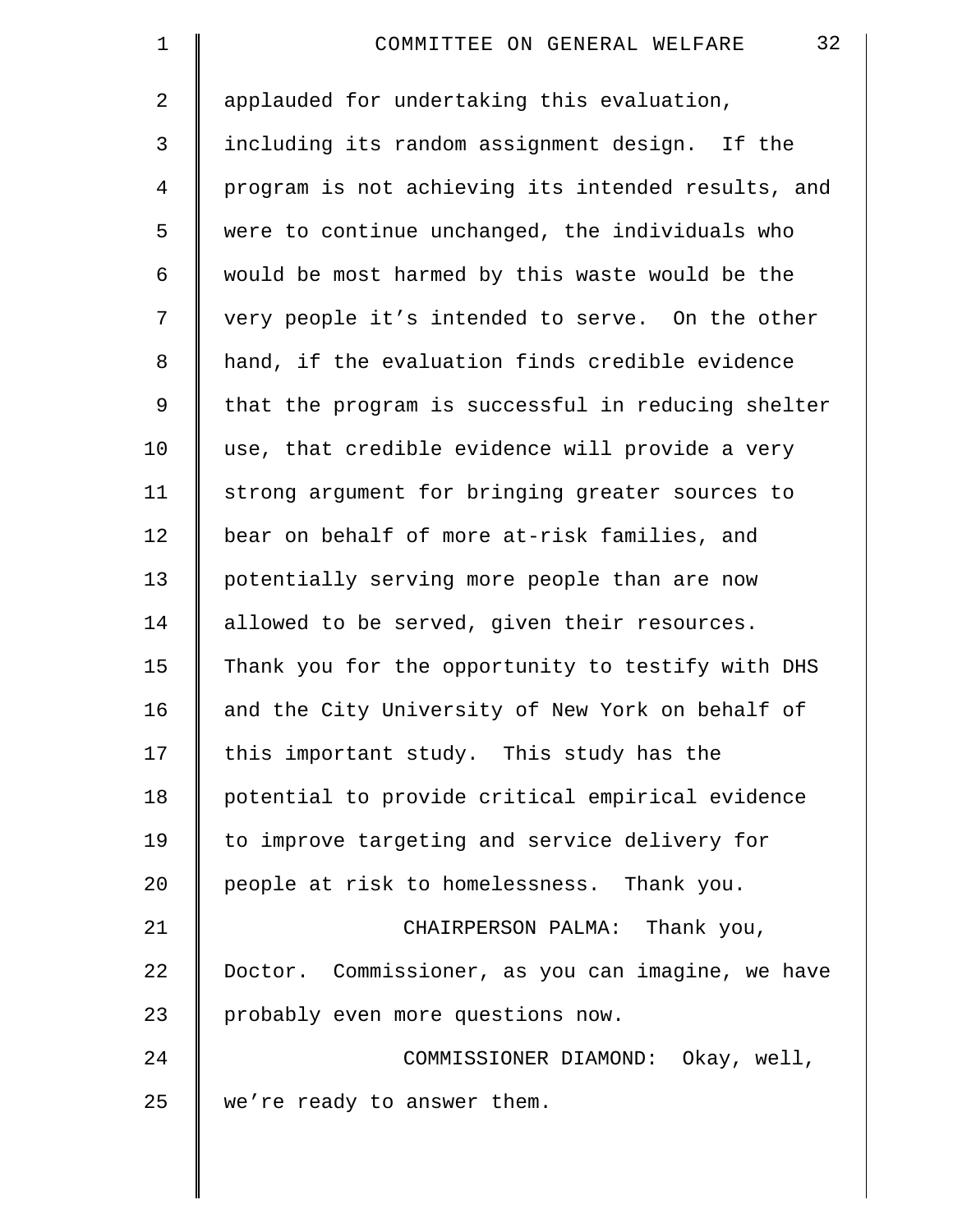applauded for undertaking this evaluation, including its random assignment design. If the program is not achieving its intended results, and were to continue unchanged, the individuals who would be most harmed by this waste would be the very people it's intended to serve. On the other hand, if the evaluation finds credible evidence that the program is successful in reducing shelter use, that credible evidence will provide a very strong argument for bringing greater sources to bear on behalf of more at-risk families, and potentially serving more people than are now allowed to be served, given their resources. Thank you for the opportunity to testify with DHS and the City University of New York on behalf of this important study. This study has the potential to provide critical empirical evidence to improve targeting and service delivery for people at risk to homelessness. Thank you.

CHAIRPERSON PALMA: Thank you, Doctor. Commissioner, as you can imagine, we have probably even more questions now.

COMMISSIONER DIAMOND: Okay, well, we're ready to answer them.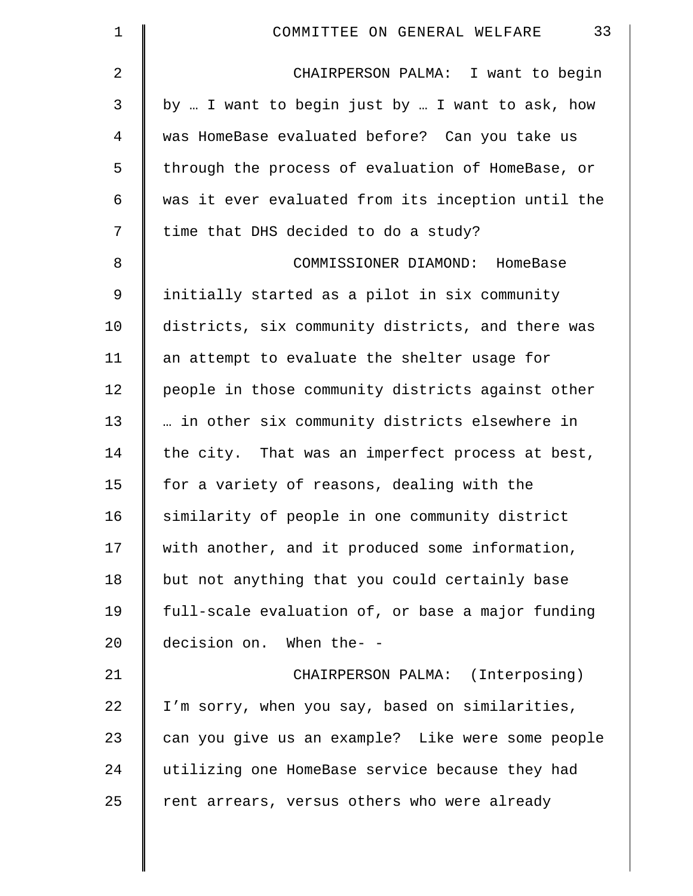CHAIRPERSON PALMA: I want to begin by … I want to begin just by … I want to ask, how was HomeBase evaluated before? Can you take us through the process of evaluation of HomeBase, or was it ever evaluated from its inception until the time that DHS decided to do a study?

COMMISSIONER DIAMOND: HomeBase initially started as a pilot in six community districts, six community districts, and there was an attempt to evaluate the shelter usage for people in those community districts against other … in other six community districts elsewhere in the city. That was an imperfect process at best, for a variety of reasons, dealing with the similarity of people in one community district with another, and it produced some information, but not anything that you could certainly base full-scale evaluation of, or base a major funding decision on. When the- -

CHAIRPERSON PALMA: (Interposing) I'm sorry, when you say, based on similarities, can you give us an example? Like were some people utilizing one HomeBase service because they had rent arrears, versus others who were already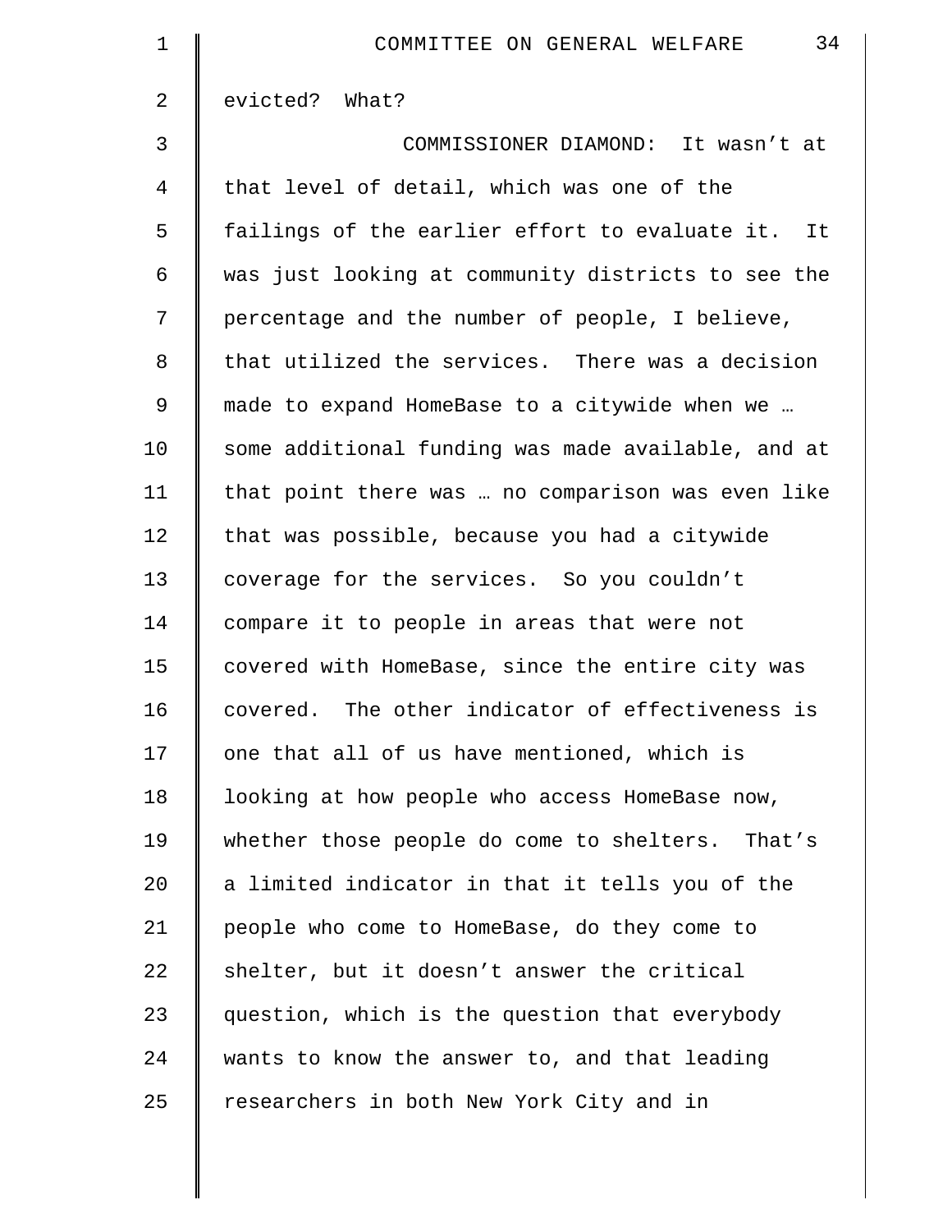evicted? What?

COMMISSIONER DIAMOND: It wasn't at that level of detail, which was one of the failings of the earlier effort to evaluate it. It was just looking at community districts to see the percentage and the number of people, I believe, that utilized the services. There was a decision made to expand HomeBase to a citywide when we … some additional funding was made available, and at that point there was … no comparison was even like that was possible, because you had a citywide coverage for the services. So you couldn't compare it to people in areas that were not covered with HomeBase, since the entire city was covered. The other indicator of effectiveness is one that all of us have mentioned, which is looking at how people who access HomeBase now, whether those people do come to shelters. That's a limited indicator in that it tells you of the people who come to HomeBase, do they come to shelter, but it doesn't answer the critical question, which is the question that everybody wants to know the answer to, and that leading researchers in both New York City and in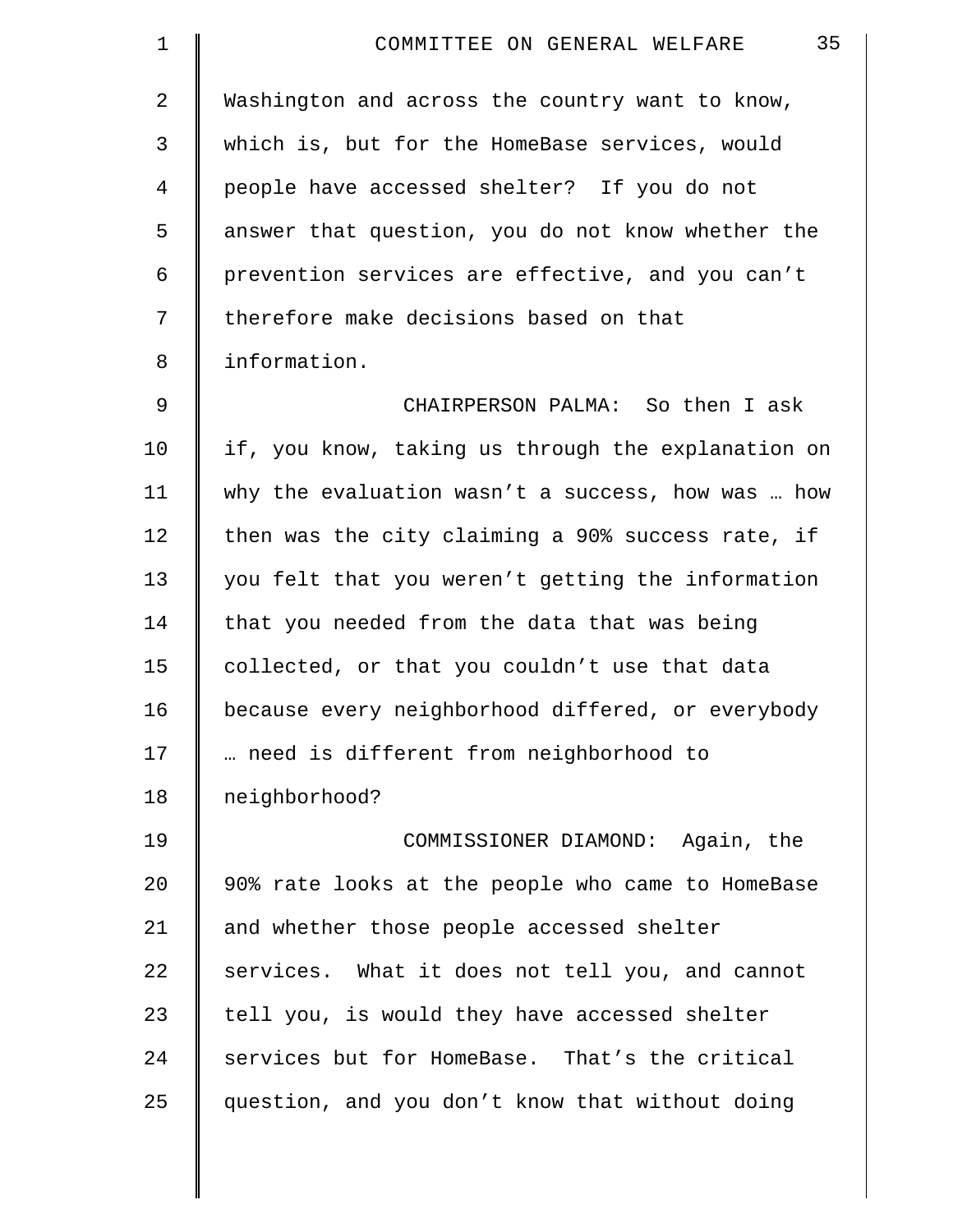Washington and across the country want to know, which is, but for the HomeBase services, would people have accessed shelter? If you do not answer that question, you do not know whether the prevention services are effective, and you can't therefore make decisions based on that information.

CHAIRPERSON PALMA: So then I ask if, you know, taking us through the explanation on why the evaluation wasn't a success, how was … how then was the city claiming a 90% success rate, if you felt that you weren't getting the information that you needed from the data that was being collected, or that you couldn't use that data because every neighborhood differed, or everybody … need is different from neighborhood to neighborhood?

COMMISSIONER DIAMOND: Again, the 90% rate looks at the people who came to HomeBase and whether those people accessed shelter services. What it does not tell you, and cannot tell you, is would they have accessed shelter services but for HomeBase. That's the critical question, and you don't know that without doing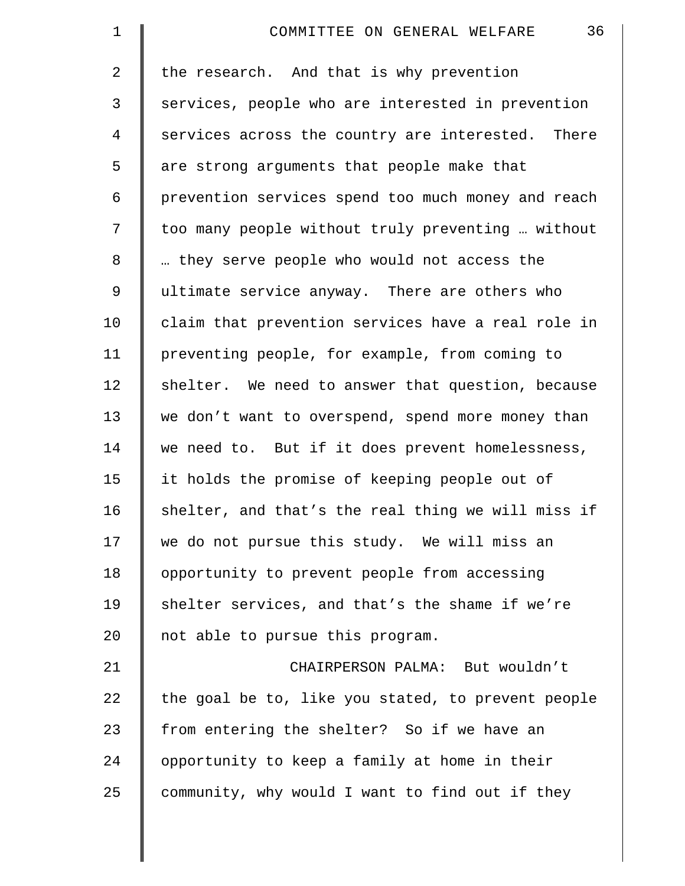the research. And that is why prevention services, people who are interested in prevention services across the country are interested. There are strong arguments that people make that prevention services spend too much money and reach too many people without truly preventing … without … they serve people who would not access the ultimate service anyway. There are others who claim that prevention services have a real role in preventing people, for example, from coming to shelter. We need to answer that question, because we don't want to overspend, spend more money than we need to. But if it does prevent homelessness, it holds the promise of keeping people out of shelter, and that's the real thing we will miss if we do not pursue this study. We will miss an opportunity to prevent people from accessing shelter services, and that's the shame if we're not able to pursue this program.

CHAIRPERSON PALMA: But wouldn't the goal be to, like you stated, to prevent people from entering the shelter? So if we have an opportunity to keep a family at home in their community, why would I want to find out if they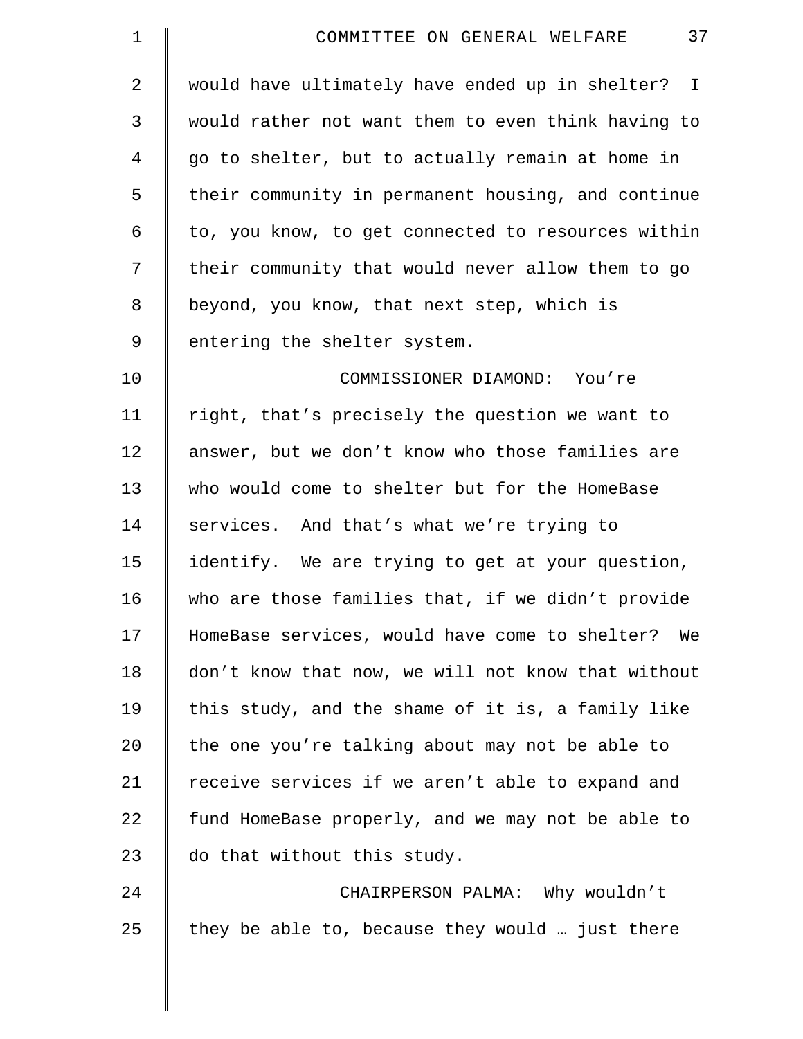would have ultimately have ended up in shelter? I would rather not want them to even think having to go to shelter, but to actually remain at home in their community in permanent housing, and continue to, you know, to get connected to resources within their community that would never allow them to go beyond, you know, that next step, which is entering the shelter system.

COMMISSIONER DIAMOND: You're right, that's precisely the question we want to answer, but we don't know who those families are who would come to shelter but for the HomeBase services. And that's what we're trying to identify. We are trying to get at your question, who are those families that, if we didn't provide HomeBase services, would have come to shelter? We don't know that now, we will not know that without this study, and the shame of it is, a family like the one you're talking about may not be able to receive services if we aren't able to expand and fund HomeBase properly, and we may not be able to do that without this study.

CHAIRPERSON PALMA: Why wouldn't they be able to, because they would … just there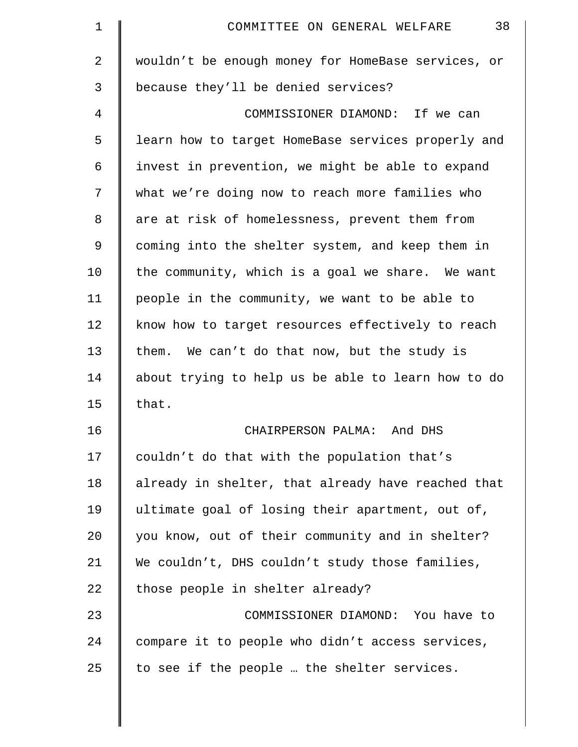wouldn't be enough money for HomeBase services, or because they'll be denied services?

COMMISSIONER DIAMOND: If we can learn how to target HomeBase services properly and invest in prevention, we might be able to expand what we're doing now to reach more families who are at risk of homelessness, prevent them from coming into the shelter system, and keep them in the community, which is a goal we share. We want people in the community, we want to be able to know how to target resources effectively to reach them. We can't do that now, but the study is about trying to help us be able to learn how to do that.

CHAIRPERSON PALMA: And DHS couldn't do that with the population that's already in shelter, that already have reached that ultimate goal of losing their apartment, out of, you know, out of their community and in shelter? We couldn't, DHS couldn't study those families, those people in shelter already?

COMMISSIONER DIAMOND: You have to compare it to people who didn't access services, to see if the people … the shelter services.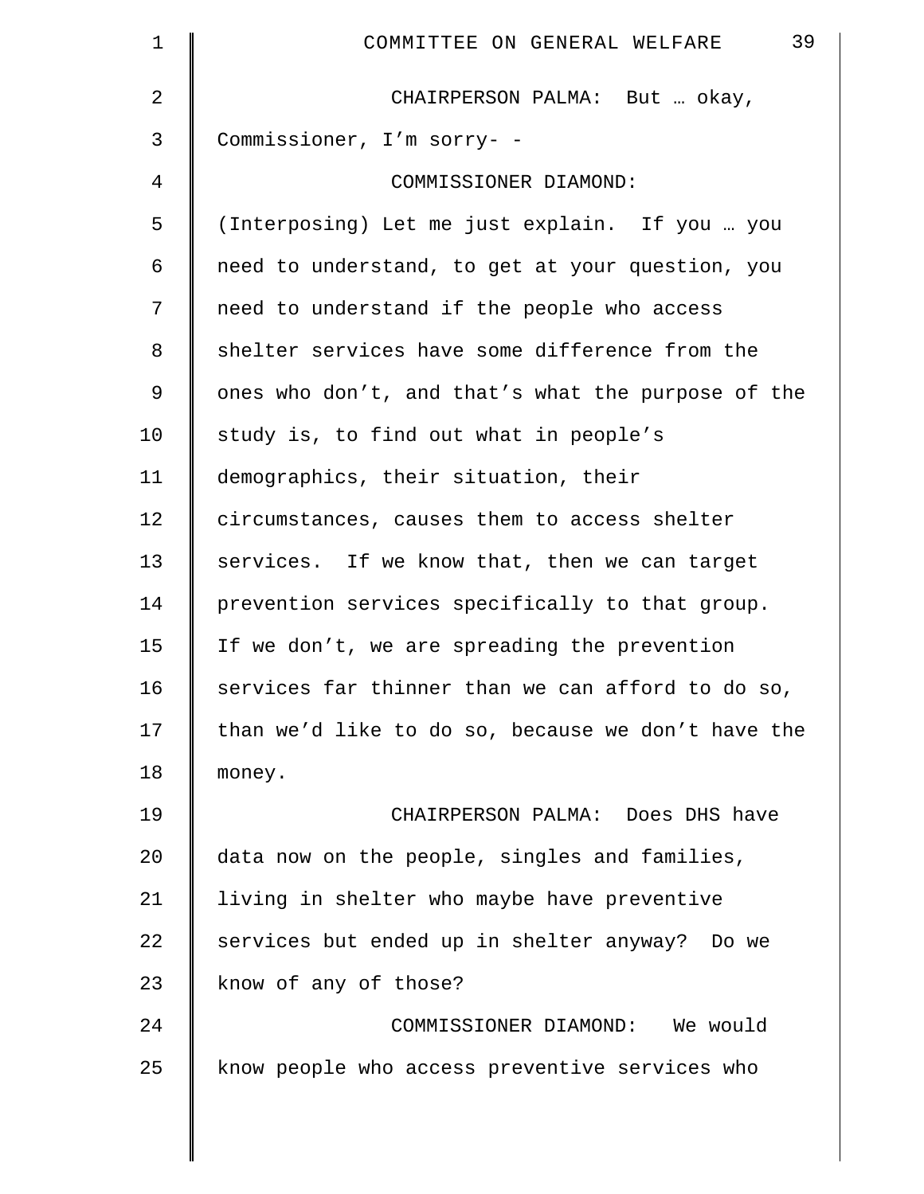CHAIRPERSON PALMA: But … okay, Commissioner, I'm sorry- -

COMMISSIONER DIAMOND: (Interposing) Let me just explain. If you … you need to understand, to get at your question, you need to understand if the people who access shelter services have some difference from the ones who don't, and that's what the purpose of the study is, to find out what in people's demographics, their situation, their circumstances, causes them to access shelter services. If we know that, then we can target prevention services specifically to that group. If we don't, we are spreading the prevention services far thinner than we can afford to do so, than we'd like to do so, because we don't have the money.

CHAIRPERSON PALMA: Does DHS have data now on the people, singles and families, living in shelter who maybe have preventive services but ended up in shelter anyway? Do we know of any of those?

COMMISSIONER DIAMOND: We would know people who access preventive services who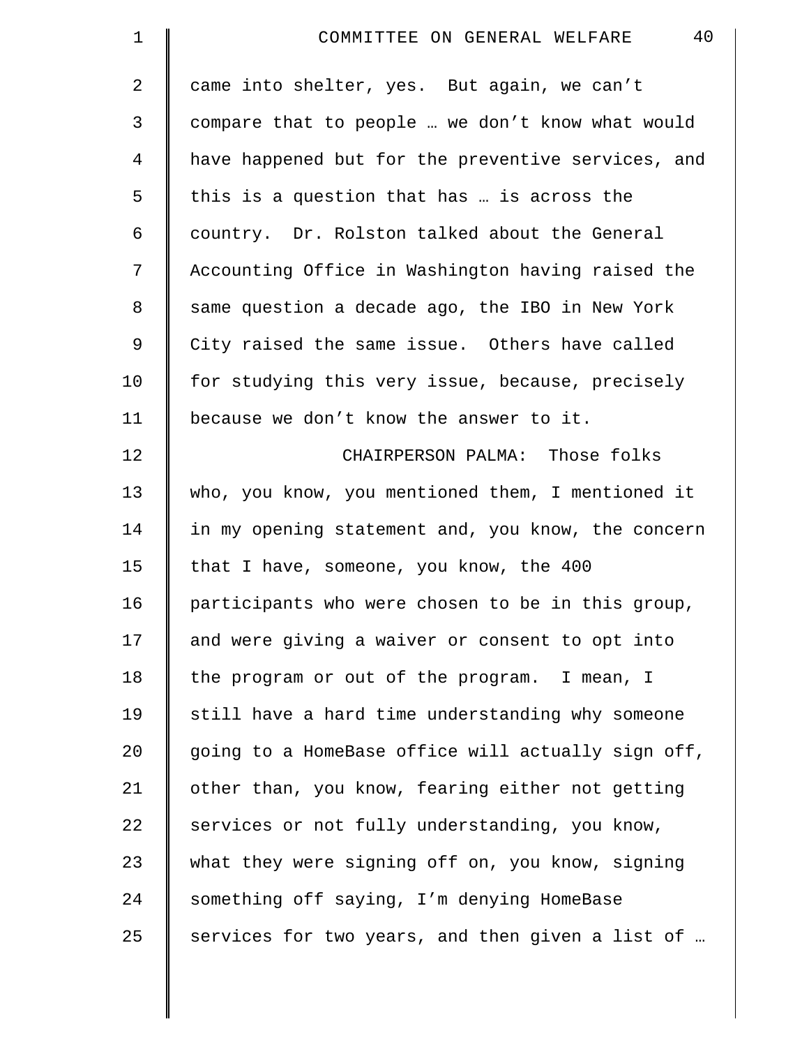came into shelter, yes. But again, we can't compare that to people … we don't know what would have happened but for the preventive services, and this is a question that has … is across the country. Dr. Rolston talked about the General Accounting Office in Washington having raised the same question a decade ago, the IBO in New York City raised the same issue. Others have called for studying this very issue, because, precisely because we don't know the answer to it.

CHAIRPERSON PALMA: Those folks who, you know, you mentioned them, I mentioned it in my opening statement and, you know, the concern that I have, someone, you know, the 400 participants who were chosen to be in this group, and were giving a waiver or consent to opt into the program or out of the program. I mean, I still have a hard time understanding why someone going to a HomeBase office will actually sign off, other than, you know, fearing either not getting services or not fully understanding, you know, what they were signing off on, you know, signing something off saying, I'm denying HomeBase services for two years, and then given a list of …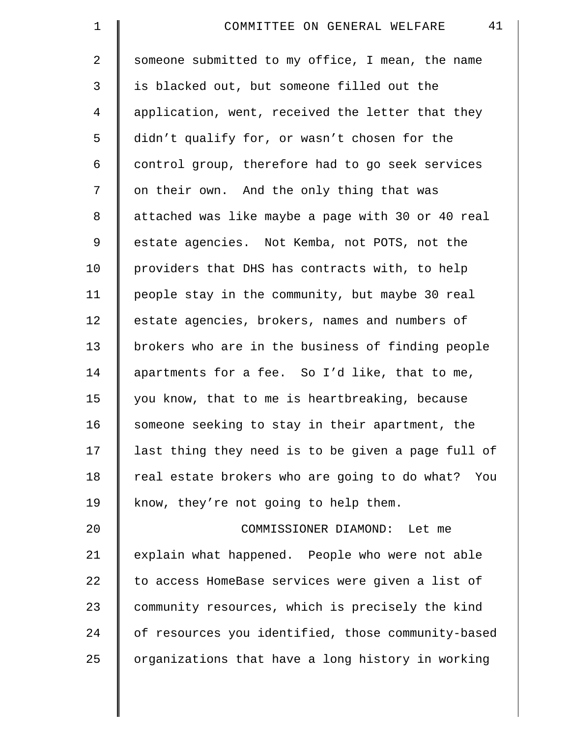someone submitted to my office, I mean, the name is blacked out, but someone filled out the application, went, received the letter that they didn't qualify for, or wasn't chosen for the control group, therefore had to go seek services on their own. And the only thing that was attached was like maybe a page with 30 or 40 real estate agencies. Not Kemba, not POTS, not the providers that DHS has contracts with, to help people stay in the community, but maybe 30 real estate agencies, brokers, names and numbers of brokers who are in the business of finding people apartments for a fee. So I'd like, that to me, you know, that to me is heartbreaking, because someone seeking to stay in their apartment, the last thing they need is to be given a page full of real estate brokers who are going to do what? You know, they're not going to help them.

COMMISSIONER DIAMOND: Let me explain what happened. People who were not able to access HomeBase services were given a list of community resources, which is precisely the kind of resources you identified, those community-based organizations that have a long history in working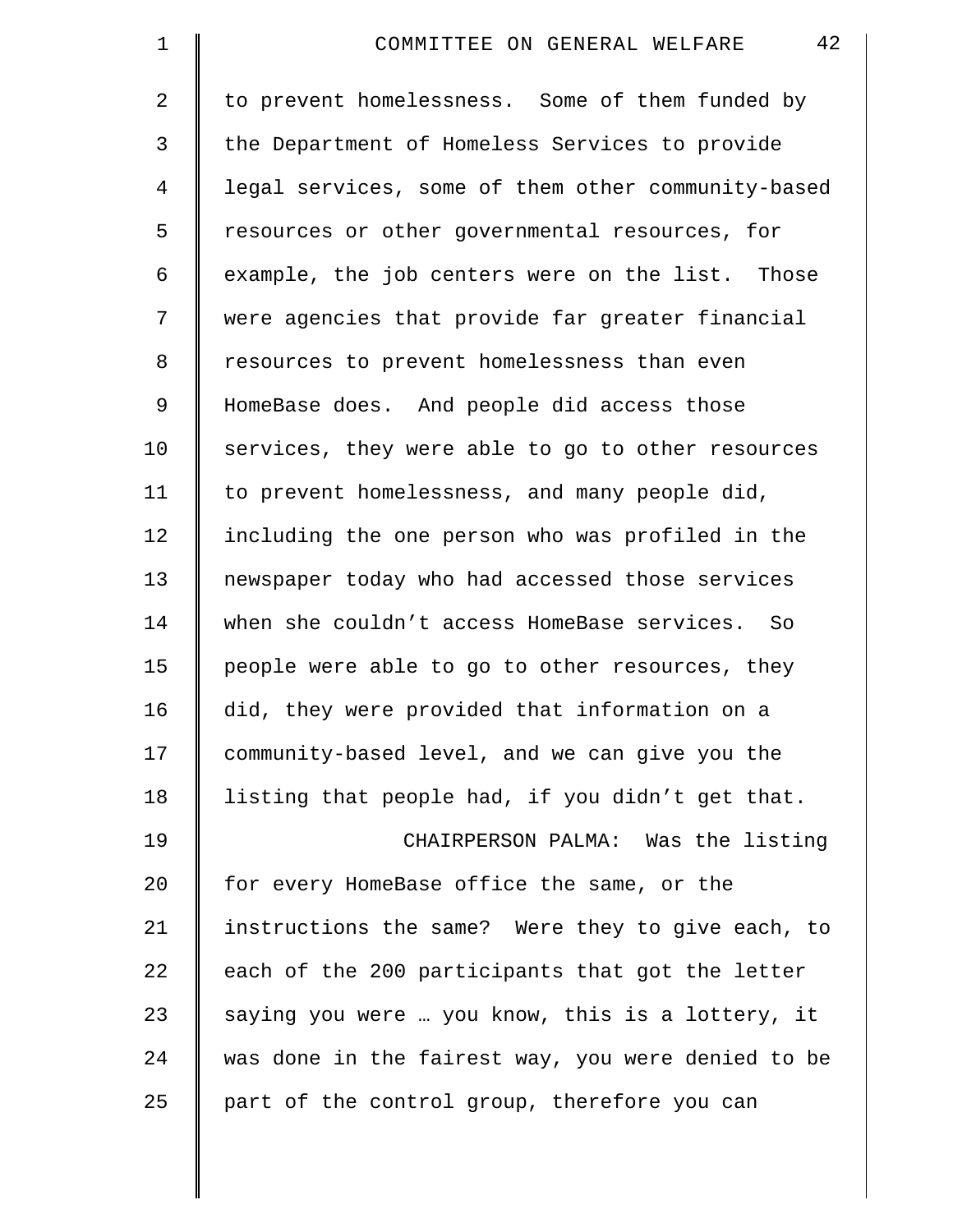to prevent homelessness. Some of them funded by the Department of Homeless Services to provide legal services, some of them other community-based resources or other governmental resources, for example, the job centers were on the list. Those were agencies that provide far greater financial resources to prevent homelessness than even HomeBase does. And people did access those services, they were able to go to other resources to prevent homelessness, and many people did, including the one person who was profiled in the newspaper today who had accessed those services when she couldn’t access HomeBase services. So people were able to go to other resources, they did, they were provided that information on a community-based level, and we can give you the listing that people had, if you didn’t get that.

CHAIRPERSON PALMA: Was the listing for every HomeBase office the same, or the instructions the same? Were they to give each, to each of the 200 participants that got the letter saying you were … you know, this is a lottery, it was done in the fairest way, you were denied to be part of the control group, therefore you can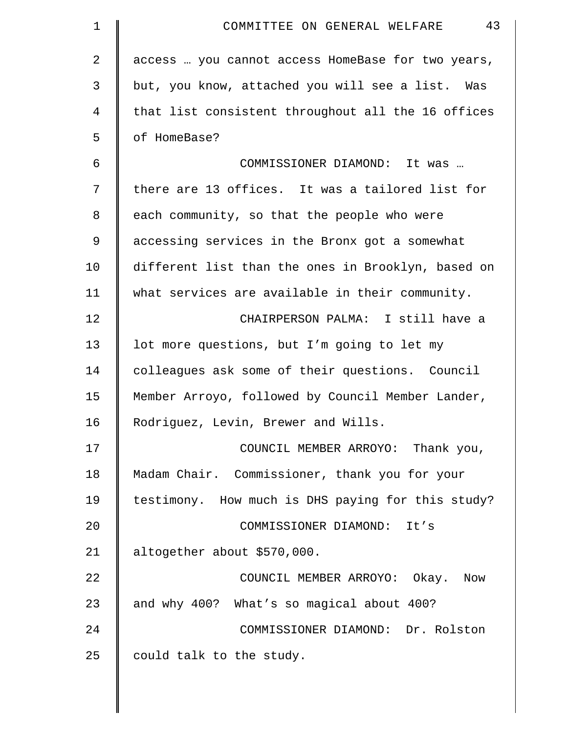access … you cannot access HomeBase for two years, but, you know, attached you will see a list. Was that list consistent throughout all the 16 offices of HomeBase?

COMMISSIONER DIAMOND: It was … there are 13 offices. It was a tailored list for each community, so that the people who were accessing services in the Bronx got a somewhat different list than the ones in Brooklyn, based on what services are available in their community.

CHAIRPERSON PALMA: I still have a lot more questions, but I'm going to let my colleagues ask some of their questions. Council Member Arroyo, followed by Council Member Lander, Rodriguez, Levin, Brewer and Wills.

COUNCIL MEMBER ARROYO: Thank you, Madam Chair. Commissioner, thank you for your testimony. How much is DHS paying for this study?

COMMISSIONER DIAMOND: It's altogether about $570,000.

COUNCIL MEMBER ARROYO: Okay. Now and why 400? What's so magical about 400?

COMMISSIONER DIAMOND: Dr. Rolston could talk to the study.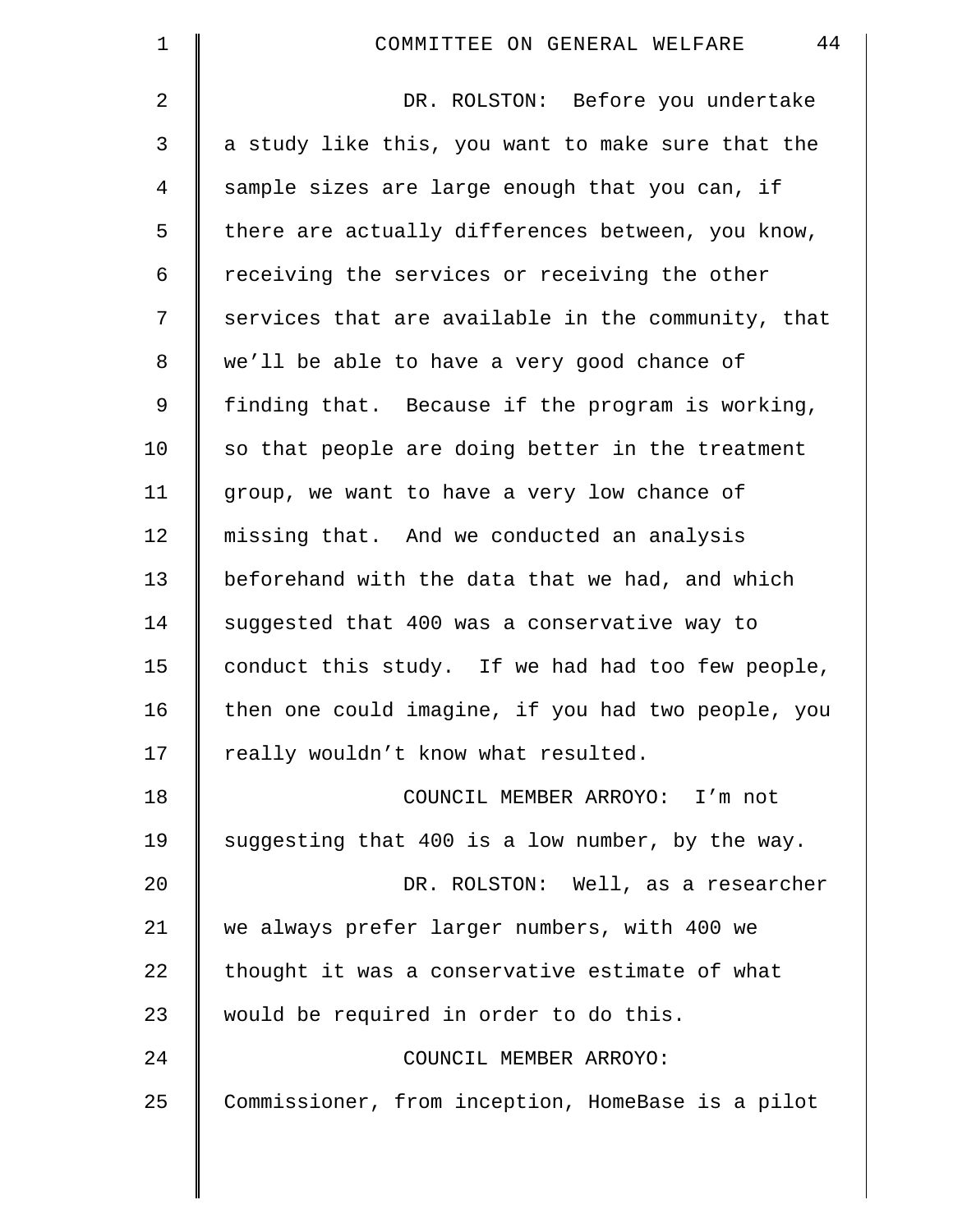DR. ROLSTON: Before you undertake a study like this, you want to make sure that the sample sizes are large enough that you can, if there are actually differences between, you know, receiving the services or receiving the other services that are available in the community, that we'll be able to have a very good chance of finding that. Because if the program is working, so that people are doing better in the treatment group, we want to have a very low chance of missing that. And we conducted an analysis beforehand with the data that we had, and which suggested that 400 was a conservative way to conduct this study. If we had had too few people, then one could imagine, if you had two people, you really wouldn't know what resulted.

COUNCIL MEMBER ARROYO: I'm not suggesting that 400 is a low number, by the way.

DR. ROLSTON: Well, as a researcher we always prefer larger numbers, with 400 we thought it was a conservative estimate of what would be required in order to do this.

COUNCIL MEMBER ARROYO: Commissioner, from inception, HomeBase is a pilot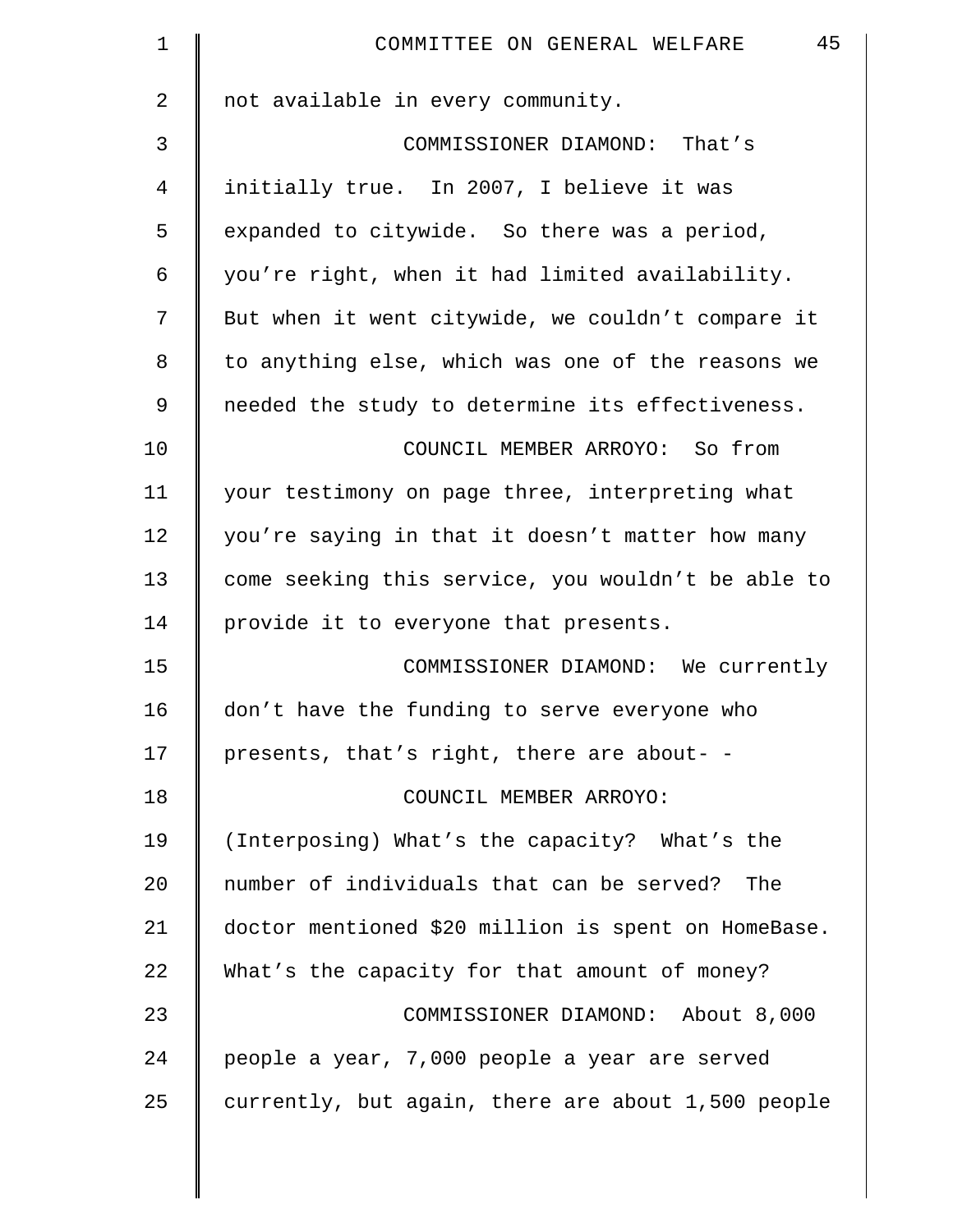not available in every community.

COMMISSIONER DIAMOND: That's initially true. In 2007, I believe it was expanded to citywide. So there was a period, you're right, when it had limited availability. But when it went citywide, we couldn't compare it to anything else, which was one of the reasons we needed the study to determine its effectiveness.

COUNCIL MEMBER ARROYO: So from your testimony on page three, interpreting what you're saying in that it doesn't matter how many come seeking this service, you wouldn't be able to provide it to everyone that presents.

COMMISSIONER DIAMOND: We currently don't have the funding to serve everyone who presents, that's right, there are about- -

COUNCIL MEMBER ARROYO: (Interposing) What's the capacity? What's the number of individuals that can be served? The doctor mentioned $20 million is spent on HomeBase. What's the capacity for that amount of money?

COMMISSIONER DIAMOND: About 8,000 people a year, 7,000 people a year are served currently, but again, there are about 1,500 people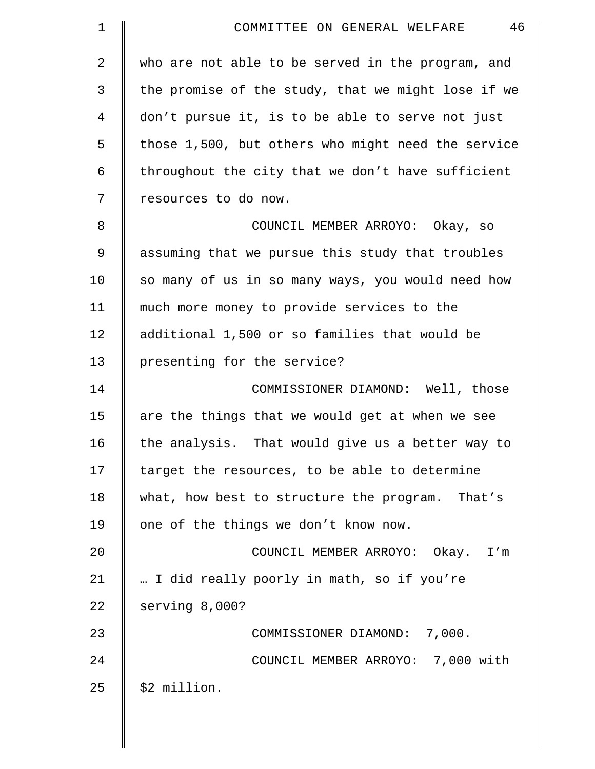who are not able to be served in the program, and the promise of the study, that we might lose if we don't pursue it, is to be able to serve not just those 1,500, but others who might need the service throughout the city that we don't have sufficient resources to do now.

COUNCIL MEMBER ARROYO: Okay, so assuming that we pursue this study that troubles so many of us in so many ways, you would need how much more money to provide services to the additional 1,500 or so families that would be presenting for the service?

COMMISSIONER DIAMOND: Well, those are the things that we would get at when we see the analysis. That would give us a better way to target the resources, to be able to determine what, how best to structure the program. That's one of the things we don't know now.

COUNCIL MEMBER ARROYO: Okay. I'm … I did really poorly in math, so if you're serving 8,000?

COMMISSIONER DIAMOND: 7,000.

COUNCIL MEMBER ARROYO: 7,000 with $2 million.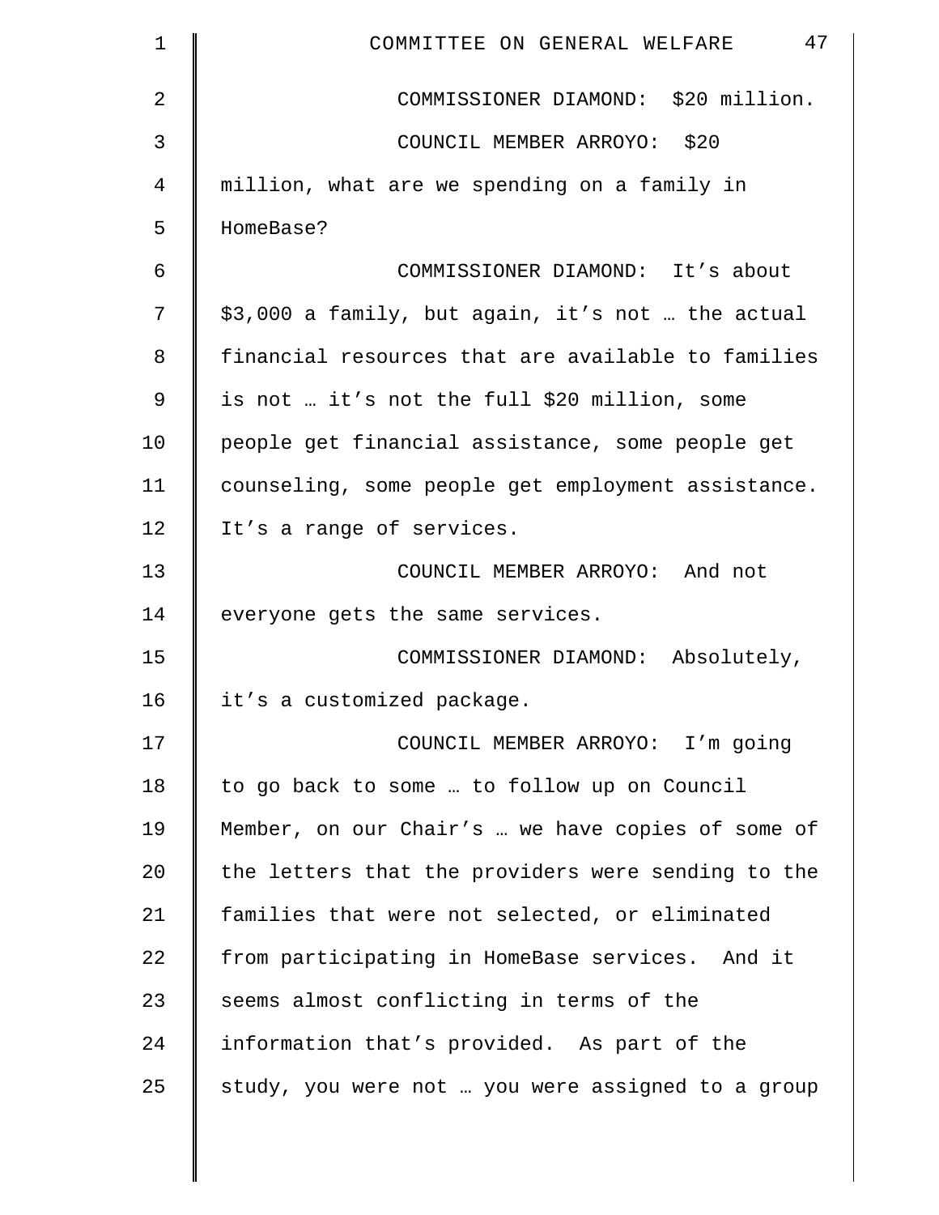COMMISSIONER DIAMOND: $20 million.

COUNCIL MEMBER ARROYO: $20 million, what are we spending on a family in HomeBase?

COMMISSIONER DIAMOND: It's about $3,000 a family, but again, it's not … the actual financial resources that are available to families is not … it's not the full $20 million, some people get financial assistance, some people get counseling, some people get employment assistance. It's a range of services.

COUNCIL MEMBER ARROYO: And not everyone gets the same services.

COMMISSIONER DIAMOND: Absolutely, it's a customized package.

COUNCIL MEMBER ARROYO: I'm going to go back to some … to follow up on Council Member, on our Chair's … we have copies of some of the letters that the providers were sending to the families that were not selected, or eliminated from participating in HomeBase services. And it seems almost conflicting in terms of the information that's provided. As part of the study, you were not … you were assigned to a group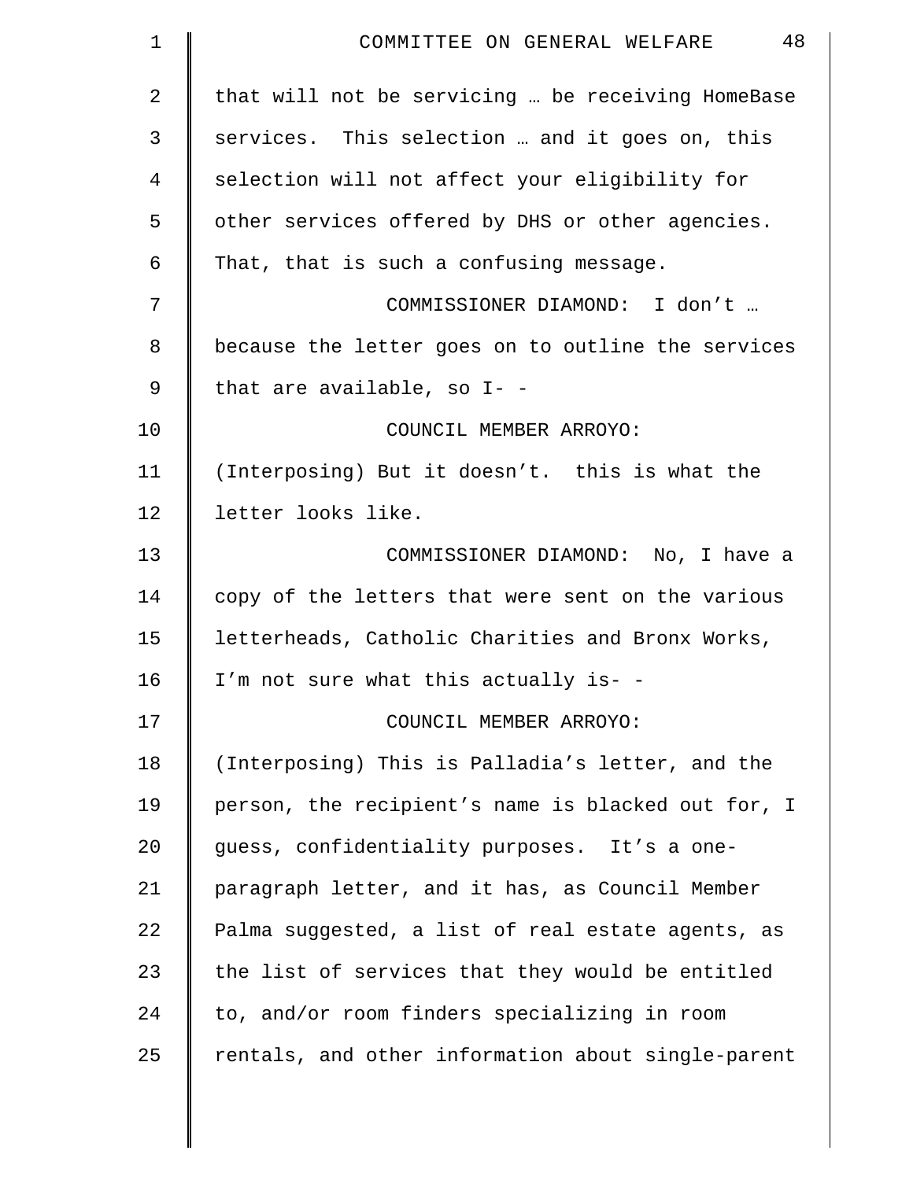that will not be servicing … be receiving HomeBase services. This selection … and it goes on, this selection will not affect your eligibility for other services offered by DHS or other agencies. That, that is such a confusing message.

COMMISSIONER DIAMOND: I don't … because the letter goes on to outline the services that are available, so I- -

COUNCIL MEMBER ARROYO: (Interposing) But it doesn't. this is what the letter looks like.

COMMISSIONER DIAMOND: No, I have a copy of the letters that were sent on the various letterheads, Catholic Charities and Bronx Works, I'm not sure what this actually is- -

COUNCIL MEMBER ARROYO: (Interposing) This is Palladia's letter, and the person, the recipient's name is blacked out for, I guess, confidentiality purposes. It's a one-paragraph letter, and it has, as Council Member Palma suggested, a list of real estate agents, as the list of services that they would be entitled to, and/or room finders specializing in room rentals, and other information about single-parent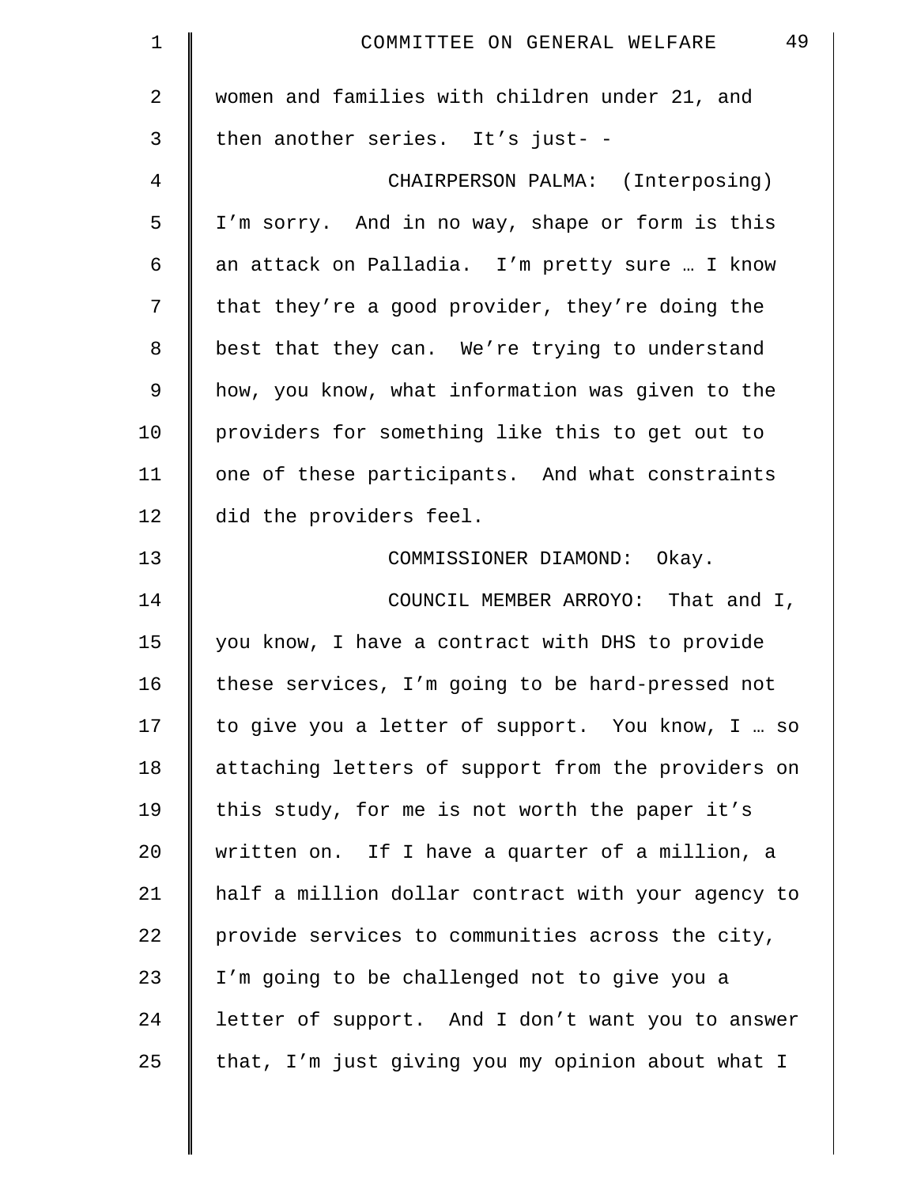women and families with children under 21, and then another series. It's just- -

CHAIRPERSON PALMA: (Interposing) I'm sorry. And in no way, shape or form is this an attack on Palladia. I'm pretty sure … I know that they're a good provider, they're doing the best that they can. We're trying to understand how, you know, what information was given to the providers for something like this to get out to one of these participants. And what constraints did the providers feel.

COMMISSIONER DIAMOND: Okay.

COUNCIL MEMBER ARROYO: That and I, you know, I have a contract with DHS to provide these services, I'm going to be hard-pressed not to give you a letter of support. You know, I … so attaching letters of support from the providers on this study, for me is not worth the paper it's written on. If I have a quarter of a million, a half a million dollar contract with your agency to provide services to communities across the city, I'm going to be challenged not to give you a letter of support. And I don't want you to answer that, I'm just giving you my opinion about what I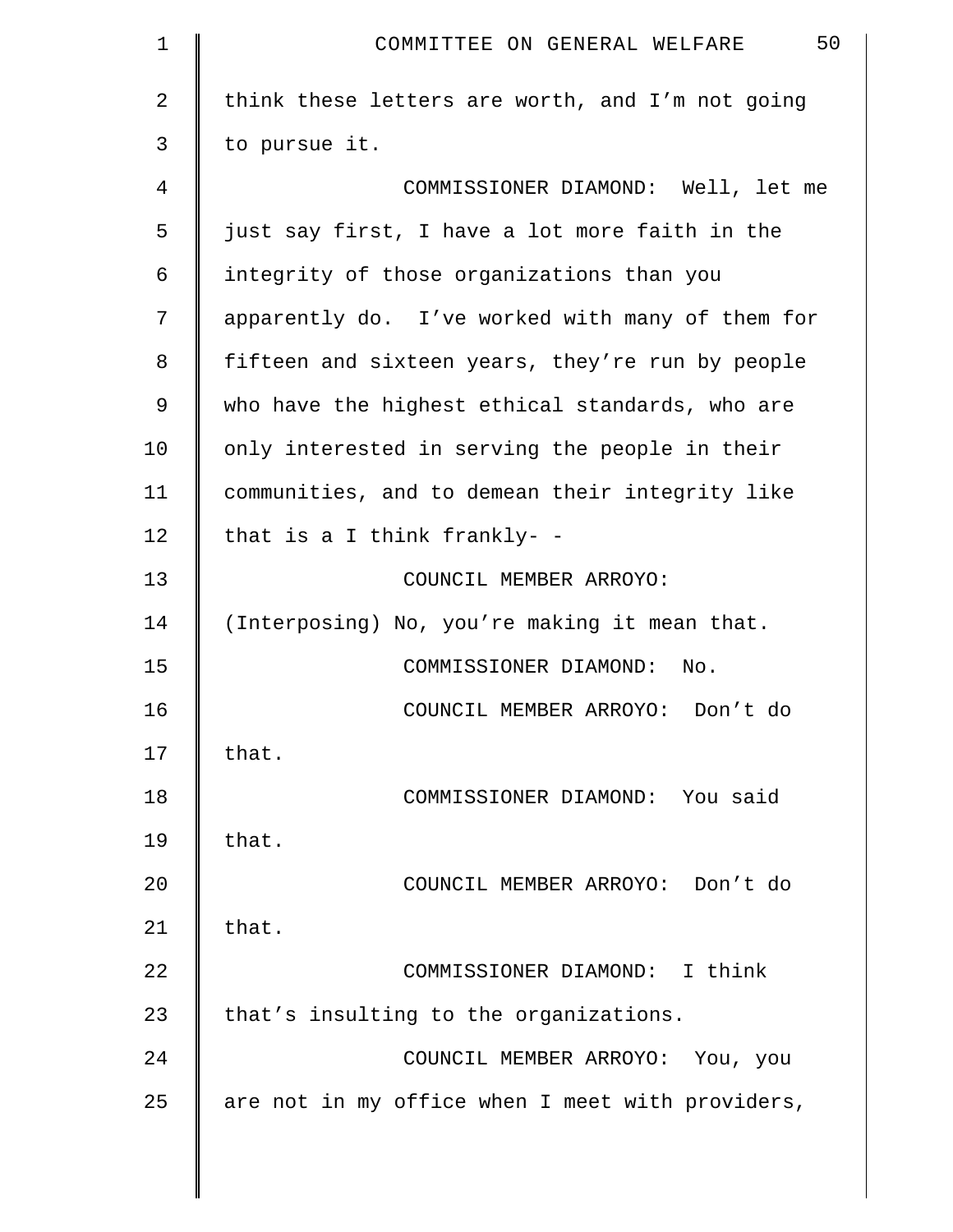think these letters are worth, and I'm not going to pursue it.

COMMISSIONER DIAMOND: Well, let me just say first, I have a lot more faith in the integrity of those organizations than you apparently do. I've worked with many of them for fifteen and sixteen years, they're run by people who have the highest ethical standards, who are only interested in serving the people in their communities, and to demean their integrity like that is a I think frankly- -

COUNCIL MEMBER ARROYO: (Interposing) No, you're making it mean that.

COMMISSIONER DIAMOND: No.

COUNCIL MEMBER ARROYO: Don't do that.

COMMISSIONER DIAMOND: You said that.

COUNCIL MEMBER ARROYO: Don't do that.

COMMISSIONER DIAMOND: I think that's insulting to the organizations.

COUNCIL MEMBER ARROYO: You, you are not in my office when I meet with providers,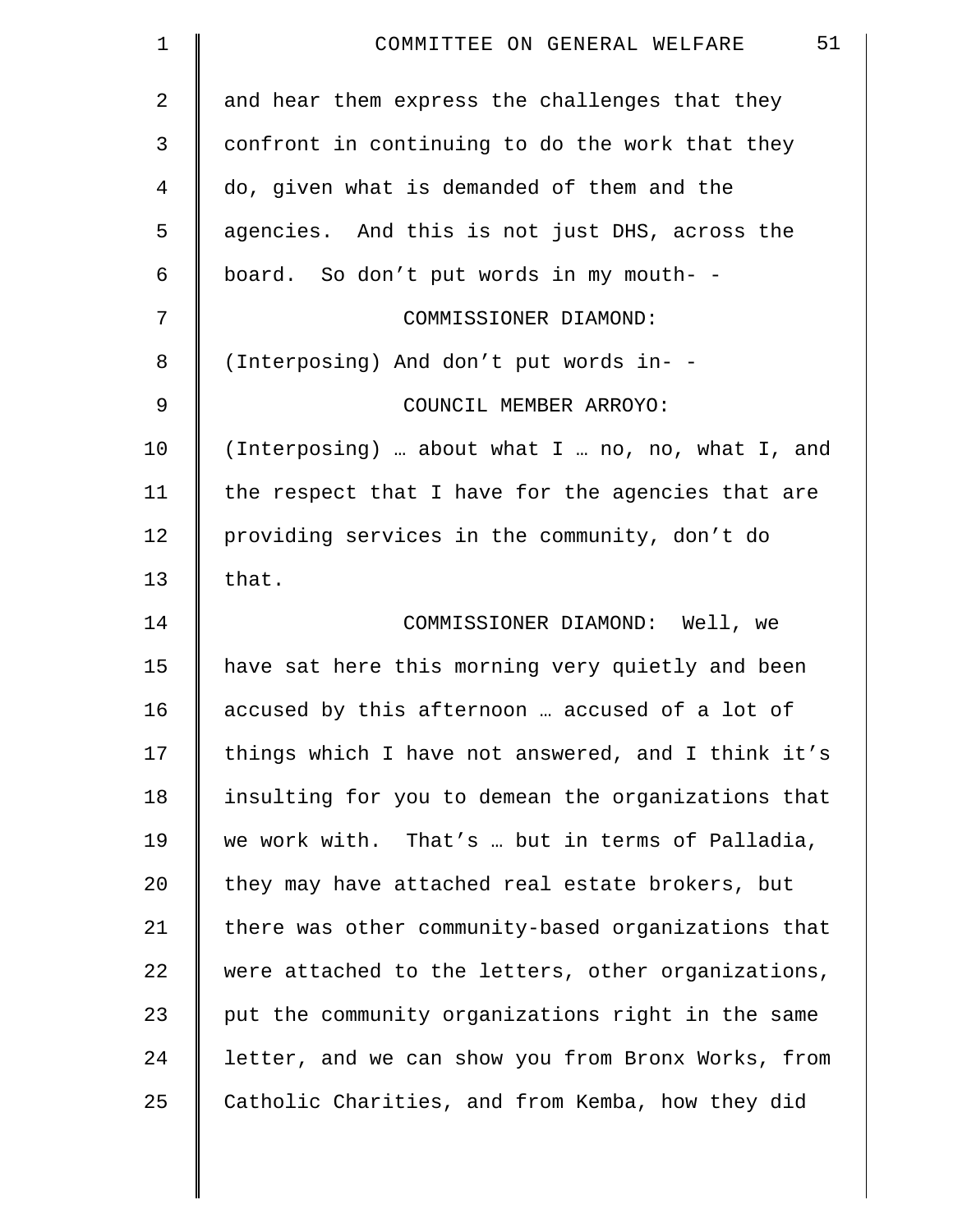and hear them express the challenges that they confront in continuing to do the work that they do, given what is demanded of them and the agencies. And this is not just DHS, across the board. So don't put words in my mouth- -

COMMISSIONER DIAMOND: (Interposing) And don't put words in- -

COUNCIL MEMBER ARROYO: (Interposing) … about what I … no, no, what I, and the respect that I have for the agencies that are providing services in the community, don't do that.

COMMISSIONER DIAMOND: Well, we have sat here this morning very quietly and been accused by this afternoon … accused of a lot of things which I have not answered, and I think it's insulting for you to demean the organizations that we work with. That's … but in terms of Palladia, they may have attached real estate brokers, but there was other community-based organizations that were attached to the letters, other organizations, put the community organizations right in the same letter, and we can show you from Bronx Works, from Catholic Charities, and from Kemba, how they did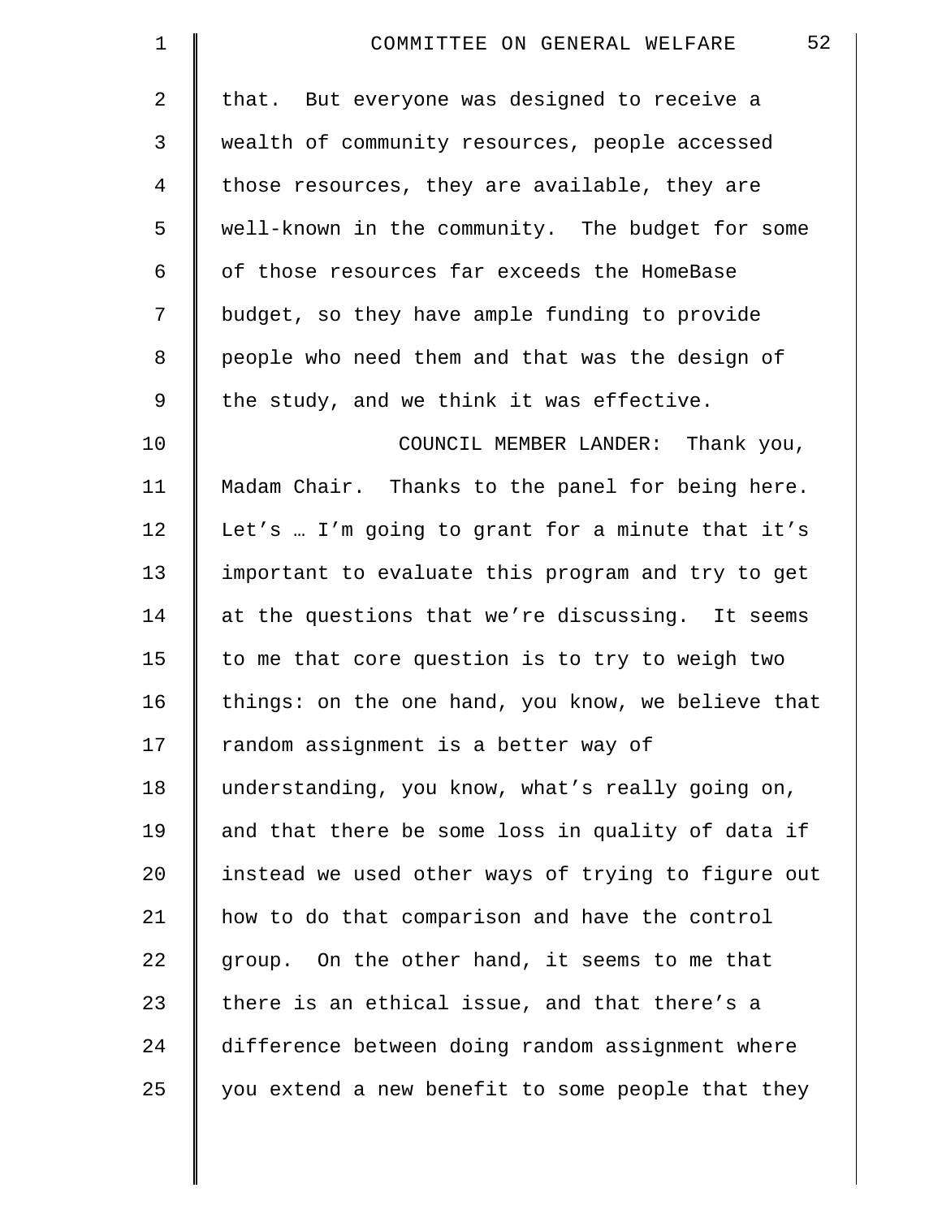that. But everyone was designed to receive a wealth of community resources, people accessed those resources, they are available, they are well-known in the community. The budget for some of those resources far exceeds the HomeBase budget, so they have ample funding to provide people who need them and that was the design of the study, and we think it was effective.

COUNCIL MEMBER LANDER: Thank you, Madam Chair. Thanks to the panel for being here. Let's … I'm going to grant for a minute that it's important to evaluate this program and try to get at the questions that we're discussing. It seems to me that core question is to try to weigh two things: on the one hand, you know, we believe that random assignment is a better way of understanding, you know, what's really going on, and that there be some loss in quality of data if instead we used other ways of trying to figure out how to do that comparison and have the control group. On the other hand, it seems to me that there is an ethical issue, and that there's a difference between doing random assignment where you extend a new benefit to some people that they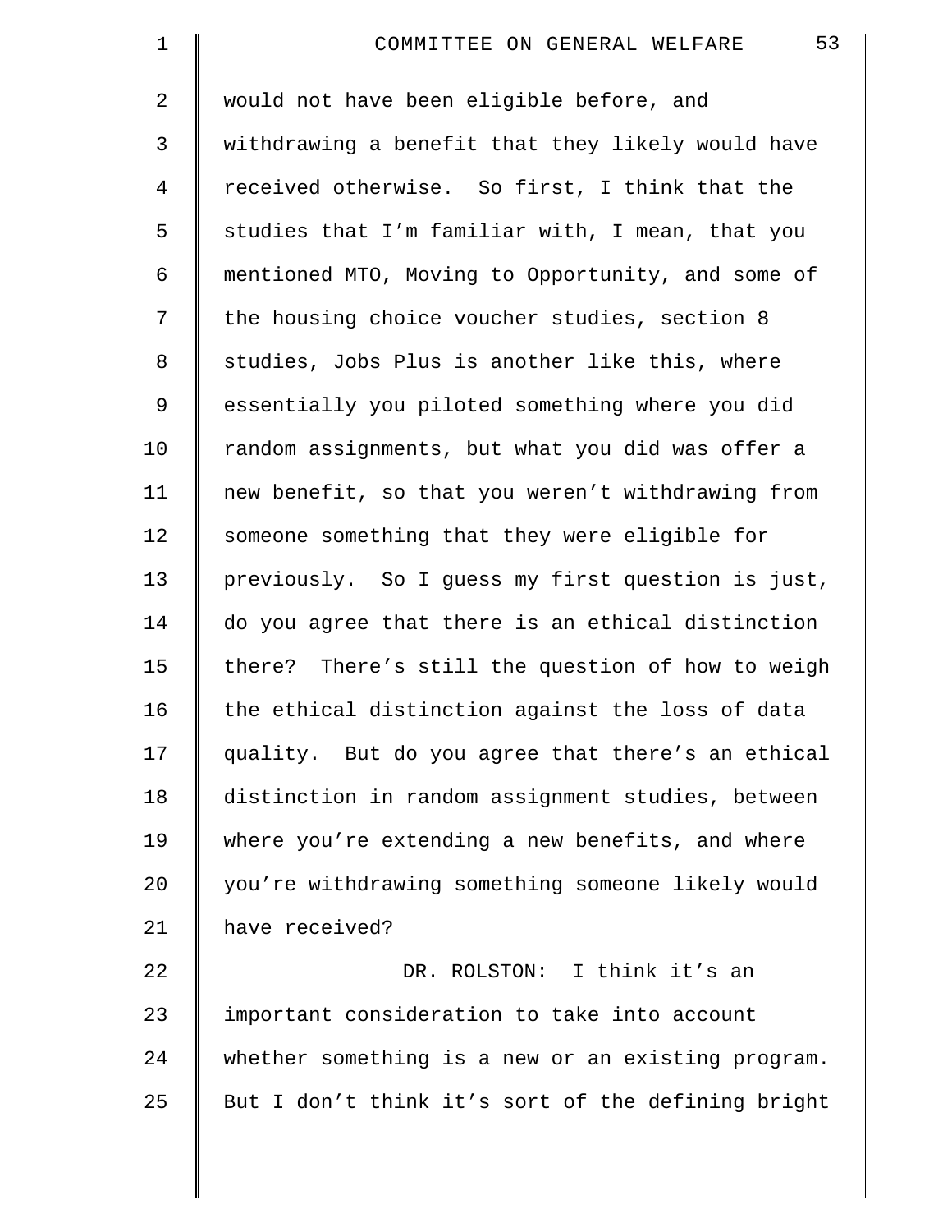would not have been eligible before, and withdrawing a benefit that they likely would have received otherwise. So first, I think that the studies that I'm familiar with, I mean, that you mentioned MTO, Moving to Opportunity, and some of the housing choice voucher studies, section 8 studies, Jobs Plus is another like this, where essentially you piloted something where you did random assignments, but what you did was offer a new benefit, so that you weren't withdrawing from someone something that they were eligible for previously. So I guess my first question is just, do you agree that there is an ethical distinction there? There's still the question of how to weigh the ethical distinction against the loss of data quality. But do you agree that there's an ethical distinction in random assignment studies, between where you're extending a new benefits, and where you're withdrawing something someone likely would have received?

DR. ROLSTON: I think it's an important consideration to take into account whether something is a new or an existing program. But I don't think it's sort of the defining bright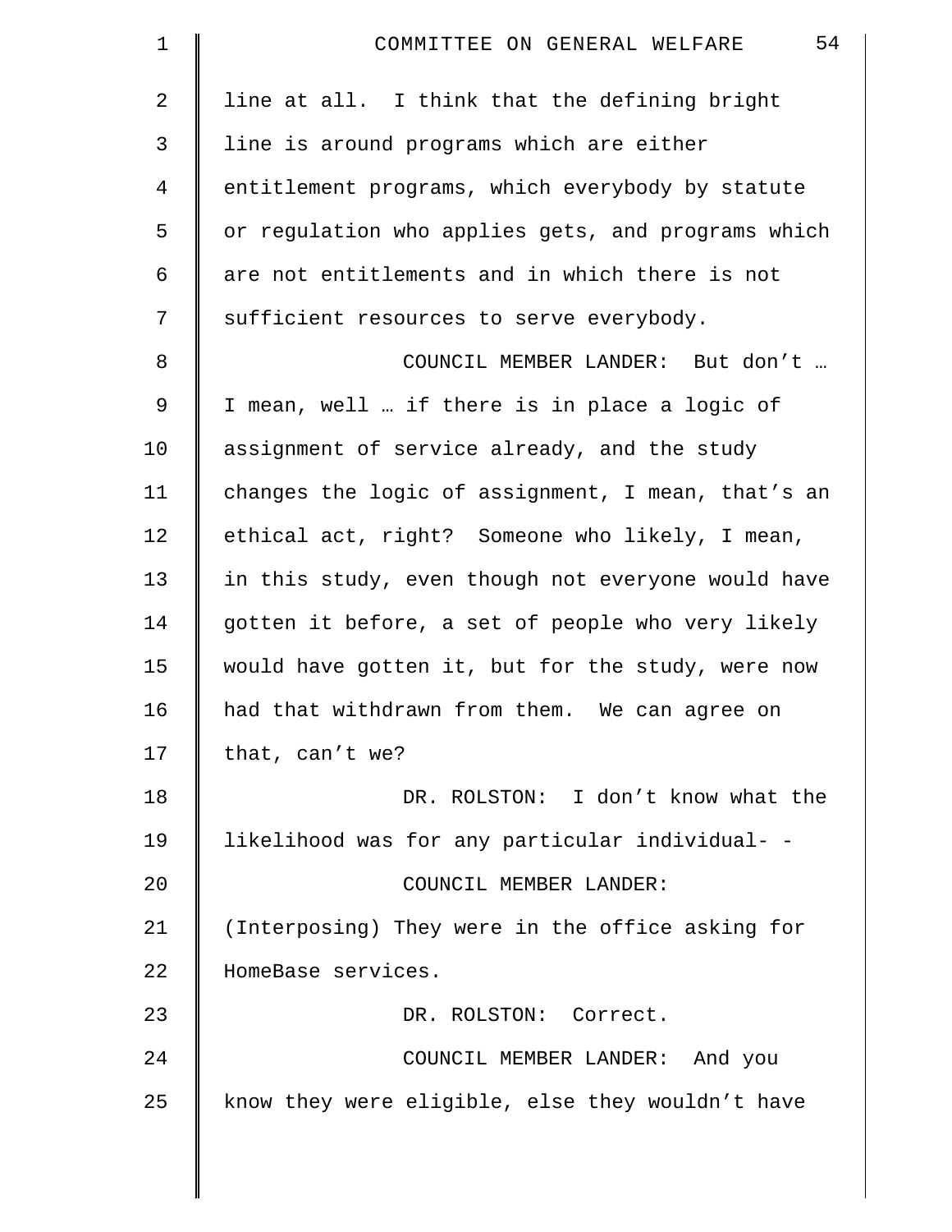line at all. I think that the defining bright line is around programs which are either entitlement programs, which everybody by statute or regulation who applies gets, and programs which are not entitlements and in which there is not sufficient resources to serve everybody.

COUNCIL MEMBER LANDER: But don't … I mean, well … if there is in place a logic of assignment of service already, and the study changes the logic of assignment, I mean, that's an ethical act, right? Someone who likely, I mean, in this study, even though not everyone would have gotten it before, a set of people who very likely would have gotten it, but for the study, were now had that withdrawn from them. We can agree on that, can't we?

DR. ROLSTON: I don't know what the likelihood was for any particular individual- -

COUNCIL MEMBER LANDER: (Interposing) They were in the office asking for HomeBase services.

DR. ROLSTON: Correct.

COUNCIL MEMBER LANDER: And you know they were eligible, else they wouldn't have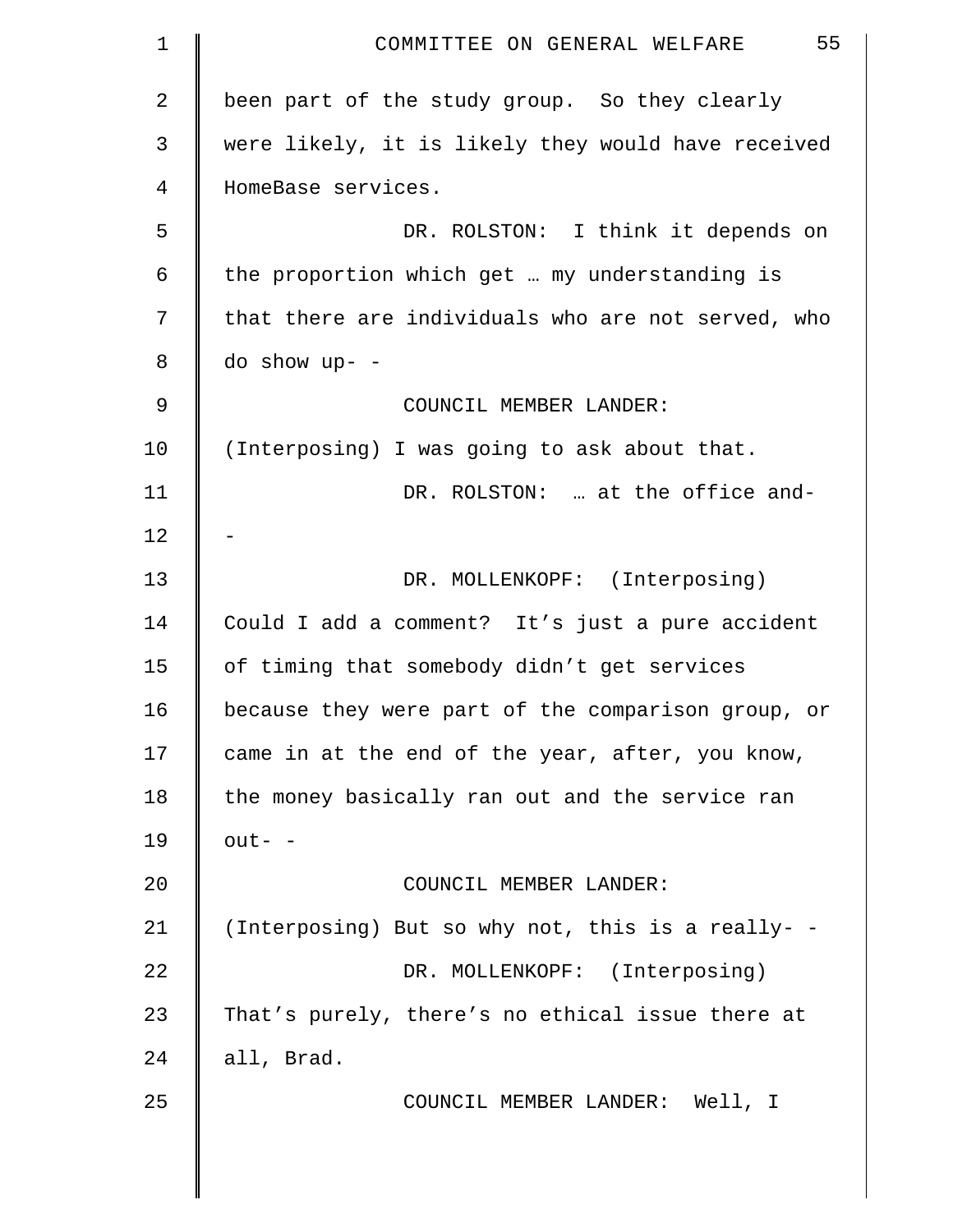been part of the study group. So they clearly were likely, it is likely they would have received HomeBase services.

DR. ROLSTON: I think it depends on the proportion which get … my understanding is that there are individuals who are not served, who do show up- -

COUNCIL MEMBER LANDER: (Interposing) I was going to ask about that.

DR. ROLSTON: … at the office and- -

DR. MOLLENKOPF: (Interposing) Could I add a comment? It's just a pure accident of timing that somebody didn't get services because they were part of the comparison group, or came in at the end of the year, after, you know, the money basically ran out and the service ran out- -

COUNCIL MEMBER LANDER: (Interposing) But so why not, this is a really- -

DR. MOLLENKOPF: (Interposing) That's purely, there's no ethical issue there at all, Brad.

COUNCIL MEMBER LANDER: Well, I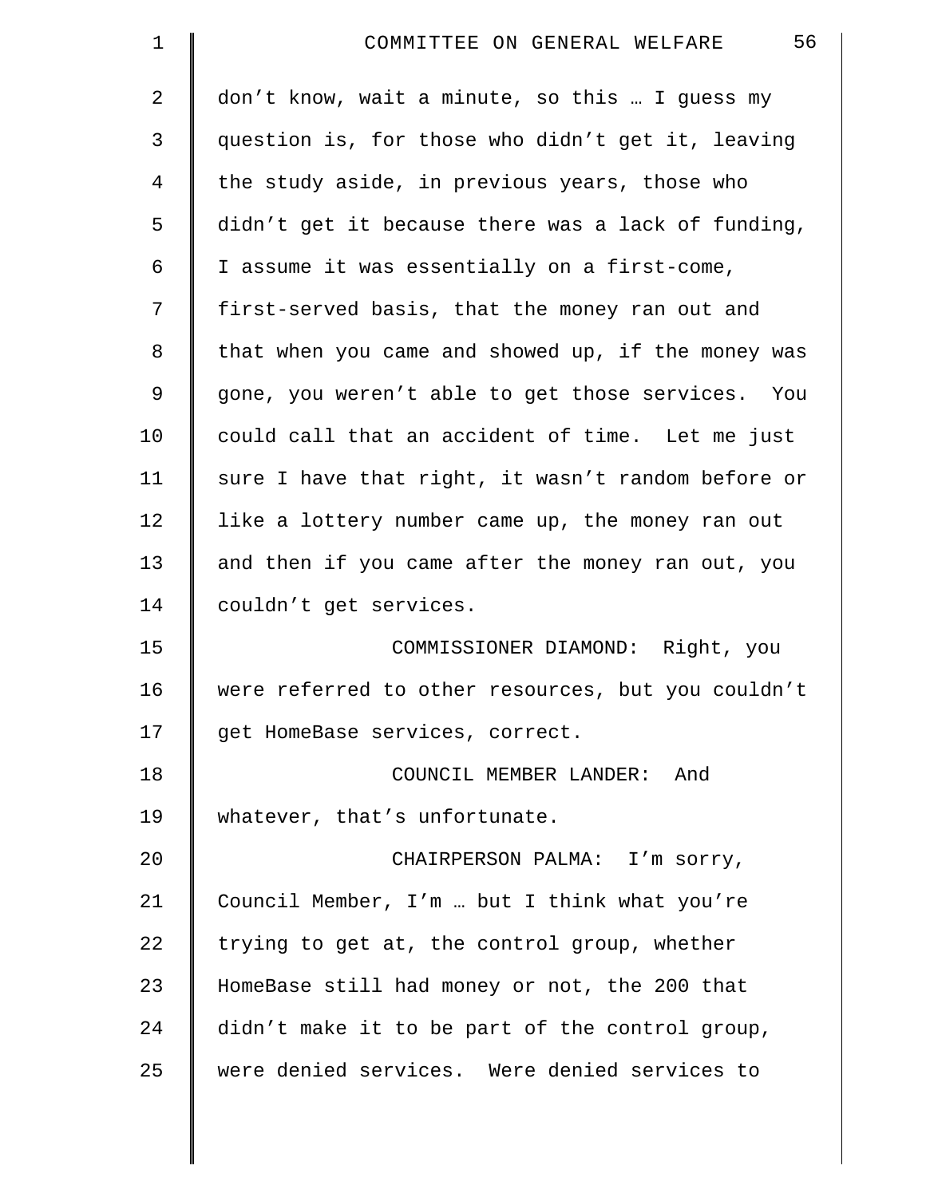don't know, wait a minute, so this … I guess my question is, for those who didn't get it, leaving the study aside, in previous years, those who didn't get it because there was a lack of funding, I assume it was essentially on a first-come, first-served basis, that the money ran out and that when you came and showed up, if the money was gone, you weren't able to get those services. You could call that an accident of time. Let me just sure I have that right, it wasn't random before or like a lottery number came up, the money ran out and then if you came after the money ran out, you couldn't get services.

COMMISSIONER DIAMOND: Right, you were referred to other resources, but you couldn't get HomeBase services, correct.

COUNCIL MEMBER LANDER: And whatever, that's unfortunate.

CHAIRPERSON PALMA: I'm sorry, Council Member, I'm … but I think what you're trying to get at, the control group, whether HomeBase still had money or not, the 200 that didn't make it to be part of the control group, were denied services. Were denied services to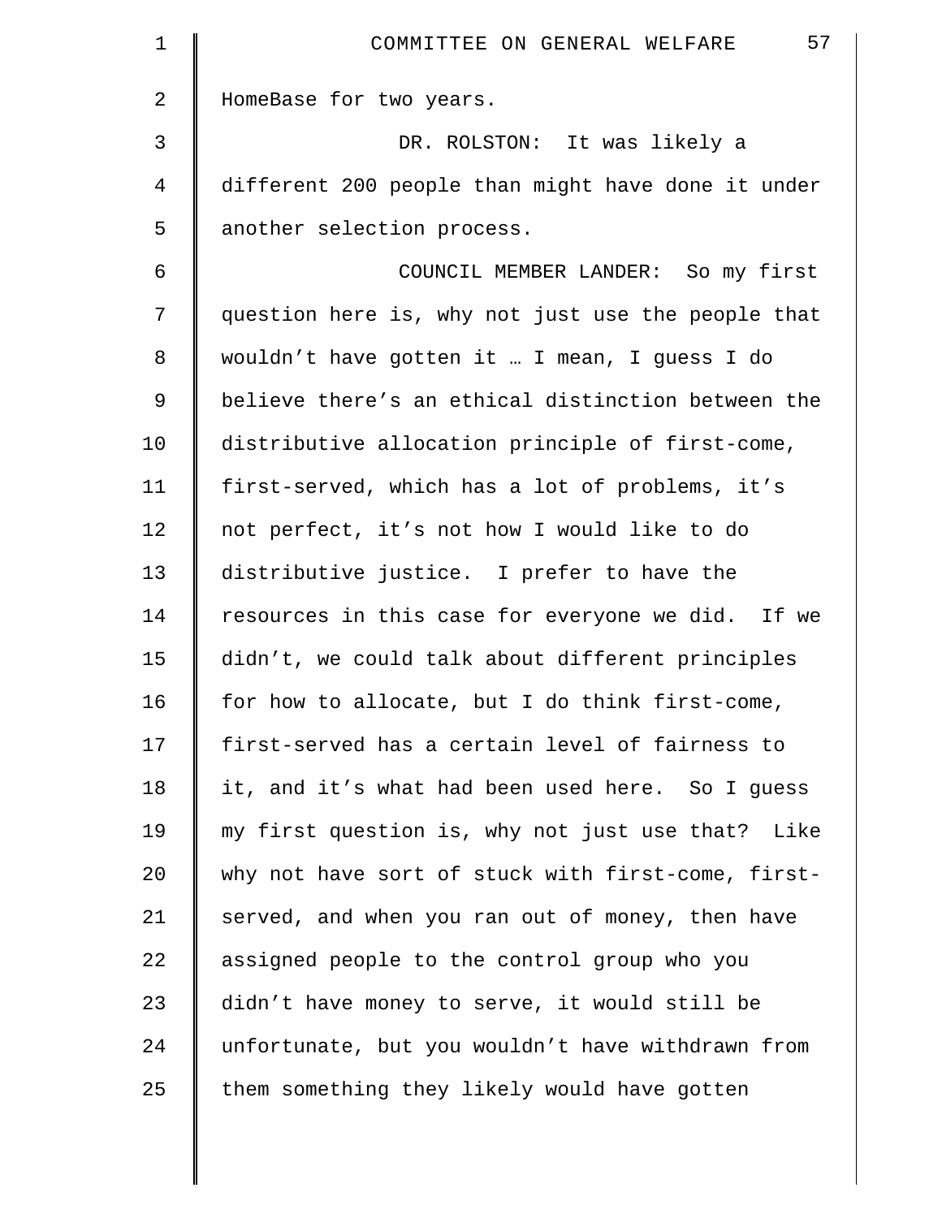HomeBase for two years.

DR. ROLSTON: It was likely a different 200 people than might have done it under another selection process.

COUNCIL MEMBER LANDER: So my first question here is, why not just use the people that wouldn't have gotten it … I mean, I guess I do believe there's an ethical distinction between the distributive allocation principle of first-come, first-served, which has a lot of problems, it's not perfect, it's not how I would like to do distributive justice. I prefer to have the resources in this case for everyone we did. If we didn't, we could talk about different principles for how to allocate, but I do think first-come, first-served has a certain level of fairness to it, and it's what had been used here. So I guess my first question is, why not just use that? Like why not have sort of stuck with first-come, first-served, and when you ran out of money, then have assigned people to the control group who you didn't have money to serve, it would still be unfortunate, but you wouldn't have withdrawn from them something they likely would have gotten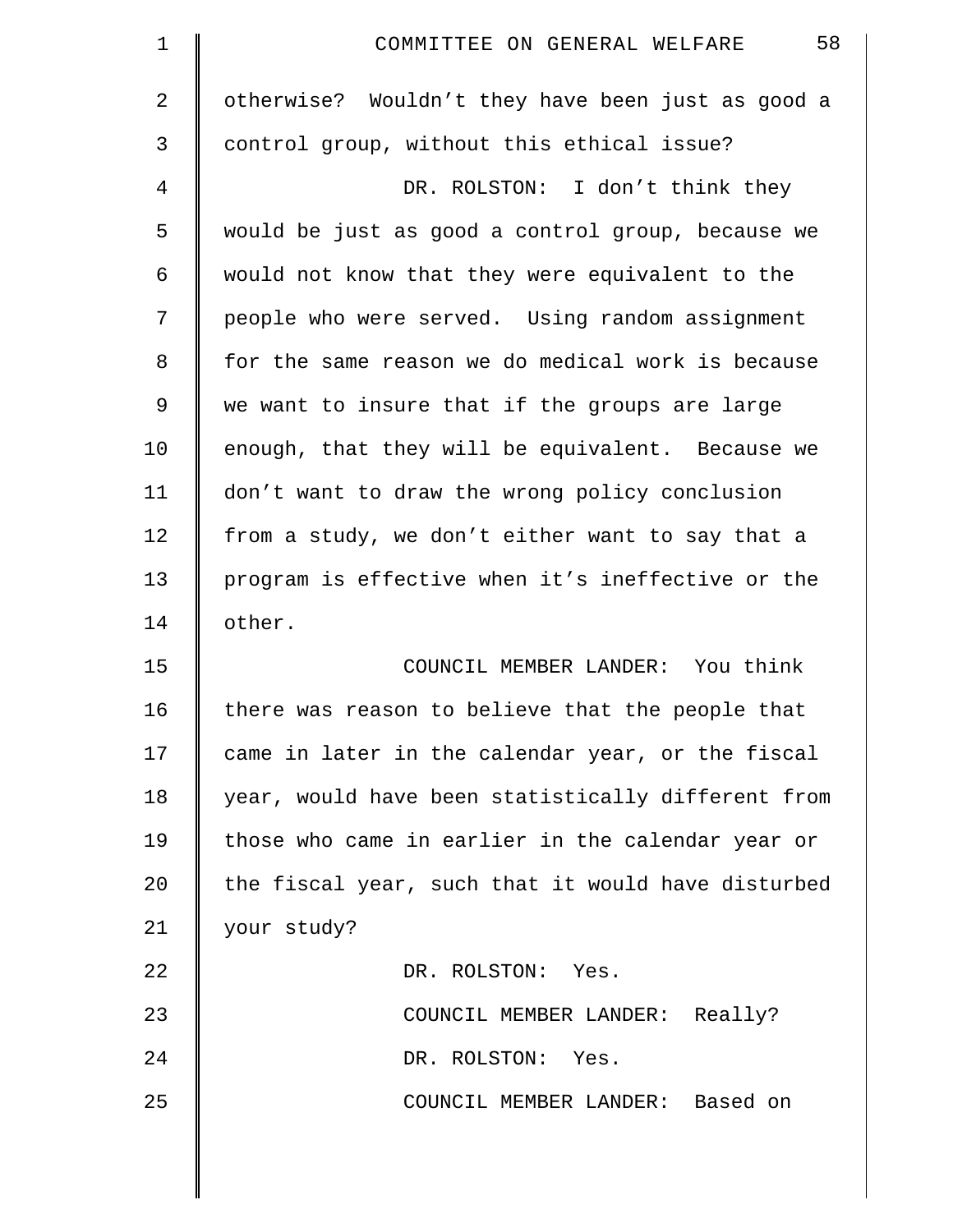otherwise? Wouldn't they have been just as good a control group, without this ethical issue?

DR. ROLSTON: I don't think they would be just as good a control group, because we would not know that they were equivalent to the people who were served. Using random assignment for the same reason we do medical work is because we want to insure that if the groups are large enough, that they will be equivalent. Because we don't want to draw the wrong policy conclusion from a study, we don't either want to say that a program is effective when it's ineffective or the other.

COUNCIL MEMBER LANDER: You think there was reason to believe that the people that came in later in the calendar year, or the fiscal year, would have been statistically different from those who came in earlier in the calendar year or the fiscal year, such that it would have disturbed your study?

DR. ROLSTON: Yes.

COUNCIL MEMBER LANDER: Really?

DR. ROLSTON: Yes.

COUNCIL MEMBER LANDER: Based on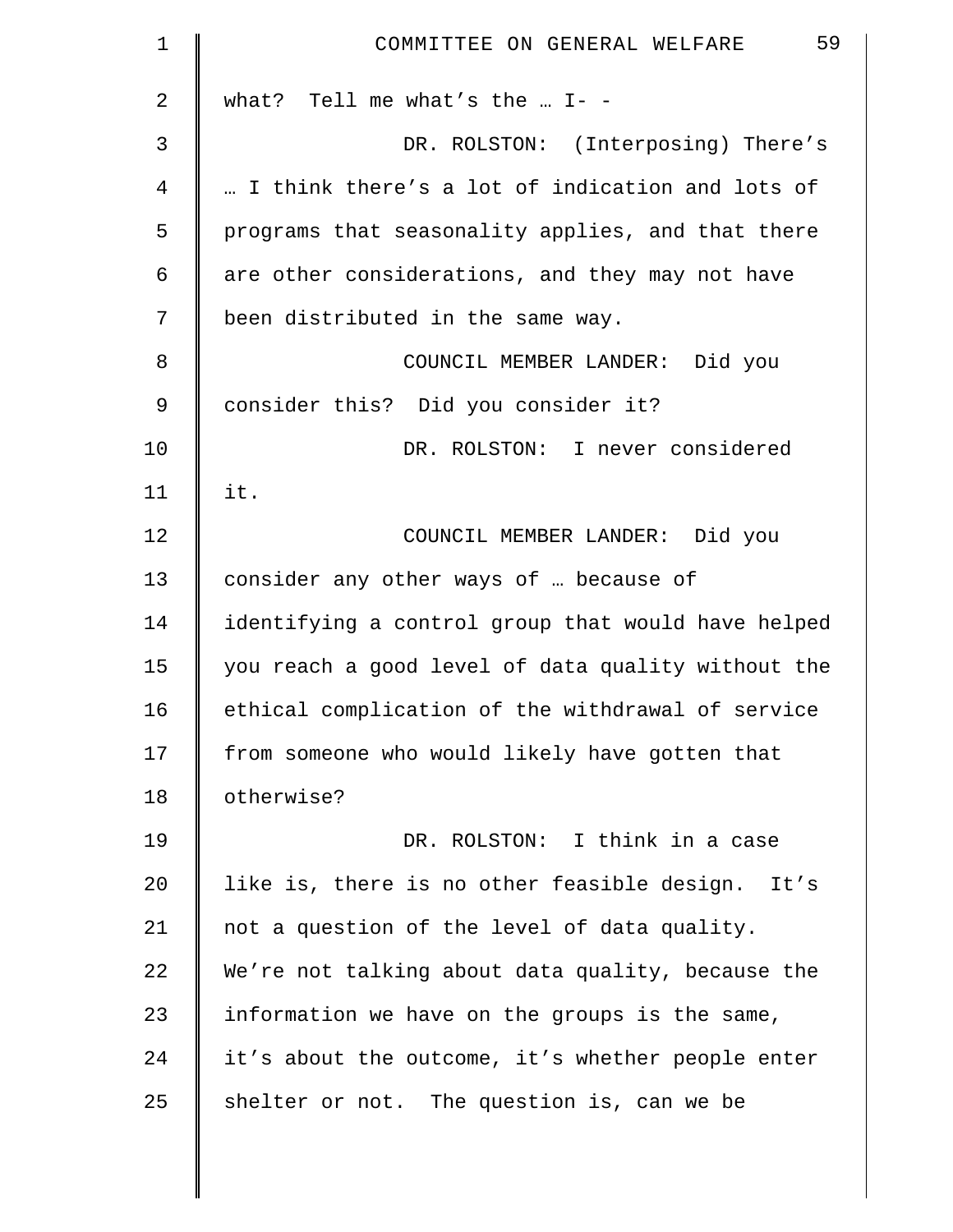what? Tell me what's the … I- -

DR. ROLSTON: (Interposing) There's … I think there's a lot of indication and lots of programs that seasonality applies, and that there are other considerations, and they may not have been distributed in the same way.

COUNCIL MEMBER LANDER: Did you consider this? Did you consider it?

DR. ROLSTON: I never considered it.

COUNCIL MEMBER LANDER: Did you consider any other ways of … because of identifying a control group that would have helped you reach a good level of data quality without the ethical complication of the withdrawal of service from someone who would likely have gotten that otherwise?

DR. ROLSTON: I think in a case like is, there is no other feasible design. It's not a question of the level of data quality. We're not talking about data quality, because the information we have on the groups is the same, it's about the outcome, it's whether people enter shelter or not. The question is, can we be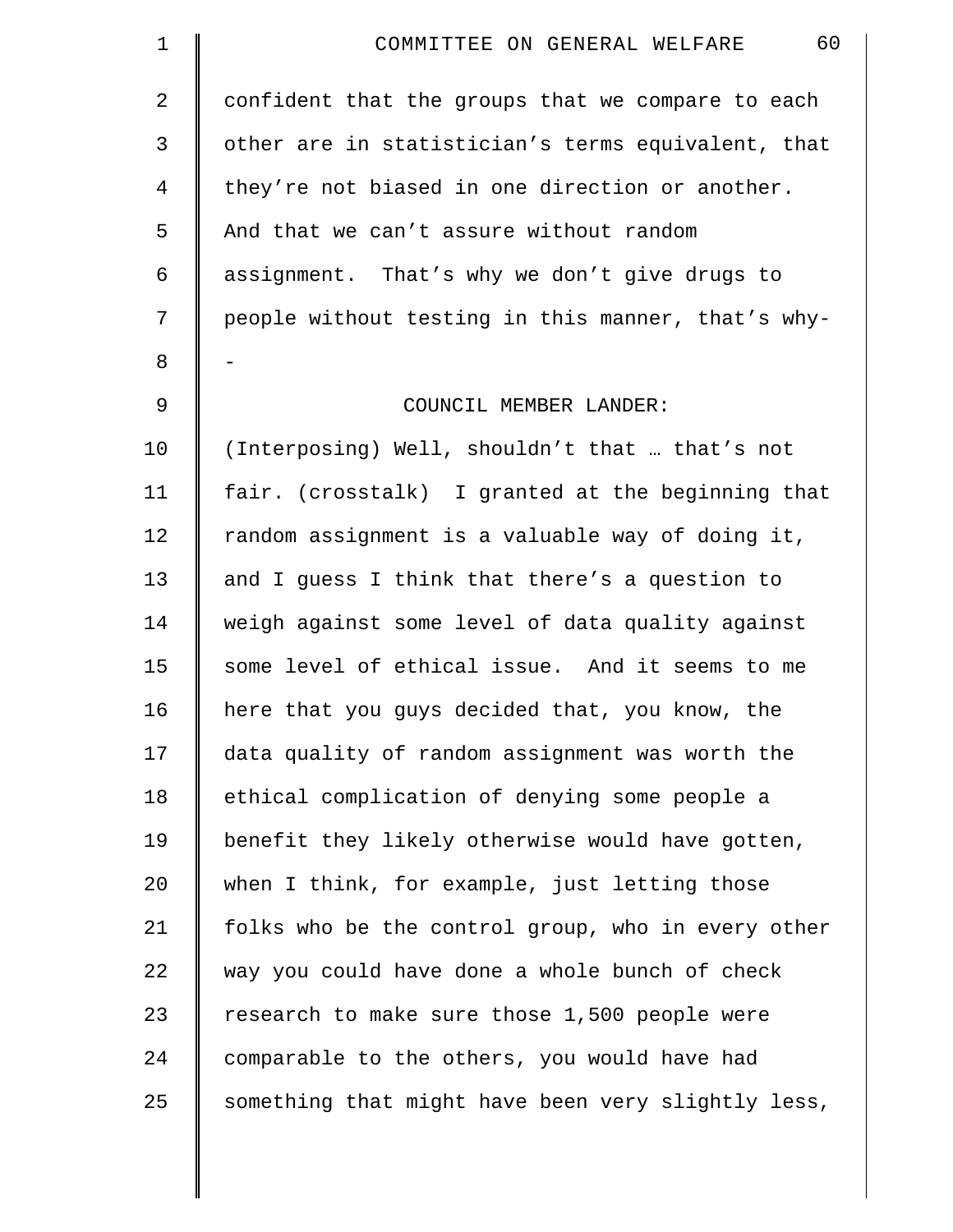confident that the groups that we compare to each other are in statistician's terms equivalent, that they're not biased in one direction or another. And that we can't assure without random assignment. That's why we don't give drugs to people without testing in this manner, that's why--

COUNCIL MEMBER LANDER:

(Interposing) Well, shouldn't that … that's not fair. (crosstalk) I granted at the beginning that random assignment is a valuable way of doing it, and I guess I think that there's a question to weigh against some level of data quality against some level of ethical issue. And it seems to me here that you guys decided that, you know, the data quality of random assignment was worth the ethical complication of denying some people a benefit they likely otherwise would have gotten, when I think, for example, just letting those folks who be the control group, who in every other way you could have done a whole bunch of check research to make sure those 1,500 people were comparable to the others, you would have had something that might have been very slightly less,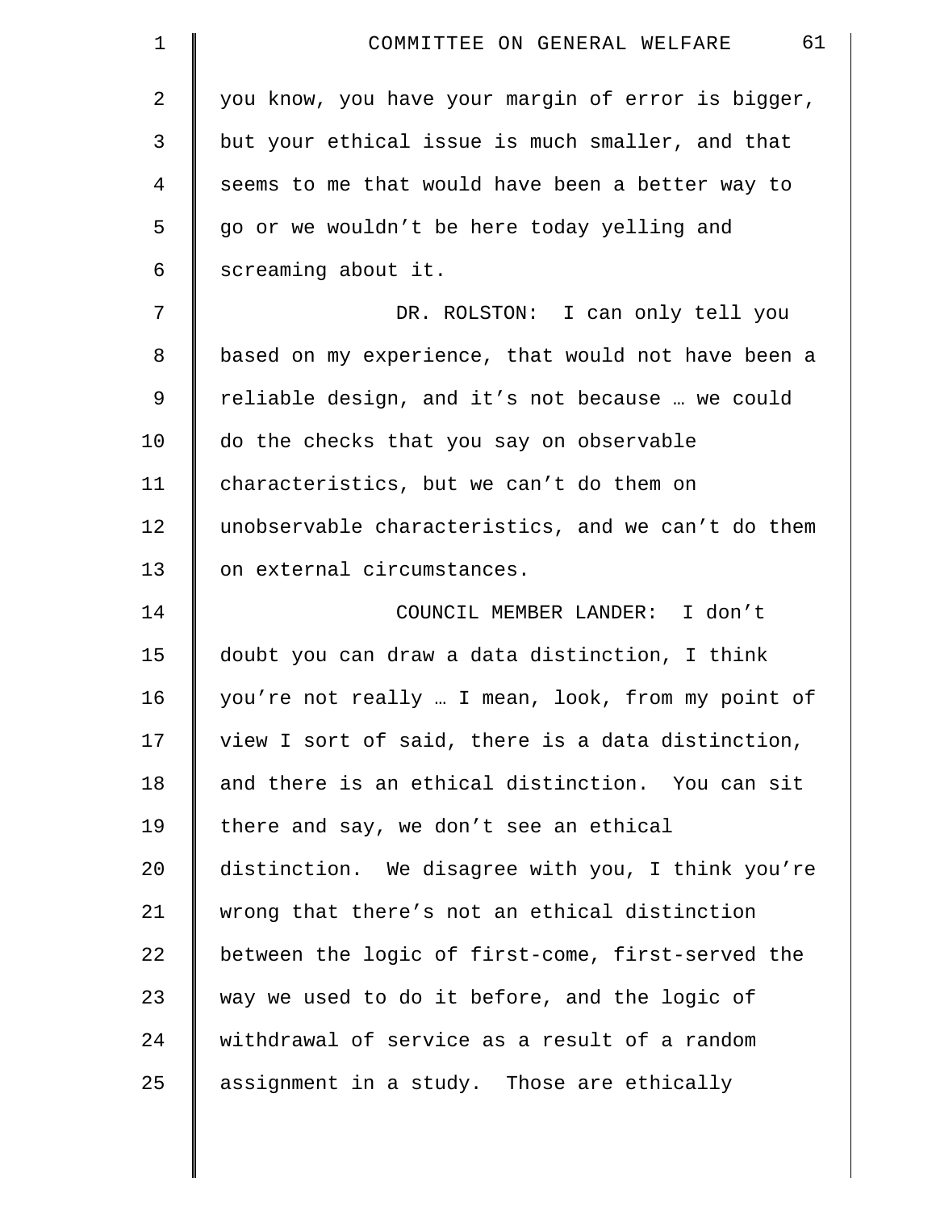you know, you have your margin of error is bigger, but your ethical issue is much smaller, and that seems to me that would have been a better way to go or we wouldn't be here today yelling and screaming about it.

DR. ROLSTON: I can only tell you based on my experience, that would not have been a reliable design, and it's not because … we could do the checks that you say on observable characteristics, but we can't do them on unobservable characteristics, and we can't do them on external circumstances.

COUNCIL MEMBER LANDER: I don't doubt you can draw a data distinction, I think you're not really … I mean, look, from my point of view I sort of said, there is a data distinction, and there is an ethical distinction. You can sit there and say, we don't see an ethical distinction. We disagree with you, I think you're wrong that there's not an ethical distinction between the logic of first-come, first-served the way we used to do it before, and the logic of withdrawal of service as a result of a random assignment in a study. Those are ethically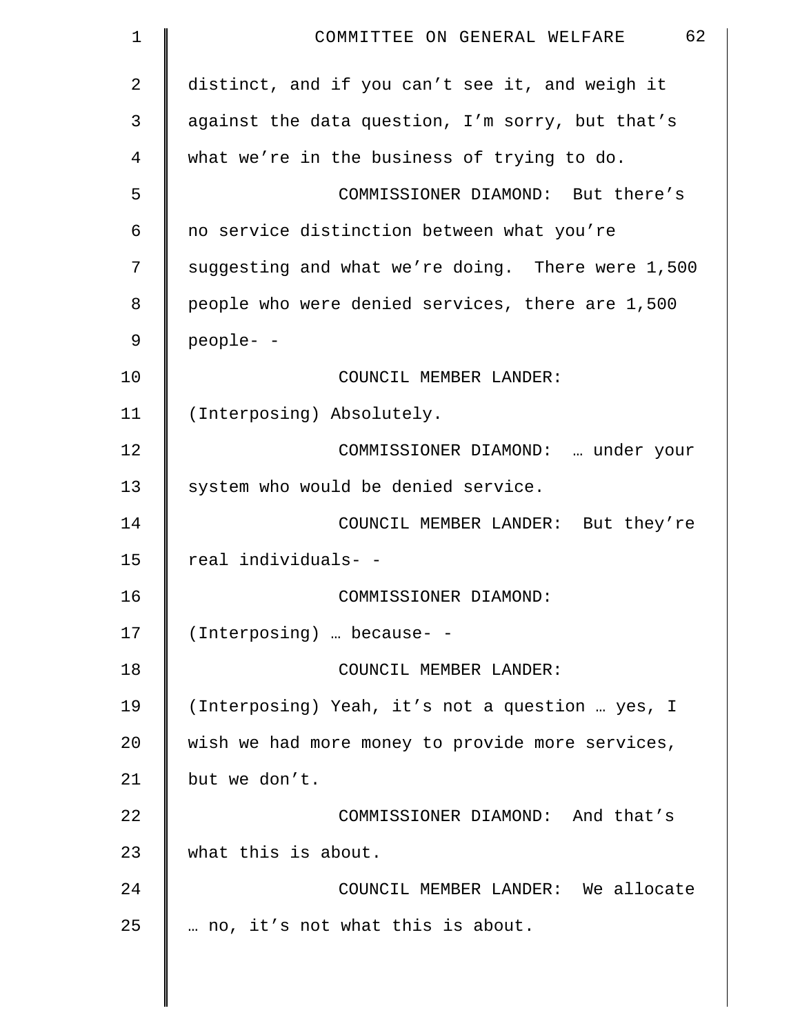distinct, and if you can't see it, and weigh it against the data question, I'm sorry, but that's what we're in the business of trying to do.

COMMISSIONER DIAMOND: But there's no service distinction between what you're suggesting and what we're doing. There were 1,500 people who were denied services, there are 1,500 people- -

COUNCIL MEMBER LANDER: (Interposing) Absolutely.

COMMISSIONER DIAMOND: … under your system who would be denied service.

COUNCIL MEMBER LANDER: But they're real individuals- -

COMMISSIONER DIAMOND: (Interposing) … because- -

COUNCIL MEMBER LANDER: (Interposing) Yeah, it's not a question … yes, I wish we had more money to provide more services, but we don't.

COMMISSIONER DIAMOND: And that's what this is about.

COUNCIL MEMBER LANDER: We allocate … no, it's not what this is about.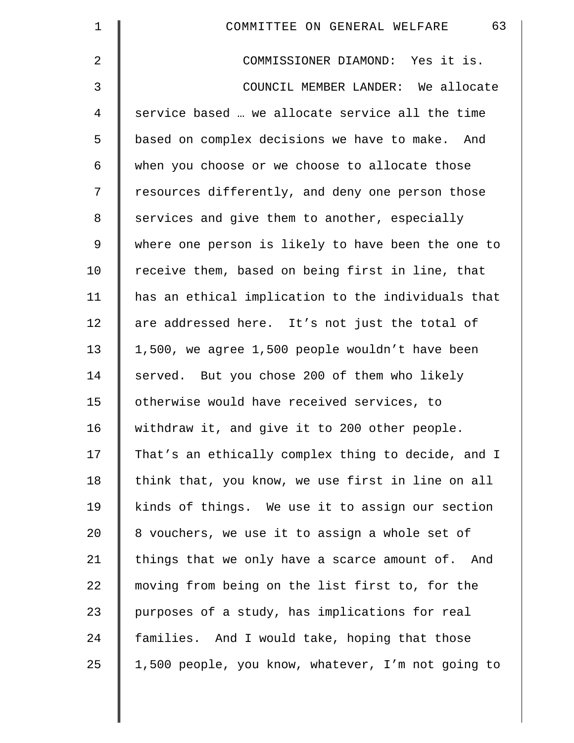COMMISSIONER DIAMOND: Yes it is.

COUNCIL MEMBER LANDER: We allocate service based … we allocate service all the time based on complex decisions we have to make. And when you choose or we choose to allocate those resources differently, and deny one person those services and give them to another, especially where one person is likely to have been the one to receive them, based on being first in line, that has an ethical implication to the individuals that are addressed here. It's not just the total of 1,500, we agree 1,500 people wouldn't have been served. But you chose 200 of them who likely otherwise would have received services, to withdraw it, and give it to 200 other people. That's an ethically complex thing to decide, and I think that, you know, we use first in line on all kinds of things. We use it to assign our section 8 vouchers, we use it to assign a whole set of things that we only have a scarce amount of. And moving from being on the list first to, for the purposes of a study, has implications for real families. And I would take, hoping that those 1,500 people, you know, whatever, I'm not going to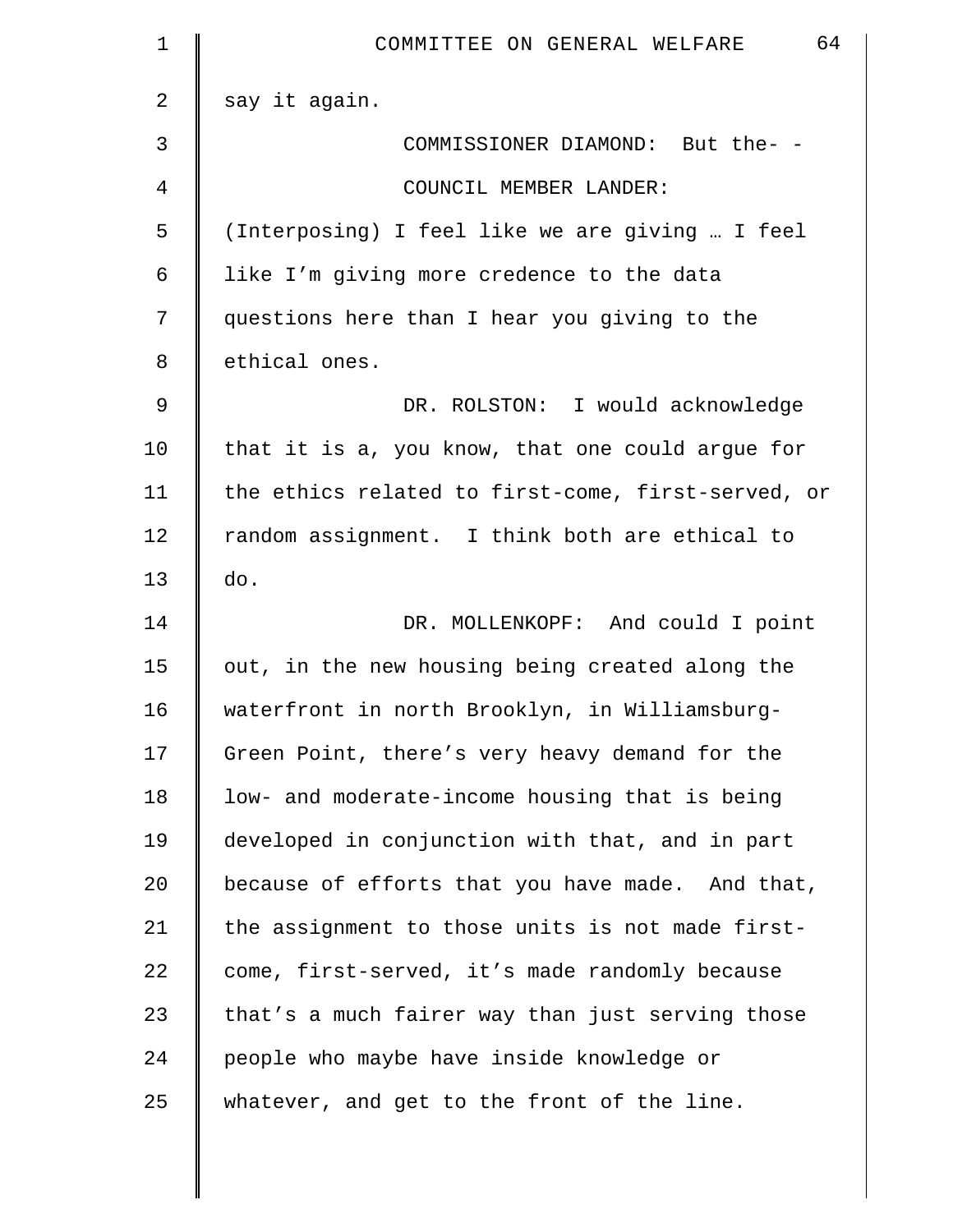say it again.

COMMISSIONER DIAMOND: But the- -

COUNCIL MEMBER LANDER: (Interposing) I feel like we are giving … I feel like I’m giving more credence to the data questions here than I hear you giving to the ethical ones.

DR. ROLSTON: I would acknowledge that it is a, you know, that one could argue for the ethics related to first-come, first-served, or random assignment. I think both are ethical to do.

DR. MOLLENKOPF: And could I point out, in the new housing being created along the waterfront in north Brooklyn, in Williamsburg-Green Point, there’s very heavy demand for the low- and moderate-income housing that is being developed in conjunction with that, and in part because of efforts that you have made. And that, the assignment to those units is not made first-come, first-served, it’s made randomly because that’s a much fairer way than just serving those people who maybe have inside knowledge or whatever, and get to the front of the line.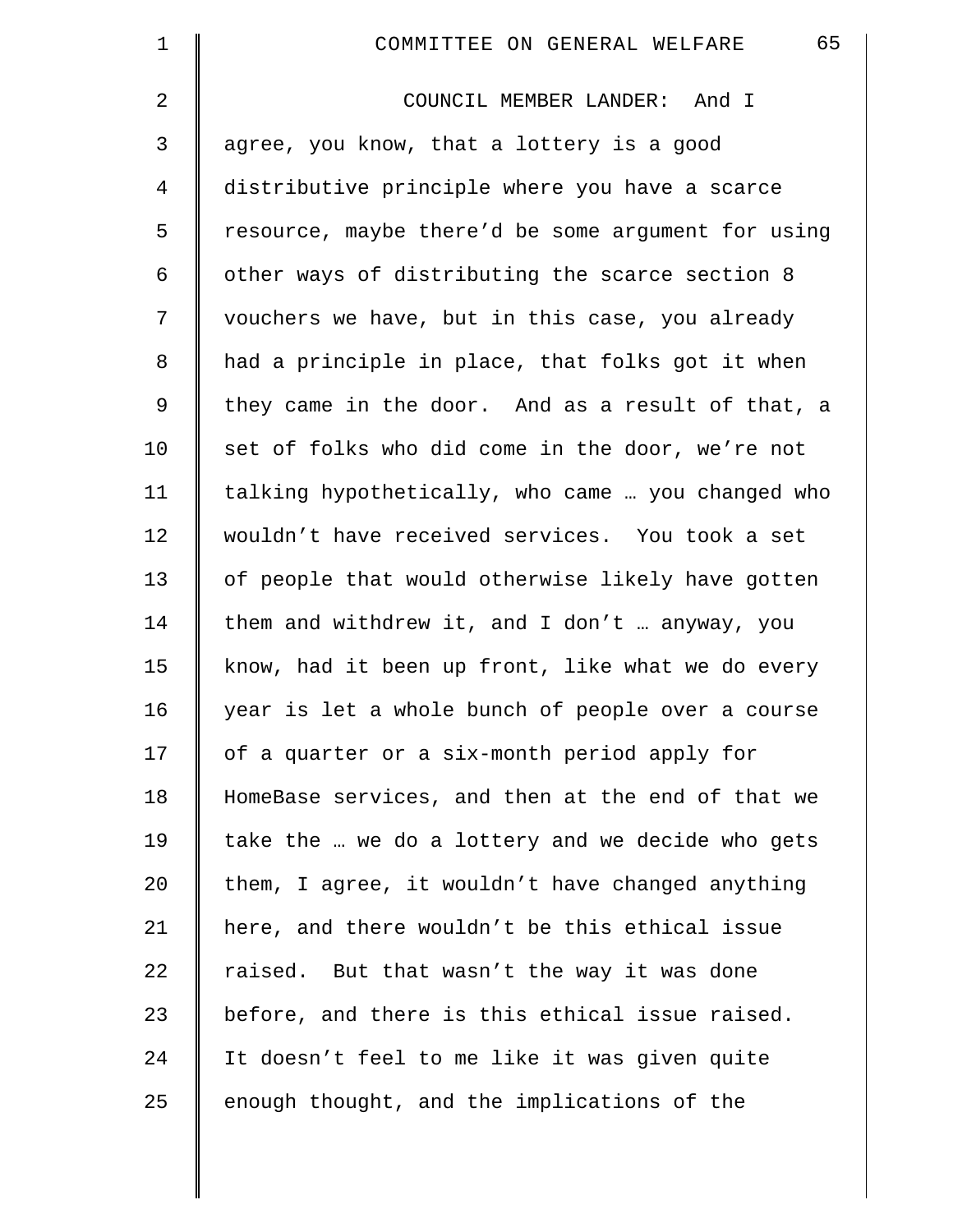COUNCIL MEMBER LANDER: And I agree, you know, that a lottery is a good distributive principle where you have a scarce resource, maybe there'd be some argument for using other ways of distributing the scarce section 8 vouchers we have, but in this case, you already had a principle in place, that folks got it when they came in the door. And as a result of that, a set of folks who did come in the door, we're not talking hypothetically, who came … you changed who wouldn't have received services. You took a set of people that would otherwise likely have gotten them and withdrew it, and I don't … anyway, you know, had it been up front, like what we do every year is let a whole bunch of people over a course of a quarter or a six-month period apply for HomeBase services, and then at the end of that we take the … we do a lottery and we decide who gets them, I agree, it wouldn't have changed anything here, and there wouldn't be this ethical issue raised. But that wasn't the way it was done before, and there is this ethical issue raised. It doesn't feel to me like it was given quite enough thought, and the implications of the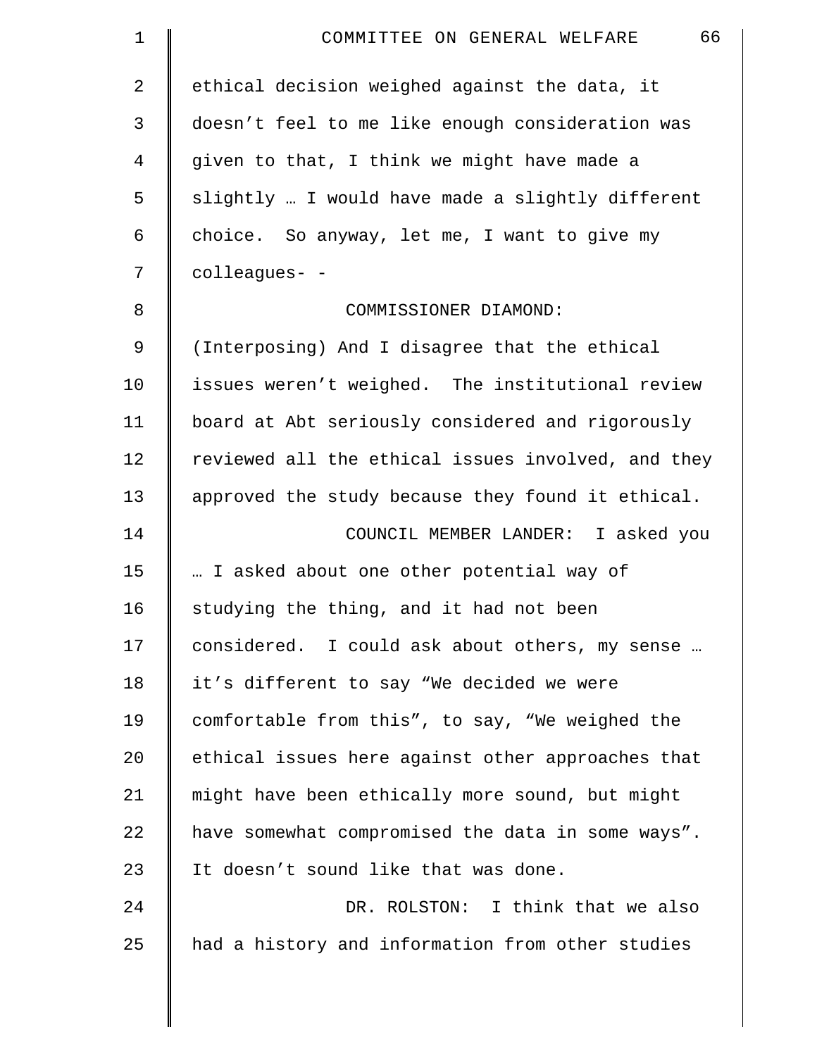ethical decision weighed against the data, it doesn't feel to me like enough consideration was given to that, I think we might have made a slightly … I would have made a slightly different choice. So anyway, let me, I want to give my colleagues- -

COMMISSIONER DIAMOND: (Interposing) And I disagree that the ethical issues weren't weighed. The institutional review board at Abt seriously considered and rigorously reviewed all the ethical issues involved, and they approved the study because they found it ethical.

COUNCIL MEMBER LANDER: I asked you … I asked about one other potential way of studying the thing, and it had not been considered. I could ask about others, my sense … it's different to say "We decided we were comfortable from this", to say, "We weighed the ethical issues here against other approaches that might have been ethically more sound, but might have somewhat compromised the data in some ways". It doesn't sound like that was done.

DR. ROLSTON: I think that we also had a history and information from other studies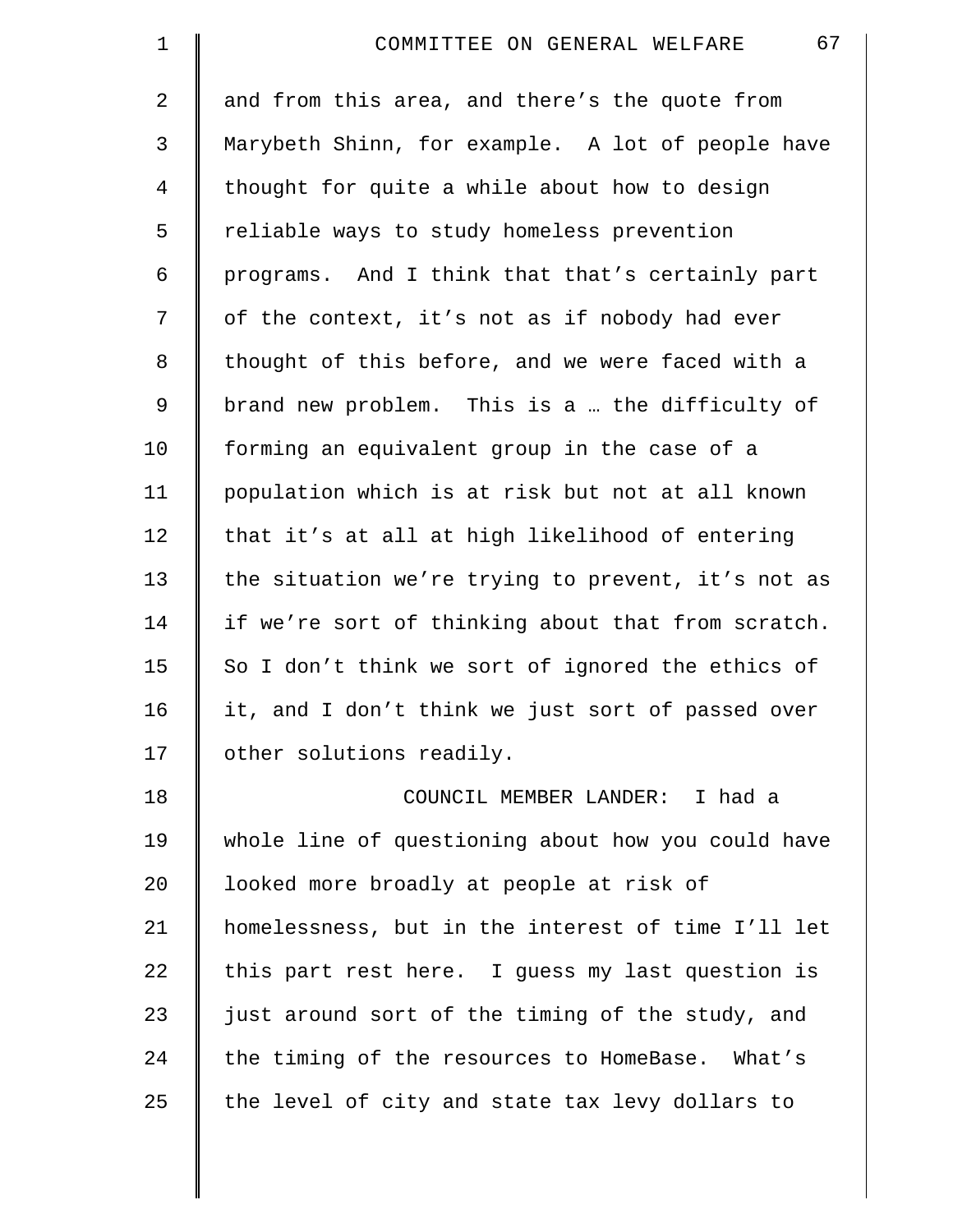and from this area, and there's the quote from Marybeth Shinn, for example. A lot of people have thought for quite a while about how to design reliable ways to study homeless prevention programs. And I think that that's certainly part of the context, it's not as if nobody had ever thought of this before, and we were faced with a brand new problem. This is a … the difficulty of forming an equivalent group in the case of a population which is at risk but not at all known that it's at all at high likelihood of entering the situation we're trying to prevent, it's not as if we're sort of thinking about that from scratch. So I don't think we sort of ignored the ethics of it, and I don't think we just sort of passed over other solutions readily.

COUNCIL MEMBER LANDER: I had a whole line of questioning about how you could have looked more broadly at people at risk of homelessness, but in the interest of time I'll let this part rest here. I guess my last question is just around sort of the timing of the study, and the timing of the resources to HomeBase. What's the level of city and state tax levy dollars to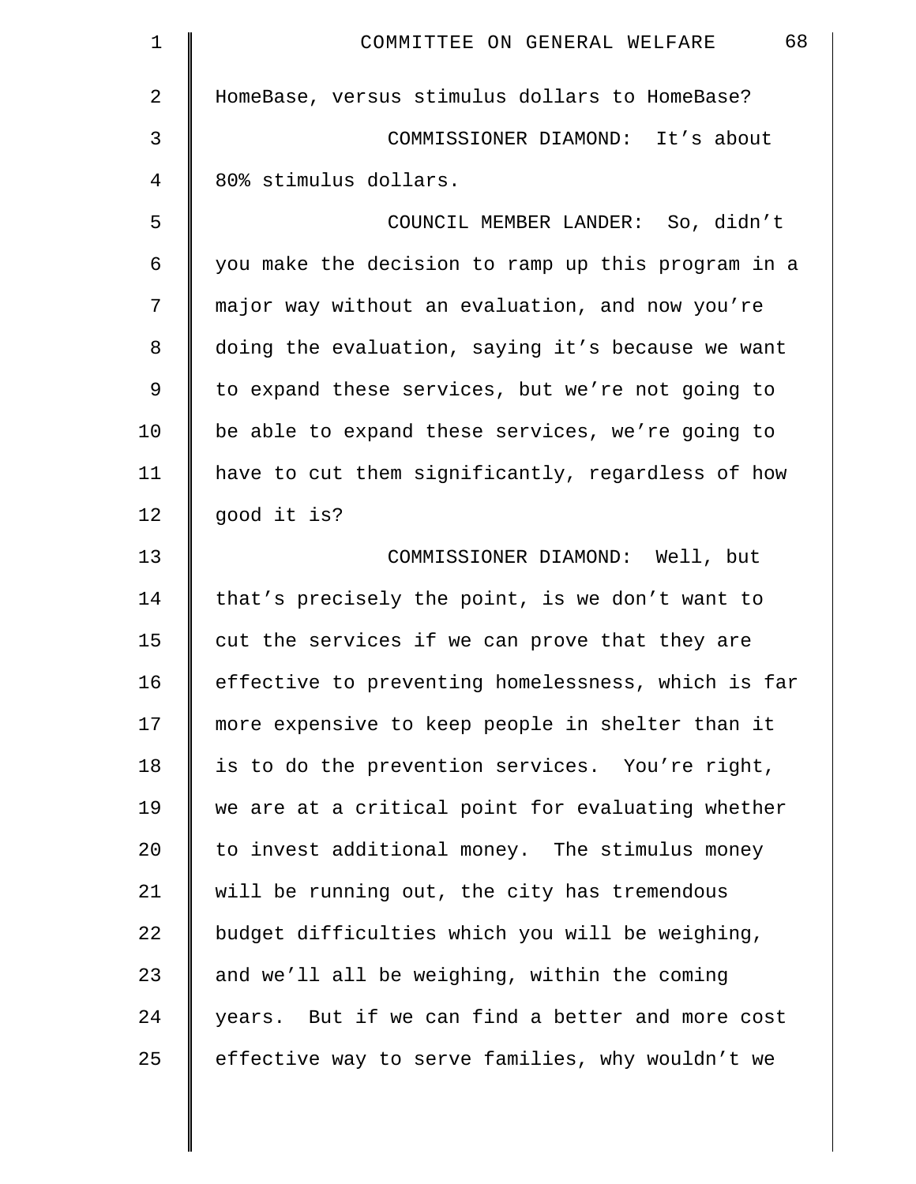HomeBase, versus stimulus dollars to HomeBase?

COMMISSIONER DIAMOND: It's about 80% stimulus dollars.

COUNCIL MEMBER LANDER: So, didn't you make the decision to ramp up this program in a major way without an evaluation, and now you're doing the evaluation, saying it's because we want to expand these services, but we're not going to be able to expand these services, we're going to have to cut them significantly, regardless of how good it is?

COMMISSIONER DIAMOND: Well, but that's precisely the point, is we don't want to cut the services if we can prove that they are effective to preventing homelessness, which is far more expensive to keep people in shelter than it is to do the prevention services. You're right, we are at a critical point for evaluating whether to invest additional money. The stimulus money will be running out, the city has tremendous budget difficulties which you will be weighing, and we'll all be weighing, within the coming years. But if we can find a better and more cost effective way to serve families, why wouldn't we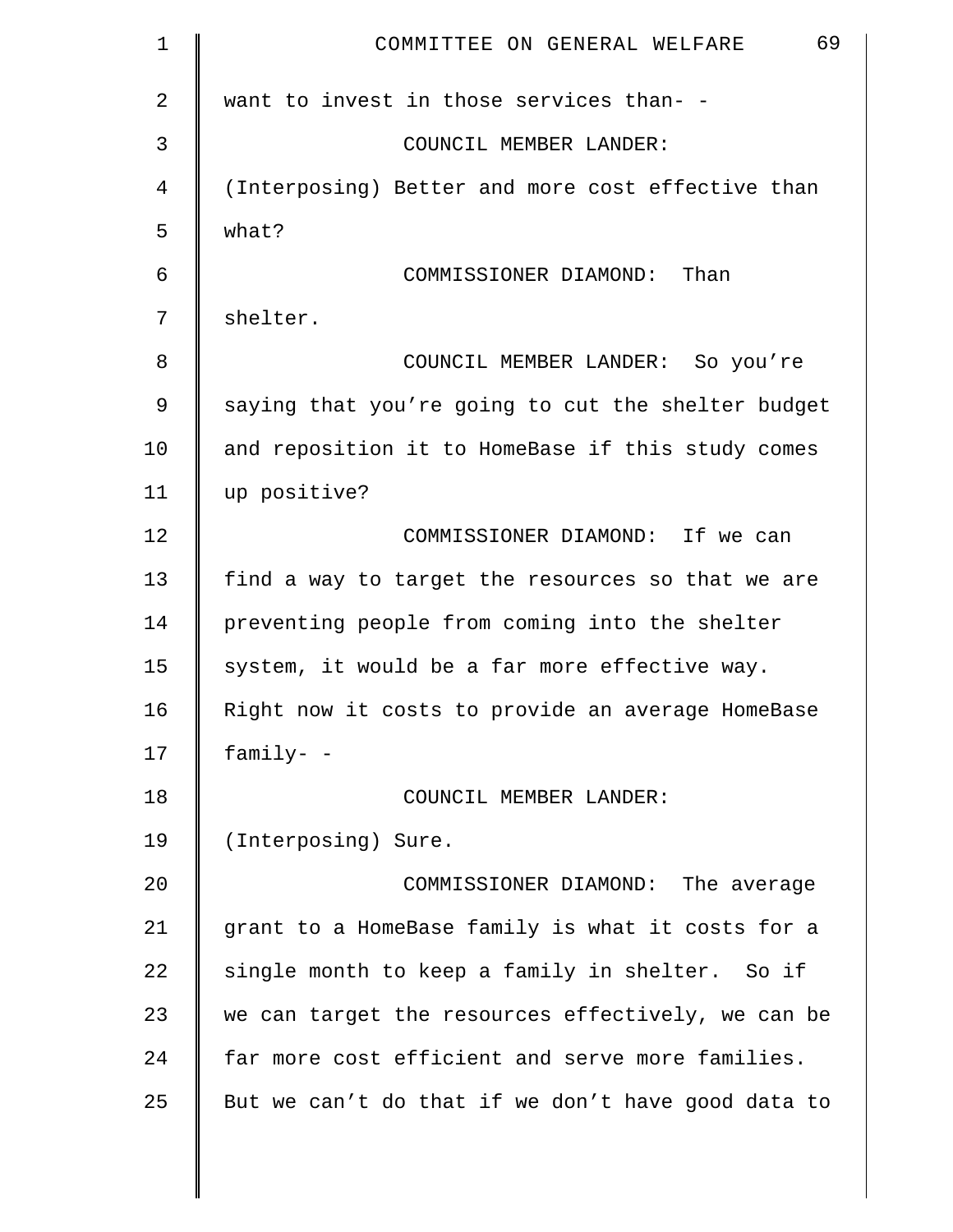want to invest in those services than- -

COUNCIL MEMBER LANDER: (Interposing) Better and more cost effective than what?

COMMISSIONER DIAMOND: Than shelter.

COUNCIL MEMBER LANDER: So you're saying that you're going to cut the shelter budget and reposition it to HomeBase if this study comes up positive?

COMMISSIONER DIAMOND: If we can find a way to target the resources so that we are preventing people from coming into the shelter system, it would be a far more effective way. Right now it costs to provide an average HomeBase family- -

COUNCIL MEMBER LANDER: (Interposing) Sure.

COMMISSIONER DIAMOND: The average grant to a HomeBase family is what it costs for a single month to keep a family in shelter. So if we can target the resources effectively, we can be far more cost efficient and serve more families. But we can't do that if we don't have good data to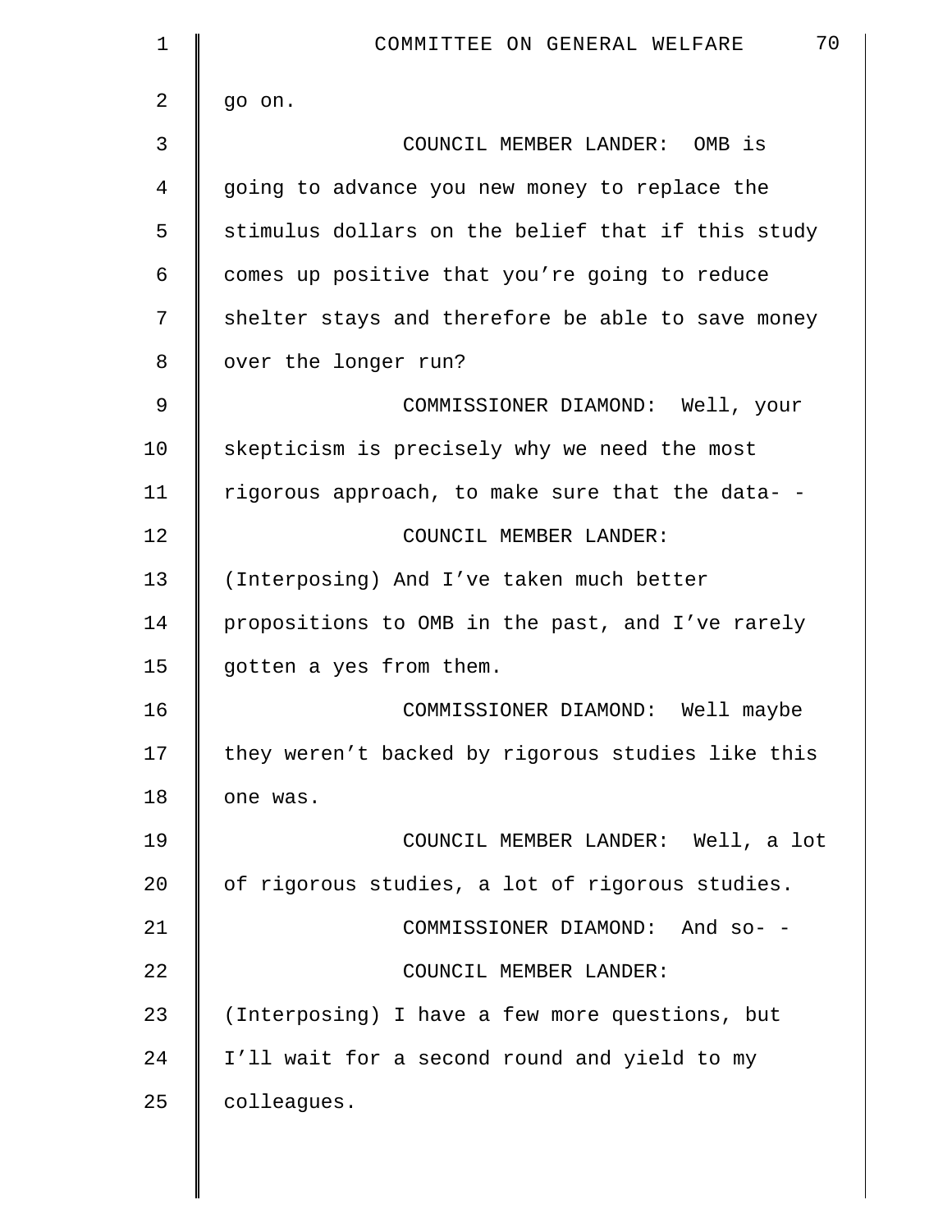go on.

COUNCIL MEMBER LANDER: OMB is going to advance you new money to replace the stimulus dollars on the belief that if this study comes up positive that you're going to reduce shelter stays and therefore be able to save money over the longer run?

COMMISSIONER DIAMOND: Well, your skepticism is precisely why we need the most rigorous approach, to make sure that the data- -

COUNCIL MEMBER LANDER: (Interposing) And I've taken much better propositions to OMB in the past, and I've rarely gotten a yes from them.

COMMISSIONER DIAMOND: Well maybe they weren't backed by rigorous studies like this one was.

COUNCIL MEMBER LANDER: Well, a lot of rigorous studies, a lot of rigorous studies.

COMMISSIONER DIAMOND: And so- -

COUNCIL MEMBER LANDER: (Interposing) I have a few more questions, but I'll wait for a second round and yield to my colleagues.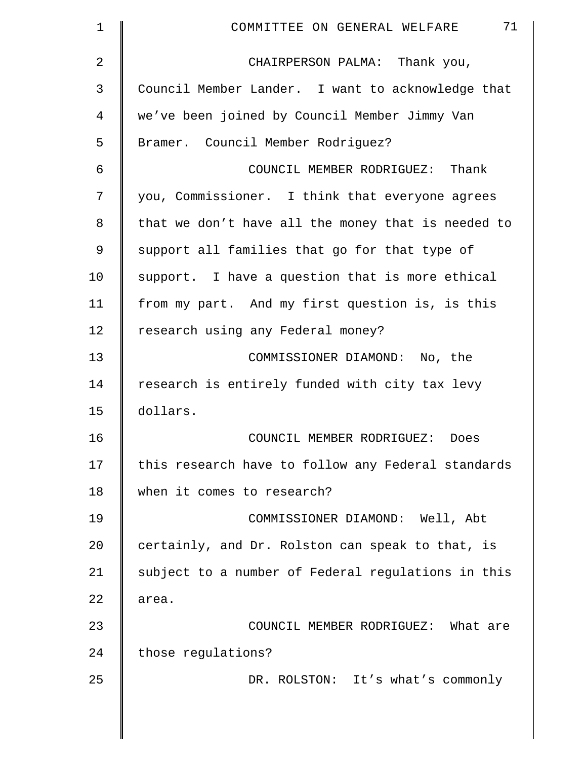CHAIRPERSON PALMA: Thank you, Council Member Lander. I want to acknowledge that we've been joined by Council Member Jimmy Van Bramer. Council Member Rodriguez?

COUNCIL MEMBER RODRIGUEZ: Thank you, Commissioner. I think that everyone agrees that we don't have all the money that is needed to support all families that go for that type of support. I have a question that is more ethical from my part. And my first question is, is this research using any Federal money?

COMMISSIONER DIAMOND: No, the research is entirely funded with city tax levy dollars.

COUNCIL MEMBER RODRIGUEZ: Does this research have to follow any Federal standards when it comes to research?

COMMISSIONER DIAMOND: Well, Abt certainly, and Dr. Rolston can speak to that, is subject to a number of Federal regulations in this area.

COUNCIL MEMBER RODRIGUEZ: What are those regulations?

DR. ROLSTON: It's what's commonly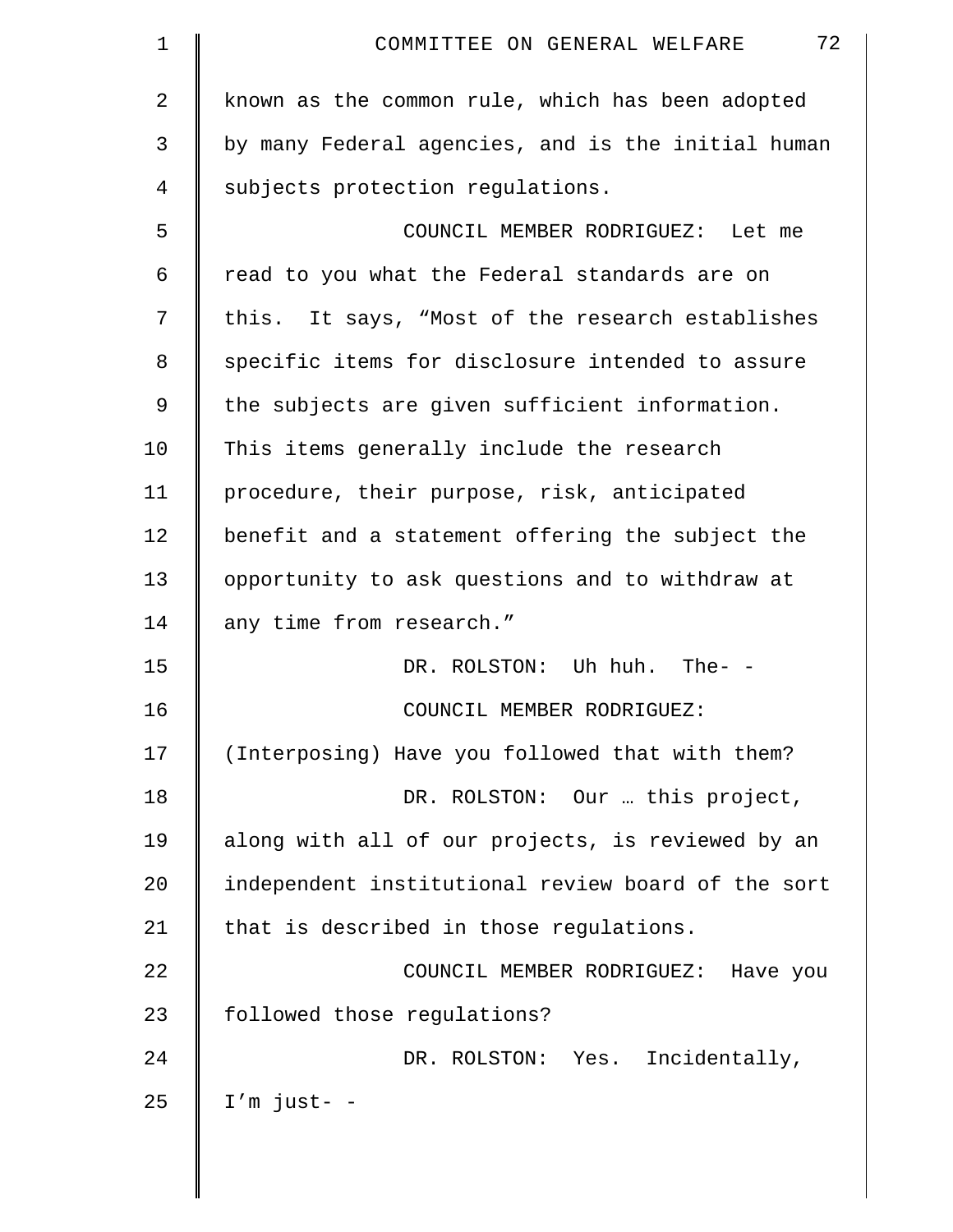known as the common rule, which has been adopted by many Federal agencies, and is the initial human subjects protection regulations.

COUNCIL MEMBER RODRIGUEZ: Let me read to you what the Federal standards are on this. It says, "Most of the research establishes specific items for disclosure intended to assure the subjects are given sufficient information. This items generally include the research procedure, their purpose, risk, anticipated benefit and a statement offering the subject the opportunity to ask questions and to withdraw at any time from research."

DR. ROLSTON: Uh huh. The- -

COUNCIL MEMBER RODRIGUEZ: (Interposing) Have you followed that with them?

DR. ROLSTON: Our … this project, along with all of our projects, is reviewed by an independent institutional review board of the sort that is described in those regulations.

COUNCIL MEMBER RODRIGUEZ: Have you followed those regulations?

DR. ROLSTON: Yes. Incidentally, I'm just- -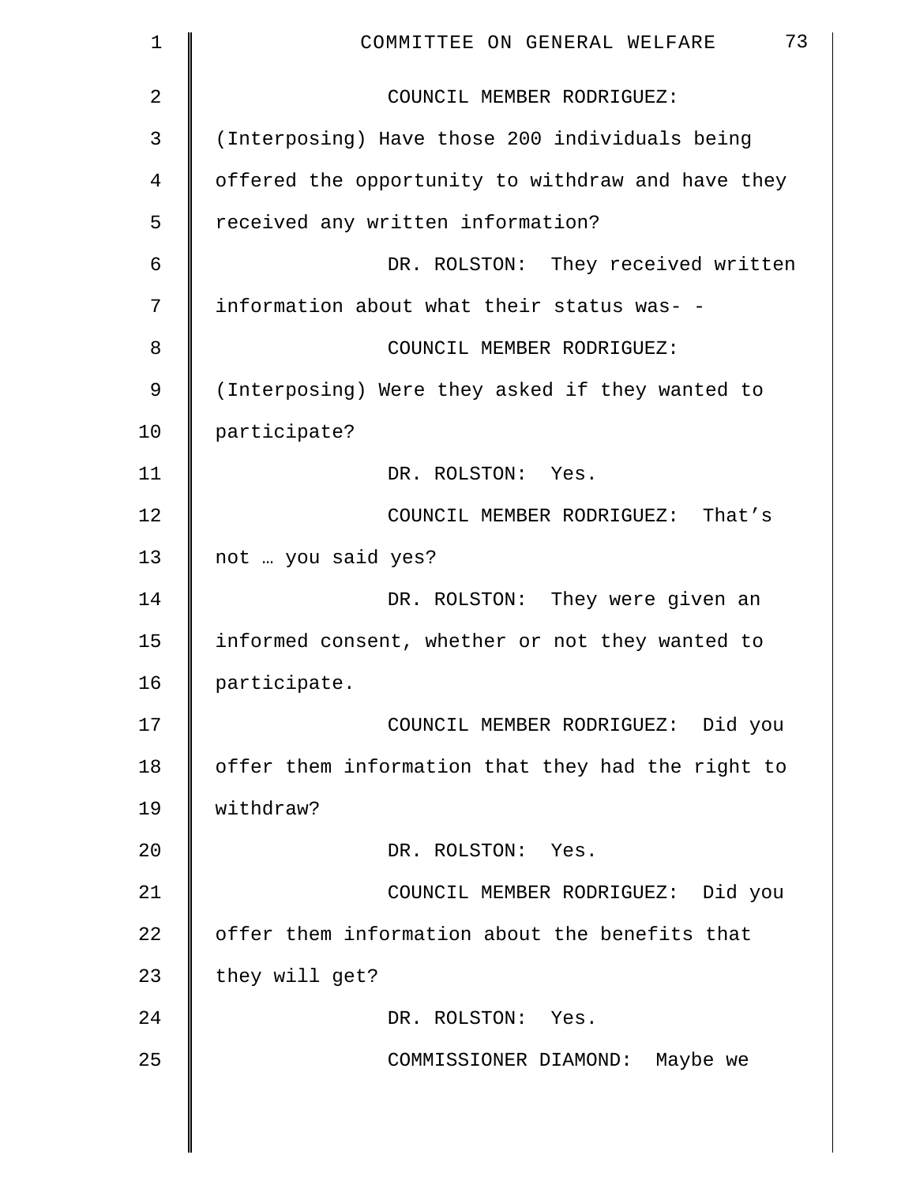COUNCIL MEMBER RODRIGUEZ: (Interposing) Have those 200 individuals being offered the opportunity to withdraw and have they received any written information?

DR. ROLSTON: They received written information about what their status was- -

COUNCIL MEMBER RODRIGUEZ: (Interposing) Were they asked if they wanted to participate?

DR. ROLSTON: Yes.

COUNCIL MEMBER RODRIGUEZ: That's not … you said yes?

DR. ROLSTON: They were given an informed consent, whether or not they wanted to participate.

COUNCIL MEMBER RODRIGUEZ: Did you offer them information that they had the right to withdraw?

DR. ROLSTON: Yes.

COUNCIL MEMBER RODRIGUEZ: Did you offer them information about the benefits that they will get?

DR. ROLSTON: Yes.

COMMISSIONER DIAMOND: Maybe we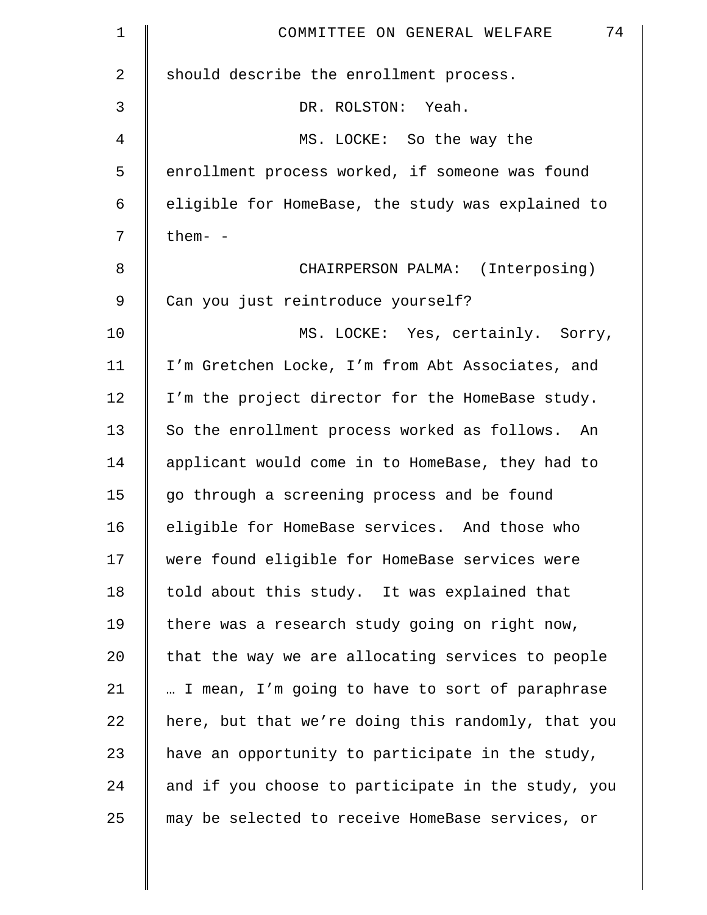should describe the enrollment process.

DR. ROLSTON: Yeah.

MS. LOCKE: So the way the enrollment process worked, if someone was found eligible for HomeBase, the study was explained to them- -

CHAIRPERSON PALMA: (Interposing) Can you just reintroduce yourself?

MS. LOCKE: Yes, certainly. Sorry, I'm Gretchen Locke, I'm from Abt Associates, and I'm the project director for the HomeBase study. So the enrollment process worked as follows. An applicant would come in to HomeBase, they had to go through a screening process and be found eligible for HomeBase services. And those who were found eligible for HomeBase services were told about this study. It was explained that there was a research study going on right now, that the way we are allocating services to people … I mean, I'm going to have to sort of paraphrase here, but that we're doing this randomly, that you have an opportunity to participate in the study, and if you choose to participate in the study, you may be selected to receive HomeBase services, or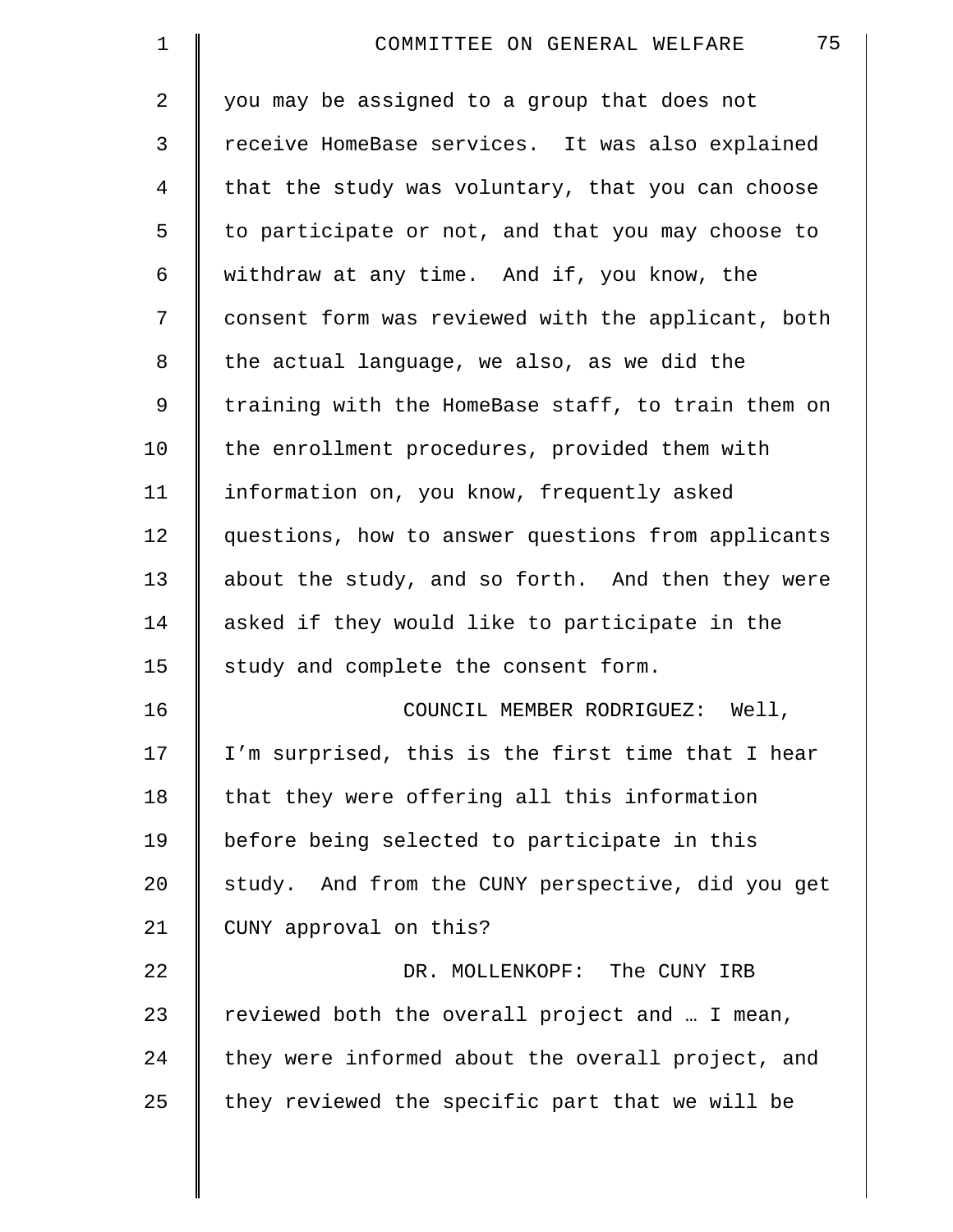you may be assigned to a group that does not receive HomeBase services. It was also explained that the study was voluntary, that you can choose to participate or not, and that you may choose to withdraw at any time. And if, you know, the consent form was reviewed with the applicant, both the actual language, we also, as we did the training with the HomeBase staff, to train them on the enrollment procedures, provided them with information on, you know, frequently asked questions, how to answer questions from applicants about the study, and so forth. And then they were asked if they would like to participate in the study and complete the consent form.

COUNCIL MEMBER RODRIGUEZ: Well, I'm surprised, this is the first time that I hear that they were offering all this information before being selected to participate in this study. And from the CUNY perspective, did you get CUNY approval on this?

DR. MOLLENKOPF: The CUNY IRB reviewed both the overall project and … I mean, they were informed about the overall project, and they reviewed the specific part that we will be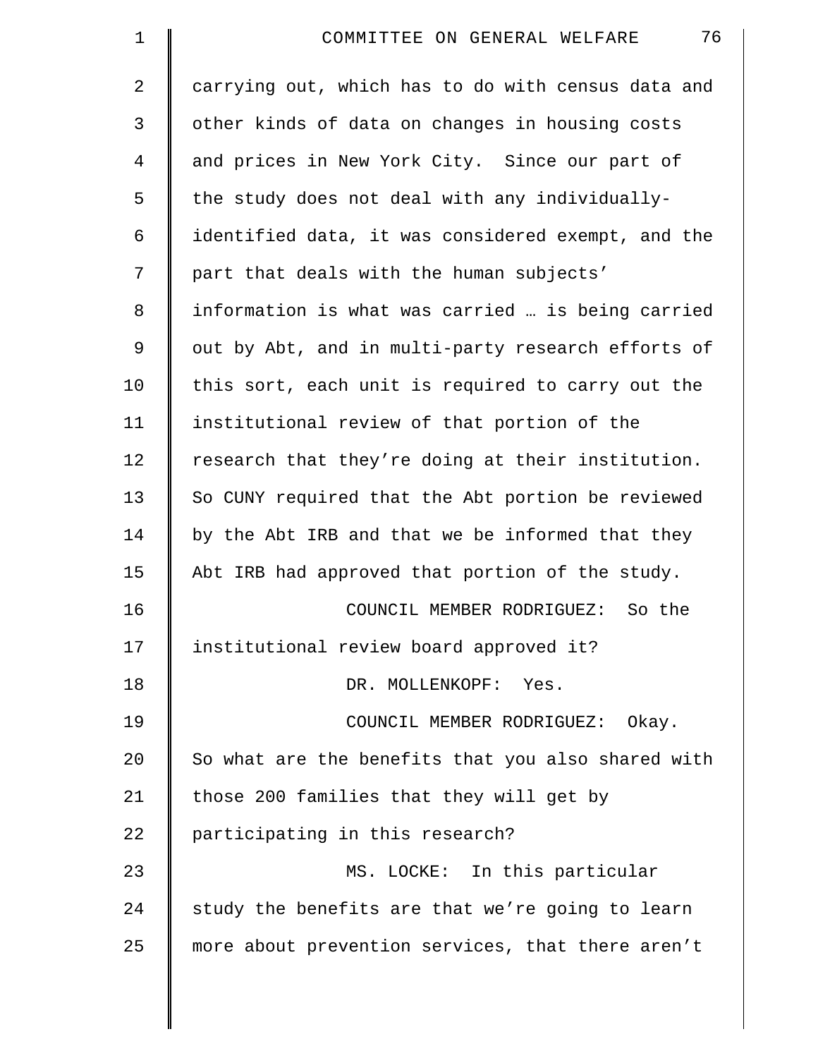carrying out, which has to do with census data and other kinds of data on changes in housing costs and prices in New York City. Since our part of the study does not deal with any individually-identified data, it was considered exempt, and the part that deals with the human subjects' information is what was carried … is being carried out by Abt, and in multi-party research efforts of this sort, each unit is required to carry out the institutional review of that portion of the research that they're doing at their institution. So CUNY required that the Abt portion be reviewed by the Abt IRB and that we be informed that they Abt IRB had approved that portion of the study.

COUNCIL MEMBER RODRIGUEZ: So the institutional review board approved it?

DR. MOLLENKOPF: Yes.

COUNCIL MEMBER RODRIGUEZ: Okay. So what are the benefits that you also shared with those 200 families that they will get by participating in this research?

MS. LOCKE: In this particular study the benefits are that we're going to learn more about prevention services, that there aren't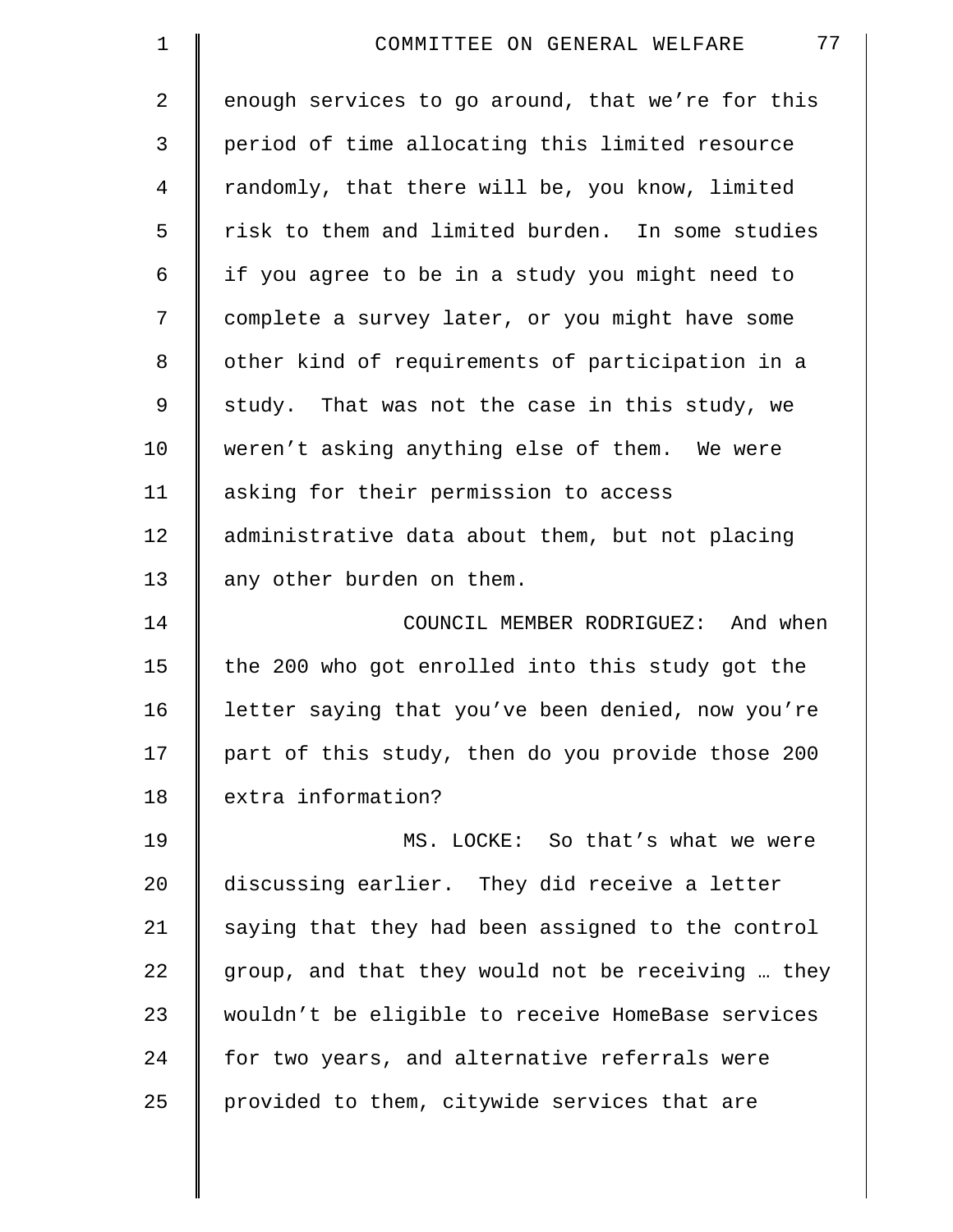enough services to go around, that we're for this period of time allocating this limited resource randomly, that there will be, you know, limited risk to them and limited burden. In some studies if you agree to be in a study you might need to complete a survey later, or you might have some other kind of requirements of participation in a study. That was not the case in this study, we weren't asking anything else of them. We were asking for their permission to access administrative data about them, but not placing any other burden on them.

COUNCIL MEMBER RODRIGUEZ: And when the 200 who got enrolled into this study got the letter saying that you've been denied, now you're part of this study, then do you provide those 200 extra information?

MS. LOCKE: So that's what we were discussing earlier. They did receive a letter saying that they had been assigned to the control group, and that they would not be receiving … they wouldn't be eligible to receive HomeBase services for two years, and alternative referrals were provided to them, citywide services that are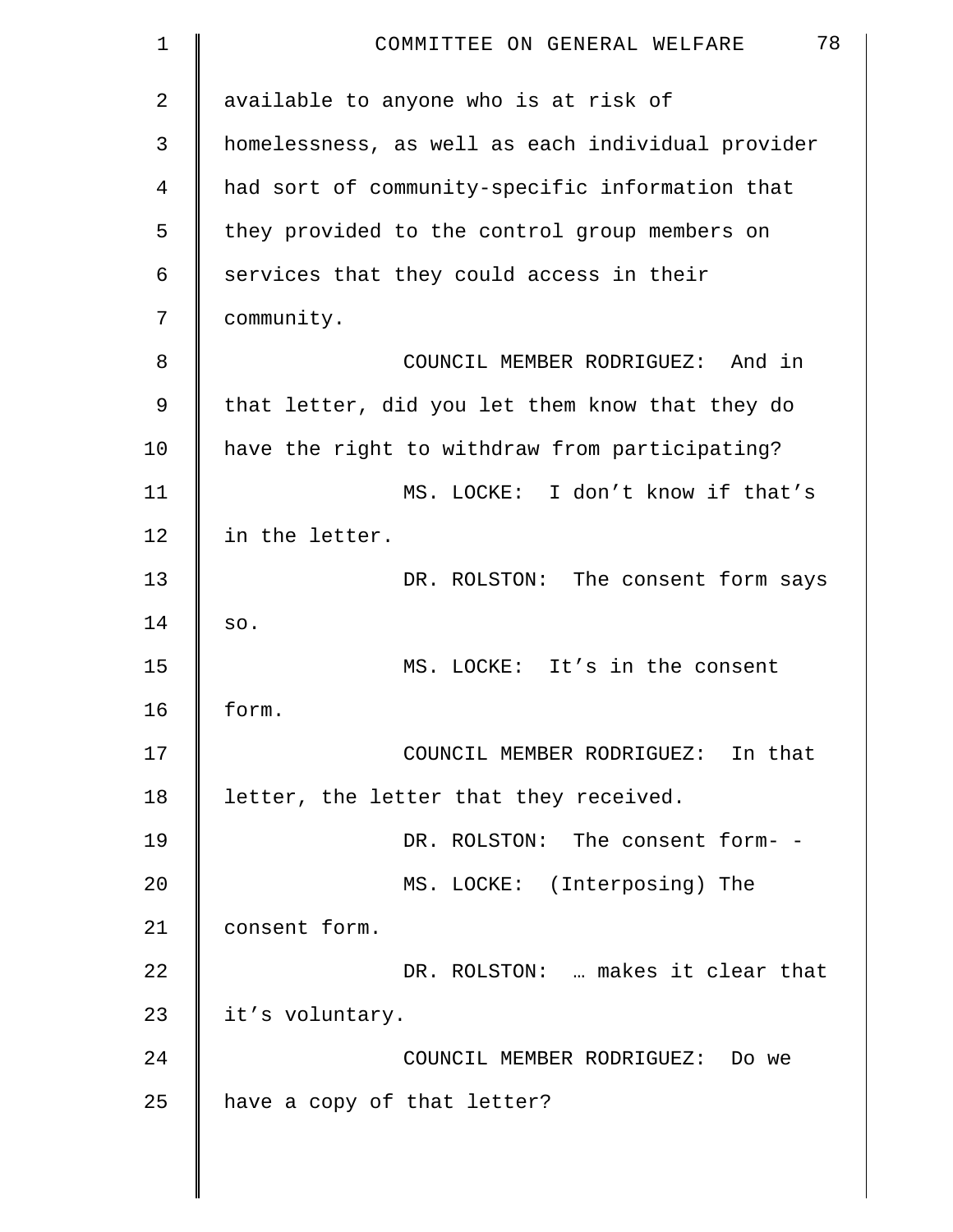available to anyone who is at risk of homelessness, as well as each individual provider had sort of community-specific information that they provided to the control group members on services that they could access in their community.

COUNCIL MEMBER RODRIGUEZ: And in that letter, did you let them know that they do have the right to withdraw from participating?

MS. LOCKE: I don't know if that's in the letter.

DR. ROLSTON: The consent form says so.

MS. LOCKE: It's in the consent form.

COUNCIL MEMBER RODRIGUEZ: In that letter, the letter that they received.

DR. ROLSTON: The consent form- -

MS. LOCKE: (Interposing) The consent form.

DR. ROLSTON: … makes it clear that it's voluntary.

COUNCIL MEMBER RODRIGUEZ: Do we have a copy of that letter?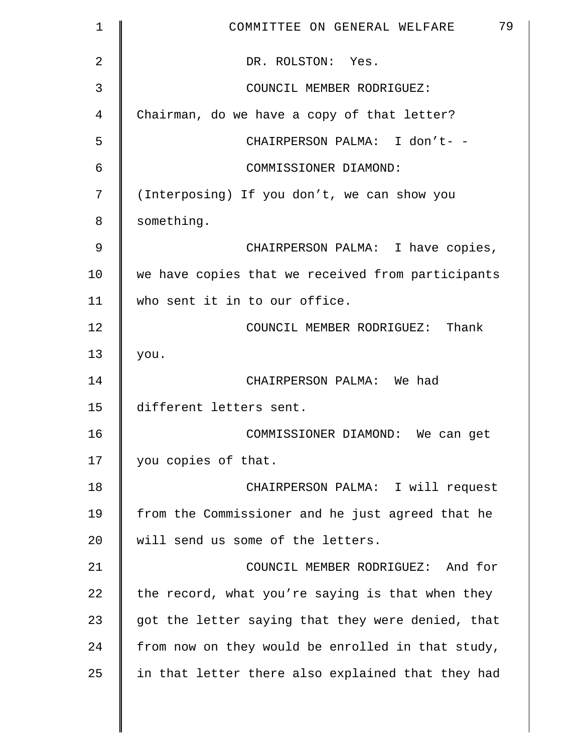DR. ROLSTON: Yes.

COUNCIL MEMBER RODRIGUEZ: Chairman, do we have a copy of that letter?

CHAIRPERSON PALMA: I don't- -

COMMISSIONER DIAMOND: (Interposing) If you don't, we can show you something.

CHAIRPERSON PALMA: I have copies, we have copies that we received from participants who sent it in to our office.

COUNCIL MEMBER RODRIGUEZ: Thank you.

CHAIRPERSON PALMA: We had different letters sent.

COMMISSIONER DIAMOND: We can get you copies of that.

CHAIRPERSON PALMA: I will request from the Commissioner and he just agreed that he will send us some of the letters.

COUNCIL MEMBER RODRIGUEZ: And for the record, what you're saying is that when they got the letter saying that they were denied, that from now on they would be enrolled in that study, in that letter there also explained that they had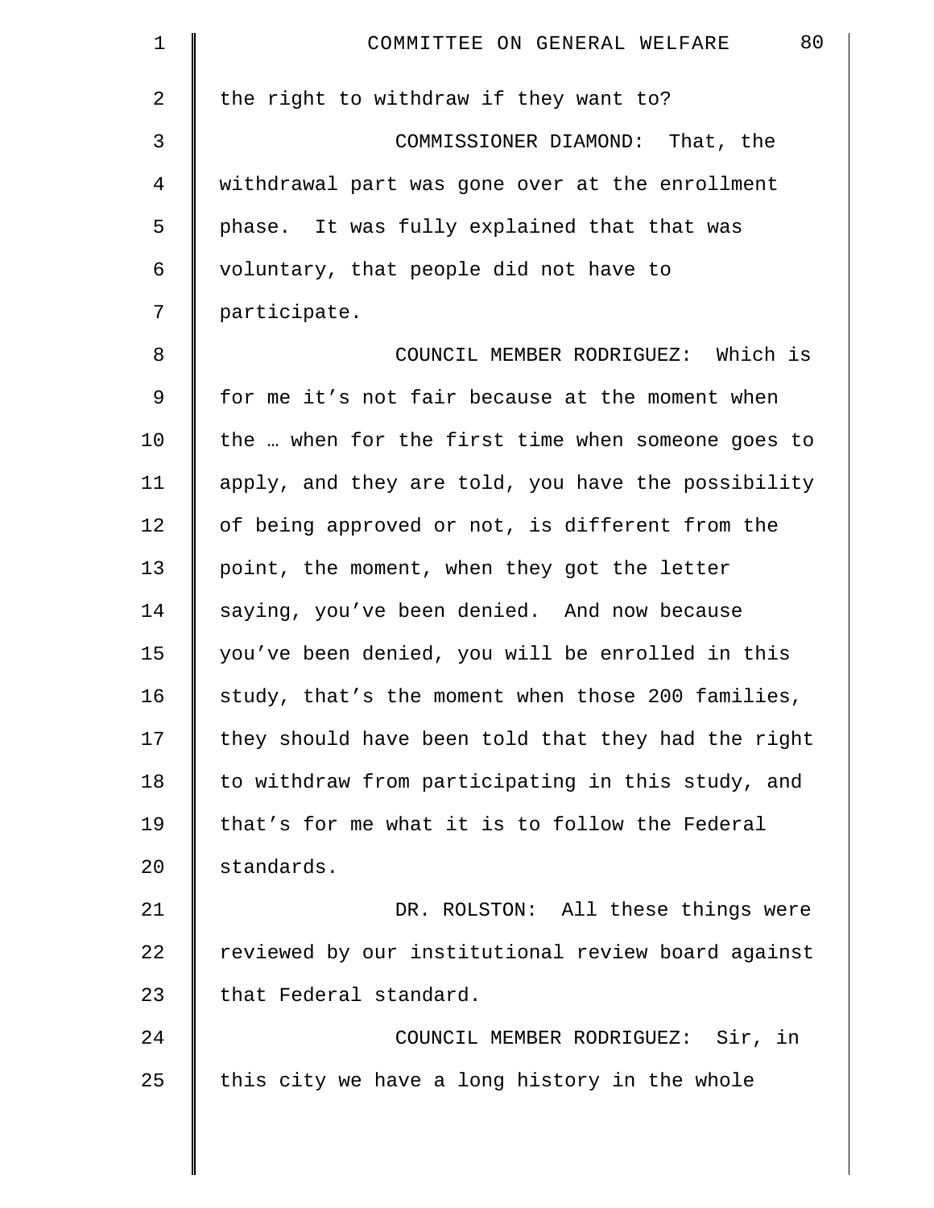the right to withdraw if they want to?

COMMISSIONER DIAMOND: That, the withdrawal part was gone over at the enrollment phase. It was fully explained that that was voluntary, that people did not have to participate.

COUNCIL MEMBER RODRIGUEZ: Which is for me it's not fair because at the moment when the … when for the first time when someone goes to apply, and they are told, you have the possibility of being approved or not, is different from the point, the moment, when they got the letter saying, you've been denied. And now because you've been denied, you will be enrolled in this study, that's the moment when those 200 families, they should have been told that they had the right to withdraw from participating in this study, and that's for me what it is to follow the Federal standards.

DR. ROLSTON: All these things were reviewed by our institutional review board against that Federal standard.

COUNCIL MEMBER RODRIGUEZ: Sir, in this city we have a long history in the whole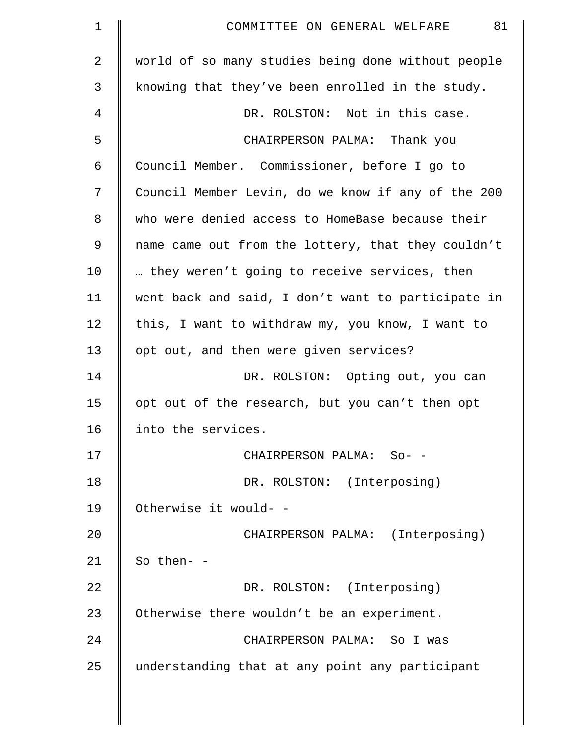world of so many studies being done without people knowing that they've been enrolled in the study.

DR. ROLSTON: Not in this case.

CHAIRPERSON PALMA: Thank you Council Member. Commissioner, before I go to Council Member Levin, do we know if any of the 200 who were denied access to HomeBase because their name came out from the lottery, that they couldn't … they weren't going to receive services, then went back and said, I don't want to participate in this, I want to withdraw my, you know, I want to opt out, and then were given services?

DR. ROLSTON: Opting out, you can opt out of the research, but you can't then opt into the services.

CHAIRPERSON PALMA: So- -

DR. ROLSTON: (Interposing) Otherwise it would- -

CHAIRPERSON PALMA: (Interposing) So then- -

DR. ROLSTON: (Interposing) Otherwise there wouldn't be an experiment.

CHAIRPERSON PALMA: So I was understanding that at any point any participant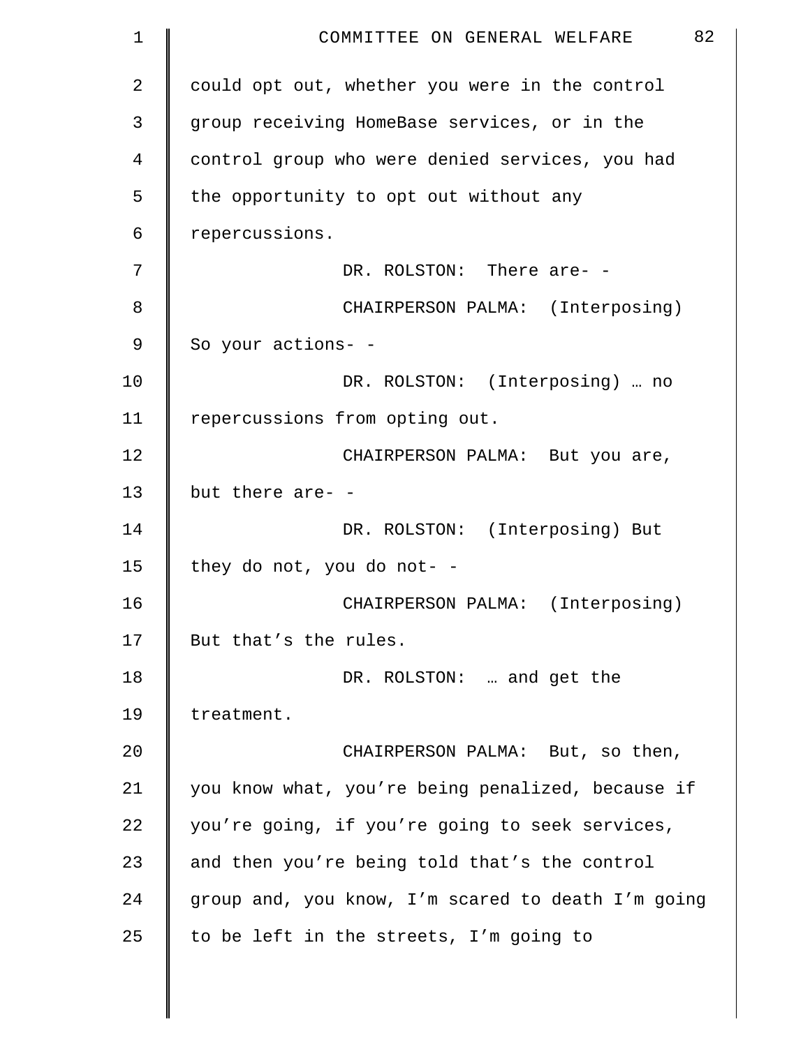could opt out, whether you were in the control group receiving HomeBase services, or in the control group who were denied services, you had the opportunity to opt out without any repercussions.

DR. ROLSTON: There are- -

CHAIRPERSON PALMA: (Interposing) So your actions- -

DR. ROLSTON: (Interposing) … no repercussions from opting out.

CHAIRPERSON PALMA: But you are, but there are- -

DR. ROLSTON: (Interposing) But they do not, you do not- -

CHAIRPERSON PALMA: (Interposing) But that's the rules.

DR. ROLSTON: … and get the treatment.

CHAIRPERSON PALMA: But, so then, you know what, you're being penalized, because if you're going, if you're going to seek services, and then you're being told that's the control group and, you know, I'm scared to death I'm going to be left in the streets, I'm going to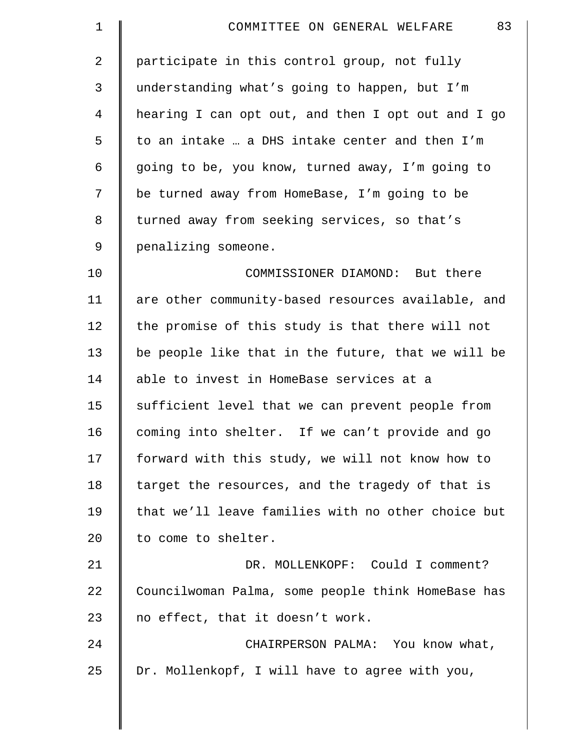participate in this control group, not fully understanding what's going to happen, but I'm hearing I can opt out, and then I opt out and I go to an intake … a DHS intake center and then I'm going to be, you know, turned away, I'm going to be turned away from HomeBase, I'm going to be turned away from seeking services, so that's penalizing someone.

COMMISSIONER DIAMOND: But there are other community-based resources available, and the promise of this study is that there will not be people like that in the future, that we will be able to invest in HomeBase services at a sufficient level that we can prevent people from coming into shelter. If we can't provide and go forward with this study, we will not know how to target the resources, and the tragedy of that is that we'll leave families with no other choice but to come to shelter.

DR. MOLLENKOPF: Could I comment? Councilwoman Palma, some people think HomeBase has no effect, that it doesn't work.

CHAIRPERSON PALMA: You know what, Dr. Mollenkopf, I will have to agree with you,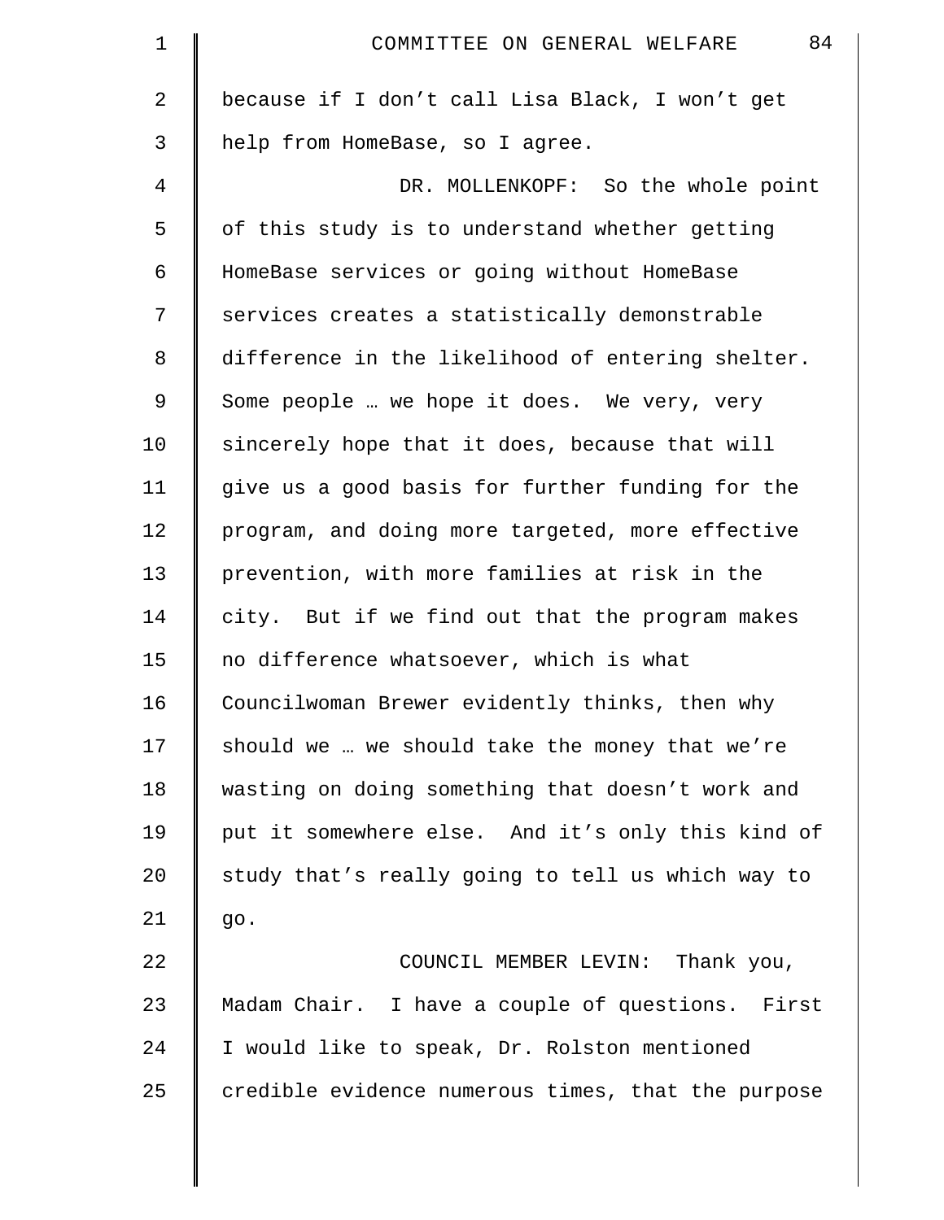because if I don't call Lisa Black, I won't get help from HomeBase, so I agree.

DR. MOLLENKOPF: So the whole point of this study is to understand whether getting HomeBase services or going without HomeBase services creates a statistically demonstrable difference in the likelihood of entering shelter. Some people … we hope it does. We very, very sincerely hope that it does, because that will give us a good basis for further funding for the program, and doing more targeted, more effective prevention, with more families at risk in the city. But if we find out that the program makes no difference whatsoever, which is what Councilwoman Brewer evidently thinks, then why should we … we should take the money that we're wasting on doing something that doesn't work and put it somewhere else. And it's only this kind of study that's really going to tell us which way to go.

COUNCIL MEMBER LEVIN: Thank you, Madam Chair. I have a couple of questions. First I would like to speak, Dr. Rolston mentioned credible evidence numerous times, that the purpose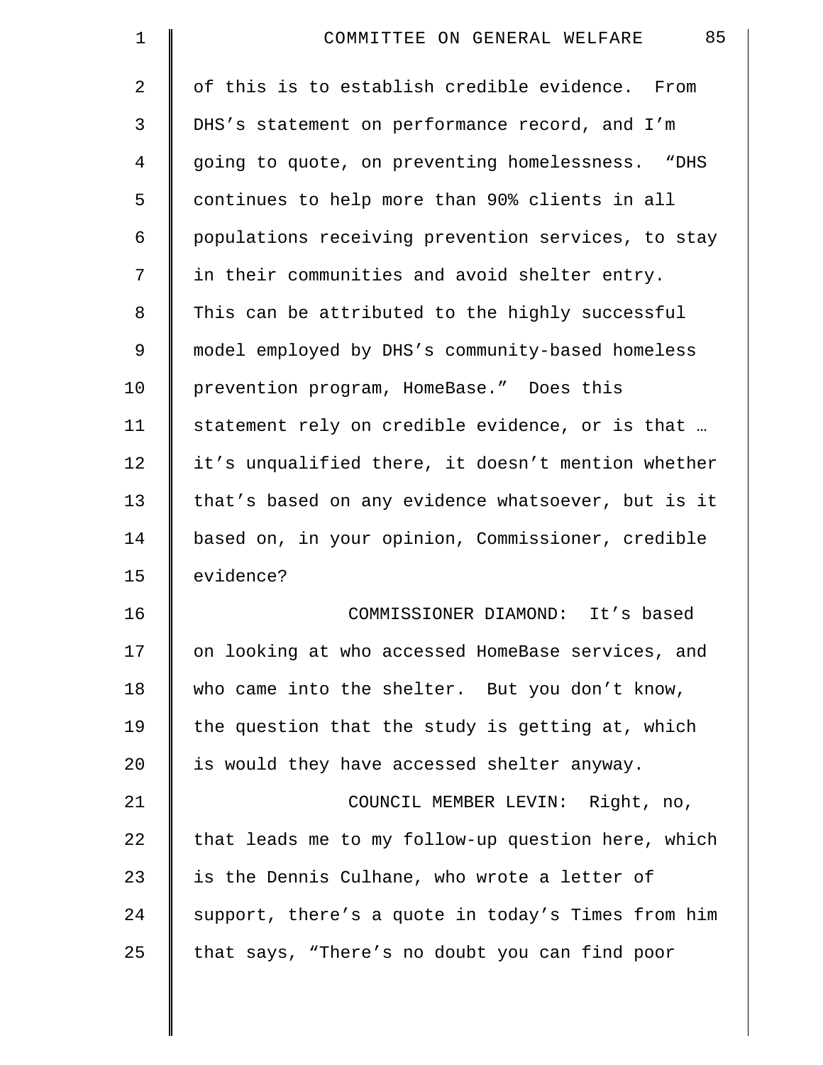of this is to establish credible evidence. From DHS's statement on performance record, and I'm going to quote, on preventing homelessness. "DHS continues to help more than 90% clients in all populations receiving prevention services, to stay in their communities and avoid shelter entry. This can be attributed to the highly successful model employed by DHS's community-based homeless prevention program, HomeBase." Does this statement rely on credible evidence, or is that … it's unqualified there, it doesn't mention whether that's based on any evidence whatsoever, but is it based on, in your opinion, Commissioner, credible evidence?

COMMISSIONER DIAMOND: It's based on looking at who accessed HomeBase services, and who came into the shelter. But you don't know, the question that the study is getting at, which is would they have accessed shelter anyway.

COUNCIL MEMBER LEVIN: Right, no, that leads me to my follow-up question here, which is the Dennis Culhane, who wrote a letter of support, there's a quote in today's Times from him that says, "There's no doubt you can find poor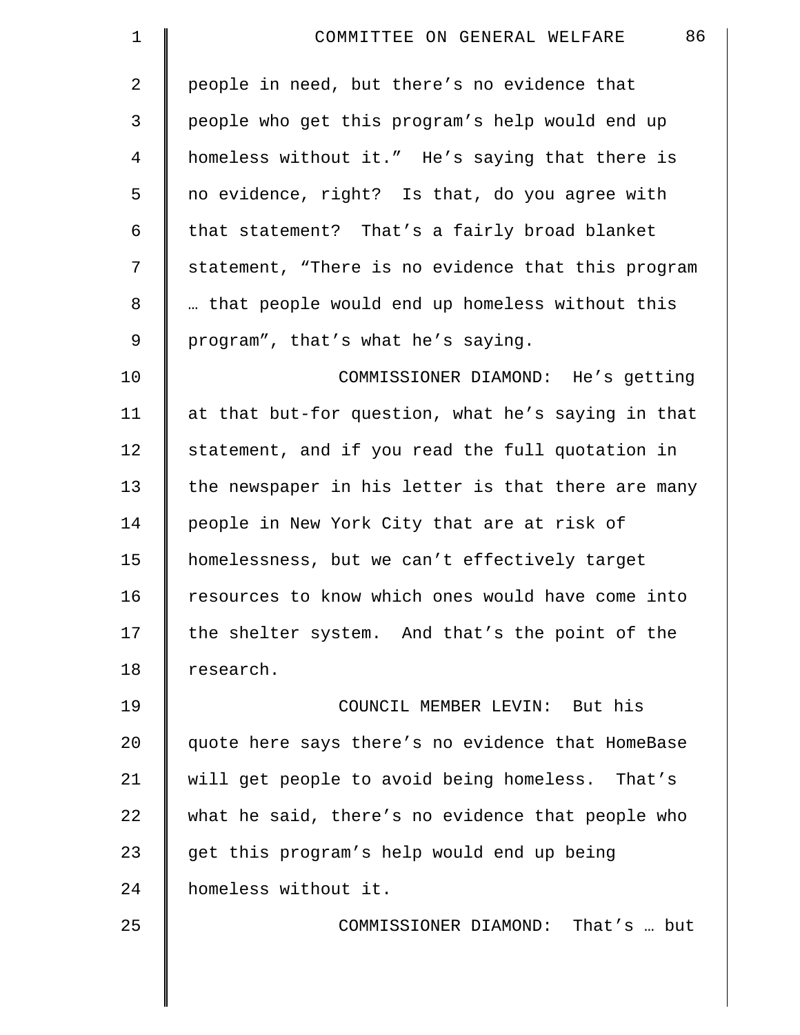people in need, but there's no evidence that people who get this program's help would end up homeless without it." He's saying that there is no evidence, right? Is that, do you agree with that statement? That's a fairly broad blanket statement, "There is no evidence that this program … that people would end up homeless without this program", that's what he's saying.

COMMISSIONER DIAMOND: He's getting at that but-for question, what he's saying in that statement, and if you read the full quotation in the newspaper in his letter is that there are many people in New York City that are at risk of homelessness, but we can't effectively target resources to know which ones would have come into the shelter system. And that's the point of the research.

COUNCIL MEMBER LEVIN: But his quote here says there's no evidence that HomeBase will get people to avoid being homeless. That's what he said, there's no evidence that people who get this program's help would end up being homeless without it.

COMMISSIONER DIAMOND: That's … but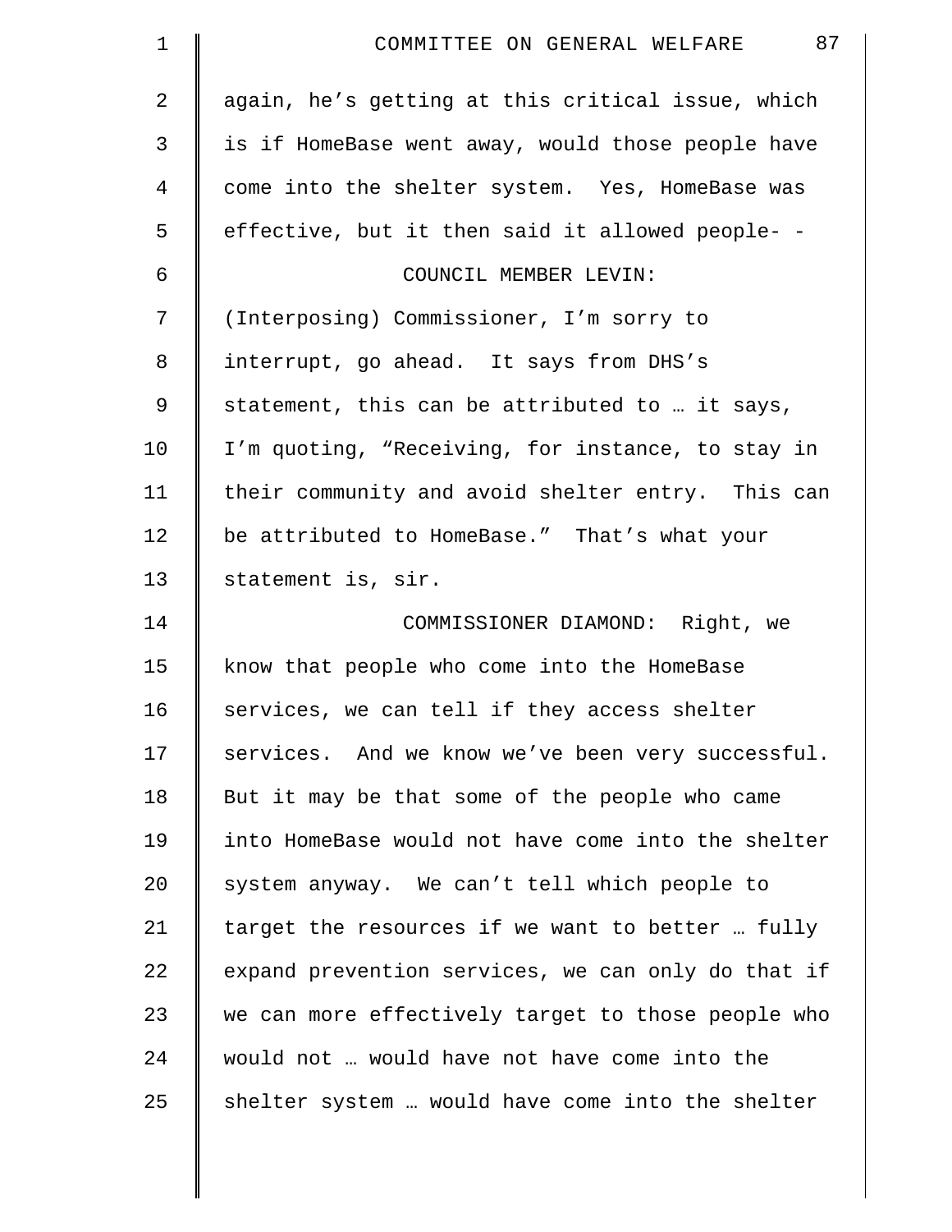again, he's getting at this critical issue, which is if HomeBase went away, would those people have come into the shelter system. Yes, HomeBase was effective, but it then said it allowed people- -

COUNCIL MEMBER LEVIN:

(Interposing) Commissioner, I'm sorry to interrupt, go ahead. It says from DHS's statement, this can be attributed to … it says, I'm quoting, "Receiving, for instance, to stay in their community and avoid shelter entry. This can be attributed to HomeBase." That's what your statement is, sir.

COMMISSIONER DIAMOND: Right, we know that people who come into the HomeBase services, we can tell if they access shelter services. And we know we've been very successful. But it may be that some of the people who came into HomeBase would not have come into the shelter system anyway. We can't tell which people to target the resources if we want to better … fully expand prevention services, we can only do that if we can more effectively target to those people who would not … would have not have come into the shelter system … would have come into the shelter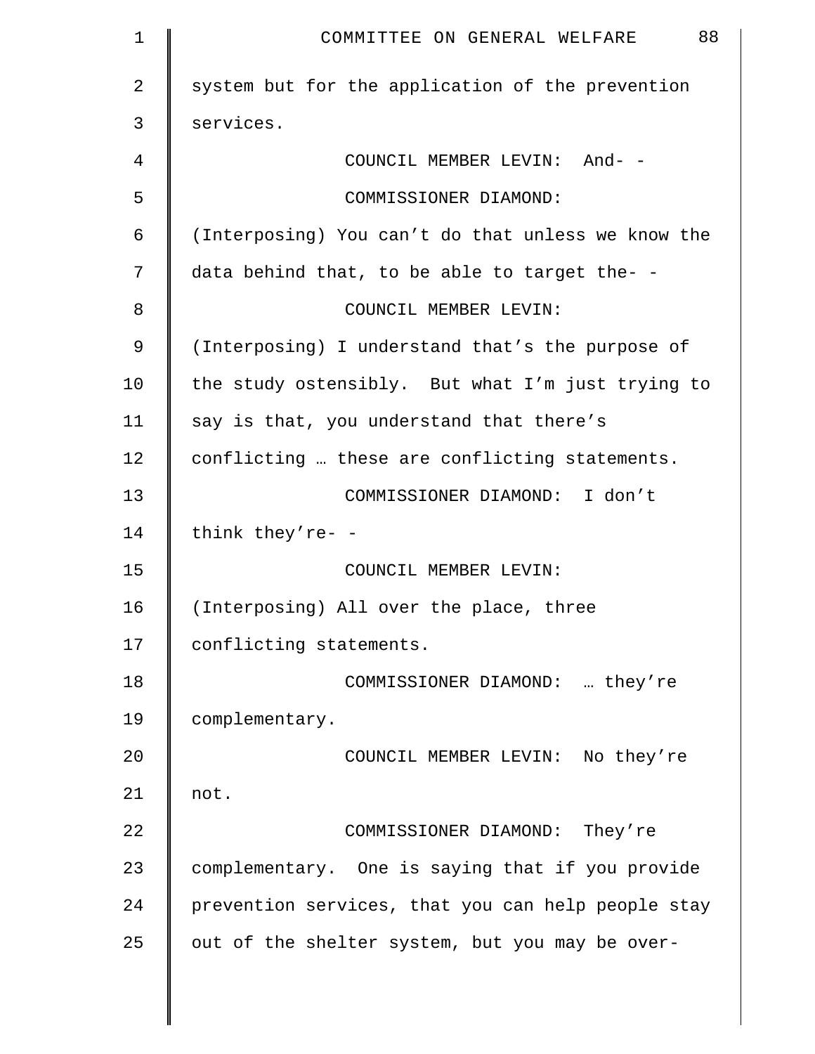system but for the application of the prevention services.

COUNCIL MEMBER LEVIN: And- -

COMMISSIONER DIAMOND: (Interposing) You can't do that unless we know the data behind that, to be able to target the- -

COUNCIL MEMBER LEVIN: (Interposing) I understand that's the purpose of the study ostensibly. But what I'm just trying to say is that, you understand that there's conflicting … these are conflicting statements.

COMMISSIONER DIAMOND: I don't think they're- -

COUNCIL MEMBER LEVIN: (Interposing) All over the place, three conflicting statements.

COMMISSIONER DIAMOND: … they're complementary.

COUNCIL MEMBER LEVIN: No they're not.

COMMISSIONER DIAMOND: They're complementary. One is saying that if you provide prevention services, that you can help people stay out of the shelter system, but you may be over-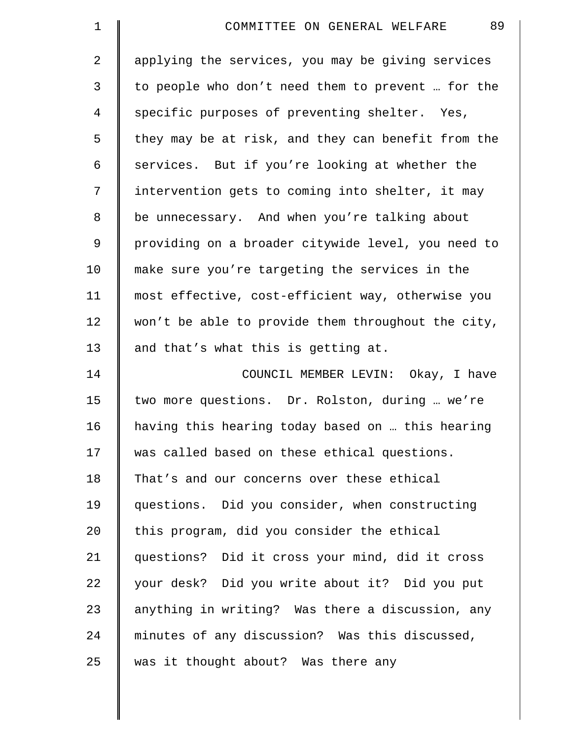applying the services, you may be giving services to people who don't need them to prevent … for the specific purposes of preventing shelter. Yes, they may be at risk, and they can benefit from the services. But if you're looking at whether the intervention gets to coming into shelter, it may be unnecessary. And when you're talking about providing on a broader citywide level, you need to make sure you're targeting the services in the most effective, cost-efficient way, otherwise you won't be able to provide them throughout the city, and that's what this is getting at.

COUNCIL MEMBER LEVIN: Okay, I have two more questions. Dr. Rolston, during … we're having this hearing today based on … this hearing was called based on these ethical questions. That's and our concerns over these ethical questions. Did you consider, when constructing this program, did you consider the ethical questions? Did it cross your mind, did it cross your desk? Did you write about it? Did you put anything in writing? Was there a discussion, any minutes of any discussion? Was this discussed, was it thought about? Was there any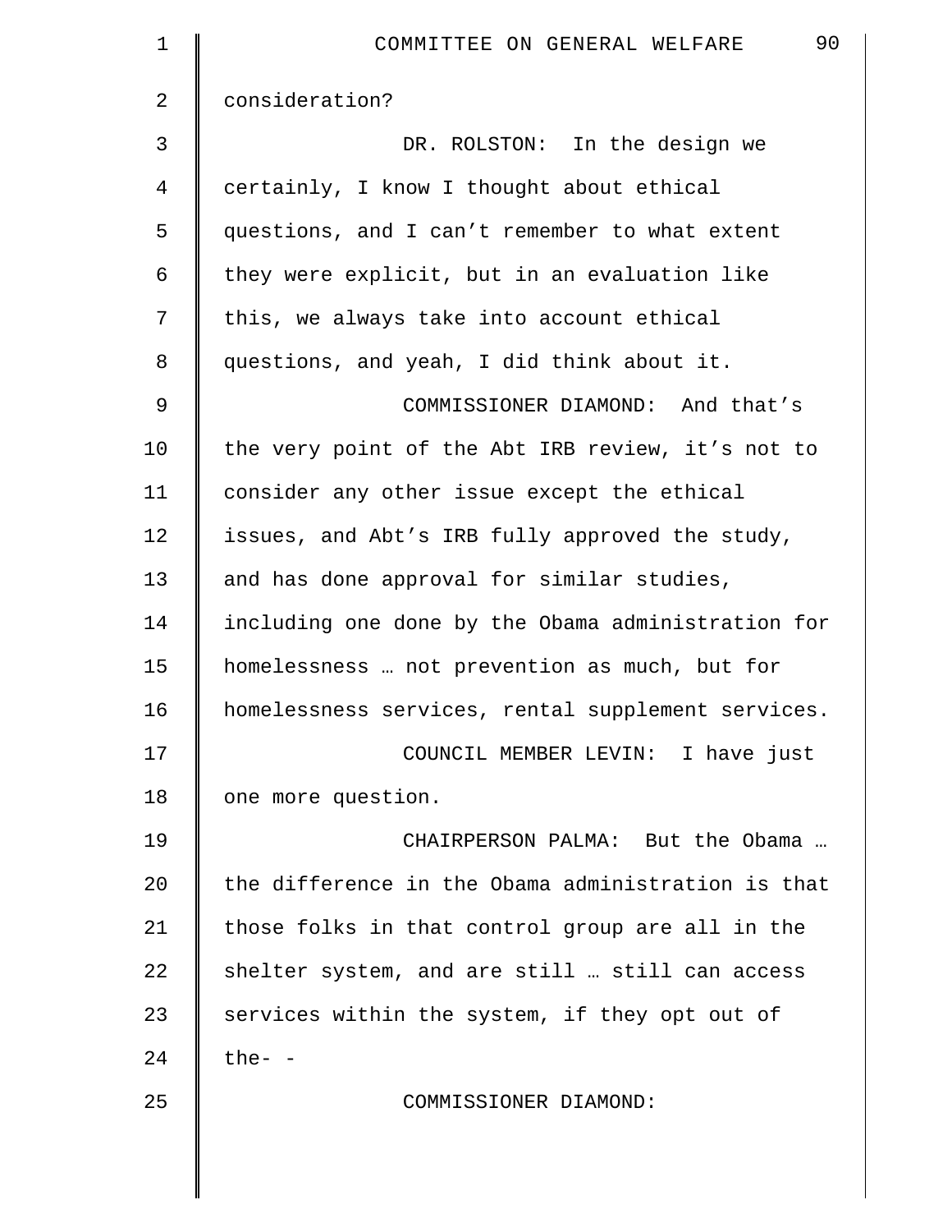consideration?

DR. ROLSTON: In the design we certainly, I know I thought about ethical questions, and I can't remember to what extent they were explicit, but in an evaluation like this, we always take into account ethical questions, and yeah, I did think about it.

COMMISSIONER DIAMOND: And that's the very point of the Abt IRB review, it's not to consider any other issue except the ethical issues, and Abt's IRB fully approved the study, and has done approval for similar studies, including one done by the Obama administration for homelessness … not prevention as much, but for homelessness services, rental supplement services.

COUNCIL MEMBER LEVIN: I have just one more question.

CHAIRPERSON PALMA: But the Obama … the difference in the Obama administration is that those folks in that control group are all in the shelter system, and are still … still can access services within the system, if they opt out of the- -

COMMISSIONER DIAMOND: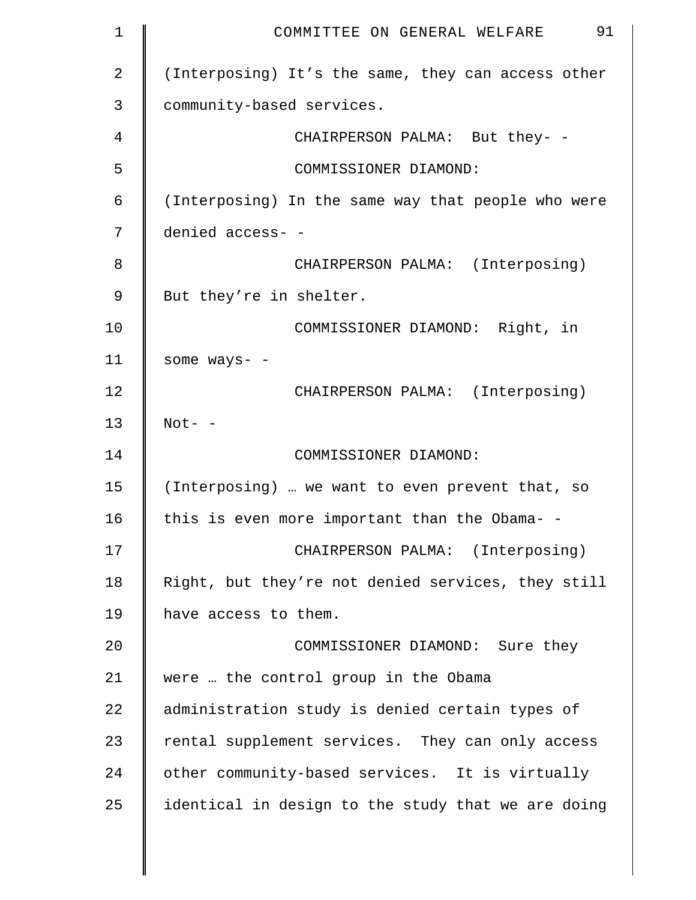(Interposing) It’s the same, they can access other community-based services.

CHAIRPERSON PALMA: But they- -

COMMISSIONER DIAMOND: (Interposing) In the same way that people who were denied access- -

CHAIRPERSON PALMA: (Interposing) But they’re in shelter.

COMMISSIONER DIAMOND: Right, in some ways- -

CHAIRPERSON PALMA: (Interposing) Not- -

COMMISSIONER DIAMOND: (Interposing) … we want to even prevent that, so this is even more important than the Obama- -

CHAIRPERSON PALMA: (Interposing) Right, but they’re not denied services, they still have access to them.

COMMISSIONER DIAMOND: Sure they were … the control group in the Obama administration study is denied certain types of rental supplement services. They can only access other community-based services. It is virtually identical in design to the study that we are doing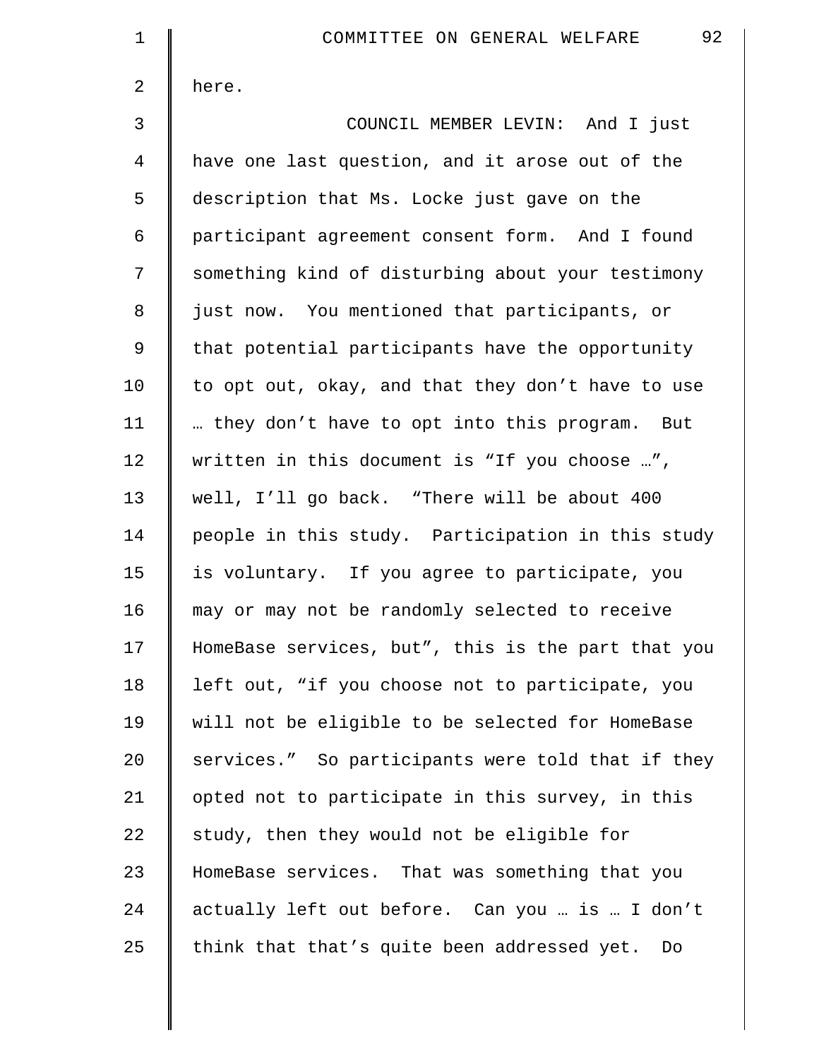here.

COUNCIL MEMBER LEVIN: And I just have one last question, and it arose out of the description that Ms. Locke just gave on the participant agreement consent form. And I found something kind of disturbing about your testimony just now. You mentioned that participants, or that potential participants have the opportunity to opt out, okay, and that they don't have to use … they don't have to opt into this program. But written in this document is "If you choose …", well, I'll go back. "There will be about 400 people in this study. Participation in this study is voluntary. If you agree to participate, you may or may not be randomly selected to receive HomeBase services, but", this is the part that you left out, "if you choose not to participate, you will not be eligible to be selected for HomeBase services." So participants were told that if they opted not to participate in this survey, in this study, then they would not be eligible for HomeBase services. That was something that you actually left out before. Can you … is … I don't think that that's quite been addressed yet. Do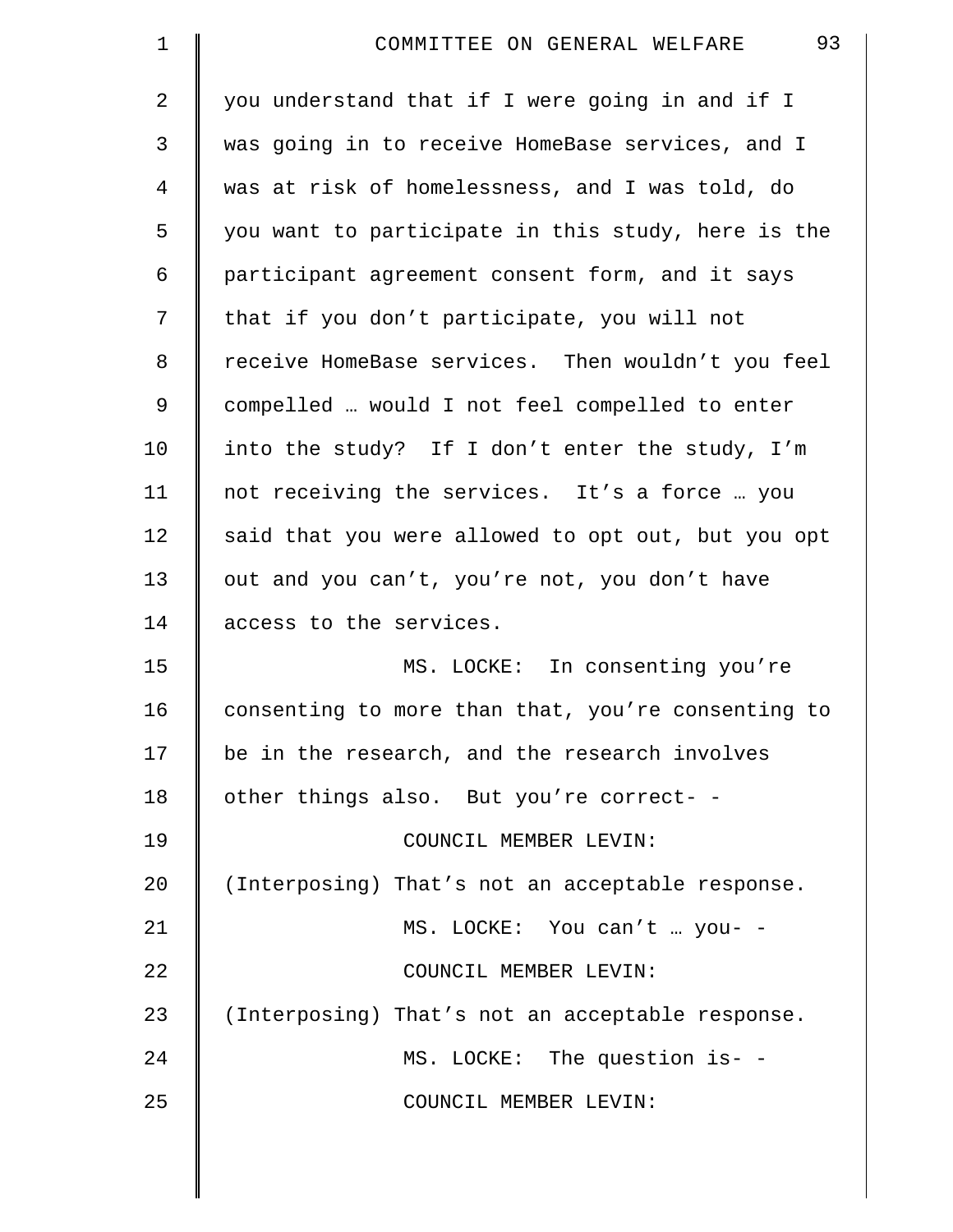you understand that if I were going in and if I was going in to receive HomeBase services, and I was at risk of homelessness, and I was told, do you want to participate in this study, here is the participant agreement consent form, and it says that if you don't participate, you will not receive HomeBase services. Then wouldn't you feel compelled … would I not feel compelled to enter into the study? If I don't enter the study, I'm not receiving the services. It's a force … you said that you were allowed to opt out, but you opt out and you can't, you're not, you don't have access to the services.

MS. LOCKE: In consenting you're consenting to more than that, you're consenting to be in the research, and the research involves other things also. But you're correct- -

COUNCIL MEMBER LEVIN: (Interposing) That's not an acceptable response.

MS. LOCKE: You can't … you- -

COUNCIL MEMBER LEVIN: (Interposing) That's not an acceptable response.

MS. LOCKE: The question is- -

COUNCIL MEMBER LEVIN: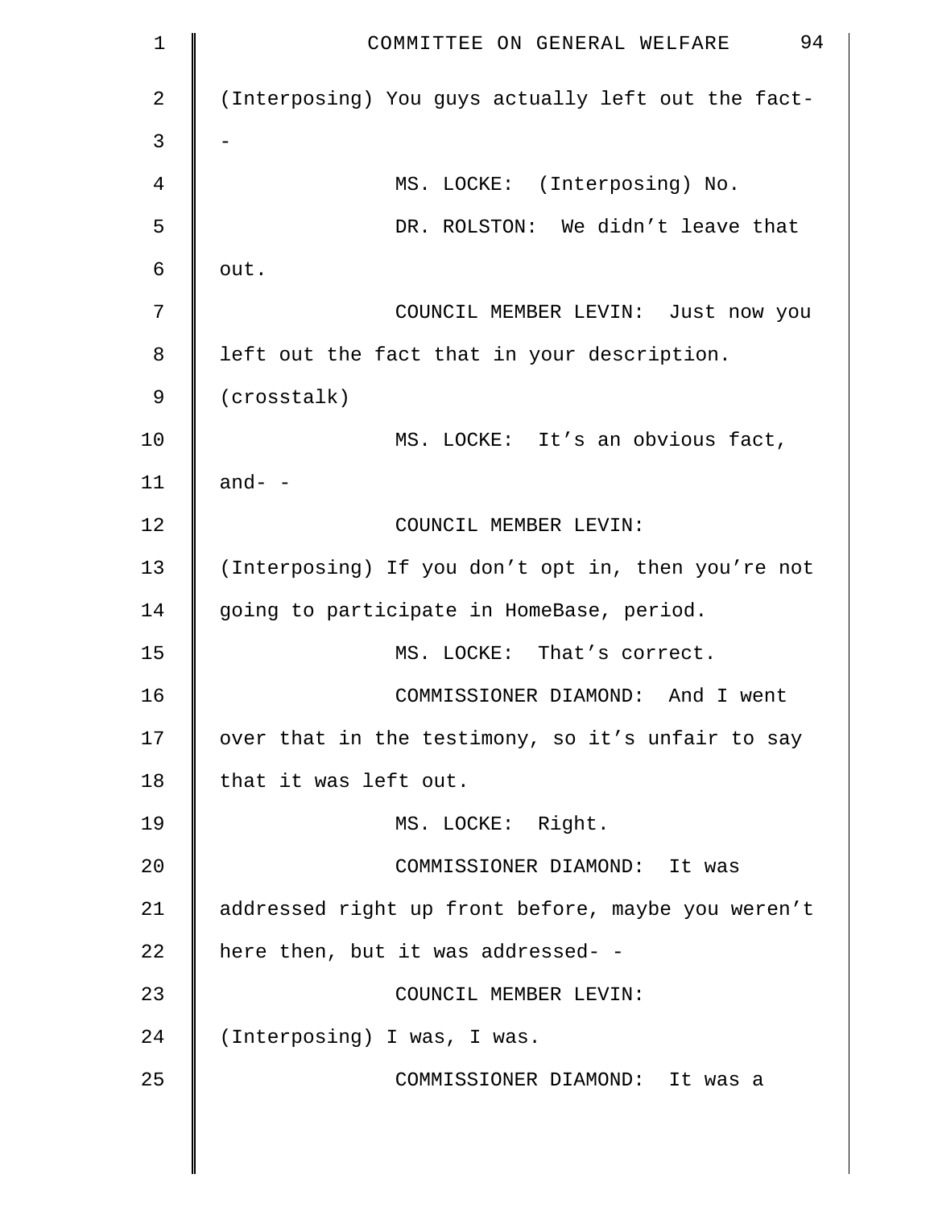(Interposing) You guys actually left out the fact- -

MS. LOCKE: (Interposing) No.

DR. ROLSTON: We didn't leave that out.

COUNCIL MEMBER LEVIN: Just now you left out the fact that in your description. (crosstalk)

MS. LOCKE: It's an obvious fact, and- -

COUNCIL MEMBER LEVIN: (Interposing) If you don't opt in, then you're not going to participate in HomeBase, period.

MS. LOCKE: That's correct.

COMMISSIONER DIAMOND: And I went over that in the testimony, so it's unfair to say that it was left out.

MS. LOCKE: Right.

COMMISSIONER DIAMOND: It was addressed right up front before, maybe you weren't here then, but it was addressed- -

COUNCIL MEMBER LEVIN: (Interposing) I was, I was.

COMMISSIONER DIAMOND: It was a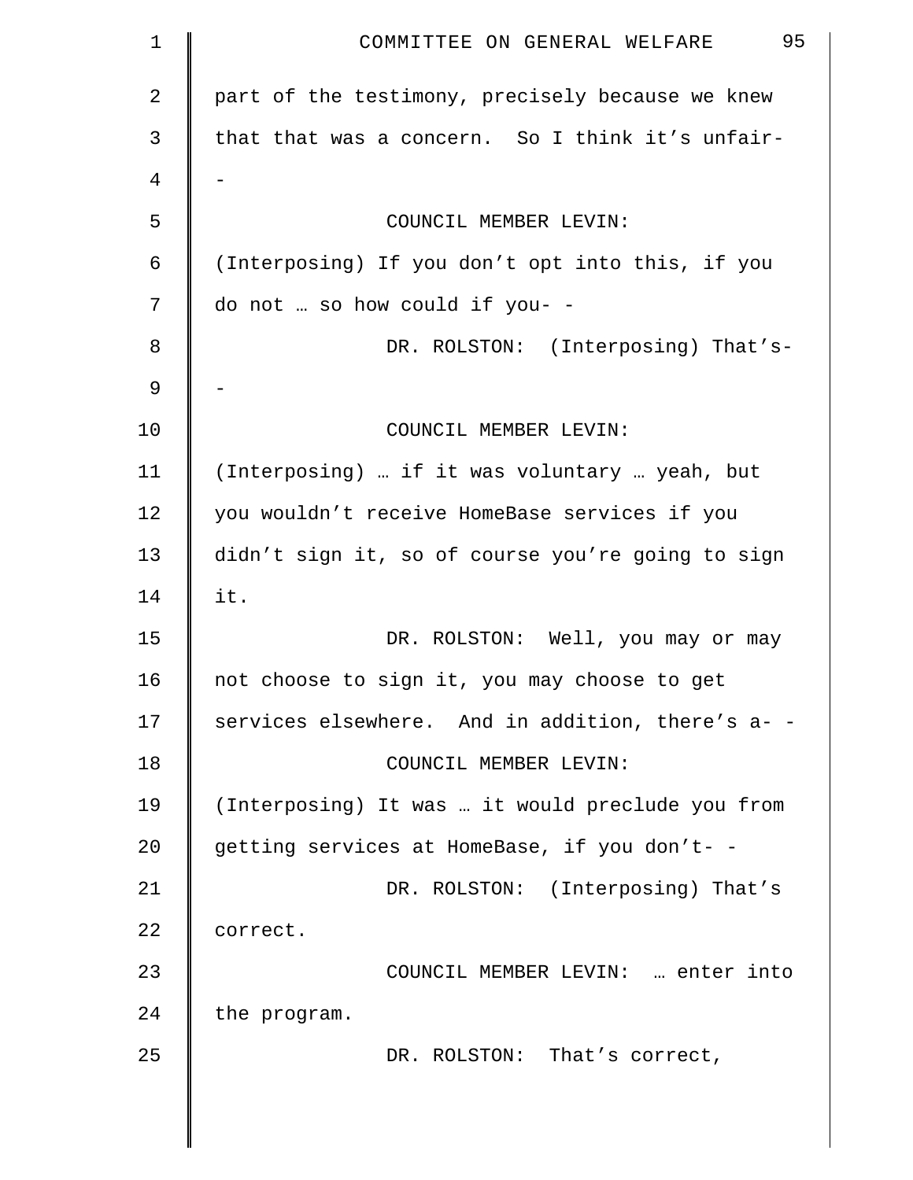part of the testimony, precisely because we knew that that was a concern. So I think it's unfair- -

COUNCIL MEMBER LEVIN: (Interposing) If you don't opt into this, if you do not … so how could if you- -

DR. ROLSTON: (Interposing) That's- -

COUNCIL MEMBER LEVIN: (Interposing) … if it was voluntary … yeah, but you wouldn't receive HomeBase services if you didn't sign it, so of course you're going to sign it.

DR. ROLSTON: Well, you may or may not choose to sign it, you may choose to get services elsewhere. And in addition, there's a- -

COUNCIL MEMBER LEVIN: (Interposing) It was … it would preclude you from getting services at HomeBase, if you don't- -

DR. ROLSTON: (Interposing) That's correct.

COUNCIL MEMBER LEVIN: … enter into the program.

DR. ROLSTON: That's correct,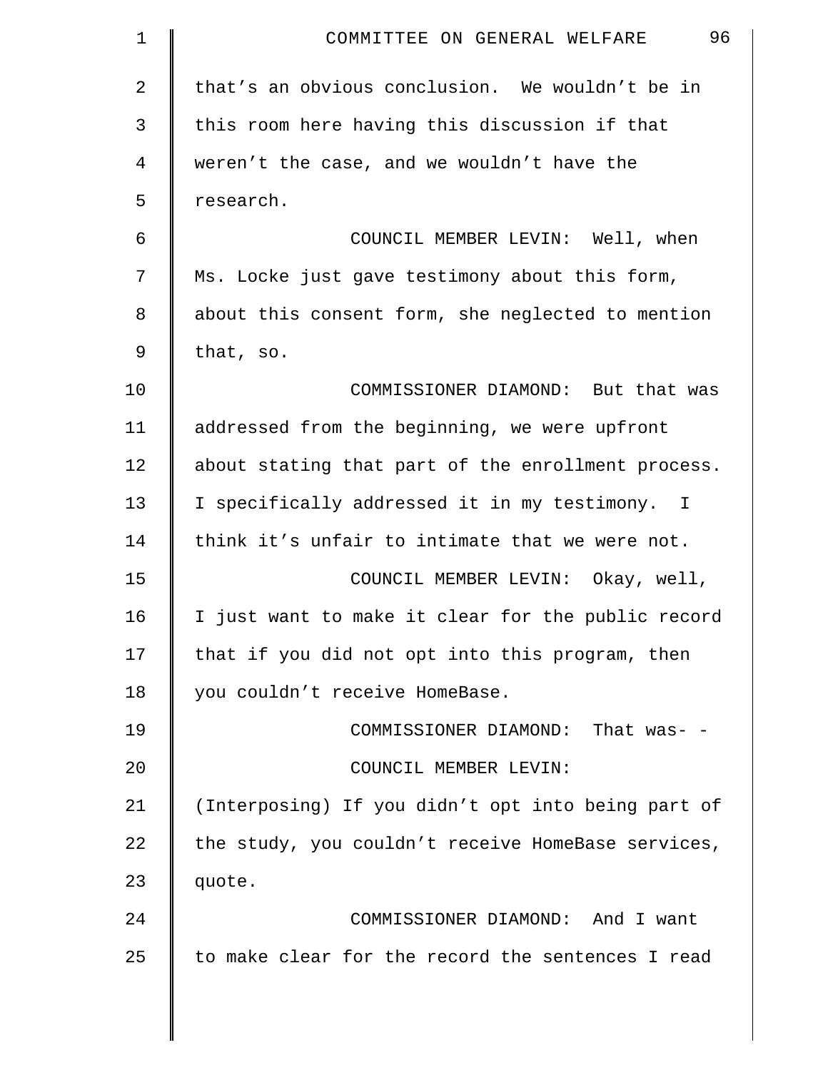that's an obvious conclusion. We wouldn't be in this room here having this discussion if that weren't the case, and we wouldn't have the research.

COUNCIL MEMBER LEVIN: Well, when Ms. Locke just gave testimony about this form, about this consent form, she neglected to mention that, so.

COMMISSIONER DIAMOND: But that was addressed from the beginning, we were upfront about stating that part of the enrollment process. I specifically addressed it in my testimony. I think it's unfair to intimate that we were not.

COUNCIL MEMBER LEVIN: Okay, well, I just want to make it clear for the public record that if you did not opt into this program, then you couldn't receive HomeBase.

COMMISSIONER DIAMOND: That was- -

COUNCIL MEMBER LEVIN: (Interposing) If you didn't opt into being part of the study, you couldn't receive HomeBase services, quote.

COMMISSIONER DIAMOND: And I want to make clear for the record the sentences I read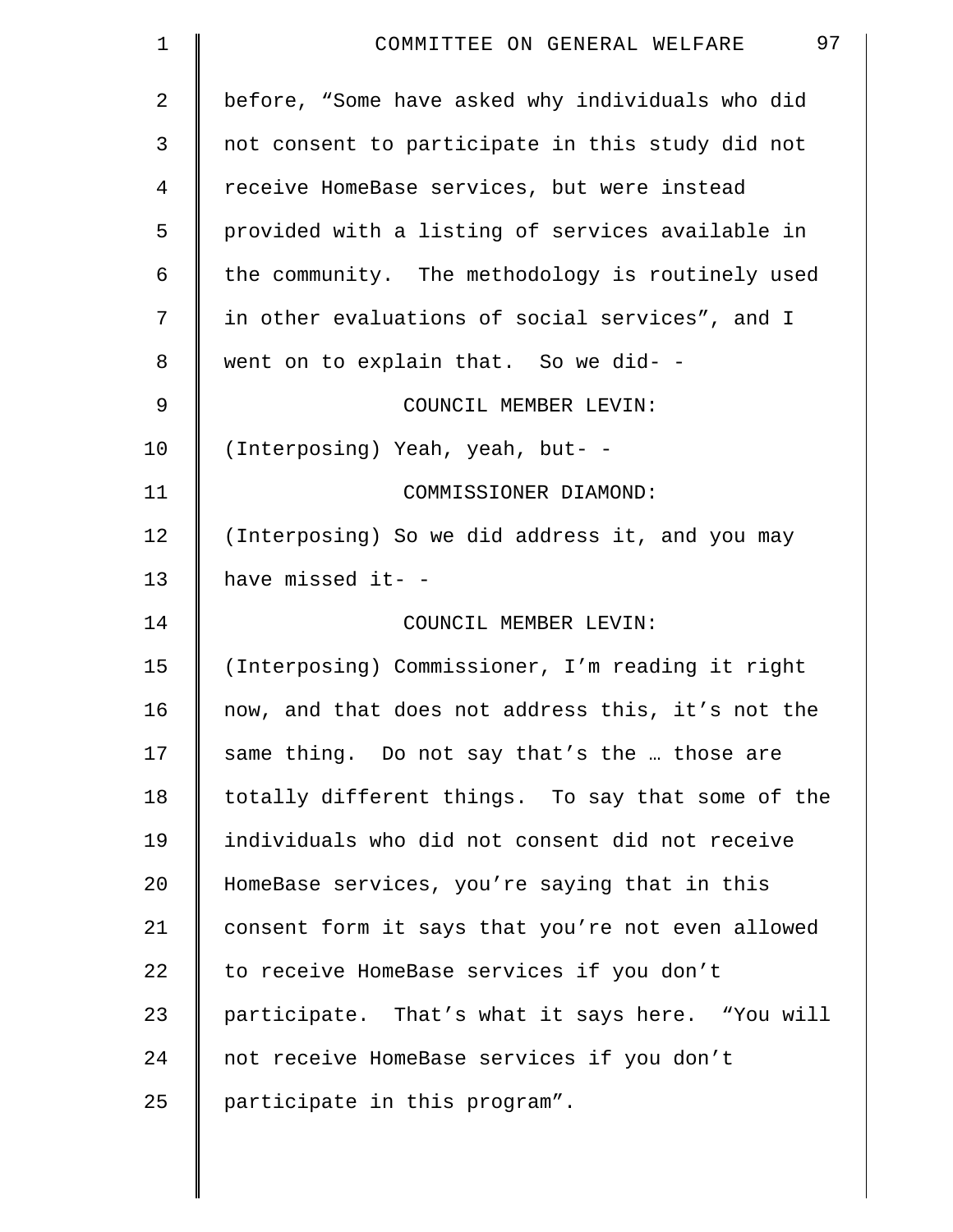before, “Some have asked why individuals who did not consent to participate in this study did not receive HomeBase services, but were instead provided with a listing of services available in the community. The methodology is routinely used in other evaluations of social services”, and I went on to explain that. So we did- -

COUNCIL MEMBER LEVIN:

(Interposing) Yeah, yeah, but- -

COMMISSIONER DIAMOND:

(Interposing) So we did address it, and you may have missed it- -

COUNCIL MEMBER LEVIN:

(Interposing) Commissioner, I’m reading it right now, and that does not address this, it’s not the same thing. Do not say that’s the … those are totally different things. To say that some of the individuals who did not consent did not receive HomeBase services, you’re saying that in this consent form it says that you’re not even allowed to receive HomeBase services if you don’t participate. That’s what it says here. “You will not receive HomeBase services if you don’t participate in this program”.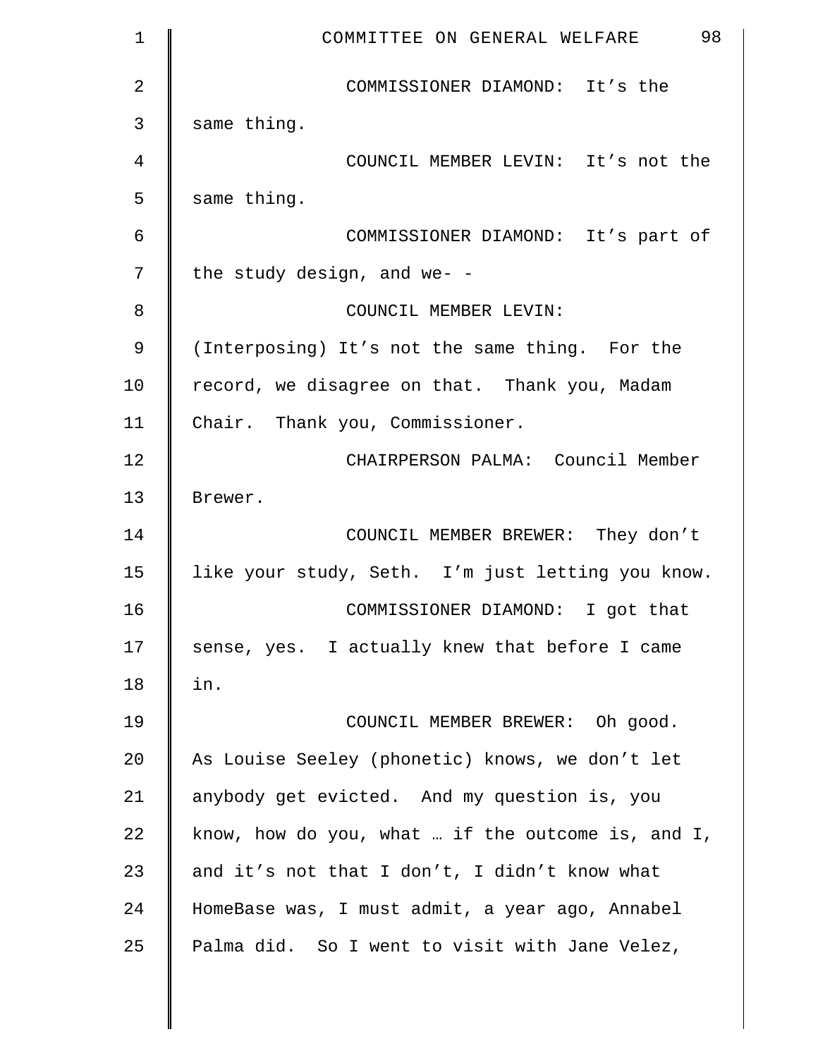COMMISSIONER DIAMOND: It's the same thing.

COUNCIL MEMBER LEVIN: It's not the same thing.

COMMISSIONER DIAMOND: It's part of the study design, and we- -

COUNCIL MEMBER LEVIN: (Interposing) It's not the same thing. For the record, we disagree on that. Thank you, Madam Chair. Thank you, Commissioner.

CHAIRPERSON PALMA: Council Member Brewer.

COUNCIL MEMBER BREWER: They don't like your study, Seth. I'm just letting you know.

COMMISSIONER DIAMOND: I got that sense, yes. I actually knew that before I came in.

COUNCIL MEMBER BREWER: Oh good. As Louise Seeley (phonetic) knows, we don't let anybody get evicted. And my question is, you know, how do you, what … if the outcome is, and I, and it's not that I don't, I didn't know what HomeBase was, I must admit, a year ago, Annabel Palma did. So I went to visit with Jane Velez,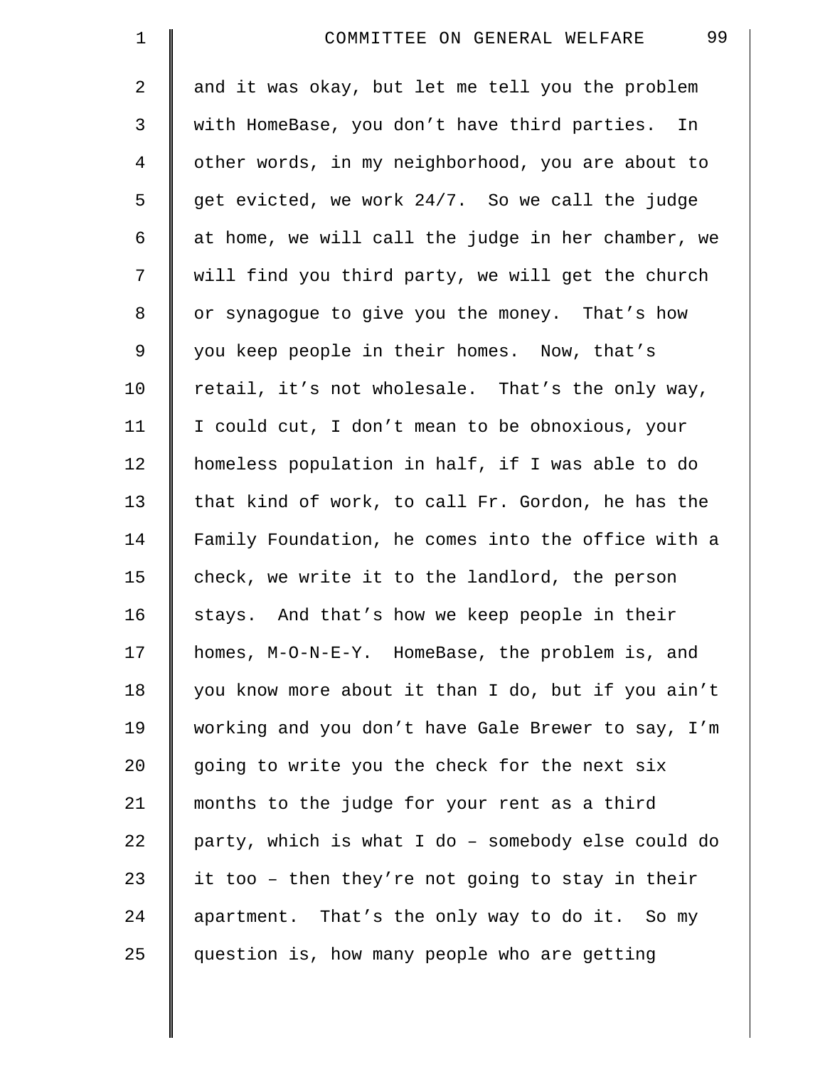and it was okay, but let me tell you the problem with HomeBase, you don't have third parties. In other words, in my neighborhood, you are about to get evicted, we work 24/7. So we call the judge at home, we will call the judge in her chamber, we will find you third party, we will get the church or synagogue to give you the money. That's how you keep people in their homes. Now, that's retail, it's not wholesale. That's the only way, I could cut, I don't mean to be obnoxious, your homeless population in half, if I was able to do that kind of work, to call Fr. Gordon, he has the Family Foundation, he comes into the office with a check, we write it to the landlord, the person stays. And that's how we keep people in their homes, M-O-N-E-Y. HomeBase, the problem is, and you know more about it than I do, but if you ain't working and you don't have Gale Brewer to say, I'm going to write you the check for the next six months to the judge for your rent as a third party, which is what I do – somebody else could do it too – then they're not going to stay in their apartment. That's the only way to do it. So my question is, how many people who are getting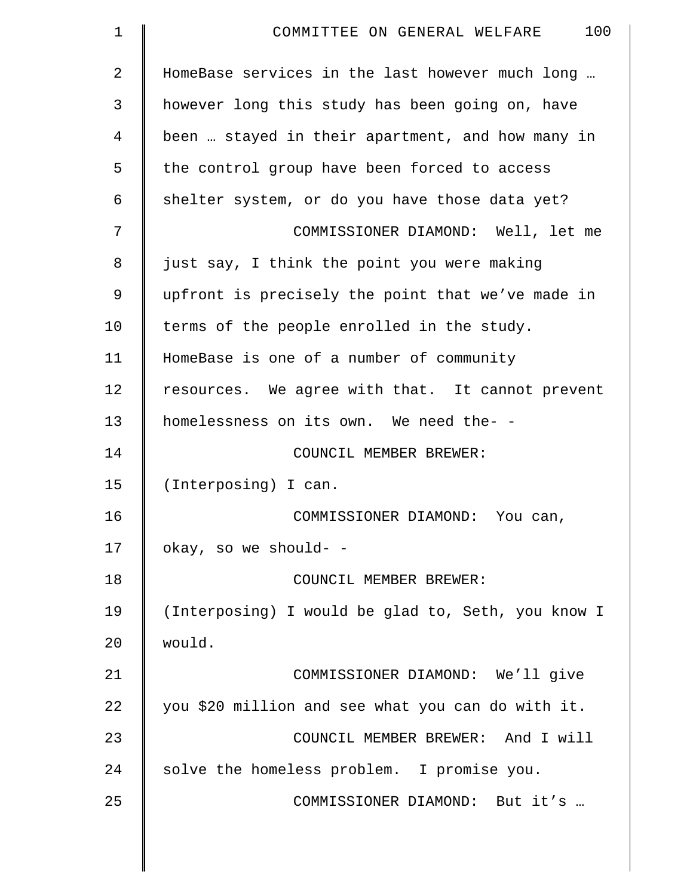HomeBase services in the last however much long … however long this study has been going on, have been … stayed in their apartment, and how many in the control group have been forced to access shelter system, or do you have those data yet?

COMMISSIONER DIAMOND: Well, let me just say, I think the point you were making upfront is precisely the point that we've made in terms of the people enrolled in the study. HomeBase is one of a number of community resources. We agree with that. It cannot prevent homelessness on its own. We need the- -

COUNCIL MEMBER BREWER: (Interposing) I can.

COMMISSIONER DIAMOND: You can, okay, so we should- -

COUNCIL MEMBER BREWER: (Interposing) I would be glad to, Seth, you know I would.

COMMISSIONER DIAMOND: We'll give you $20 million and see what you can do with it.

COUNCIL MEMBER BREWER: And I will solve the homeless problem. I promise you.

COMMISSIONER DIAMOND: But it's …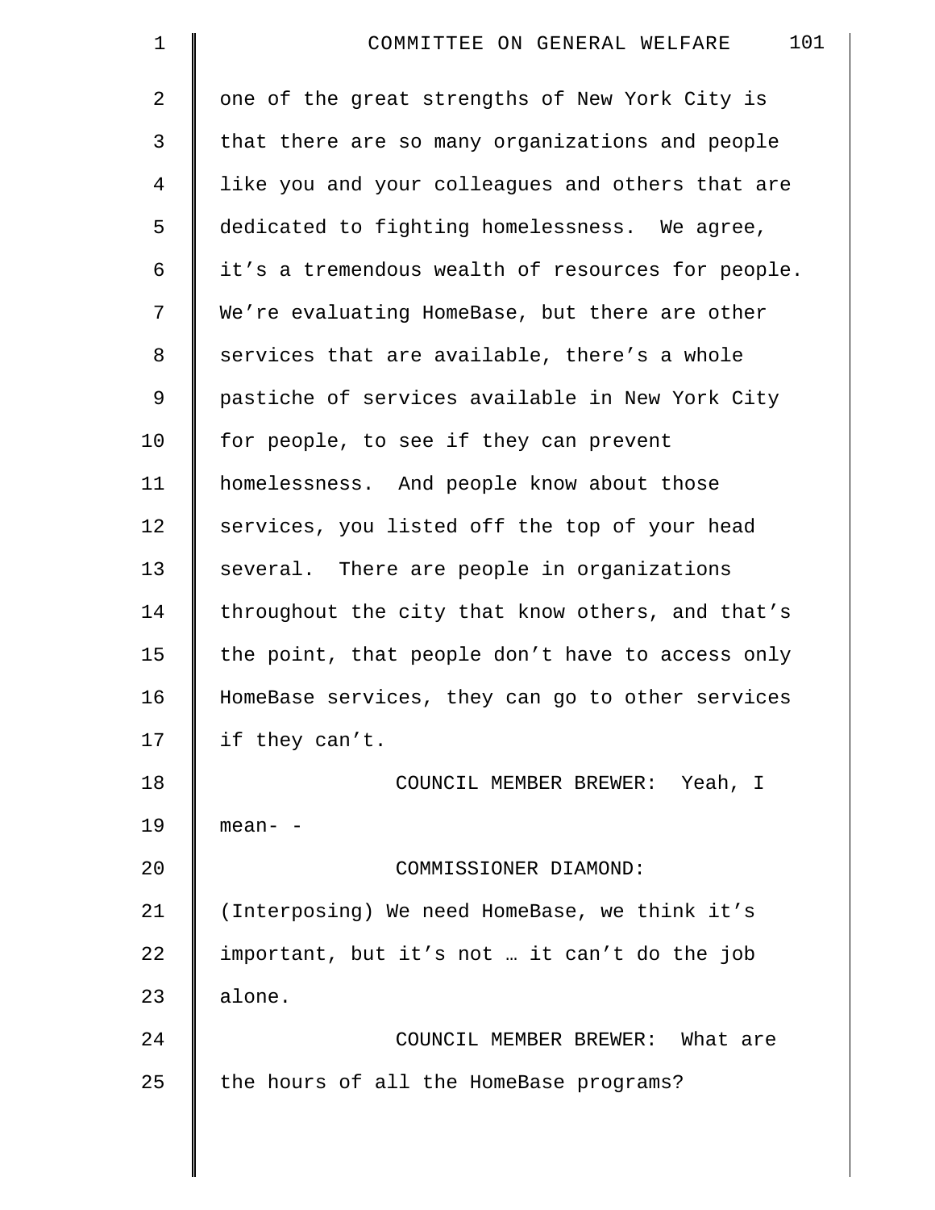one of the great strengths of New York City is that there are so many organizations and people like you and your colleagues and others that are dedicated to fighting homelessness. We agree, it's a tremendous wealth of resources for people. We're evaluating HomeBase, but there are other services that are available, there's a whole pastiche of services available in New York City for people, to see if they can prevent homelessness. And people know about those services, you listed off the top of your head several. There are people in organizations throughout the city that know others, and that's the point, that people don't have to access only HomeBase services, they can go to other services if they can't.

COUNCIL MEMBER BREWER: Yeah, I mean- -

COMMISSIONER DIAMOND: (Interposing) We need HomeBase, we think it's important, but it's not … it can't do the job alone.

COUNCIL MEMBER BREWER: What are the hours of all the HomeBase programs?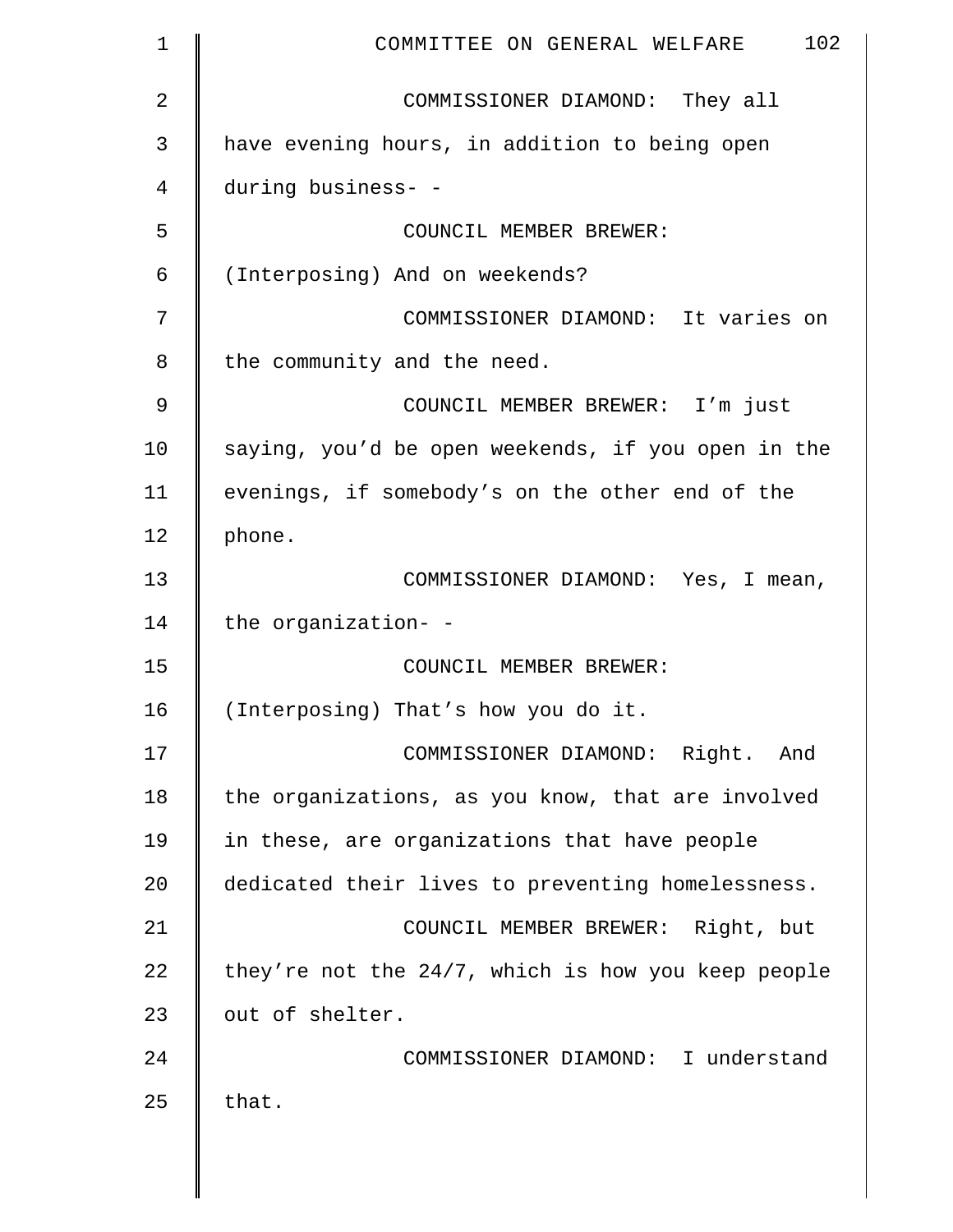COMMISSIONER DIAMOND: They all have evening hours, in addition to being open during business- -

COUNCIL MEMBER BREWER: (Interposing) And on weekends?

COMMISSIONER DIAMOND: It varies on the community and the need.

COUNCIL MEMBER BREWER: I'm just saying, you'd be open weekends, if you open in the evenings, if somebody's on the other end of the phone.

COMMISSIONER DIAMOND: Yes, I mean, the organization- -

COUNCIL MEMBER BREWER: (Interposing) That's how you do it.

COMMISSIONER DIAMOND: Right. And the organizations, as you know, that are involved in these, are organizations that have people dedicated their lives to preventing homelessness.

COUNCIL MEMBER BREWER: Right, but they're not the 24/7, which is how you keep people out of shelter.

COMMISSIONER DIAMOND: I understand that.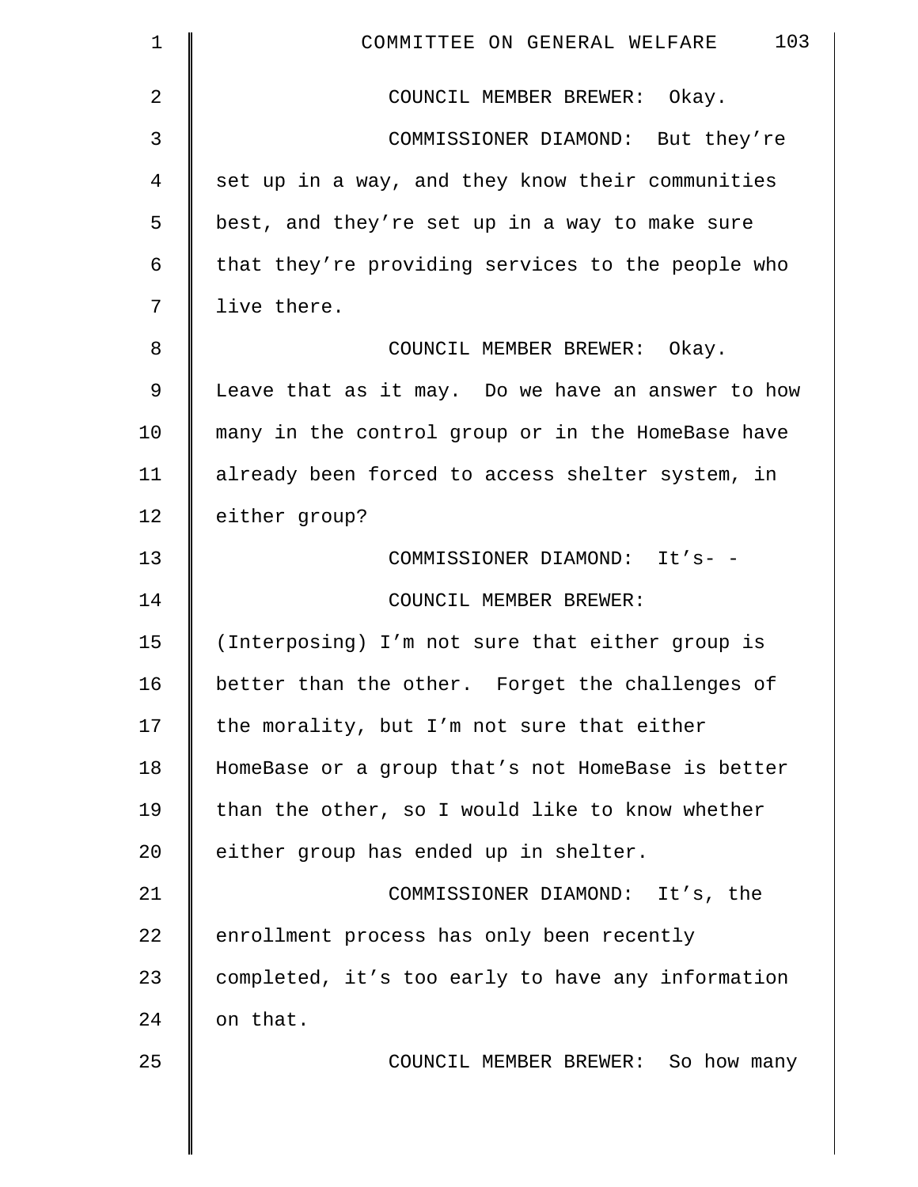COUNCIL MEMBER BREWER: Okay.

COMMISSIONER DIAMOND: But they're set up in a way, and they know their communities best, and they're set up in a way to make sure that they're providing services to the people who live there.

COUNCIL MEMBER BREWER: Okay. Leave that as it may. Do we have an answer to how many in the control group or in the HomeBase have already been forced to access shelter system, in either group?

COMMISSIONER DIAMOND: It's- -

COUNCIL MEMBER BREWER: (Interposing) I'm not sure that either group is better than the other. Forget the challenges of the morality, but I'm not sure that either HomeBase or a group that's not HomeBase is better than the other, so I would like to know whether either group has ended up in shelter.

COMMISSIONER DIAMOND: It's, the enrollment process has only been recently completed, it's too early to have any information on that.

COUNCIL MEMBER BREWER: So how many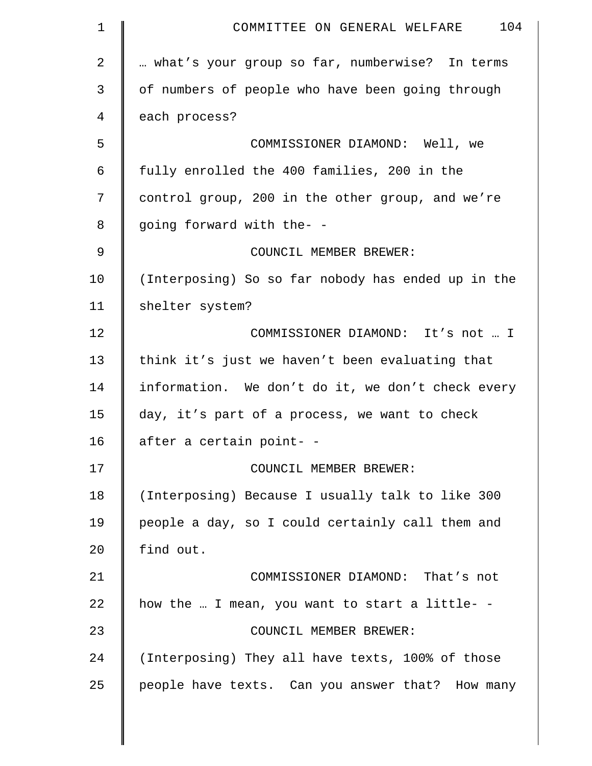… what's your group so far, numberwise? In terms of numbers of people who have been going through each process?

COMMISSIONER DIAMOND: Well, we fully enrolled the 400 families, 200 in the control group, 200 in the other group, and we're going forward with the- -

COUNCIL MEMBER BREWER: (Interposing) So so far nobody has ended up in the shelter system?

COMMISSIONER DIAMOND: It's not … I think it's just we haven't been evaluating that information. We don't do it, we don't check every day, it's part of a process, we want to check after a certain point- -

COUNCIL MEMBER BREWER: (Interposing) Because I usually talk to like 300 people a day, so I could certainly call them and find out.

COMMISSIONER DIAMOND: That's not how the … I mean, you want to start a little- -

COUNCIL MEMBER BREWER: (Interposing) They all have texts, 100% of those people have texts. Can you answer that? How many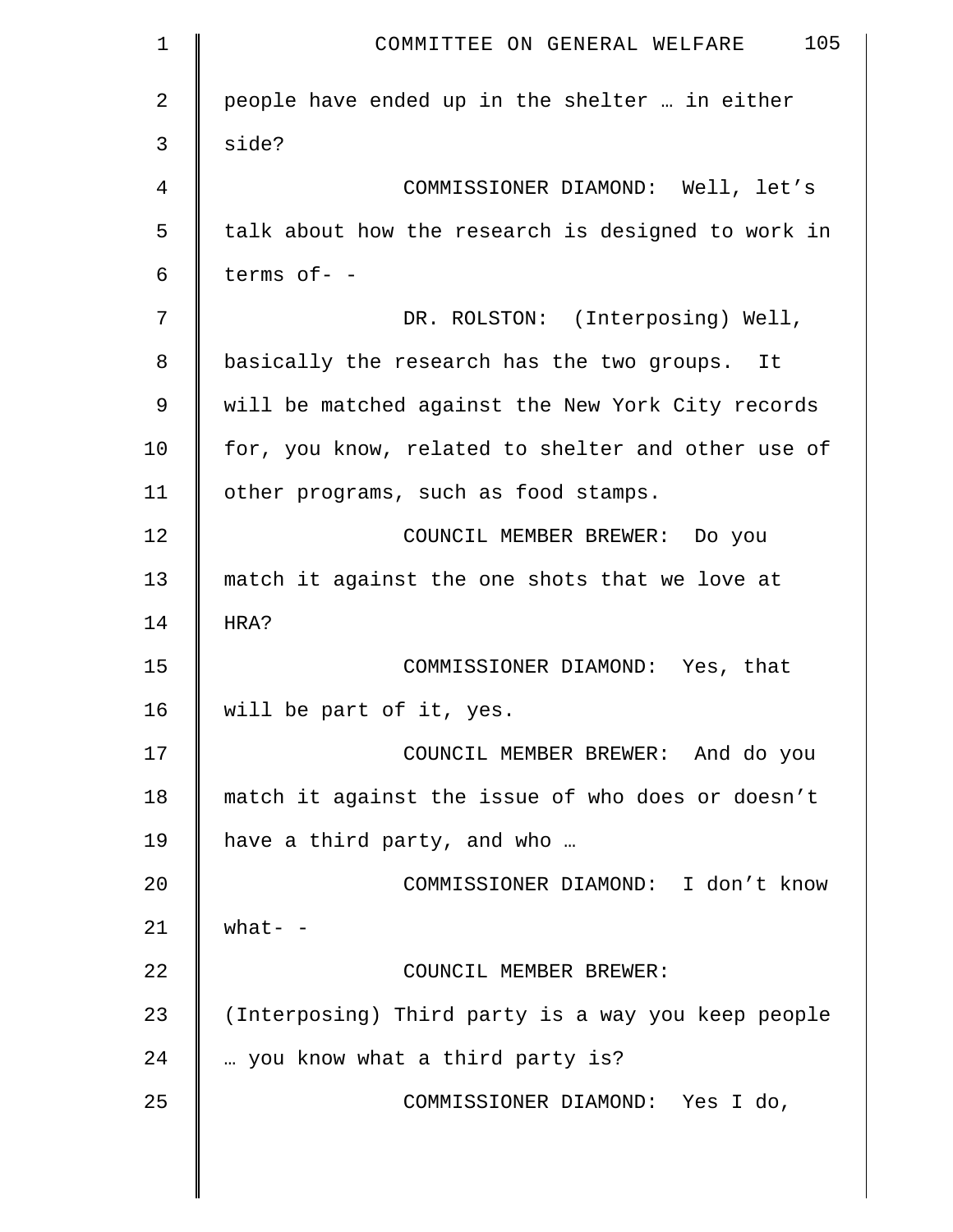people have ended up in the shelter … in either side?

COMMISSIONER DIAMOND: Well, let's talk about how the research is designed to work in terms of- -

DR. ROLSTON: (Interposing) Well, basically the research has the two groups. It will be matched against the New York City records for, you know, related to shelter and other use of other programs, such as food stamps.

COUNCIL MEMBER BREWER: Do you match it against the one shots that we love at HRA?

COMMISSIONER DIAMOND: Yes, that will be part of it, yes.

COUNCIL MEMBER BREWER: And do you match it against the issue of who does or doesn't have a third party, and who …

COMMISSIONER DIAMOND: I don't know what- -

COUNCIL MEMBER BREWER: (Interposing) Third party is a way you keep people … you know what a third party is?

COMMISSIONER DIAMOND: Yes I do,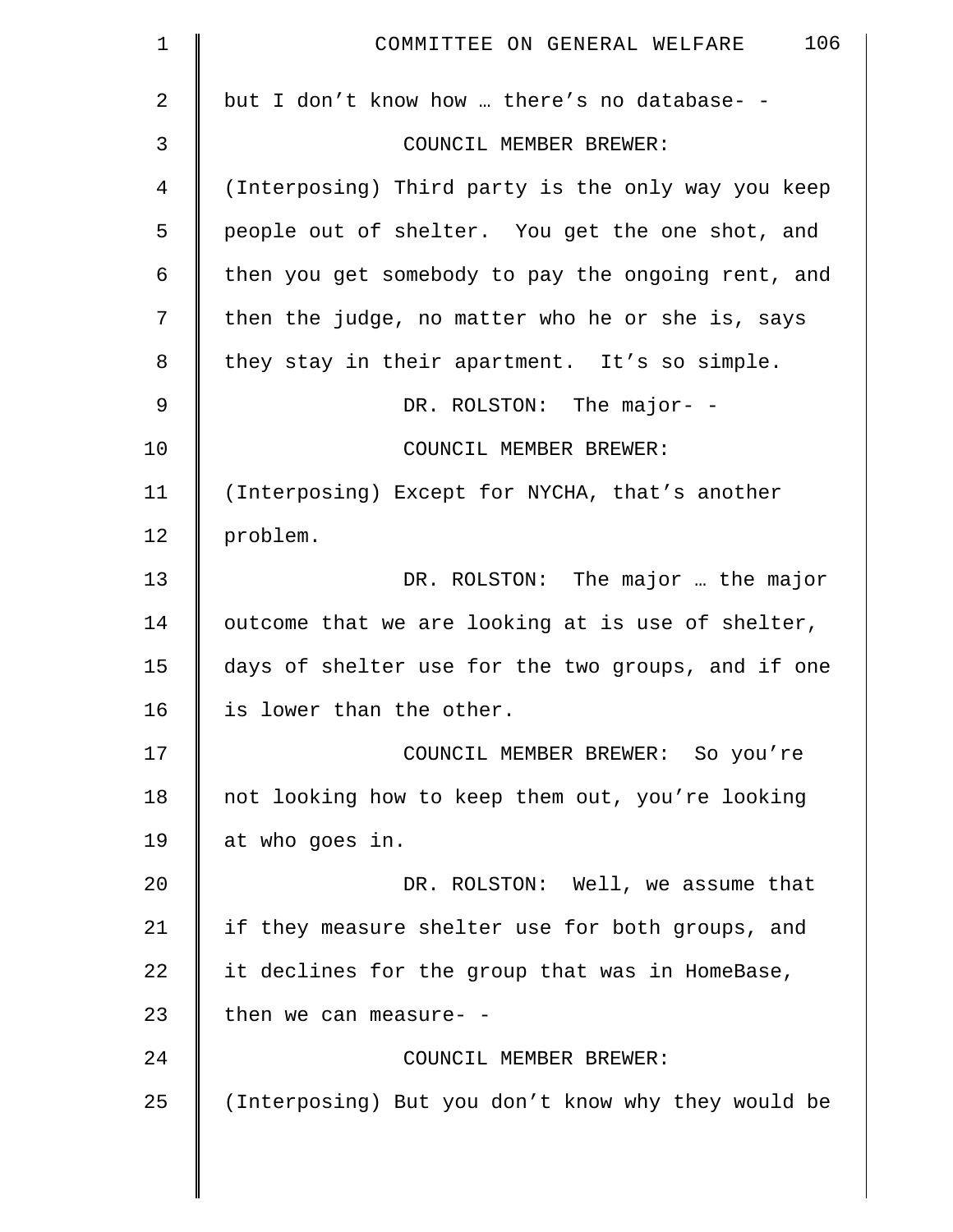but I don't know how … there's no database- -

COUNCIL MEMBER BREWER: (Interposing) Third party is the only way you keep people out of shelter. You get the one shot, and then you get somebody to pay the ongoing rent, and then the judge, no matter who he or she is, says they stay in their apartment. It's so simple.

DR. ROLSTON: The major- -

COUNCIL MEMBER BREWER: (Interposing) Except for NYCHA, that's another problem.

DR. ROLSTON: The major … the major outcome that we are looking at is use of shelter, days of shelter use for the two groups, and if one is lower than the other.

COUNCIL MEMBER BREWER: So you're not looking how to keep them out, you're looking at who goes in.

DR. ROLSTON: Well, we assume that if they measure shelter use for both groups, and it declines for the group that was in HomeBase, then we can measure- -

COUNCIL MEMBER BREWER: (Interposing) But you don't know why they would be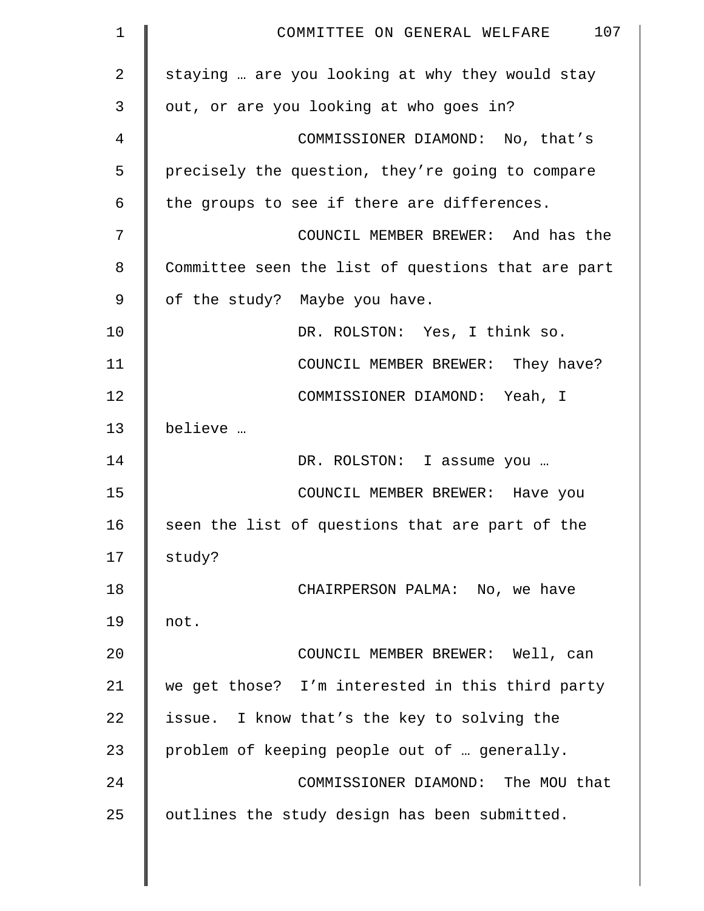staying … are you looking at why they would stay out, or are you looking at who goes in?

COMMISSIONER DIAMOND: No, that's precisely the question, they're going to compare the groups to see if there are differences.

COUNCIL MEMBER BREWER: And has the Committee seen the list of questions that are part of the study? Maybe you have.

DR. ROLSTON: Yes, I think so.

COUNCIL MEMBER BREWER: They have?

COMMISSIONER DIAMOND: Yeah, I believe …

DR. ROLSTON: I assume you …

COUNCIL MEMBER BREWER: Have you seen the list of questions that are part of the study?

CHAIRPERSON PALMA: No, we have not.

COUNCIL MEMBER BREWER: Well, can we get those? I'm interested in this third party issue. I know that's the key to solving the problem of keeping people out of … generally.

COMMISSIONER DIAMOND: The MOU that outlines the study design has been submitted.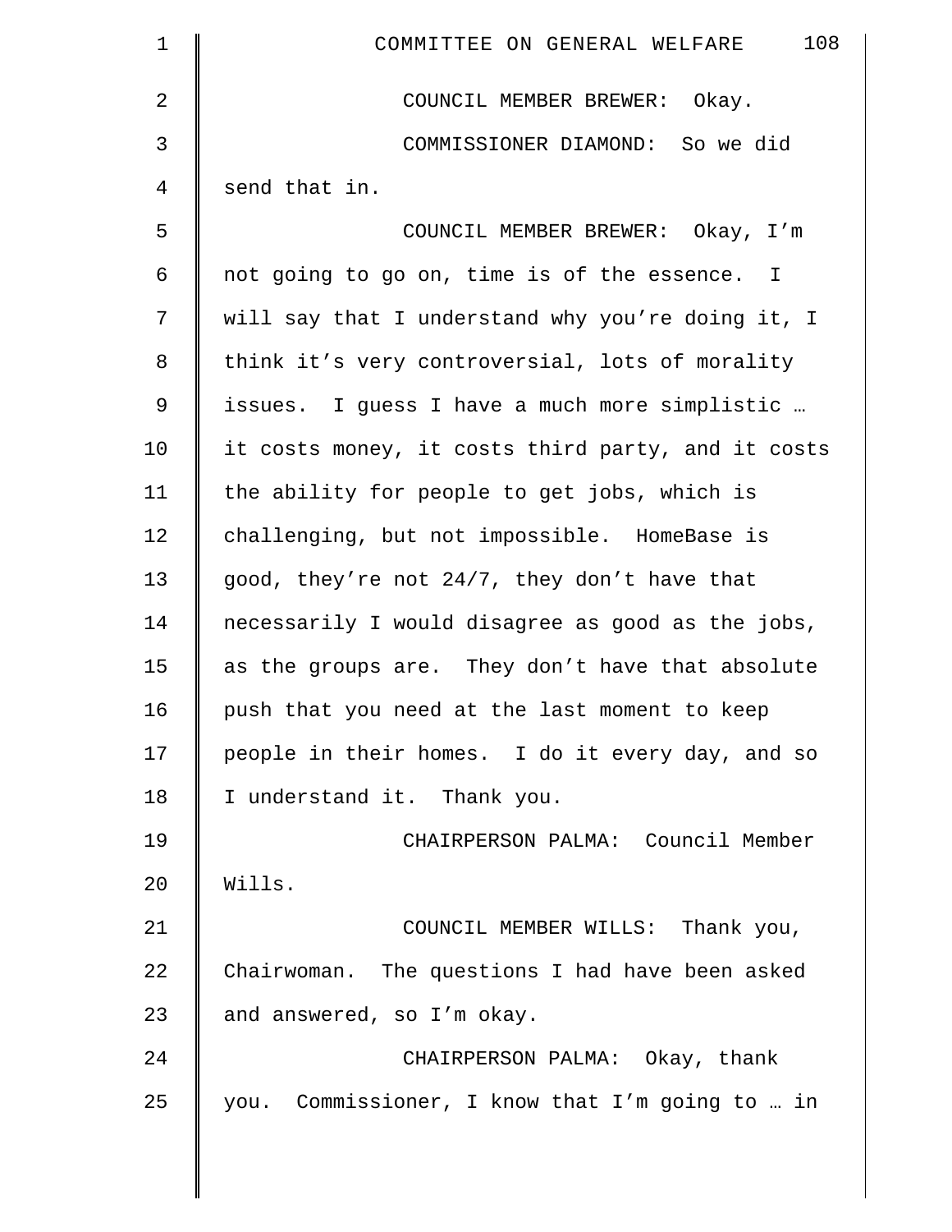COUNCIL MEMBER BREWER: Okay.

COMMISSIONER DIAMOND: So we did send that in.

COUNCIL MEMBER BREWER: Okay, I'm not going to go on, time is of the essence. I will say that I understand why you're doing it, I think it's very controversial, lots of morality issues. I guess I have a much more simplistic … it costs money, it costs third party, and it costs the ability for people to get jobs, which is challenging, but not impossible. HomeBase is good, they're not 24/7, they don't have that necessarily I would disagree as good as the jobs, as the groups are. They don't have that absolute push that you need at the last moment to keep people in their homes. I do it every day, and so I understand it. Thank you.

CHAIRPERSON PALMA: Council Member Wills.

COUNCIL MEMBER WILLS: Thank you, Chairwoman. The questions I had have been asked and answered, so I'm okay.

CHAIRPERSON PALMA: Okay, thank you. Commissioner, I know that I'm going to … in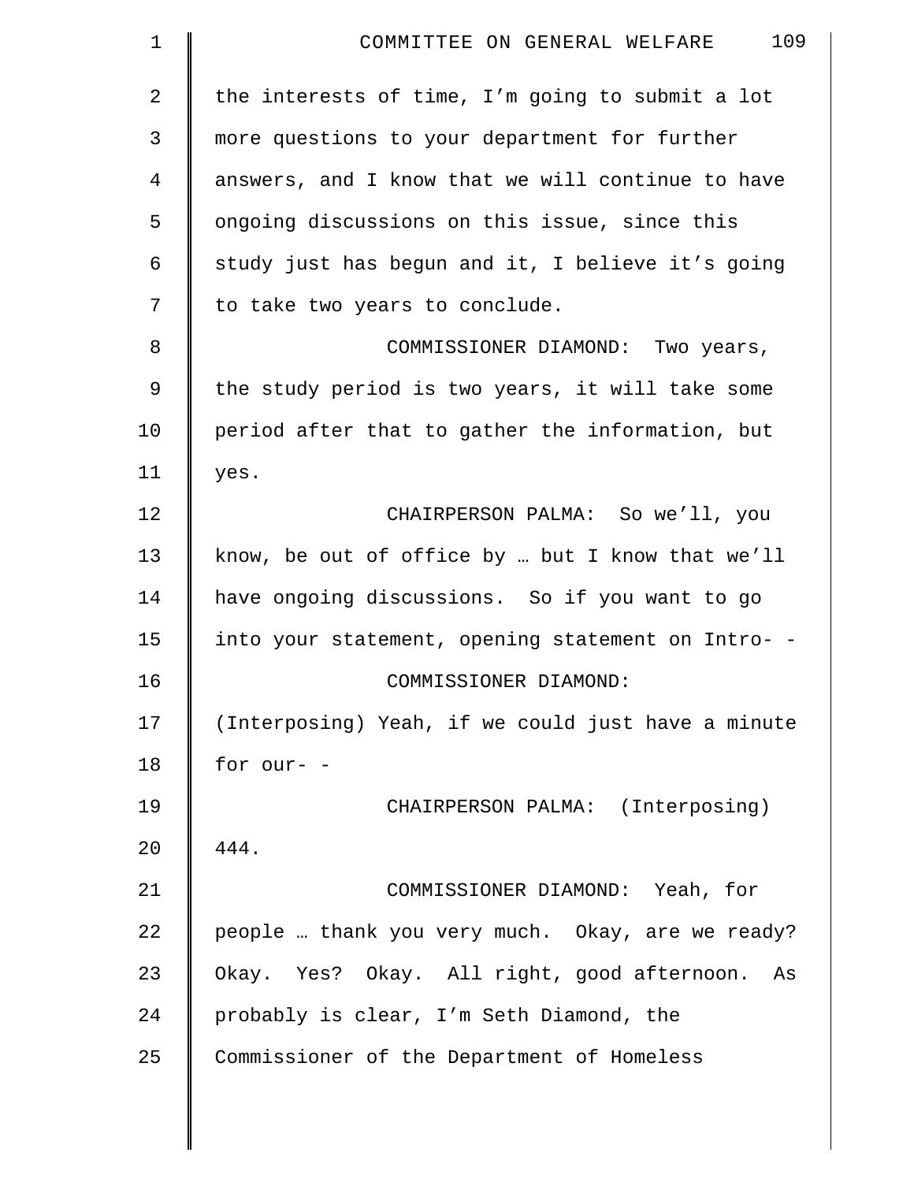the interests of time, I'm going to submit a lot more questions to your department for further answers, and I know that we will continue to have ongoing discussions on this issue, since this study just has begun and it, I believe it's going to take two years to conclude.

COMMISSIONER DIAMOND: Two years, the study period is two years, it will take some period after that to gather the information, but yes.

CHAIRPERSON PALMA: So we'll, you know, be out of office by … but I know that we'll have ongoing discussions. So if you want to go into your statement, opening statement on Intro- -

COMMISSIONER DIAMOND: (Interposing) Yeah, if we could just have a minute for our- -

CHAIRPERSON PALMA: (Interposing) 444.

COMMISSIONER DIAMOND: Yeah, for people … thank you very much. Okay, are we ready? Okay. Yes? Okay. All right, good afternoon. As probably is clear, I'm Seth Diamond, the Commissioner of the Department of Homeless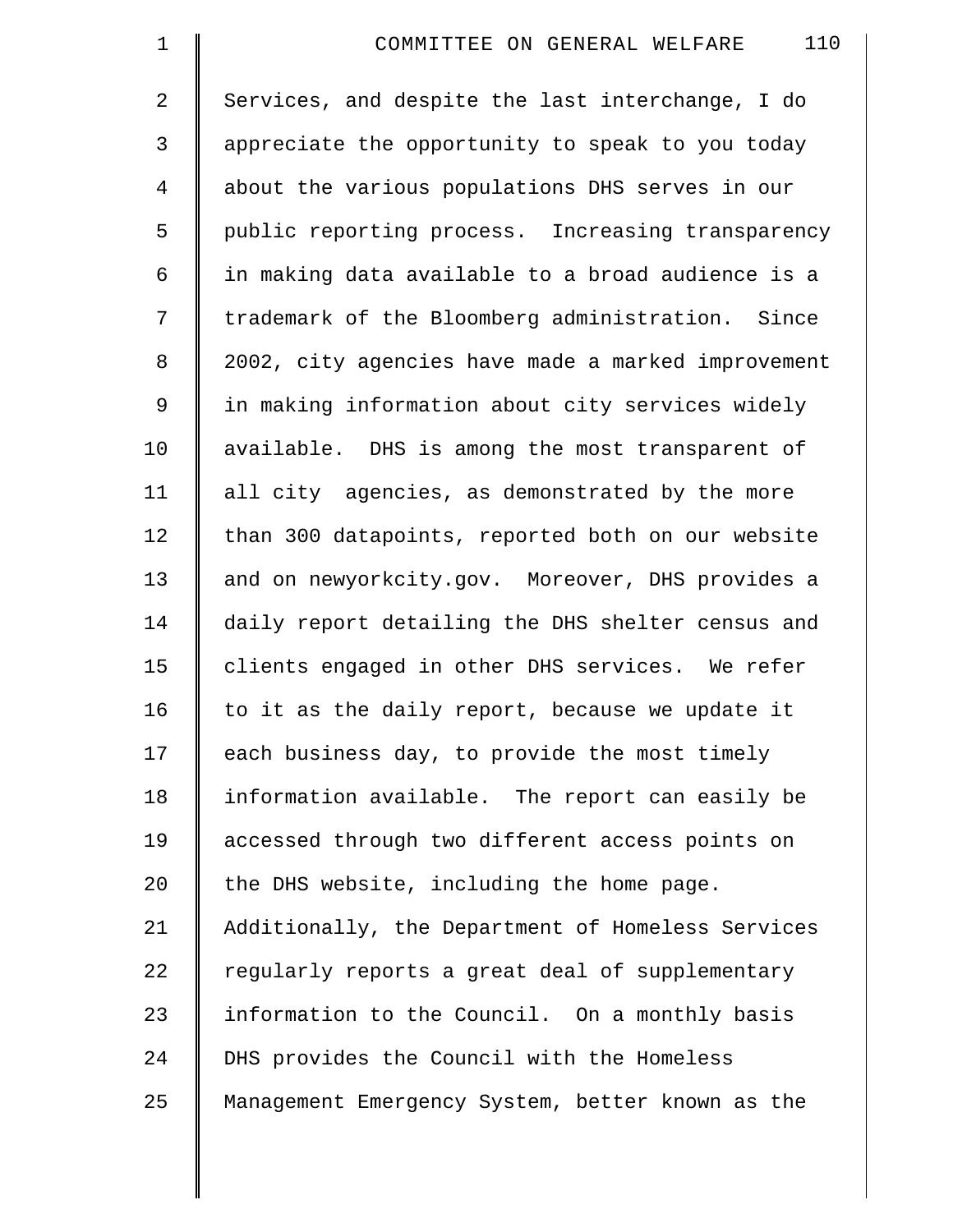Services, and despite the last interchange, I do appreciate the opportunity to speak to you today about the various populations DHS serves in our public reporting process. Increasing transparency in making data available to a broad audience is a trademark of the Bloomberg administration. Since 2002, city agencies have made a marked improvement in making information about city services widely available. DHS is among the most transparent of all city agencies, as demonstrated by the more than 300 datapoints, reported both on our website and on newyorkcity.gov. Moreover, DHS provides a daily report detailing the DHS shelter census and clients engaged in other DHS services. We refer to it as the daily report, because we update it each business day, to provide the most timely information available. The report can easily be accessed through two different access points on the DHS website, including the home page. Additionally, the Department of Homeless Services regularly reports a great deal of supplementary information to the Council. On a monthly basis DHS provides the Council with the Homeless Management Emergency System, better known as the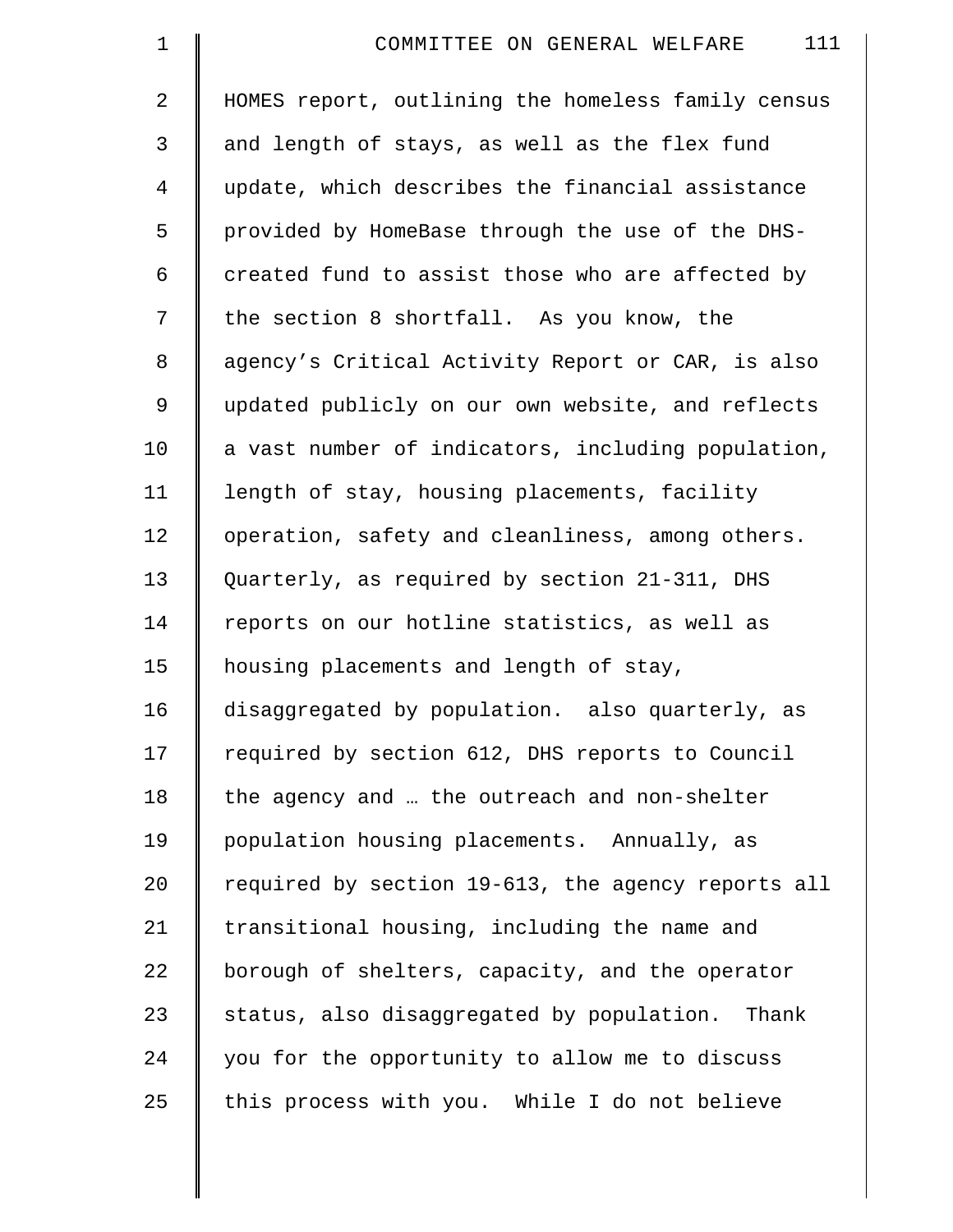HOMES report, outlining the homeless family census and length of stays, as well as the flex fund update, which describes the financial assistance provided by HomeBase through the use of the DHS-created fund to assist those who are affected by the section 8 shortfall. As you know, the agency's Critical Activity Report or CAR, is also updated publicly on our own website, and reflects a vast number of indicators, including population, length of stay, housing placements, facility operation, safety and cleanliness, among others. Quarterly, as required by section 21-311, DHS reports on our hotline statistics, as well as housing placements and length of stay, disaggregated by population. also quarterly, as required by section 612, DHS reports to Council the agency and … the outreach and non-shelter population housing placements. Annually, as required by section 19-613, the agency reports all transitional housing, including the name and borough of shelters, capacity, and the operator status, also disaggregated by population. Thank you for the opportunity to allow me to discuss this process with you. While I do not believe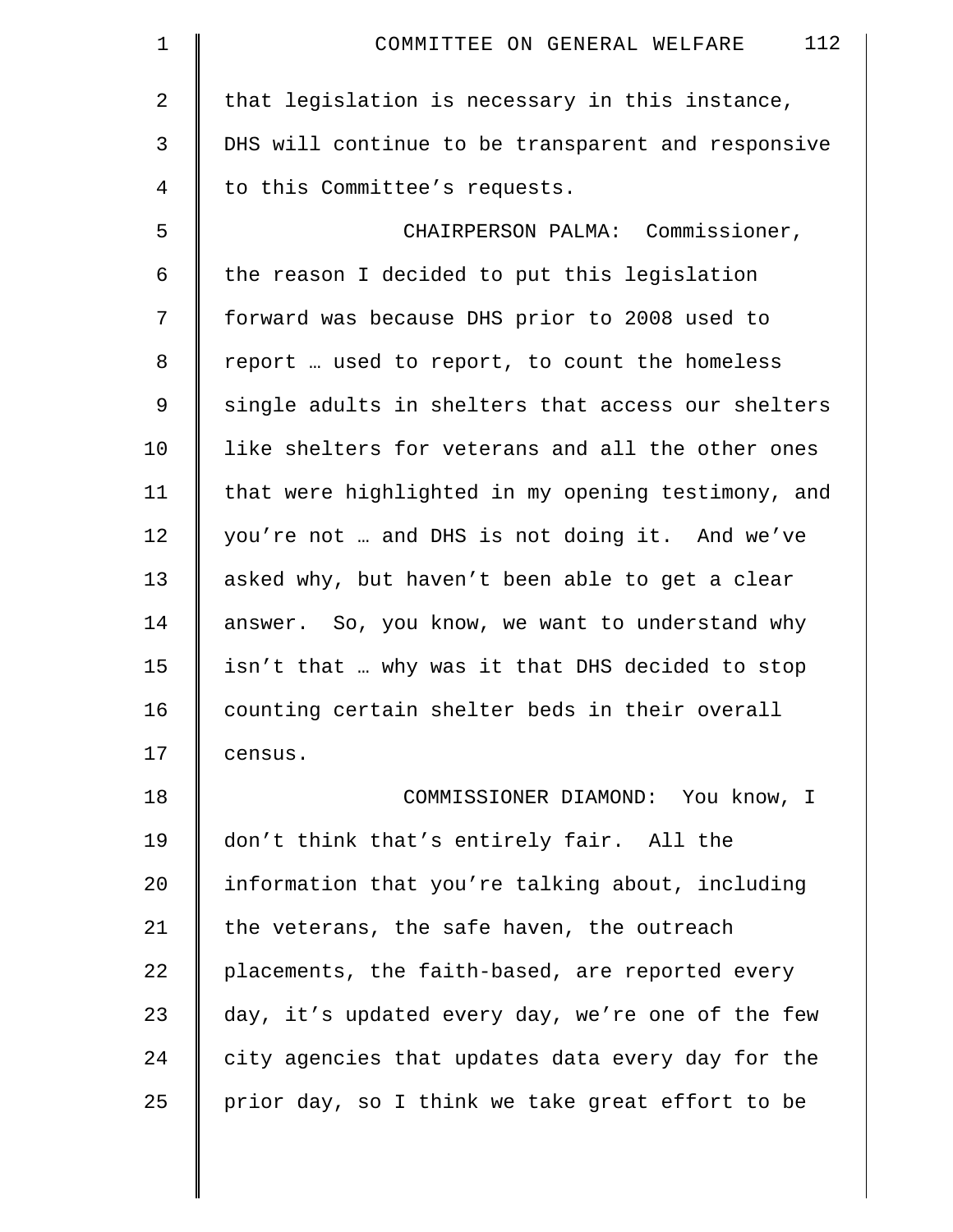that legislation is necessary in this instance, DHS will continue to be transparent and responsive to this Committee's requests.

CHAIRPERSON PALMA: Commissioner, the reason I decided to put this legislation forward was because DHS prior to 2008 used to report … used to report, to count the homeless single adults in shelters that access our shelters like shelters for veterans and all the other ones that were highlighted in my opening testimony, and you're not … and DHS is not doing it. And we've asked why, but haven't been able to get a clear answer. So, you know, we want to understand why isn't that … why was it that DHS decided to stop counting certain shelter beds in their overall census.

COMMISSIONER DIAMOND: You know, I don't think that's entirely fair. All the information that you're talking about, including the veterans, the safe haven, the outreach placements, the faith-based, are reported every day, it's updated every day, we're one of the few city agencies that updates data every day for the prior day, so I think we take great effort to be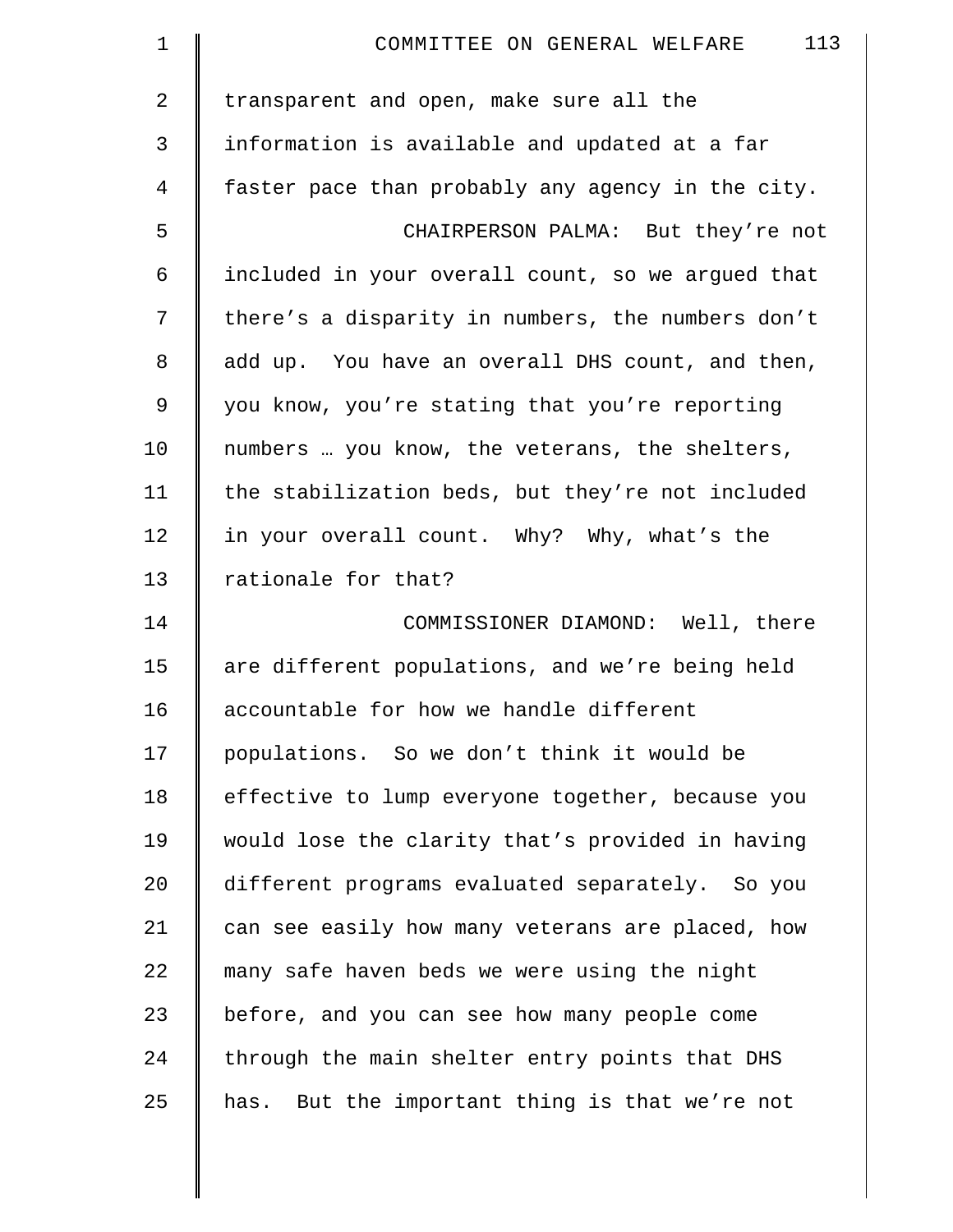transparent and open, make sure all the information is available and updated at a far faster pace than probably any agency in the city.

CHAIRPERSON PALMA: But they're not included in your overall count, so we argued that there's a disparity in numbers, the numbers don't add up. You have an overall DHS count, and then, you know, you're stating that you're reporting numbers … you know, the veterans, the shelters, the stabilization beds, but they're not included in your overall count. Why? Why, what's the rationale for that?

COMMISSIONER DIAMOND: Well, there are different populations, and we're being held accountable for how we handle different populations. So we don't think it would be effective to lump everyone together, because you would lose the clarity that's provided in having different programs evaluated separately. So you can see easily how many veterans are placed, how many safe haven beds we were using the night before, and you can see how many people come through the main shelter entry points that DHS has. But the important thing is that we're not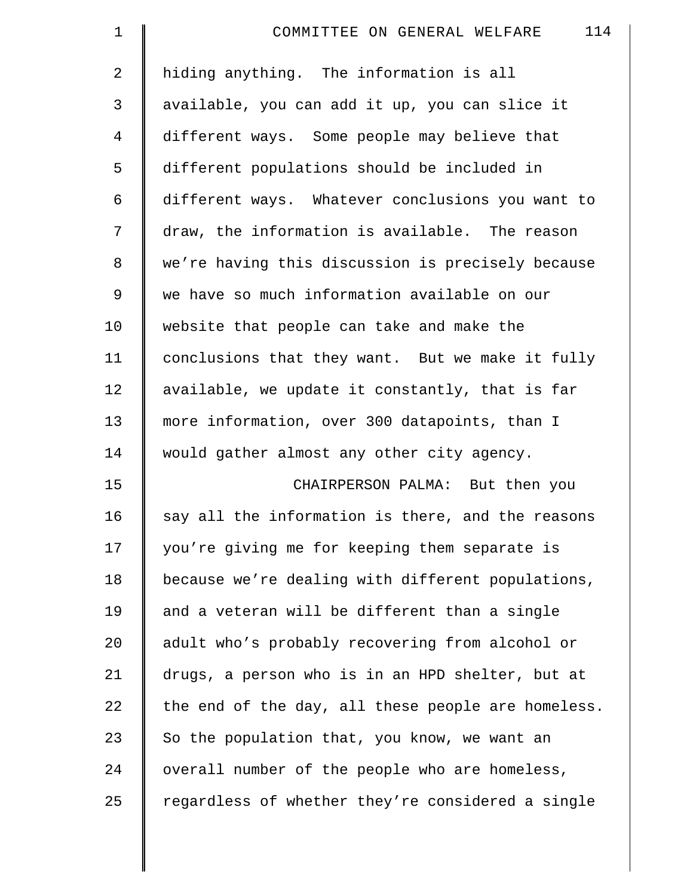hiding anything. The information is all available, you can add it up, you can slice it different ways. Some people may believe that different populations should be included in different ways. Whatever conclusions you want to draw, the information is available. The reason we're having this discussion is precisely because we have so much information available on our website that people can take and make the conclusions that they want. But we make it fully available, we update it constantly, that is far more information, over 300 datapoints, than I would gather almost any other city agency.

CHAIRPERSON PALMA: But then you say all the information is there, and the reasons you're giving me for keeping them separate is because we're dealing with different populations, and a veteran will be different than a single adult who's probably recovering from alcohol or drugs, a person who is in an HPD shelter, but at the end of the day, all these people are homeless. So the population that, you know, we want an overall number of the people who are homeless, regardless of whether they're considered a single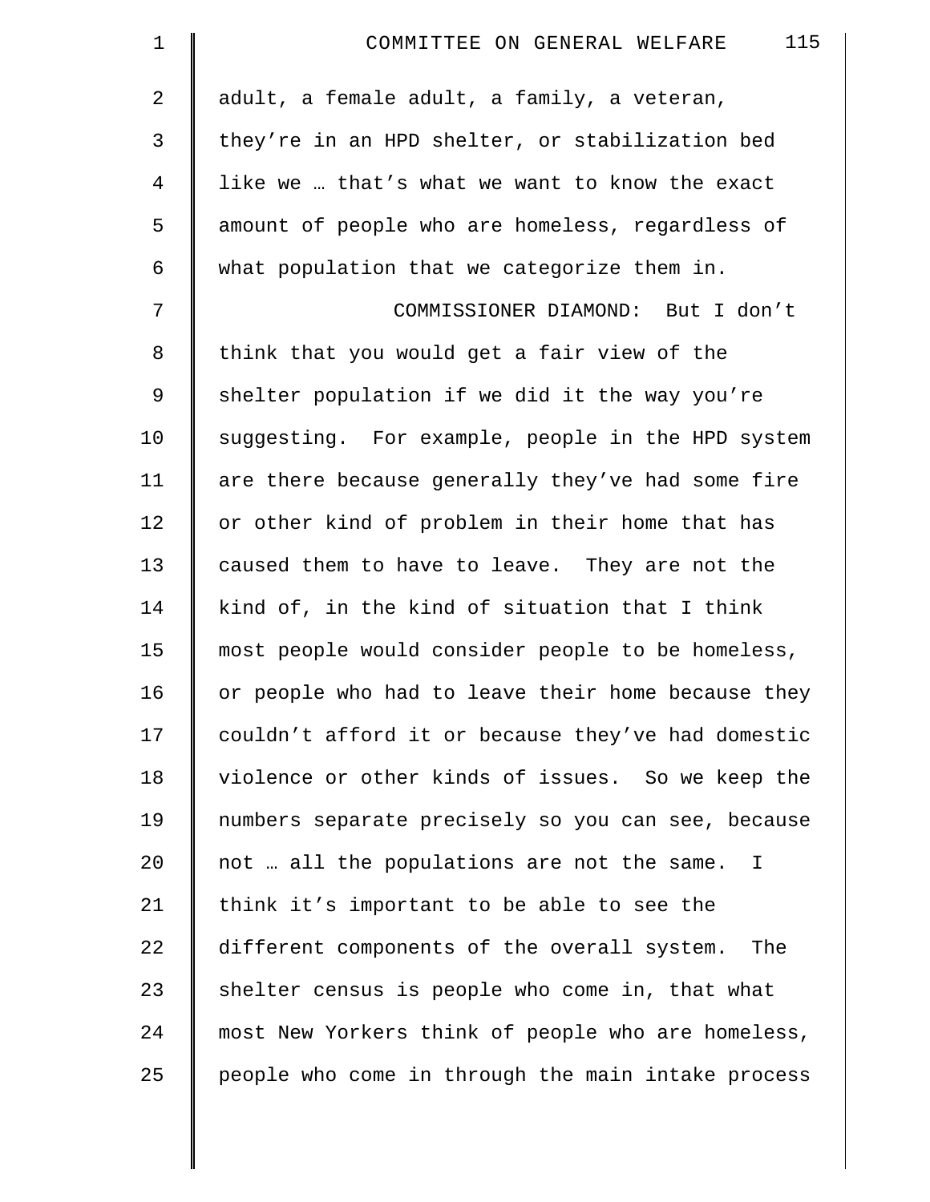adult, a female adult, a family, a veteran, they're in an HPD shelter, or stabilization bed like we … that's what we want to know the exact amount of people who are homeless, regardless of what population that we categorize them in.

COMMISSIONER DIAMOND: But I don't think that you would get a fair view of the shelter population if we did it the way you're suggesting. For example, people in the HPD system are there because generally they've had some fire or other kind of problem in their home that has caused them to have to leave. They are not the kind of, in the kind of situation that I think most people would consider people to be homeless, or people who had to leave their home because they couldn't afford it or because they've had domestic violence or other kinds of issues. So we keep the numbers separate precisely so you can see, because not … all the populations are not the same. I think it's important to be able to see the different components of the overall system. The shelter census is people who come in, that what most New Yorkers think of people who are homeless, people who come in through the main intake process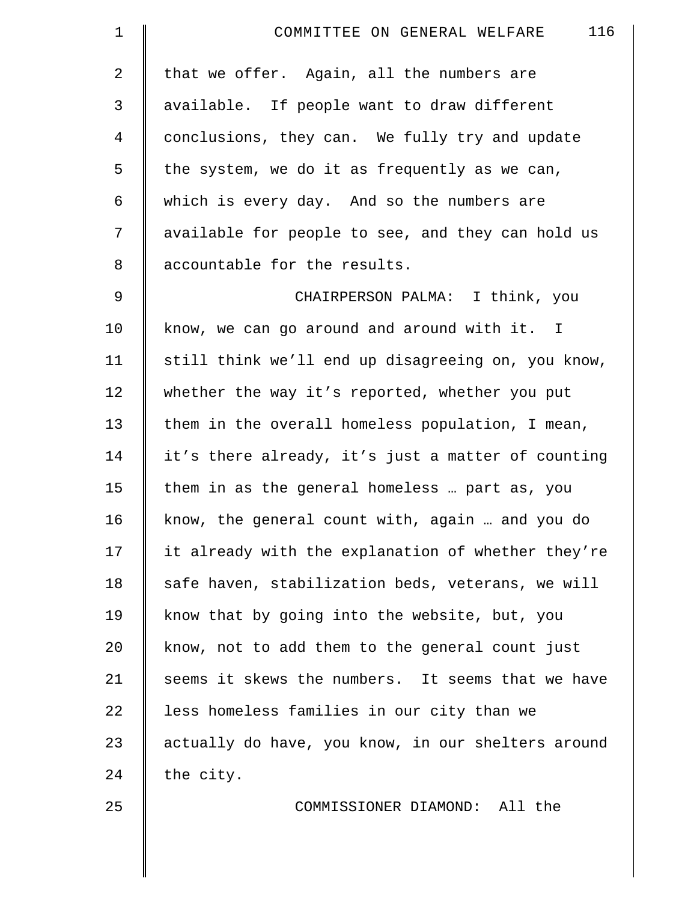that we offer. Again, all the numbers are available. If people want to draw different conclusions, they can. We fully try and update the system, we do it as frequently as we can, which is every day. And so the numbers are available for people to see, and they can hold us accountable for the results.

CHAIRPERSON PALMA: I think, you know, we can go around and around with it. I still think we'll end up disagreeing on, you know, whether the way it's reported, whether you put them in the overall homeless population, I mean, it's there already, it's just a matter of counting them in as the general homeless … part as, you know, the general count with, again … and you do it already with the explanation of whether they're safe haven, stabilization beds, veterans, we will know that by going into the website, but, you know, not to add them to the general count just seems it skews the numbers. It seems that we have less homeless families in our city than we actually do have, you know, in our shelters around the city.

COMMISSIONER DIAMOND: All the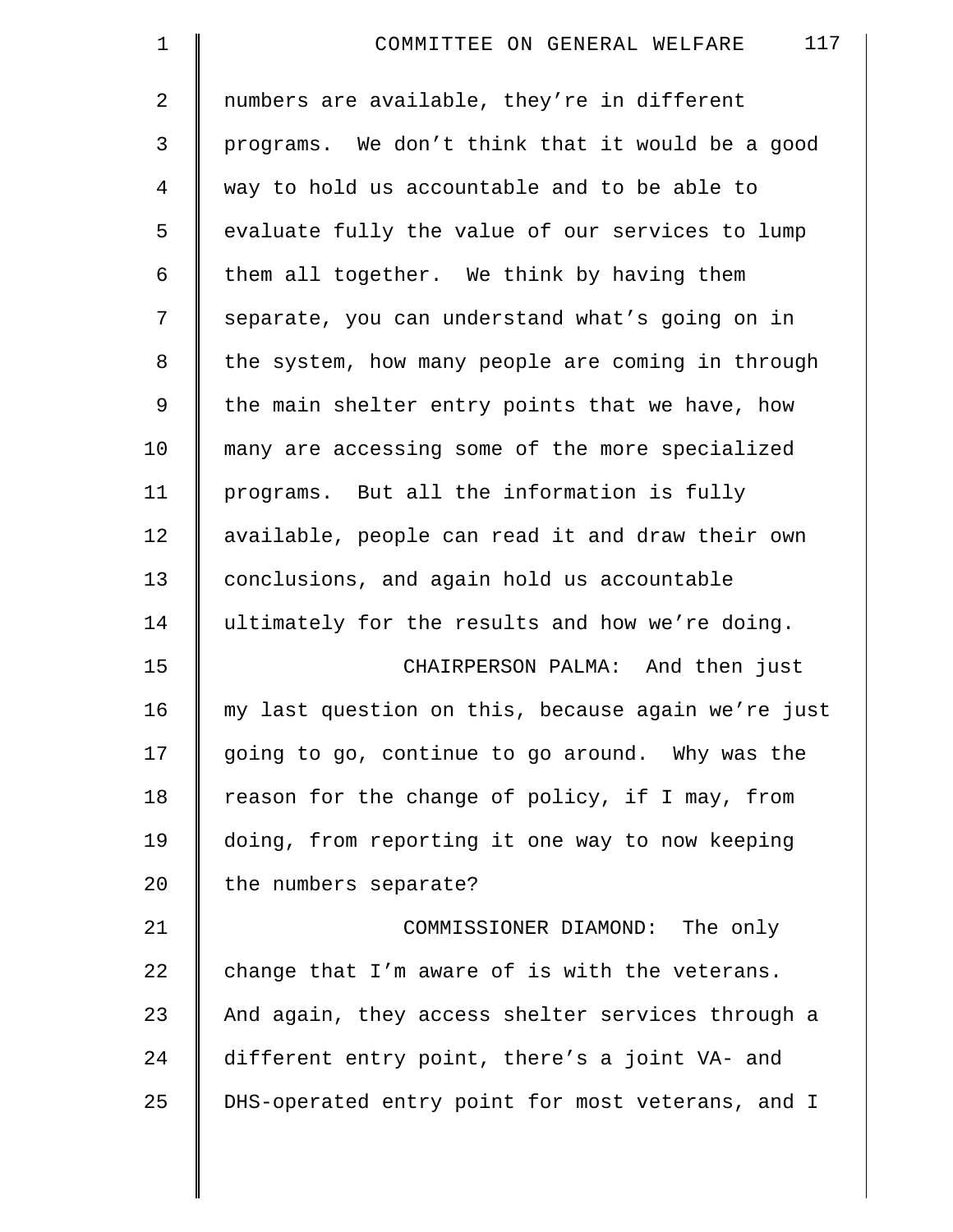numbers are available, they're in different programs. We don't think that it would be a good way to hold us accountable and to be able to evaluate fully the value of our services to lump them all together. We think by having them separate, you can understand what's going on in the system, how many people are coming in through the main shelter entry points that we have, how many are accessing some of the more specialized programs. But all the information is fully available, people can read it and draw their own conclusions, and again hold us accountable ultimately for the results and how we're doing.

CHAIRPERSON PALMA: And then just my last question on this, because again we're just going to go, continue to go around. Why was the reason for the change of policy, if I may, from doing, from reporting it one way to now keeping the numbers separate?

COMMISSIONER DIAMOND: The only change that I'm aware of is with the veterans. And again, they access shelter services through a different entry point, there's a joint VA- and DHS-operated entry point for most veterans, and I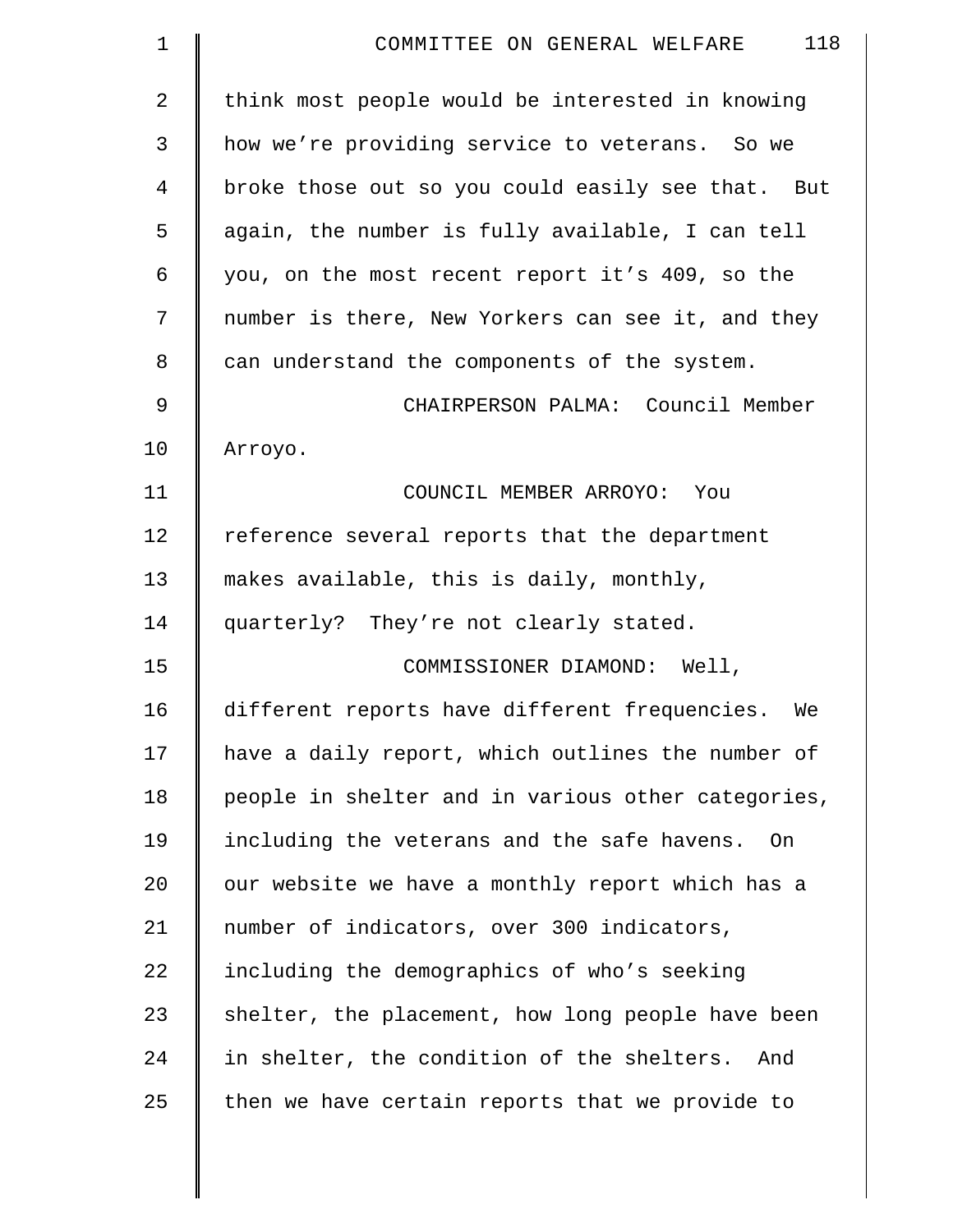think most people would be interested in knowing how we're providing service to veterans. So we broke those out so you could easily see that. But again, the number is fully available, I can tell you, on the most recent report it's 409, so the number is there, New Yorkers can see it, and they can understand the components of the system.

CHAIRPERSON PALMA: Council Member Arroyo.

COUNCIL MEMBER ARROYO: You reference several reports that the department makes available, this is daily, monthly, quarterly? They're not clearly stated.

COMMISSIONER DIAMOND: Well, different reports have different frequencies. We have a daily report, which outlines the number of people in shelter and in various other categories, including the veterans and the safe havens. On our website we have a monthly report which has a number of indicators, over 300 indicators, including the demographics of who's seeking shelter, the placement, how long people have been in shelter, the condition of the shelters. And then we have certain reports that we provide to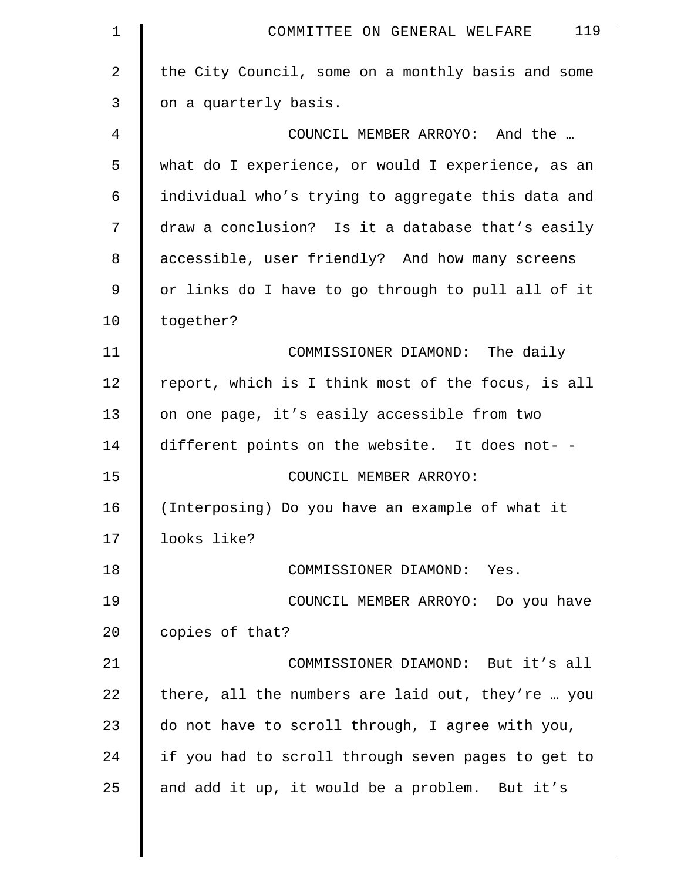the City Council, some on a monthly basis and some on a quarterly basis.

COUNCIL MEMBER ARROYO: And the … what do I experience, or would I experience, as an individual who's trying to aggregate this data and draw a conclusion? Is it a database that's easily accessible, user friendly? And how many screens or links do I have to go through to pull all of it together?

COMMISSIONER DIAMOND: The daily report, which is I think most of the focus, is all on one page, it's easily accessible from two different points on the website. It does not- -

COUNCIL MEMBER ARROYO: (Interposing) Do you have an example of what it looks like?

COMMISSIONER DIAMOND: Yes.

COUNCIL MEMBER ARROYO: Do you have copies of that?

COMMISSIONER DIAMOND: But it's all there, all the numbers are laid out, they're … you do not have to scroll through, I agree with you, if you had to scroll through seven pages to get to and add it up, it would be a problem. But it's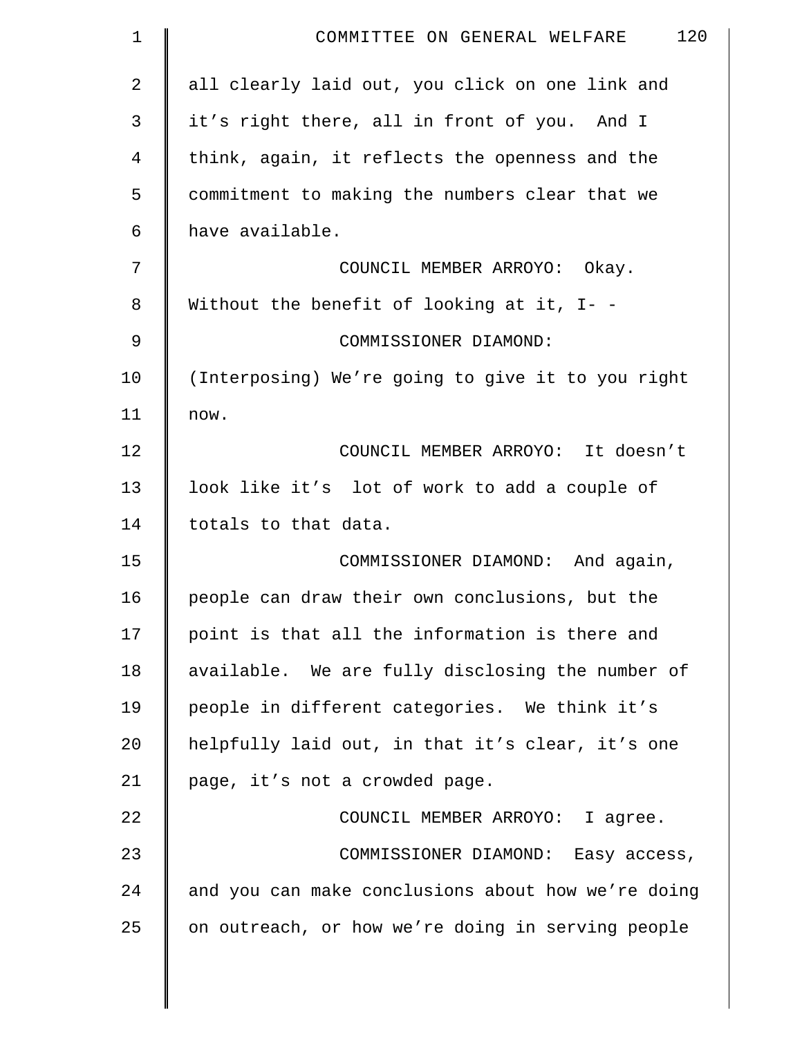all clearly laid out, you click on one link and it's right there, all in front of you. And I think, again, it reflects the openness and the commitment to making the numbers clear that we have available.

COUNCIL MEMBER ARROYO: Okay. Without the benefit of looking at it, I- -

COMMISSIONER DIAMOND: (Interposing) We're going to give it to you right now.

COUNCIL MEMBER ARROYO: It doesn't look like it's lot of work to add a couple of totals to that data.

COMMISSIONER DIAMOND: And again, people can draw their own conclusions, but the point is that all the information is there and available. We are fully disclosing the number of people in different categories. We think it's helpfully laid out, in that it's clear, it's one page, it's not a crowded page.

COUNCIL MEMBER ARROYO: I agree.

COMMISSIONER DIAMOND: Easy access, and you can make conclusions about how we're doing on outreach, or how we're doing in serving people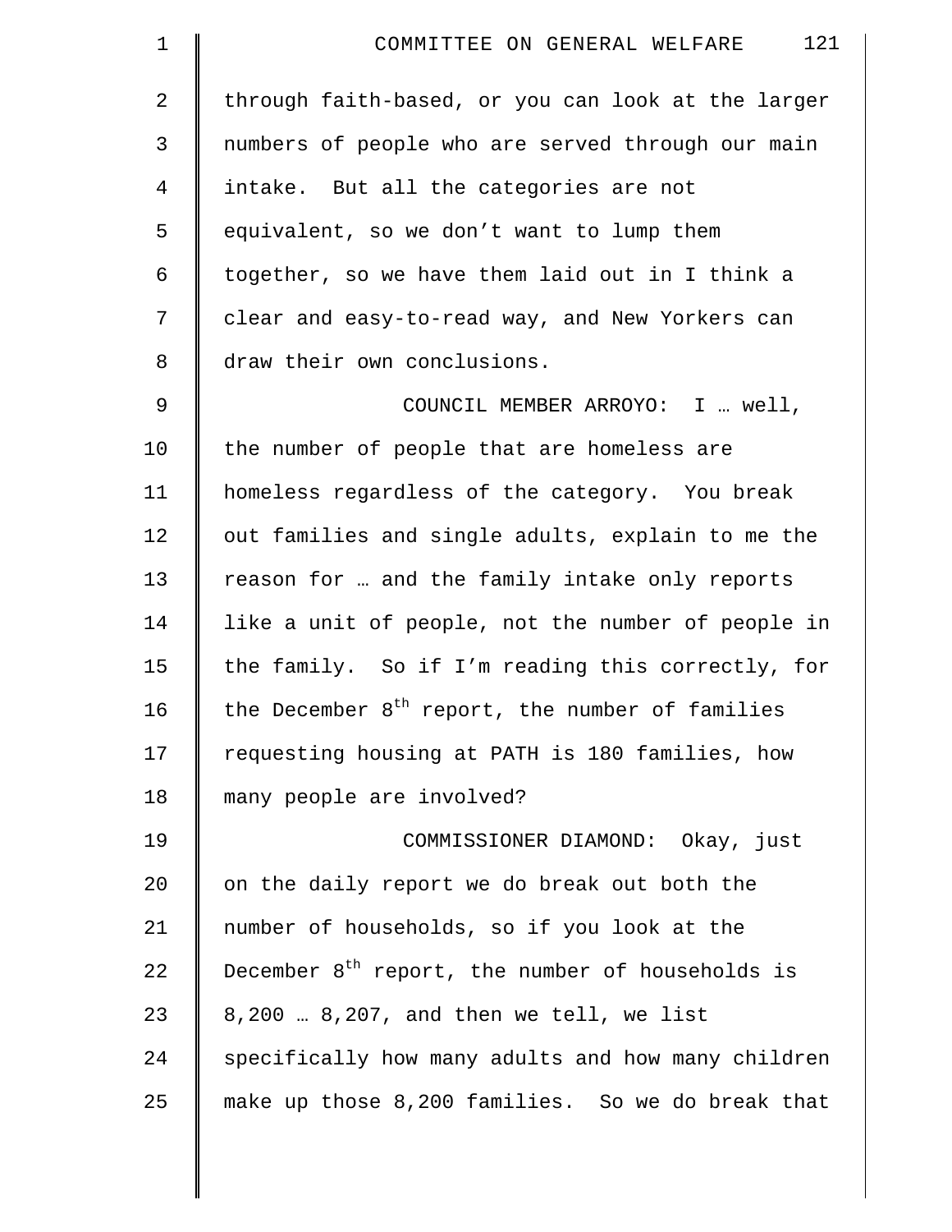through faith-based, or you can look at the larger numbers of people who are served through our main intake. But all the categories are not equivalent, so we don't want to lump them together, so we have them laid out in I think a clear and easy-to-read way, and New Yorkers can draw their own conclusions.

COUNCIL MEMBER ARROYO: I … well, the number of people that are homeless are homeless regardless of the category. You break out families and single adults, explain to me the reason for … and the family intake only reports like a unit of people, not the number of people in the family. So if I'm reading this correctly, for the December 8th report, the number of families requesting housing at PATH is 180 families, how many people are involved?

COMMISSIONER DIAMOND: Okay, just on the daily report we do break out both the number of households, so if you look at the December 8th report, the number of households is 8,200 … 8,207, and then we tell, we list specifically how many adults and how many children make up those 8,200 families. So we do break that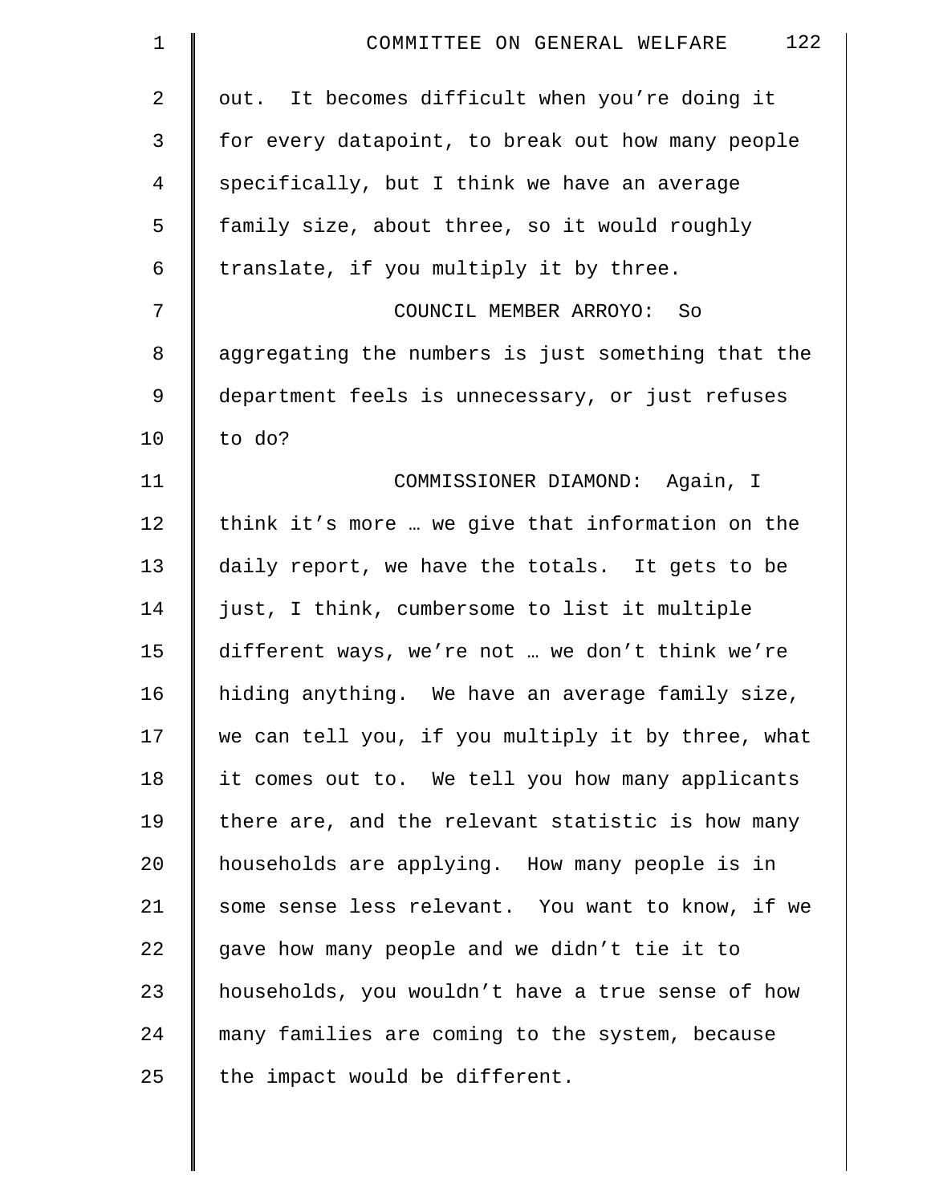out. It becomes difficult when you're doing it for every datapoint, to break out how many people specifically, but I think we have an average family size, about three, so it would roughly translate, if you multiply it by three.

COUNCIL MEMBER ARROYO: So aggregating the numbers is just something that the department feels is unnecessary, or just refuses to do?

COMMISSIONER DIAMOND: Again, I think it's more … we give that information on the daily report, we have the totals. It gets to be just, I think, cumbersome to list it multiple different ways, we're not … we don't think we're hiding anything. We have an average family size, we can tell you, if you multiply it by three, what it comes out to. We tell you how many applicants there are, and the relevant statistic is how many households are applying. How many people is in some sense less relevant. You want to know, if we gave how many people and we didn't tie it to households, you wouldn't have a true sense of how many families are coming to the system, because the impact would be different.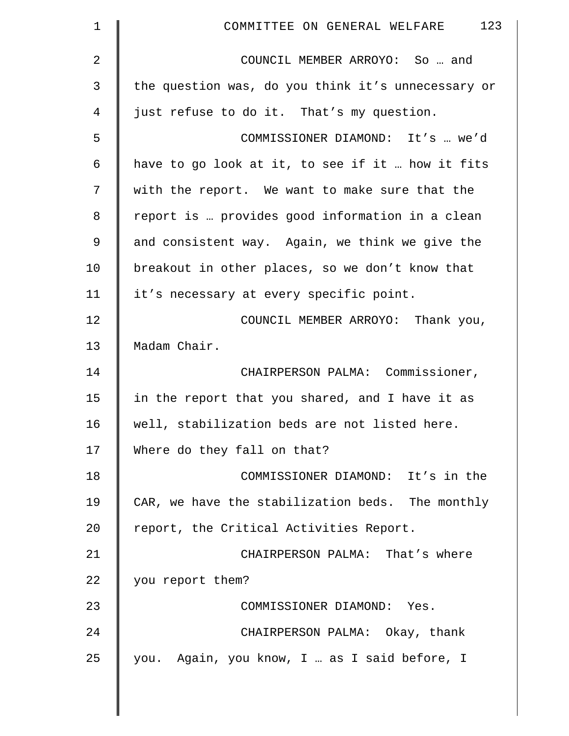COUNCIL MEMBER ARROYO: So … and the question was, do you think it's unnecessary or just refuse to do it. That's my question.

COMMISSIONER DIAMOND: It's … we'd have to go look at it, to see if it … how it fits with the report. We want to make sure that the report is … provides good information in a clean and consistent way. Again, we think we give the breakout in other places, so we don't know that it's necessary at every specific point.

COUNCIL MEMBER ARROYO: Thank you, Madam Chair.

CHAIRPERSON PALMA: Commissioner, in the report that you shared, and I have it as well, stabilization beds are not listed here. Where do they fall on that?

COMMISSIONER DIAMOND: It's in the CAR, we have the stabilization beds. The monthly report, the Critical Activities Report.

CHAIRPERSON PALMA: That's where you report them?

COMMISSIONER DIAMOND: Yes.

CHAIRPERSON PALMA: Okay, thank you. Again, you know, I … as I said before, I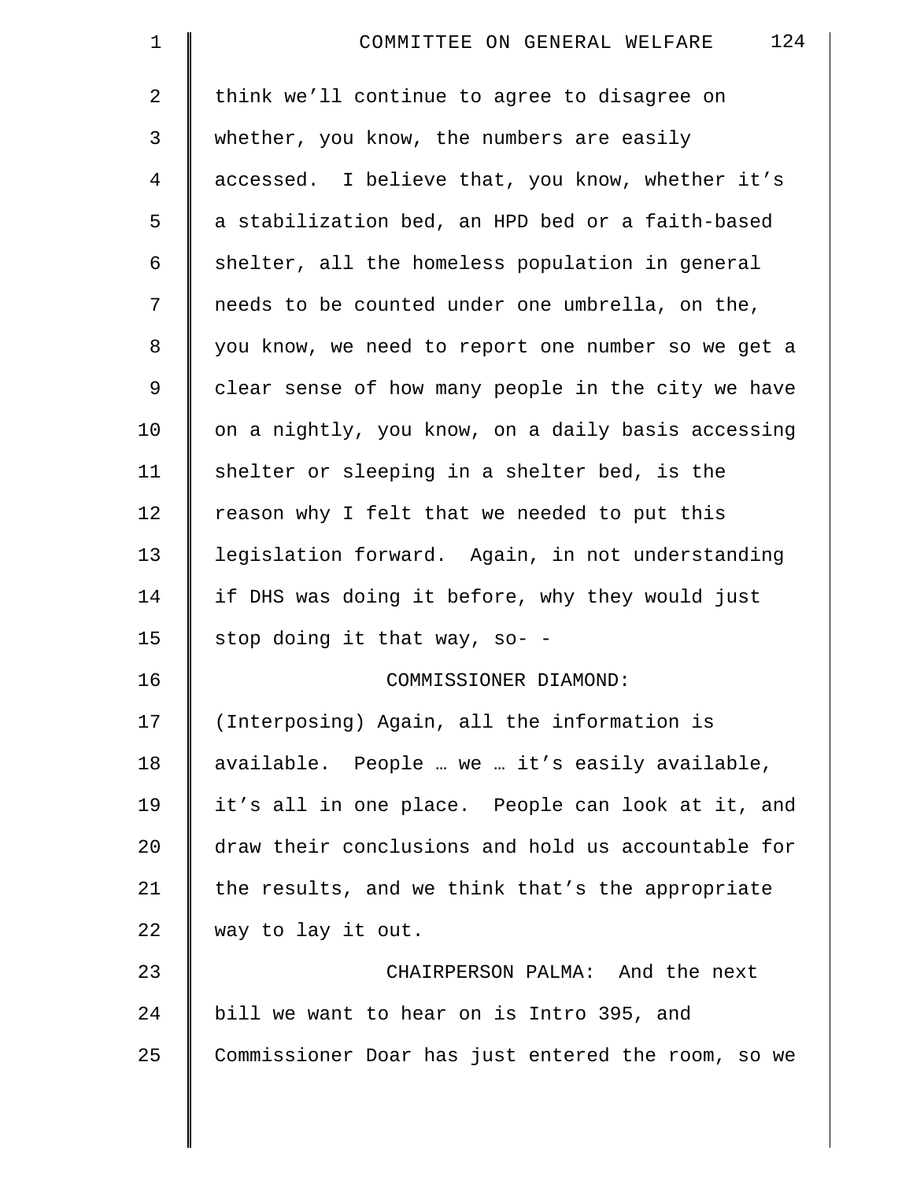think we'll continue to agree to disagree on whether, you know, the numbers are easily accessed. I believe that, you know, whether it's a stabilization bed, an HPD bed or a faith-based shelter, all the homeless population in general needs to be counted under one umbrella, on the, you know, we need to report one number so we get a clear sense of how many people in the city we have on a nightly, you know, on a daily basis accessing shelter or sleeping in a shelter bed, is the reason why I felt that we needed to put this legislation forward. Again, in not understanding if DHS was doing it before, why they would just stop doing it that way, so- -

COMMISSIONER DIAMOND: (Interposing) Again, all the information is available. People … we … it's easily available, it's all in one place. People can look at it, and draw their conclusions and hold us accountable for the results, and we think that's the appropriate way to lay it out.

CHAIRPERSON PALMA: And the next bill we want to hear on is Intro 395, and Commissioner Doar has just entered the room, so we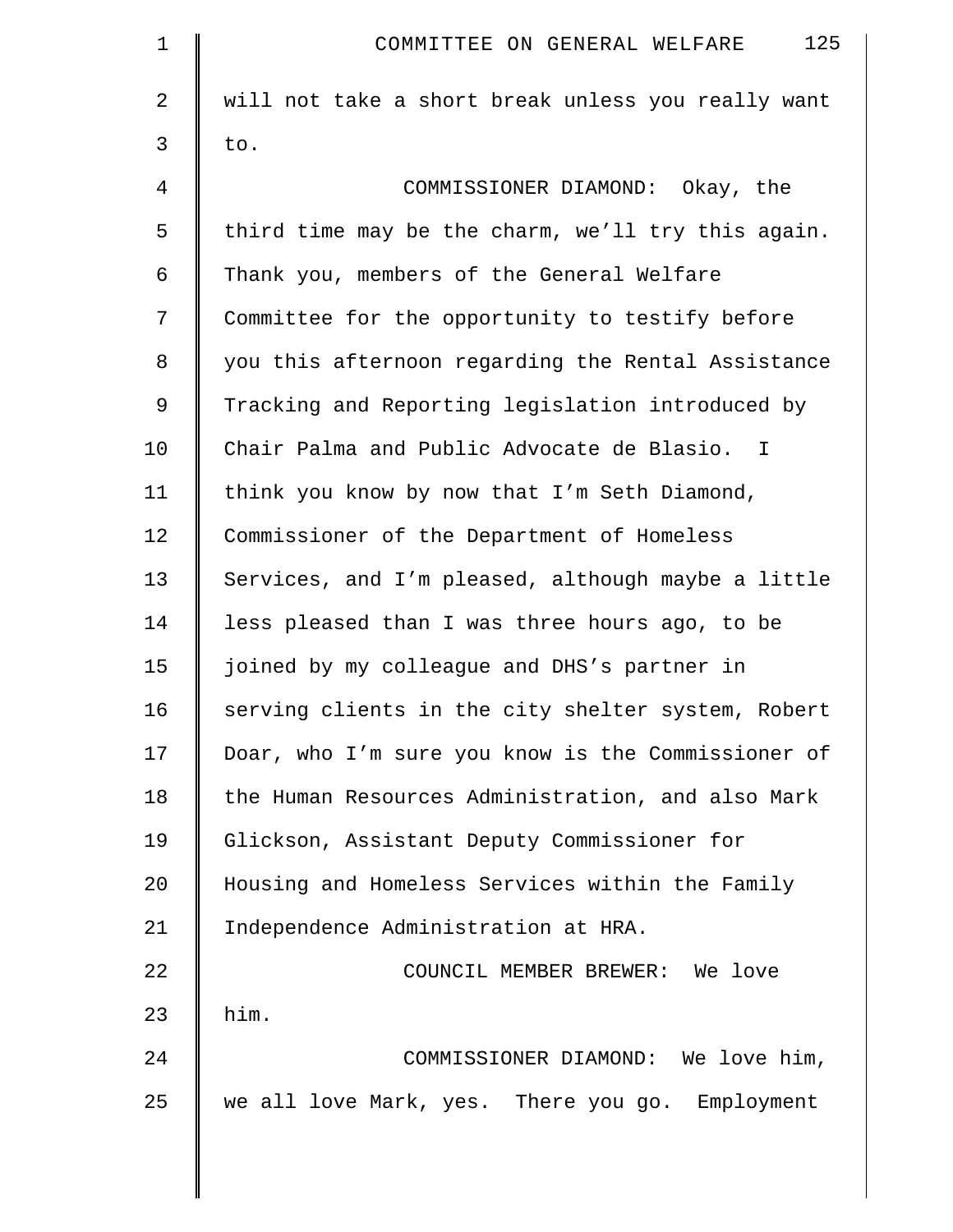will not take a short break unless you really want to.

COMMISSIONER DIAMOND: Okay, the third time may be the charm, we'll try this again. Thank you, members of the General Welfare Committee for the opportunity to testify before you this afternoon regarding the Rental Assistance Tracking and Reporting legislation introduced by Chair Palma and Public Advocate de Blasio. I think you know by now that I'm Seth Diamond, Commissioner of the Department of Homeless Services, and I'm pleased, although maybe a little less pleased than I was three hours ago, to be joined by my colleague and DHS's partner in serving clients in the city shelter system, Robert Doar, who I'm sure you know is the Commissioner of the Human Resources Administration, and also Mark Glickson, Assistant Deputy Commissioner for Housing and Homeless Services within the Family Independence Administration at HRA.

COUNCIL MEMBER BREWER: We love him.

COMMISSIONER DIAMOND: We love him, we all love Mark, yes. There you go. Employment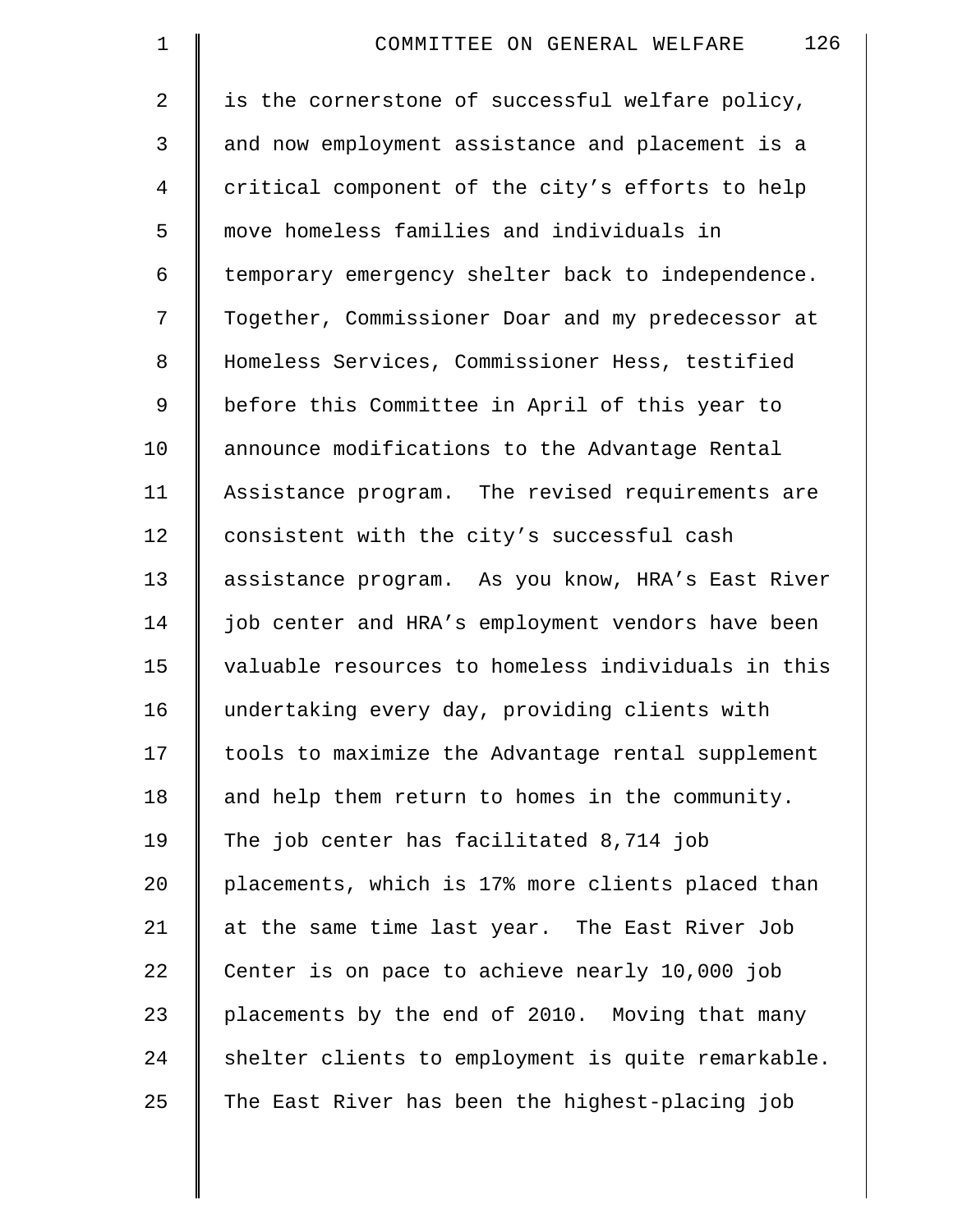is the cornerstone of successful welfare policy, and now employment assistance and placement is a critical component of the city's efforts to help move homeless families and individuals in temporary emergency shelter back to independence. Together, Commissioner Doar and my predecessor at Homeless Services, Commissioner Hess, testified before this Committee in April of this year to announce modifications to the Advantage Rental Assistance program. The revised requirements are consistent with the city's successful cash assistance program. As you know, HRA's East River job center and HRA's employment vendors have been valuable resources to homeless individuals in this undertaking every day, providing clients with tools to maximize the Advantage rental supplement and help them return to homes in the community. The job center has facilitated 8,714 job placements, which is 17% more clients placed than at the same time last year. The East River Job Center is on pace to achieve nearly 10,000 job placements by the end of 2010. Moving that many shelter clients to employment is quite remarkable. The East River has been the highest-placing job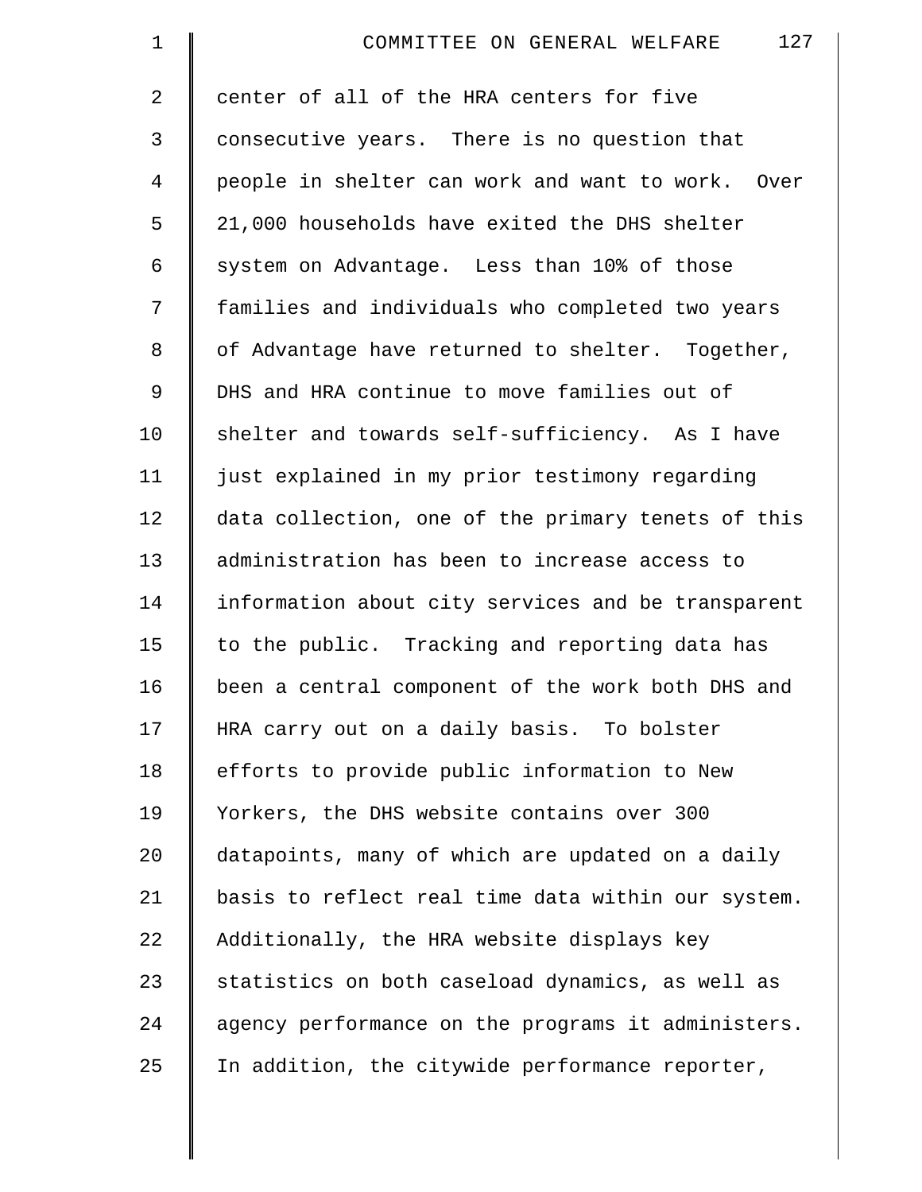center of all of the HRA centers for five consecutive years. There is no question that people in shelter can work and want to work. Over 21,000 households have exited the DHS shelter system on Advantage. Less than 10% of those families and individuals who completed two years of Advantage have returned to shelter. Together, DHS and HRA continue to move families out of shelter and towards self-sufficiency. As I have just explained in my prior testimony regarding data collection, one of the primary tenets of this administration has been to increase access to information about city services and be transparent to the public. Tracking and reporting data has been a central component of the work both DHS and HRA carry out on a daily basis. To bolster efforts to provide public information to New Yorkers, the DHS website contains over 300 datapoints, many of which are updated on a daily basis to reflect real time data within our system. Additionally, the HRA website displays key statistics on both caseload dynamics, as well as agency performance on the programs it administers. In addition, the citywide performance reporter,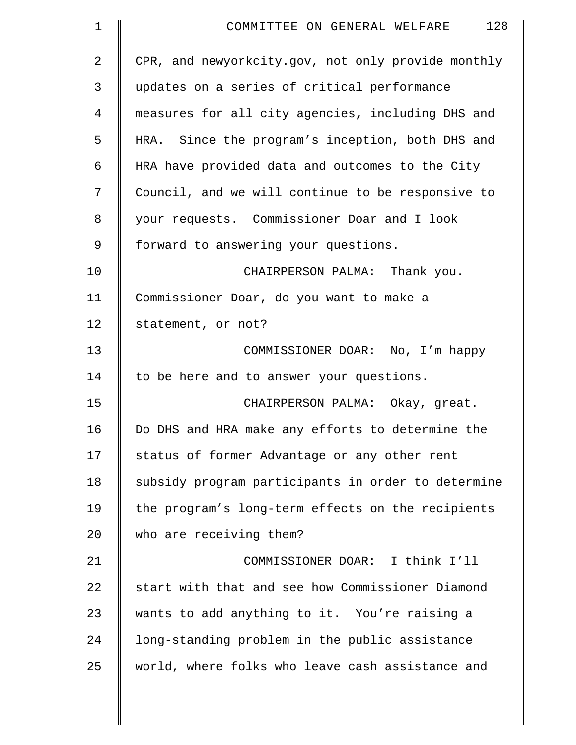CPR, and newyorkcity.gov, not only provide monthly updates on a series of critical performance measures for all city agencies, including DHS and HRA. Since the program's inception, both DHS and HRA have provided data and outcomes to the City Council, and we will continue to be responsive to your requests. Commissioner Doar and I look forward to answering your questions.

CHAIRPERSON PALMA: Thank you. Commissioner Doar, do you want to make a statement, or not?

COMMISSIONER DOAR: No, I'm happy to be here and to answer your questions.

CHAIRPERSON PALMA: Okay, great. Do DHS and HRA make any efforts to determine the status of former Advantage or any other rent subsidy program participants in order to determine the program's long-term effects on the recipients who are receiving them?

COMMISSIONER DOAR: I think I'll start with that and see how Commissioner Diamond wants to add anything to it. You're raising a long-standing problem in the public assistance world, where folks who leave cash assistance and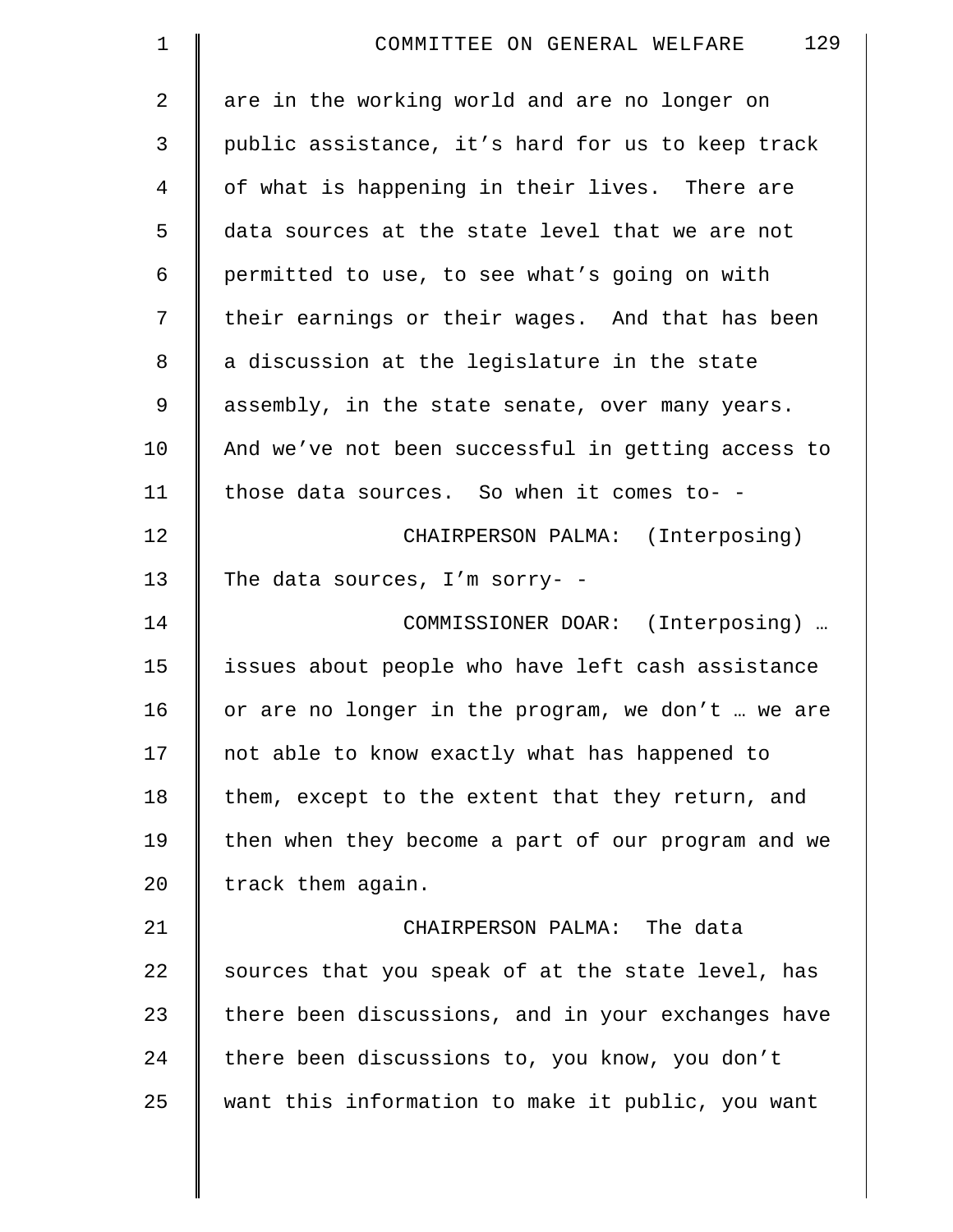are in the working world and are no longer on public assistance, it's hard for us to keep track of what is happening in their lives. There are data sources at the state level that we are not permitted to use, to see what's going on with their earnings or their wages. And that has been a discussion at the legislature in the state assembly, in the state senate, over many years. And we've not been successful in getting access to those data sources. So when it comes to- -

CHAIRPERSON PALMA: (Interposing) The data sources, I'm sorry- -

COMMISSIONER DOAR: (Interposing) … issues about people who have left cash assistance or are no longer in the program, we don't … we are not able to know exactly what has happened to them, except to the extent that they return, and then when they become a part of our program and we track them again.

CHAIRPERSON PALMA: The data sources that you speak of at the state level, has there been discussions, and in your exchanges have there been discussions to, you know, you don't want this information to make it public, you want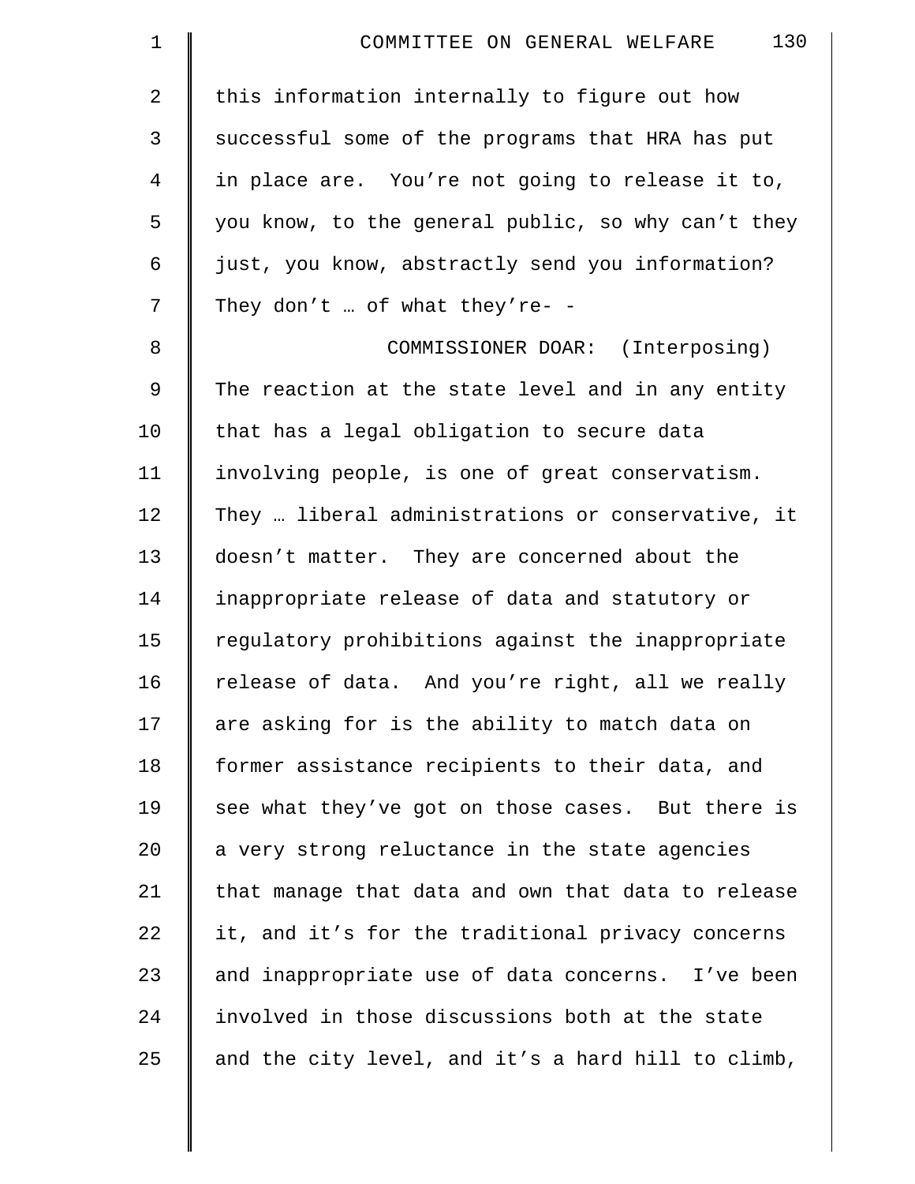this information internally to figure out how successful some of the programs that HRA has put in place are. You're not going to release it to, you know, to the general public, so why can't they just, you know, abstractly send you information? They don't … of what they're- -

COMMISSIONER DOAR: (Interposing) The reaction at the state level and in any entity that has a legal obligation to secure data involving people, is one of great conservatism. They … liberal administrations or conservative, it doesn't matter. They are concerned about the inappropriate release of data and statutory or regulatory prohibitions against the inappropriate release of data. And you're right, all we really are asking for is the ability to match data on former assistance recipients to their data, and see what they've got on those cases. But there is a very strong reluctance in the state agencies that manage that data and own that data to release it, and it's for the traditional privacy concerns and inappropriate use of data concerns. I've been involved in those discussions both at the state and the city level, and it's a hard hill to climb,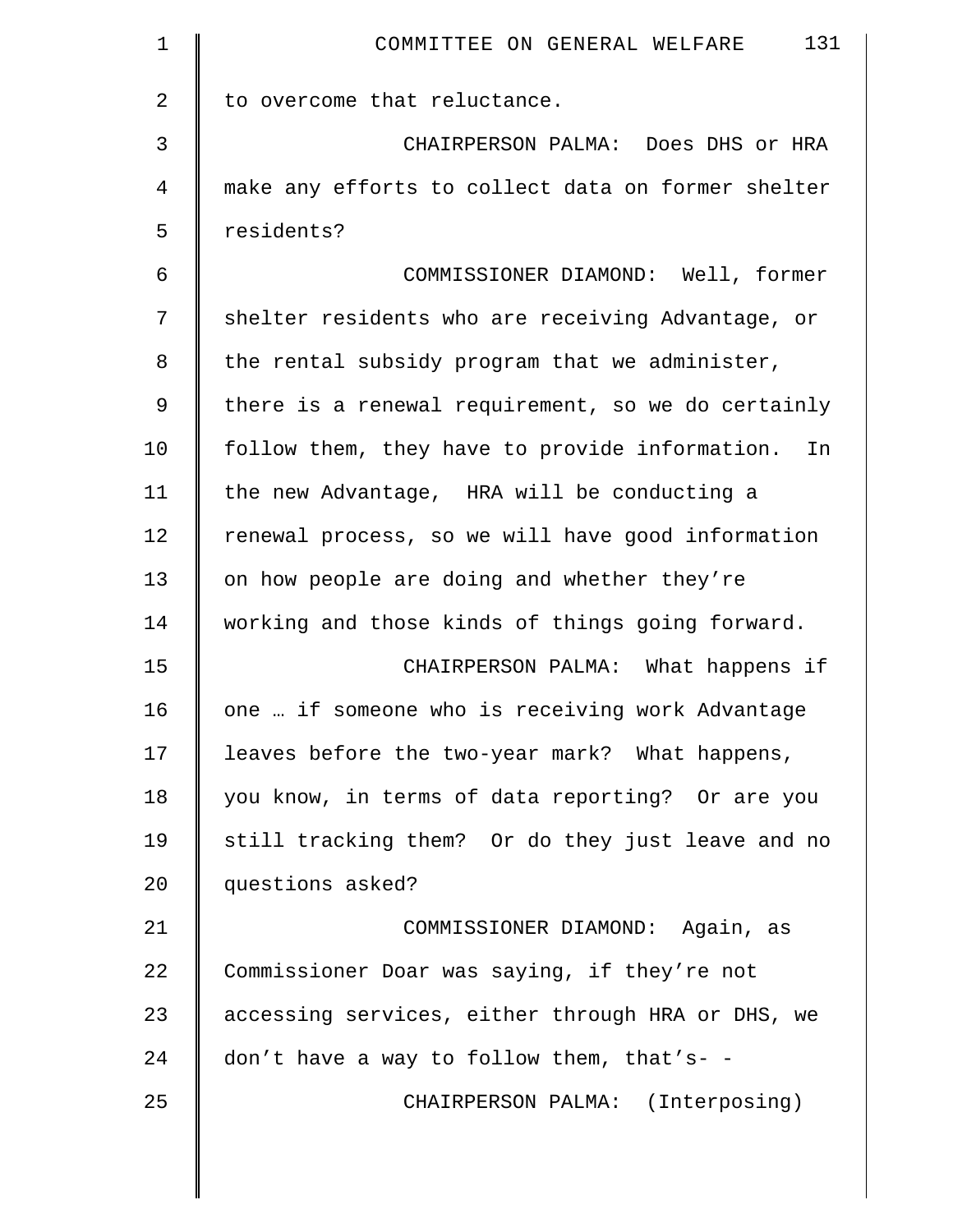to overcome that reluctance.

CHAIRPERSON PALMA: Does DHS or HRA make any efforts to collect data on former shelter residents?

COMMISSIONER DIAMOND: Well, former shelter residents who are receiving Advantage, or the rental subsidy program that we administer, there is a renewal requirement, so we do certainly follow them, they have to provide information. In the new Advantage, HRA will be conducting a renewal process, so we will have good information on how people are doing and whether they're working and those kinds of things going forward.

CHAIRPERSON PALMA: What happens if one … if someone who is receiving work Advantage leaves before the two-year mark? What happens, you know, in terms of data reporting? Or are you still tracking them? Or do they just leave and no questions asked?

COMMISSIONER DIAMOND: Again, as Commissioner Doar was saying, if they're not accessing services, either through HRA or DHS, we don't have a way to follow them, that's- -

CHAIRPERSON PALMA: (Interposing)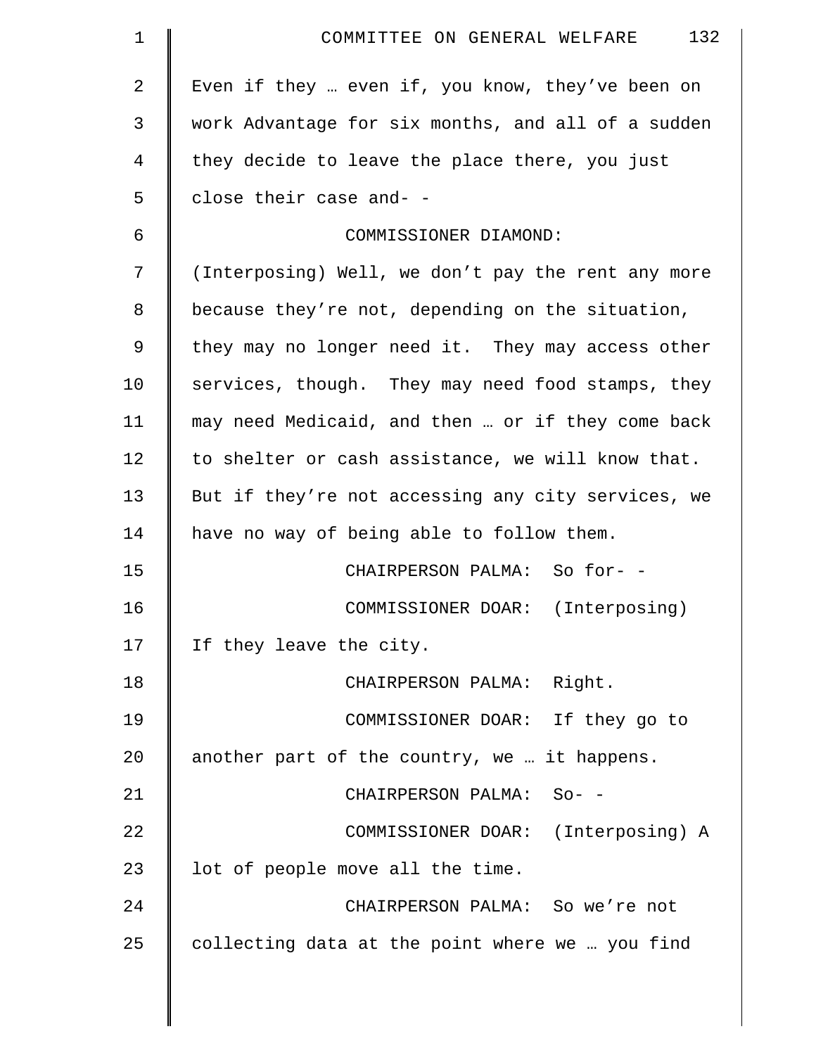Even if they … even if, you know, they've been on work Advantage for six months, and all of a sudden they decide to leave the place there, you just close their case and- -

COMMISSIONER DIAMOND: (Interposing) Well, we don't pay the rent any more because they're not, depending on the situation, they may no longer need it. They may access other services, though. They may need food stamps, they may need Medicaid, and then … or if they come back to shelter or cash assistance, we will know that. But if they're not accessing any city services, we have no way of being able to follow them.

CHAIRPERSON PALMA: So for- -

COMMISSIONER DOAR: (Interposing) If they leave the city.

CHAIRPERSON PALMA: Right.

COMMISSIONER DOAR: If they go to another part of the country, we … it happens.

CHAIRPERSON PALMA: So- -

COMMISSIONER DOAR: (Interposing) A lot of people move all the time.

CHAIRPERSON PALMA: So we're not collecting data at the point where we … you find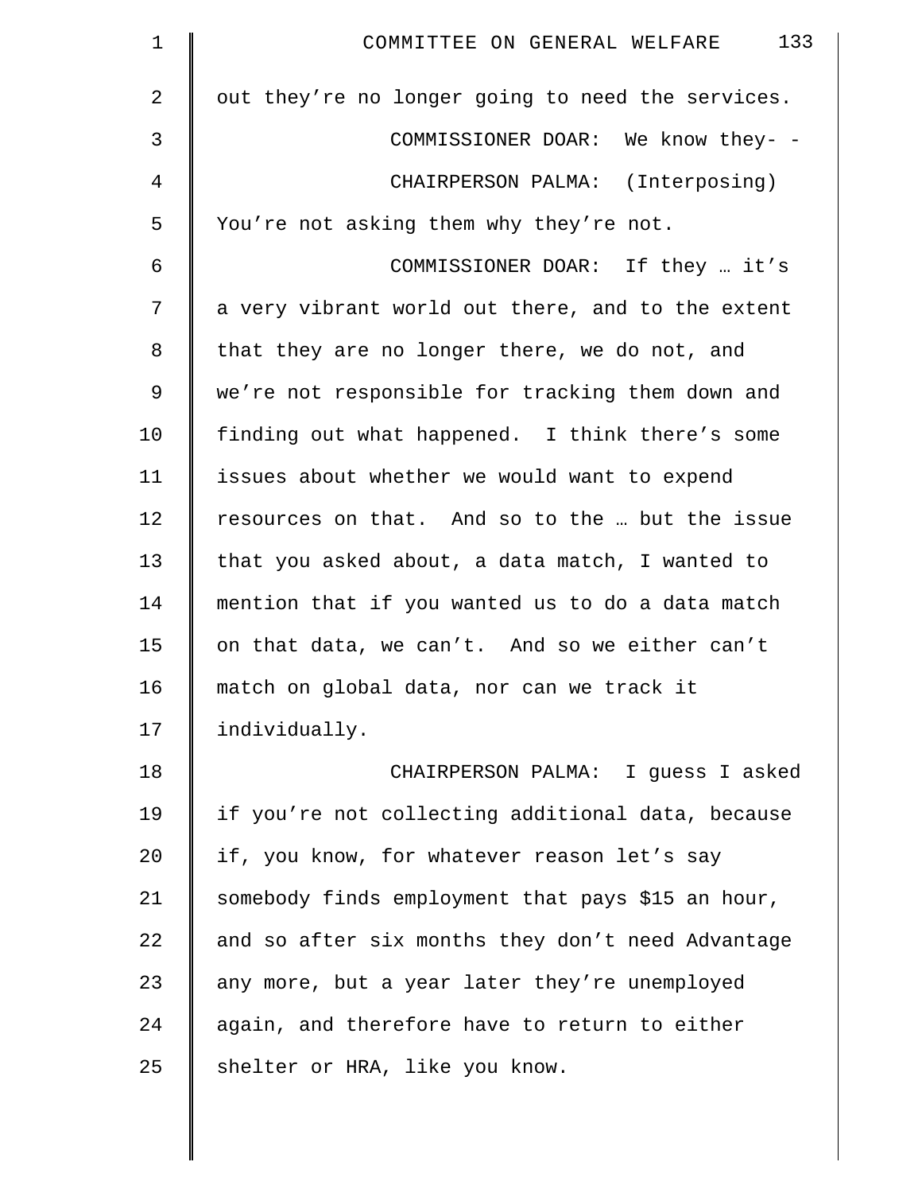out they're no longer going to need the services.

COMMISSIONER DOAR: We know they- -

CHAIRPERSON PALMA: (Interposing) You're not asking them why they're not.

COMMISSIONER DOAR: If they … it's a very vibrant world out there, and to the extent that they are no longer there, we do not, and we're not responsible for tracking them down and finding out what happened. I think there's some issues about whether we would want to expend resources on that. And so to the … but the issue that you asked about, a data match, I wanted to mention that if you wanted us to do a data match on that data, we can't. And so we either can't match on global data, nor can we track it individually.

CHAIRPERSON PALMA: I guess I asked if you're not collecting additional data, because if, you know, for whatever reason let's say somebody finds employment that pays $15 an hour, and so after six months they don't need Advantage any more, but a year later they're unemployed again, and therefore have to return to either shelter or HRA, like you know.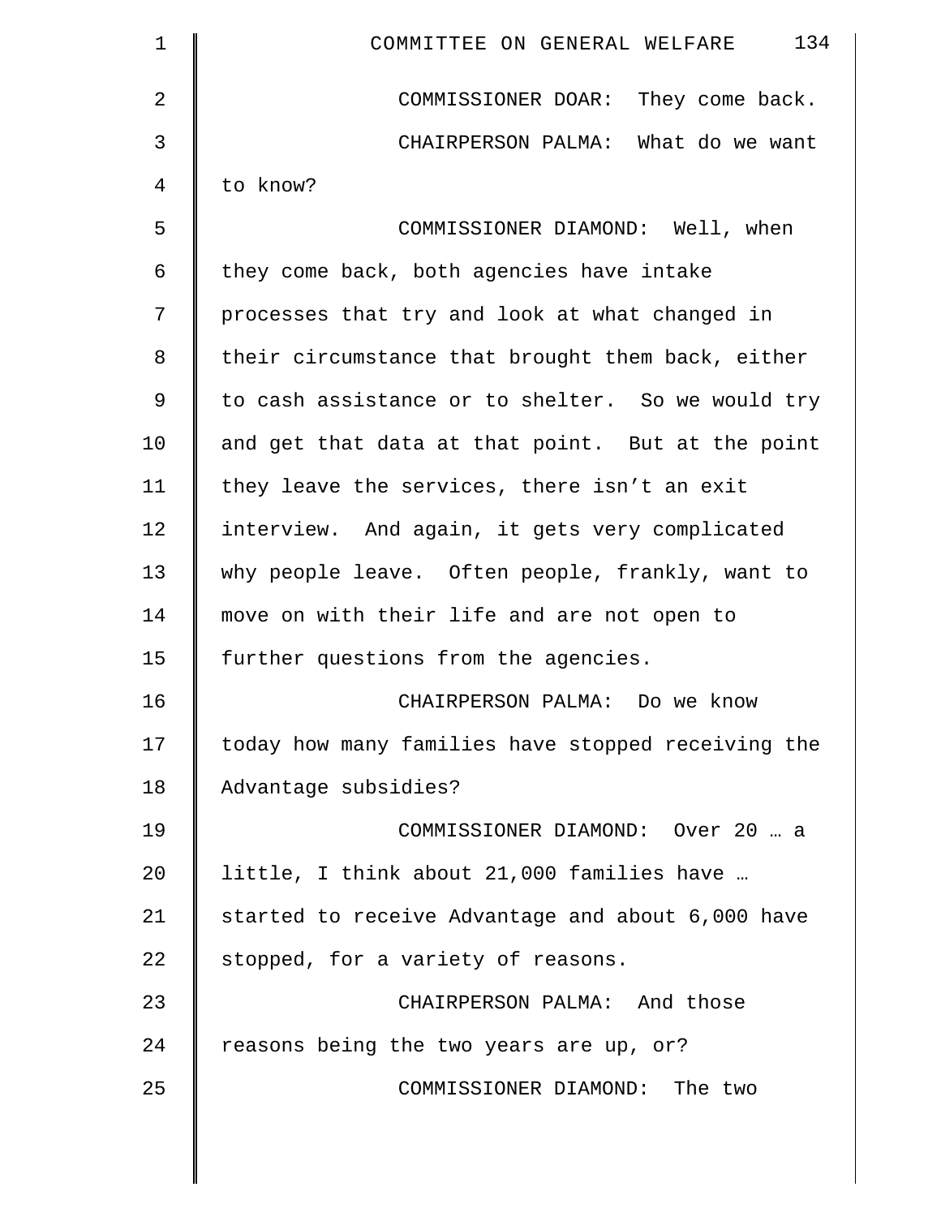COMMISSIONER DOAR: They come back.

CHAIRPERSON PALMA: What do we want to know?

COMMISSIONER DIAMOND: Well, when they come back, both agencies have intake processes that try and look at what changed in their circumstance that brought them back, either to cash assistance or to shelter. So we would try and get that data at that point. But at the point they leave the services, there isn't an exit interview. And again, it gets very complicated why people leave. Often people, frankly, want to move on with their life and are not open to further questions from the agencies.

CHAIRPERSON PALMA: Do we know today how many families have stopped receiving the Advantage subsidies?

COMMISSIONER DIAMOND: Over 20 … a little, I think about 21,000 families have … started to receive Advantage and about 6,000 have stopped, for a variety of reasons.

CHAIRPERSON PALMA: And those reasons being the two years are up, or?

COMMISSIONER DIAMOND: The two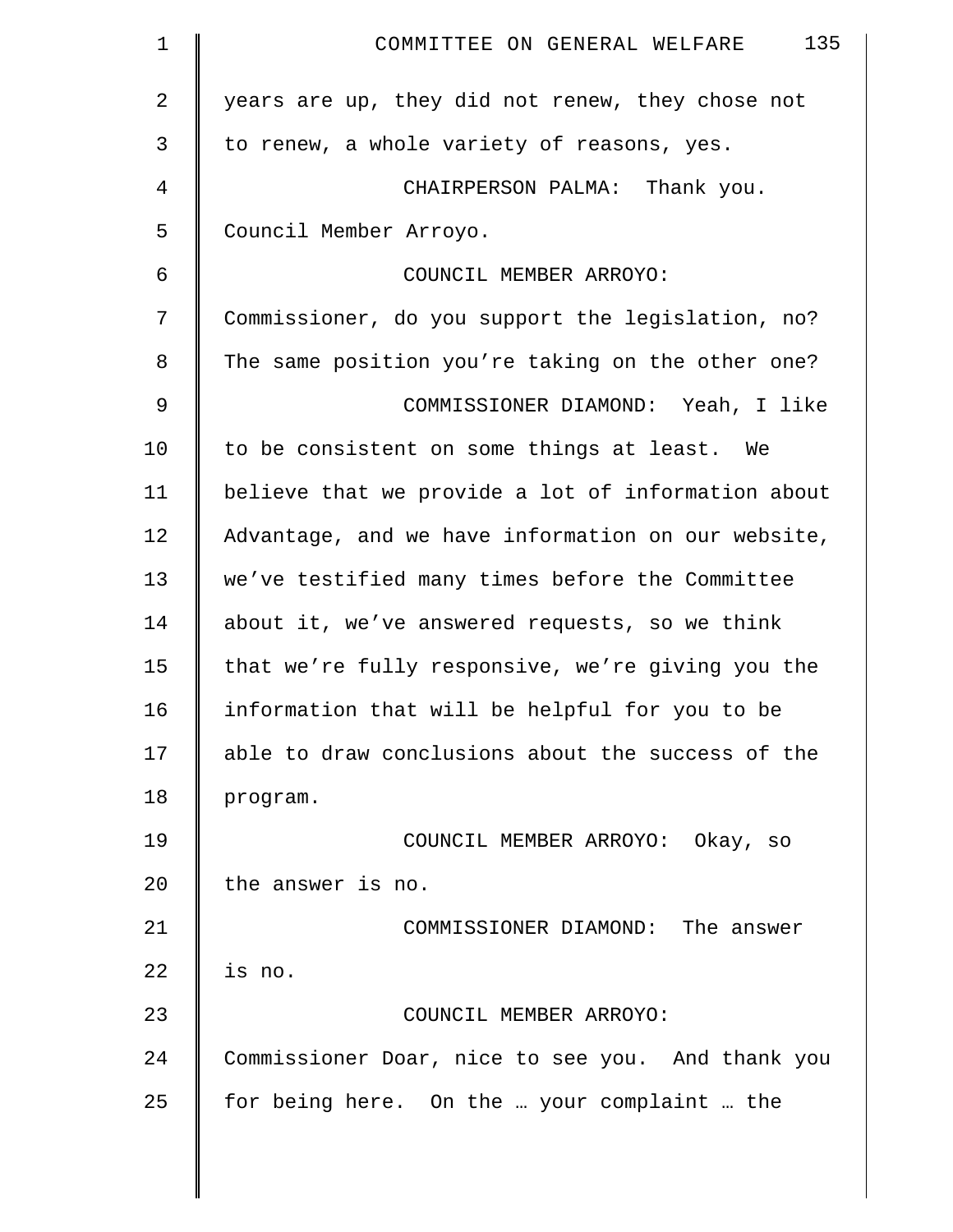years are up, they did not renew, they chose not to renew, a whole variety of reasons, yes.

CHAIRPERSON PALMA: Thank you. Council Member Arroyo.

COUNCIL MEMBER ARROYO: Commissioner, do you support the legislation, no? The same position you're taking on the other one?

COMMISSIONER DIAMOND: Yeah, I like to be consistent on some things at least. We believe that we provide a lot of information about Advantage, and we have information on our website, we've testified many times before the Committee about it, we've answered requests, so we think that we're fully responsive, we're giving you the information that will be helpful for you to be able to draw conclusions about the success of the program.

COUNCIL MEMBER ARROYO: Okay, so the answer is no.

COMMISSIONER DIAMOND: The answer is no.

COUNCIL MEMBER ARROYO: Commissioner Doar, nice to see you. And thank you for being here. On the … your complaint … the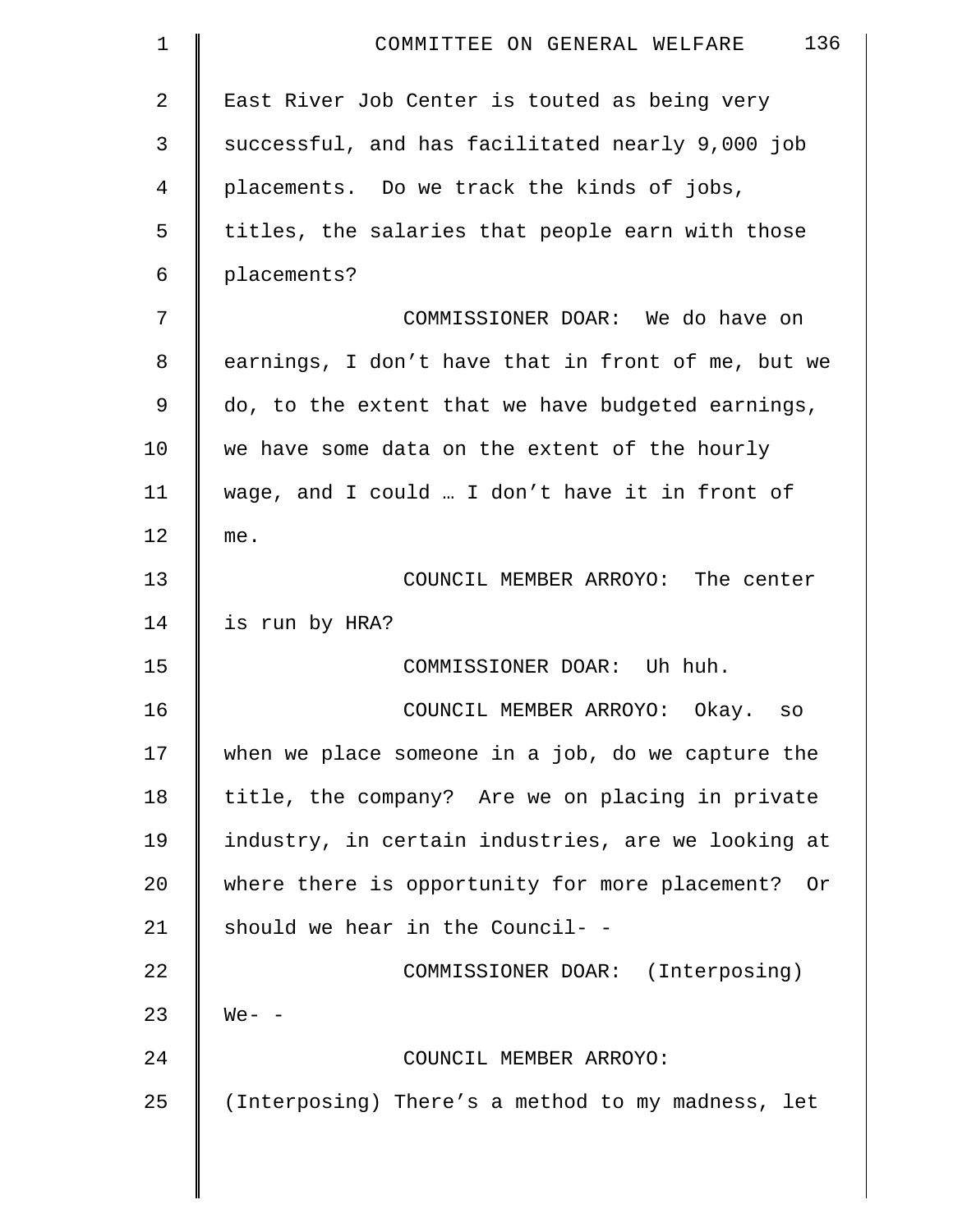East River Job Center is touted as being very successful, and has facilitated nearly 9,000 job placements. Do we track the kinds of jobs, titles, the salaries that people earn with those placements?

COMMISSIONER DOAR: We do have on earnings, I don't have that in front of me, but we do, to the extent that we have budgeted earnings, we have some data on the extent of the hourly wage, and I could … I don't have it in front of me.

COUNCIL MEMBER ARROYO: The center is run by HRA?

COMMISSIONER DOAR: Uh huh.

COUNCIL MEMBER ARROYO: Okay. so when we place someone in a job, do we capture the title, the company? Are we on placing in private industry, in certain industries, are we looking at where there is opportunity for more placement? Or should we hear in the Council- -

COMMISSIONER DOAR: (Interposing) We- -

COUNCIL MEMBER ARROYO: (Interposing) There's a method to my madness, let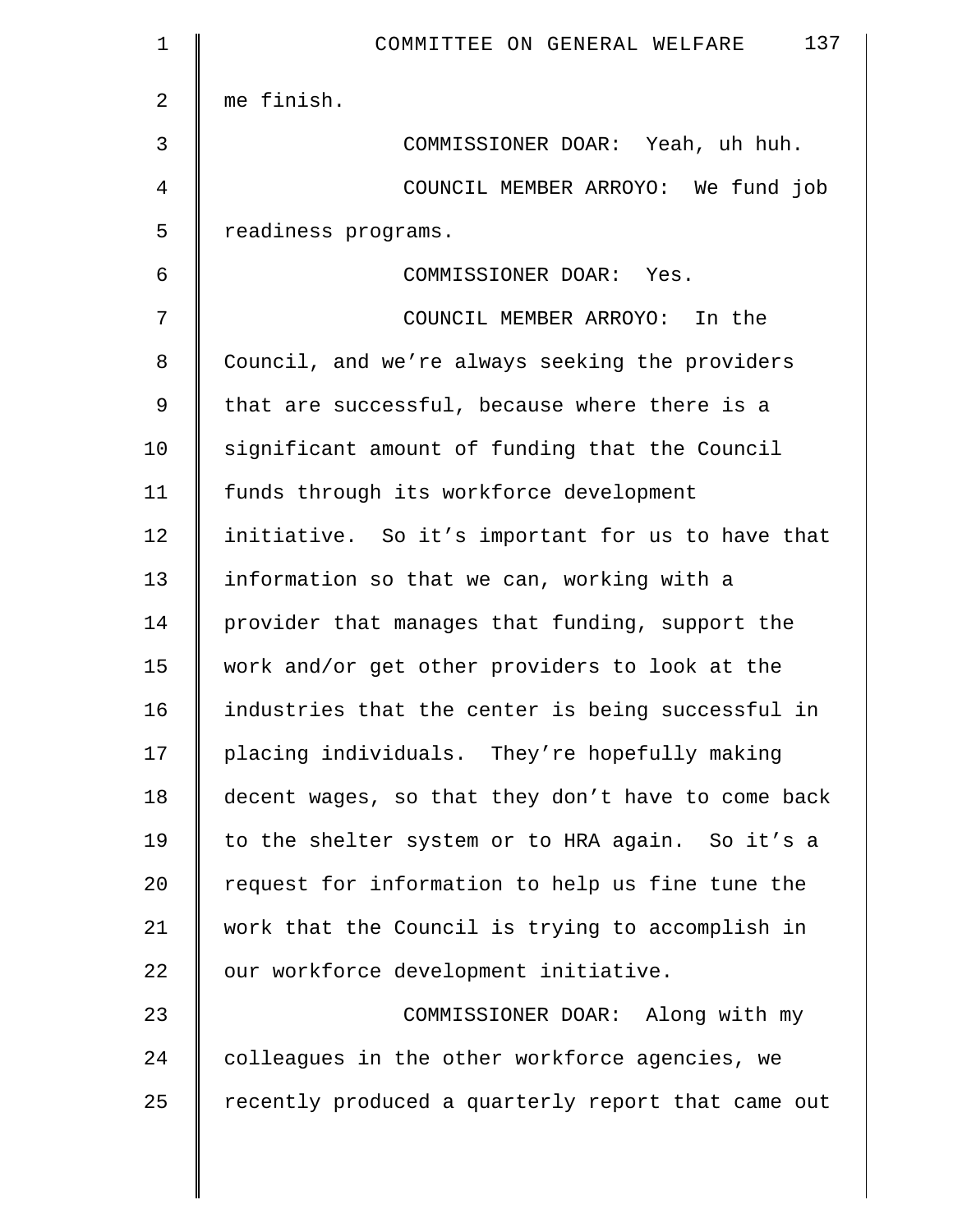me finish.

COMMISSIONER DOAR: Yeah, uh huh.

COUNCIL MEMBER ARROYO: We fund job readiness programs.

COMMISSIONER DOAR: Yes.

COUNCIL MEMBER ARROYO: In the Council, and we’re always seeking the providers that are successful, because where there is a significant amount of funding that the Council funds through its workforce development initiative. So it’s important for us to have that information so that we can, working with a provider that manages that funding, support the work and/or get other providers to look at the industries that the center is being successful in placing individuals. They’re hopefully making decent wages, so that they don’t have to come back to the shelter system or to HRA again. So it’s a request for information to help us fine tune the work that the Council is trying to accomplish in our workforce development initiative.

COMMISSIONER DOAR: Along with my colleagues in the other workforce agencies, we recently produced a quarterly report that came out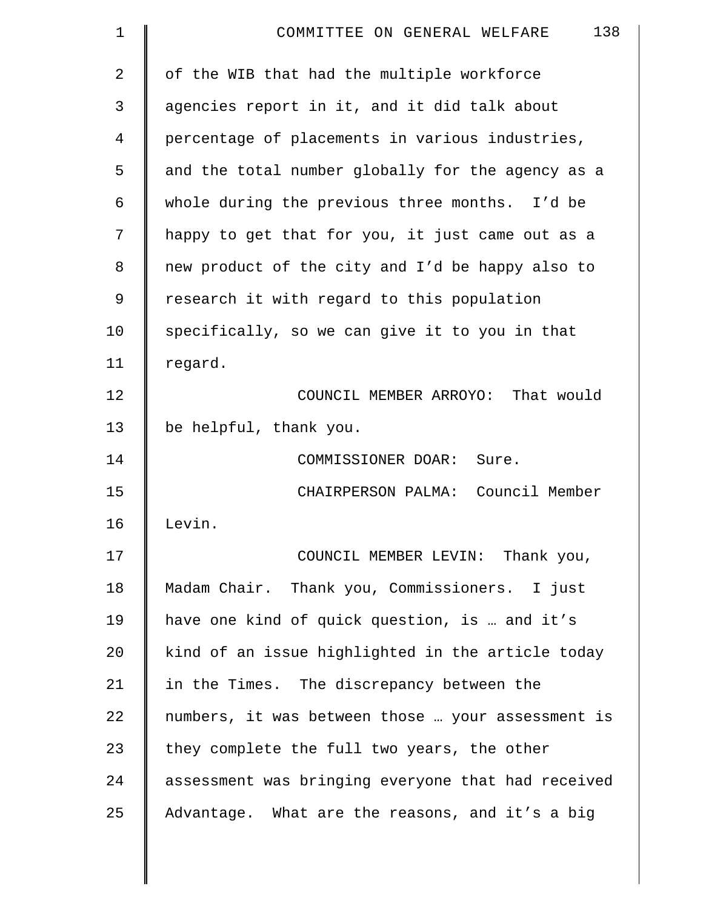of the WIB that had the multiple workforce agencies report in it, and it did talk about percentage of placements in various industries, and the total number globally for the agency as a whole during the previous three months. I'd be happy to get that for you, it just came out as a new product of the city and I'd be happy also to research it with regard to this population specifically, so we can give it to you in that regard.

COUNCIL MEMBER ARROYO: That would be helpful, thank you.

COMMISSIONER DOAR: Sure.

CHAIRPERSON PALMA: Council Member Levin.

COUNCIL MEMBER LEVIN: Thank you, Madam Chair. Thank you, Commissioners. I just have one kind of quick question, is … and it's kind of an issue highlighted in the article today in the Times. The discrepancy between the numbers, it was between those … your assessment is they complete the full two years, the other assessment was bringing everyone that had received Advantage. What are the reasons, and it's a big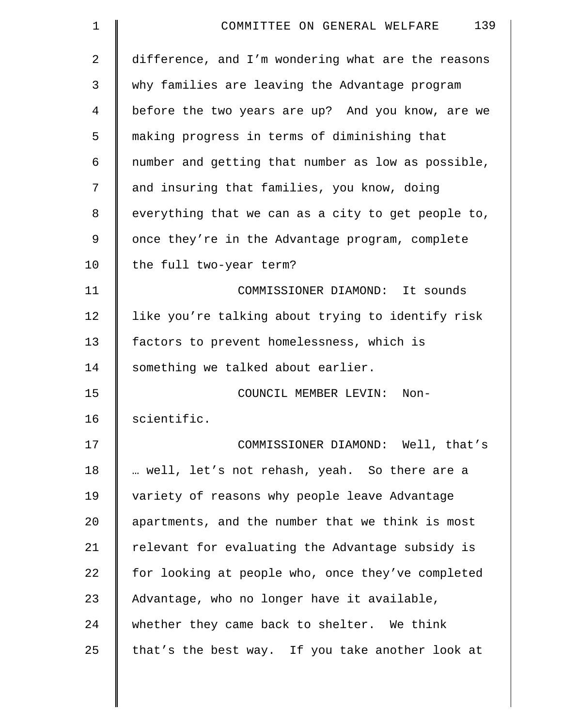difference, and I'm wondering what are the reasons why families are leaving the Advantage program before the two years are up? And you know, are we making progress in terms of diminishing that number and getting that number as low as possible, and insuring that families, you know, doing everything that we can as a city to get people to, once they're in the Advantage program, complete the full two-year term?

COMMISSIONER DIAMOND: It sounds like you're talking about trying to identify risk factors to prevent homelessness, which is something we talked about earlier.

COUNCIL MEMBER LEVIN: Non-scientific.

COMMISSIONER DIAMOND: Well, that's … well, let's not rehash, yeah. So there are a variety of reasons why people leave Advantage apartments, and the number that we think is most relevant for evaluating the Advantage subsidy is for looking at people who, once they've completed Advantage, who no longer have it available, whether they came back to shelter. We think that's the best way. If you take another look at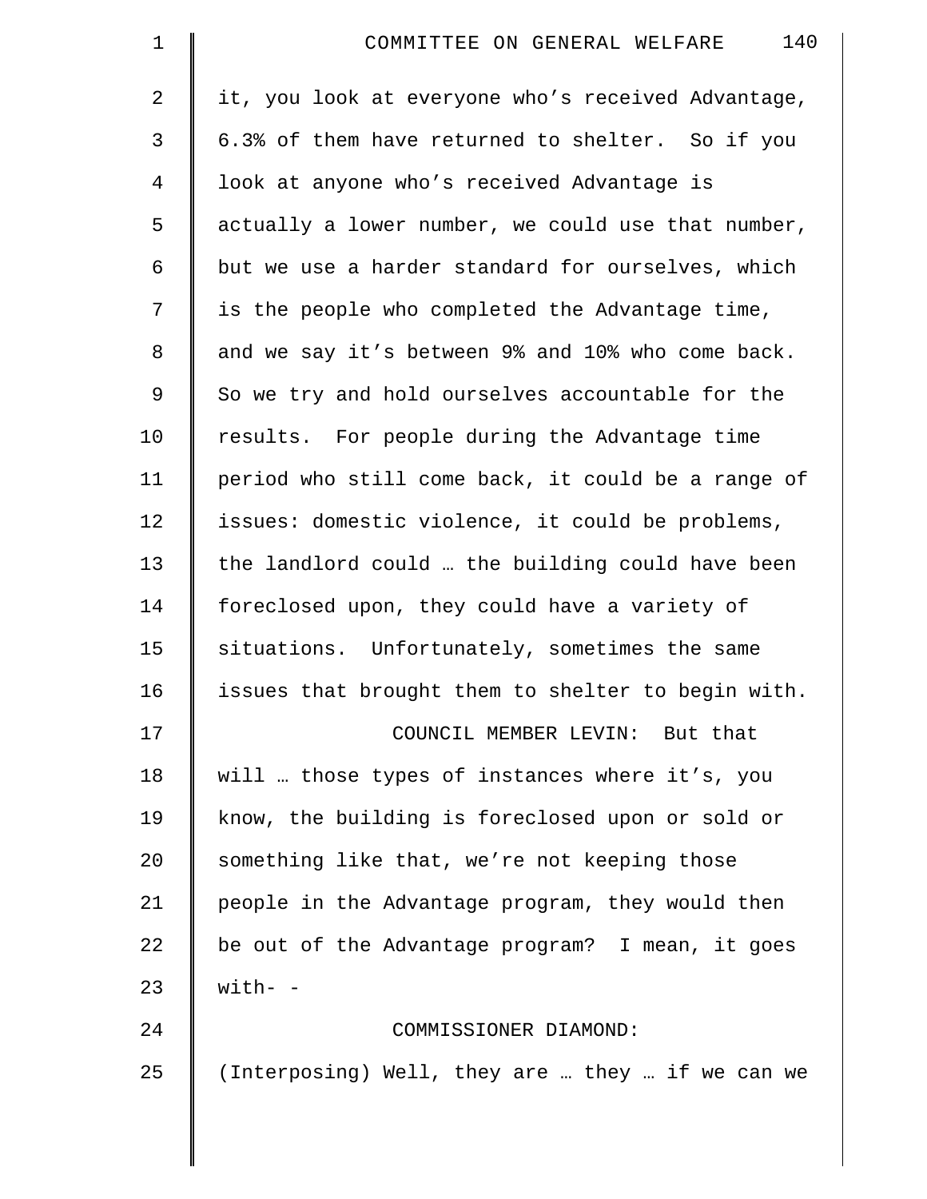it, you look at everyone who's received Advantage, 6.3% of them have returned to shelter. So if you look at anyone who's received Advantage is actually a lower number, we could use that number, but we use a harder standard for ourselves, which is the people who completed the Advantage time, and we say it's between 9% and 10% who come back. So we try and hold ourselves accountable for the results. For people during the Advantage time period who still come back, it could be a range of issues: domestic violence, it could be problems, the landlord could … the building could have been foreclosed upon, they could have a variety of situations. Unfortunately, sometimes the same issues that brought them to shelter to begin with.

COUNCIL MEMBER LEVIN: But that will … those types of instances where it's, you know, the building is foreclosed upon or sold or something like that, we're not keeping those people in the Advantage program, they would then be out of the Advantage program? I mean, it goes with- -

COMMISSIONER DIAMOND: (Interposing) Well, they are … they … if we can we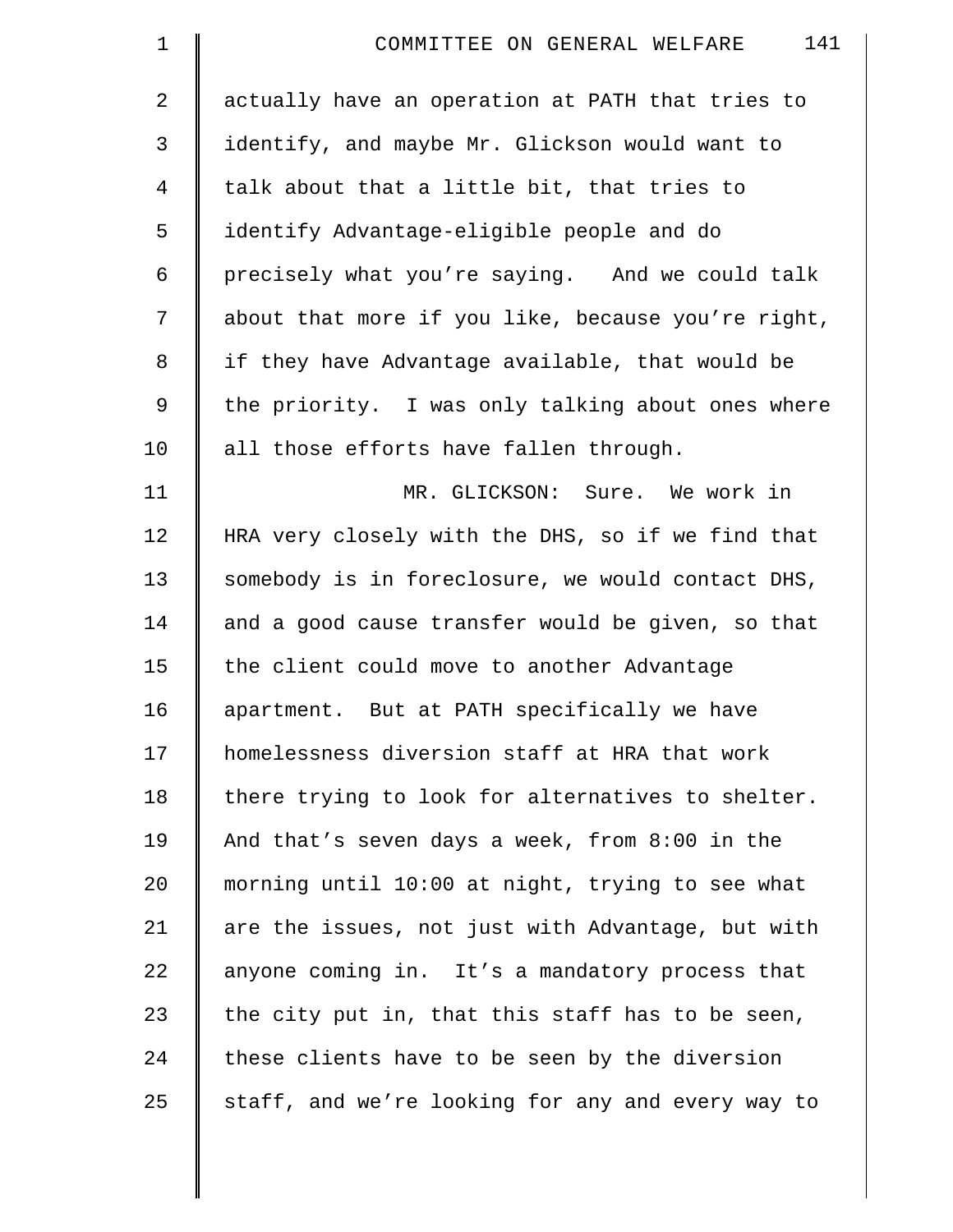actually have an operation at PATH that tries to identify, and maybe Mr. Glickson would want to talk about that a little bit, that tries to identify Advantage-eligible people and do precisely what you're saying. And we could talk about that more if you like, because you're right, if they have Advantage available, that would be the priority. I was only talking about ones where all those efforts have fallen through.

MR. GLICKSON: Sure. We work in HRA very closely with the DHS, so if we find that somebody is in foreclosure, we would contact DHS, and a good cause transfer would be given, so that the client could move to another Advantage apartment. But at PATH specifically we have homelessness diversion staff at HRA that work there trying to look for alternatives to shelter. And that's seven days a week, from 8:00 in the morning until 10:00 at night, trying to see what are the issues, not just with Advantage, but with anyone coming in. It's a mandatory process that the city put in, that this staff has to be seen, these clients have to be seen by the diversion staff, and we're looking for any and every way to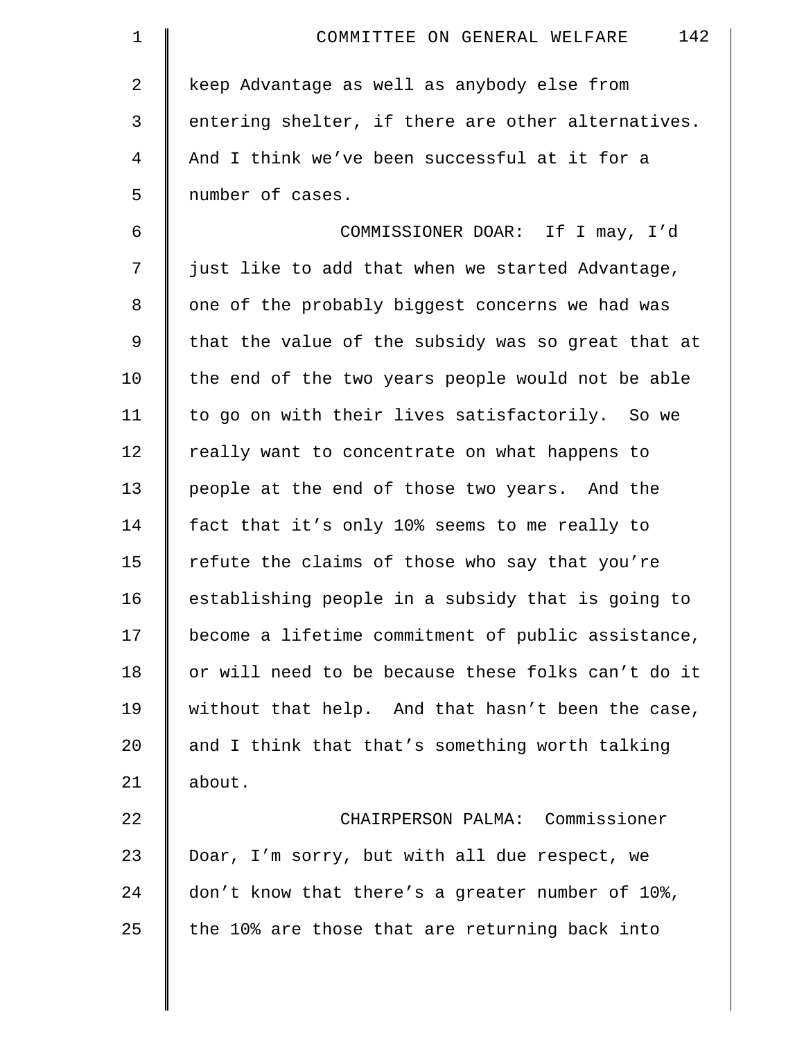keep Advantage as well as anybody else from entering shelter, if there are other alternatives. And I think we've been successful at it for a number of cases.

COMMISSIONER DOAR: If I may, I'd just like to add that when we started Advantage, one of the probably biggest concerns we had was that the value of the subsidy was so great that at the end of the two years people would not be able to go on with their lives satisfactorily. So we really want to concentrate on what happens to people at the end of those two years. And the fact that it's only 10% seems to me really to refute the claims of those who say that you're establishing people in a subsidy that is going to become a lifetime commitment of public assistance, or will need to be because these folks can't do it without that help. And that hasn't been the case, and I think that that's something worth talking about.

CHAIRPERSON PALMA: Commissioner Doar, I'm sorry, but with all due respect, we don't know that there's a greater number of 10%, the 10% are those that are returning back into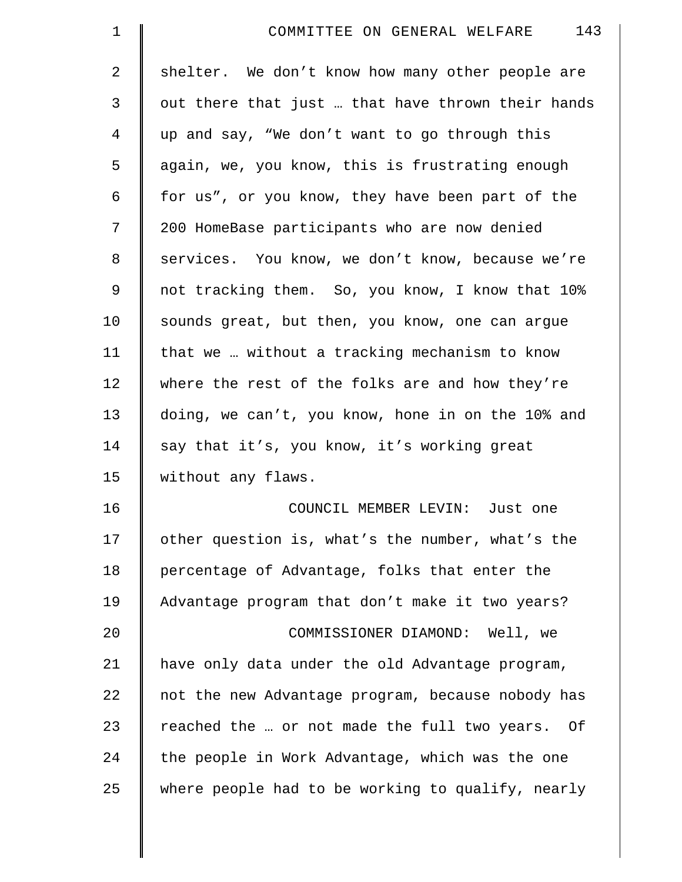shelter. We don't know how many other people are out there that just … that have thrown their hands up and say, "We don't want to go through this again, we, you know, this is frustrating enough for us", or you know, they have been part of the 200 HomeBase participants who are now denied services. You know, we don't know, because we're not tracking them. So, you know, I know that 10% sounds great, but then, you know, one can argue that we … without a tracking mechanism to know where the rest of the folks are and how they're doing, we can't, you know, hone in on the 10% and say that it's, you know, it's working great without any flaws.

COUNCIL MEMBER LEVIN: Just one other question is, what's the number, what's the percentage of Advantage, folks that enter the Advantage program that don't make it two years?

COMMISSIONER DIAMOND: Well, we have only data under the old Advantage program, not the new Advantage program, because nobody has reached the … or not made the full two years. Of the people in Work Advantage, which was the one where people had to be working to qualify, nearly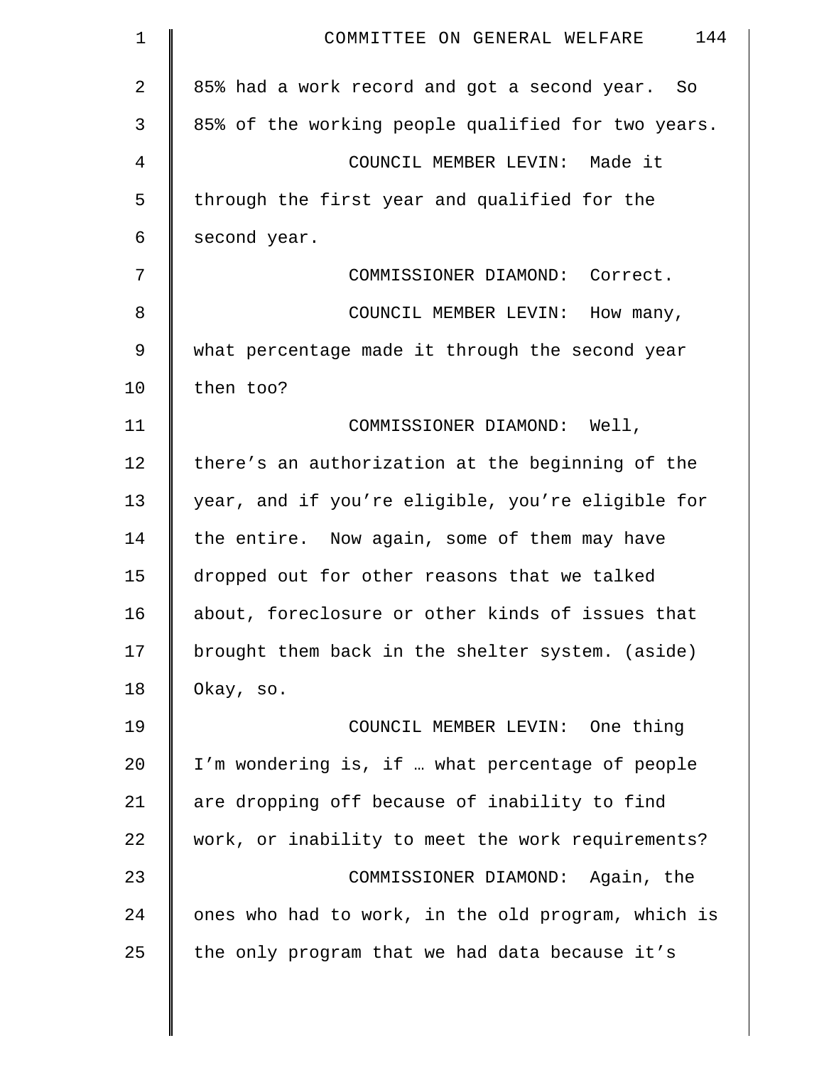85% had a work record and got a second year. So 85% of the working people qualified for two years.

COUNCIL MEMBER LEVIN: Made it through the first year and qualified for the second year.

COMMISSIONER DIAMOND: Correct.

COUNCIL MEMBER LEVIN: How many, what percentage made it through the second year then too?

COMMISSIONER DIAMOND: Well, there's an authorization at the beginning of the year, and if you're eligible, you're eligible for the entire. Now again, some of them may have dropped out for other reasons that we talked about, foreclosure or other kinds of issues that brought them back in the shelter system. (aside) Okay, so.

COUNCIL MEMBER LEVIN: One thing I'm wondering is, if … what percentage of people are dropping off because of inability to find work, or inability to meet the work requirements?

COMMISSIONER DIAMOND: Again, the ones who had to work, in the old program, which is the only program that we had data because it's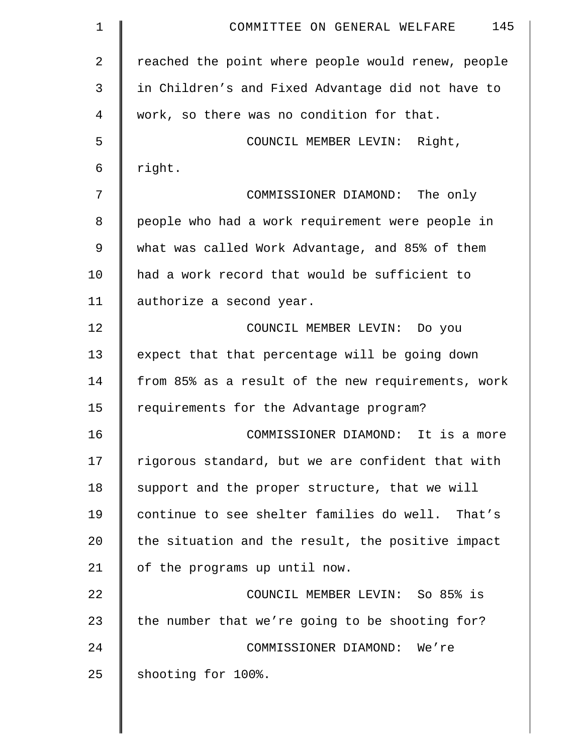reached the point where people would renew, people in Children's and Fixed Advantage did not have to work, so there was no condition for that.

COUNCIL MEMBER LEVIN: Right, right.

COMMISSIONER DIAMOND: The only people who had a work requirement were people in what was called Work Advantage, and 85% of them had a work record that would be sufficient to authorize a second year.

COUNCIL MEMBER LEVIN: Do you expect that that percentage will be going down from 85% as a result of the new requirements, work requirements for the Advantage program?

COMMISSIONER DIAMOND: It is a more rigorous standard, but we are confident that with support and the proper structure, that we will continue to see shelter families do well. That's the situation and the result, the positive impact of the programs up until now.

COUNCIL MEMBER LEVIN: So 85% is the number that we're going to be shooting for?

COMMISSIONER DIAMOND: We're shooting for 100%.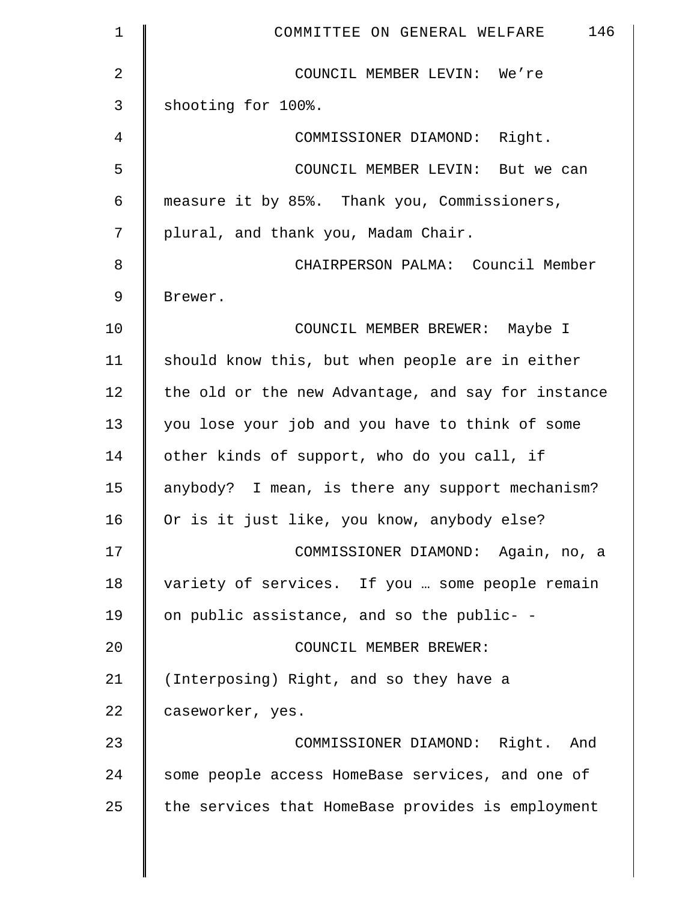COUNCIL MEMBER LEVIN: We're shooting for 100%.

COMMISSIONER DIAMOND: Right.

COUNCIL MEMBER LEVIN: But we can measure it by 85%. Thank you, Commissioners, plural, and thank you, Madam Chair.

CHAIRPERSON PALMA: Council Member Brewer.

COUNCIL MEMBER BREWER: Maybe I should know this, but when people are in either the old or the new Advantage, and say for instance you lose your job and you have to think of some other kinds of support, who do you call, if anybody? I mean, is there any support mechanism? Or is it just like, you know, anybody else?

COMMISSIONER DIAMOND: Again, no, a variety of services. If you … some people remain on public assistance, and so the public- -

COUNCIL MEMBER BREWER: (Interposing) Right, and so they have a caseworker, yes.

COMMISSIONER DIAMOND: Right. And some people access HomeBase services, and one of the services that HomeBase provides is employment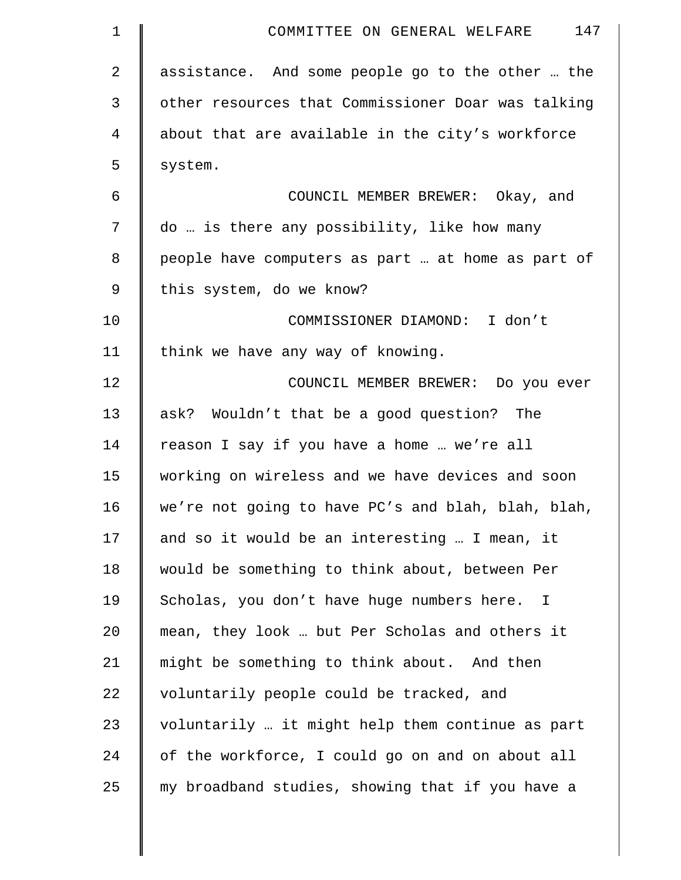assistance. And some people go to the other … the other resources that Commissioner Doar was talking about that are available in the city's workforce system.

COUNCIL MEMBER BREWER: Okay, and do … is there any possibility, like how many people have computers as part … at home as part of this system, do we know?

COMMISSIONER DIAMOND: I don't think we have any way of knowing.

COUNCIL MEMBER BREWER: Do you ever ask? Wouldn't that be a good question? The reason I say if you have a home … we're all working on wireless and we have devices and soon we're not going to have PC's and blah, blah, blah, and so it would be an interesting … I mean, it would be something to think about, between Per Scholas, you don't have huge numbers here. I mean, they look … but Per Scholas and others it might be something to think about. And then voluntarily people could be tracked, and voluntarily … it might help them continue as part of the workforce, I could go on and on about all my broadband studies, showing that if you have a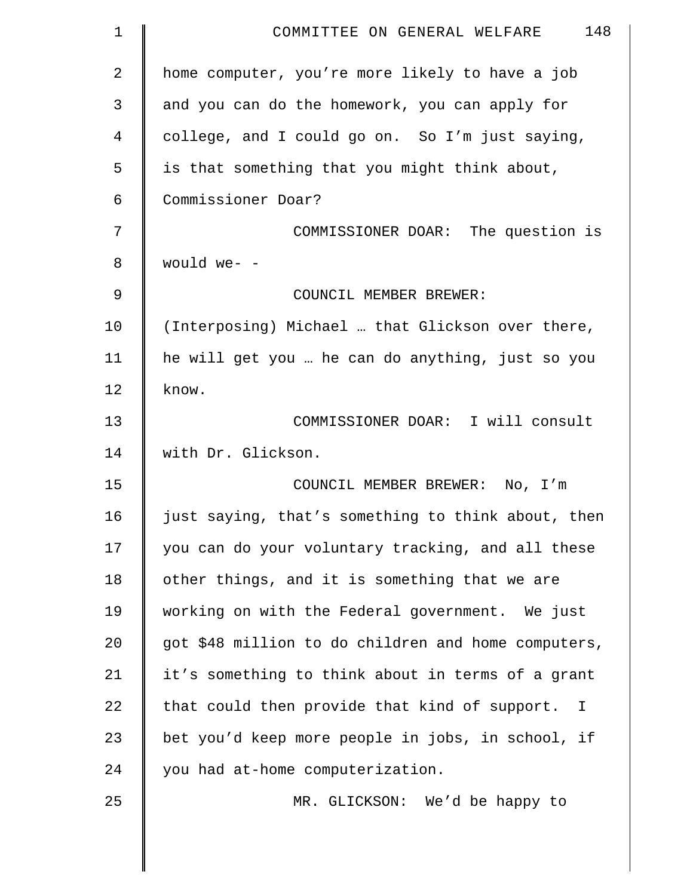home computer, you're more likely to have a job and you can do the homework, you can apply for college, and I could go on. So I'm just saying, is that something that you might think about, Commissioner Doar?

COMMISSIONER DOAR: The question is would we- -

COUNCIL MEMBER BREWER: (Interposing) Michael … that Glickson over there, he will get you … he can do anything, just so you know.

COMMISSIONER DOAR: I will consult with Dr. Glickson.

COUNCIL MEMBER BREWER: No, I'm just saying, that's something to think about, then you can do your voluntary tracking, and all these other things, and it is something that we are working on with the Federal government. We just got $48 million to do children and home computers, it's something to think about in terms of a grant that could then provide that kind of support. I bet you'd keep more people in jobs, in school, if you had at-home computerization.

MR. GLICKSON: We'd be happy to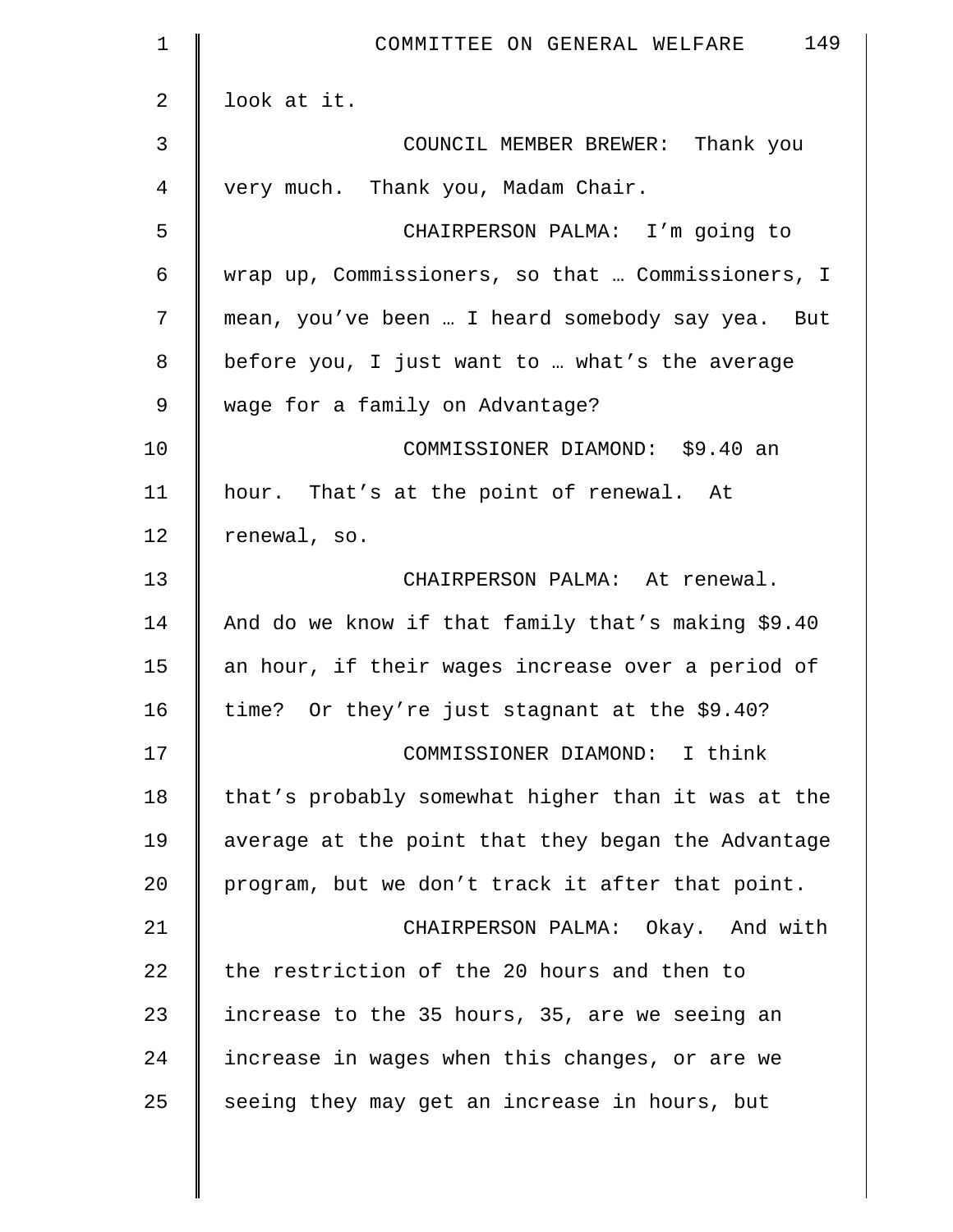look at it.

COUNCIL MEMBER BREWER: Thank you very much. Thank you, Madam Chair.

CHAIRPERSON PALMA: I'm going to wrap up, Commissioners, so that … Commissioners, I mean, you've been … I heard somebody say yea. But before you, I just want to … what's the average wage for a family on Advantage?

COMMISSIONER DIAMOND: $9.40 an hour. That's at the point of renewal. At renewal, so.

CHAIRPERSON PALMA: At renewal. And do we know if that family that's making $9.40 an hour, if their wages increase over a period of time? Or they're just stagnant at the $9.40?

COMMISSIONER DIAMOND: I think that's probably somewhat higher than it was at the average at the point that they began the Advantage program, but we don't track it after that point.

CHAIRPERSON PALMA: Okay. And with the restriction of the 20 hours and then to increase to the 35 hours, 35, are we seeing an increase in wages when this changes, or are we seeing they may get an increase in hours, but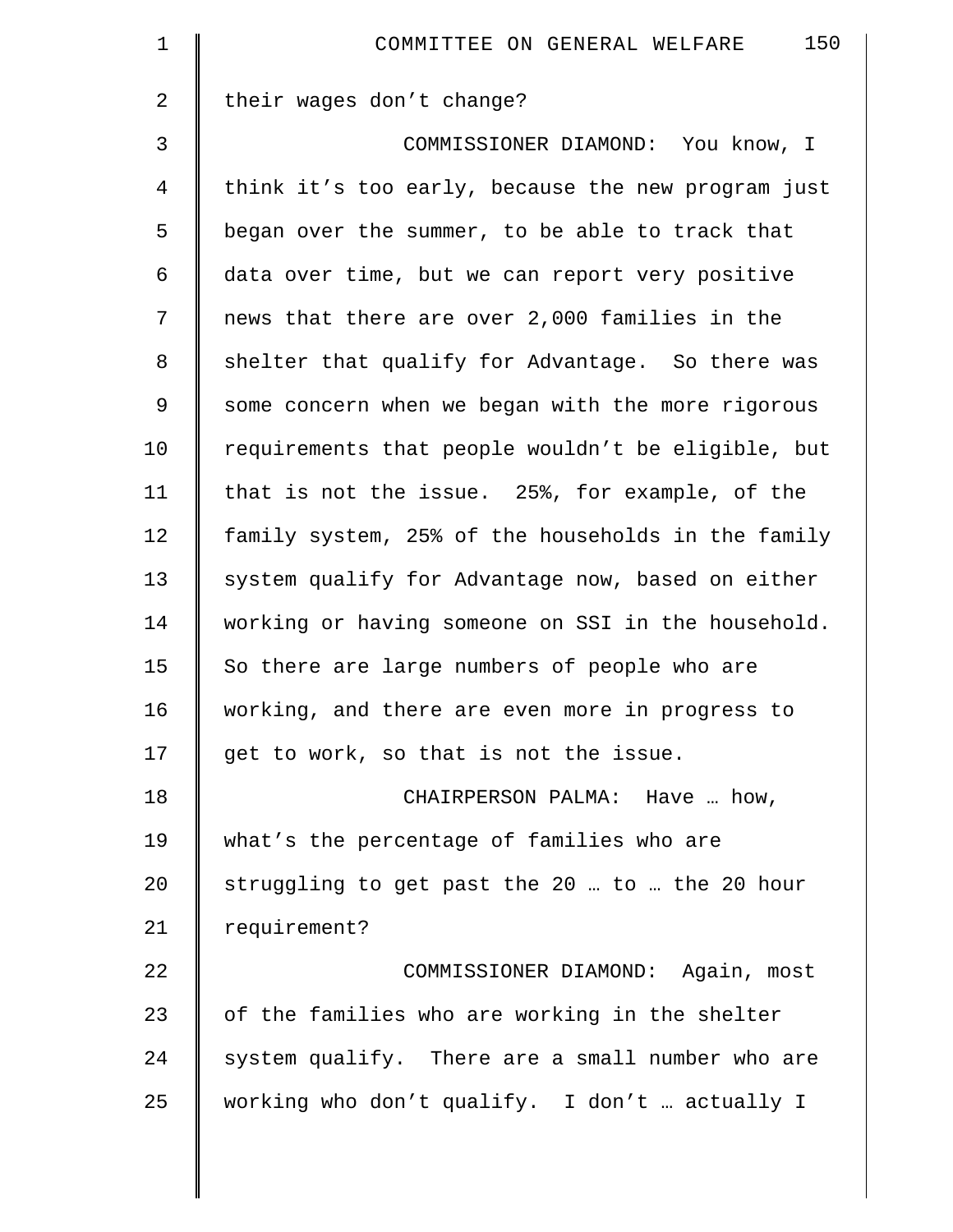their wages don't change?

COMMISSIONER DIAMOND: You know, I think it's too early, because the new program just began over the summer, to be able to track that data over time, but we can report very positive news that there are over 2,000 families in the shelter that qualify for Advantage. So there was some concern when we began with the more rigorous requirements that people wouldn't be eligible, but that is not the issue. 25%, for example, of the family system, 25% of the households in the family system qualify for Advantage now, based on either working or having someone on SSI in the household. So there are large numbers of people who are working, and there are even more in progress to get to work, so that is not the issue.

CHAIRPERSON PALMA: Have … how, what's the percentage of families who are struggling to get past the 20 … to … the 20 hour requirement?

COMMISSIONER DIAMOND: Again, most of the families who are working in the shelter system qualify. There are a small number who are working who don't qualify. I don't … actually I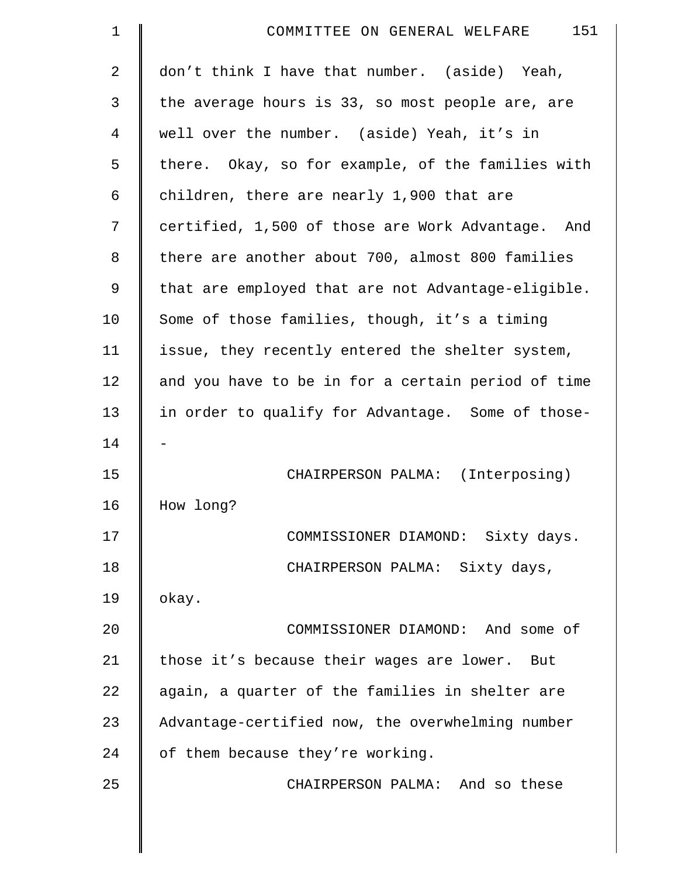don't think I have that number. (aside) Yeah, the average hours is 33, so most people are, are well over the number. (aside) Yeah, it's in there. Okay, so for example, of the families with children, there are nearly 1,900 that are certified, 1,500 of those are Work Advantage. And there are another about 700, almost 800 families that are employed that are not Advantage-eligible. Some of those families, though, it's a timing issue, they recently entered the shelter system, and you have to be in for a certain period of time in order to qualify for Advantage. Some of those--

CHAIRPERSON PALMA: (Interposing) How long?

COMMISSIONER DIAMOND: Sixty days.

CHAIRPERSON PALMA: Sixty days, okay.

COMMISSIONER DIAMOND: And some of those it's because their wages are lower. But again, a quarter of the families in shelter are Advantage-certified now, the overwhelming number of them because they're working.

CHAIRPERSON PALMA: And so these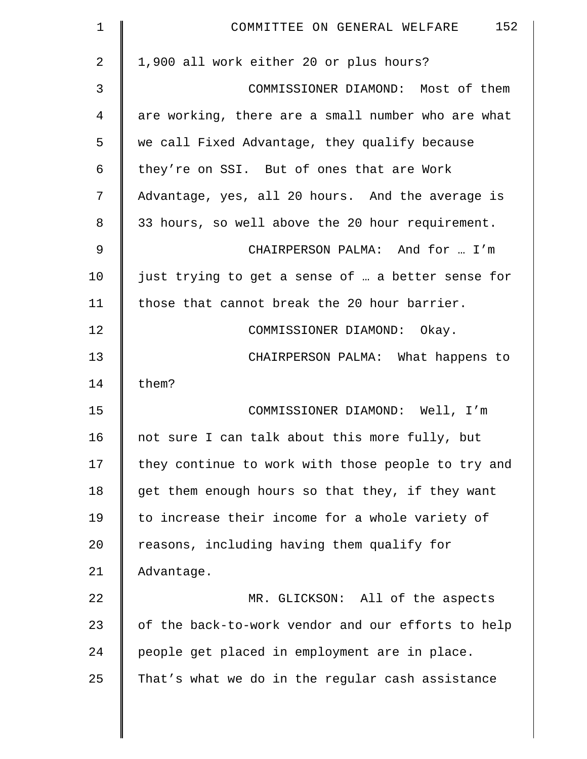1,900 all work either 20 or plus hours?

COMMISSIONER DIAMOND: Most of them are working, there are a small number who are what we call Fixed Advantage, they qualify because they're on SSI. But of ones that are Work Advantage, yes, all 20 hours. And the average is 33 hours, so well above the 20 hour requirement.

CHAIRPERSON PALMA: And for … I'm just trying to get a sense of … a better sense for those that cannot break the 20 hour barrier.

COMMISSIONER DIAMOND: Okay.

CHAIRPERSON PALMA: What happens to them?

COMMISSIONER DIAMOND: Well, I'm not sure I can talk about this more fully, but they continue to work with those people to try and get them enough hours so that they, if they want to increase their income for a whole variety of reasons, including having them qualify for Advantage.

MR. GLICKSON: All of the aspects of the back-to-work vendor and our efforts to help people get placed in employment are in place. That's what we do in the regular cash assistance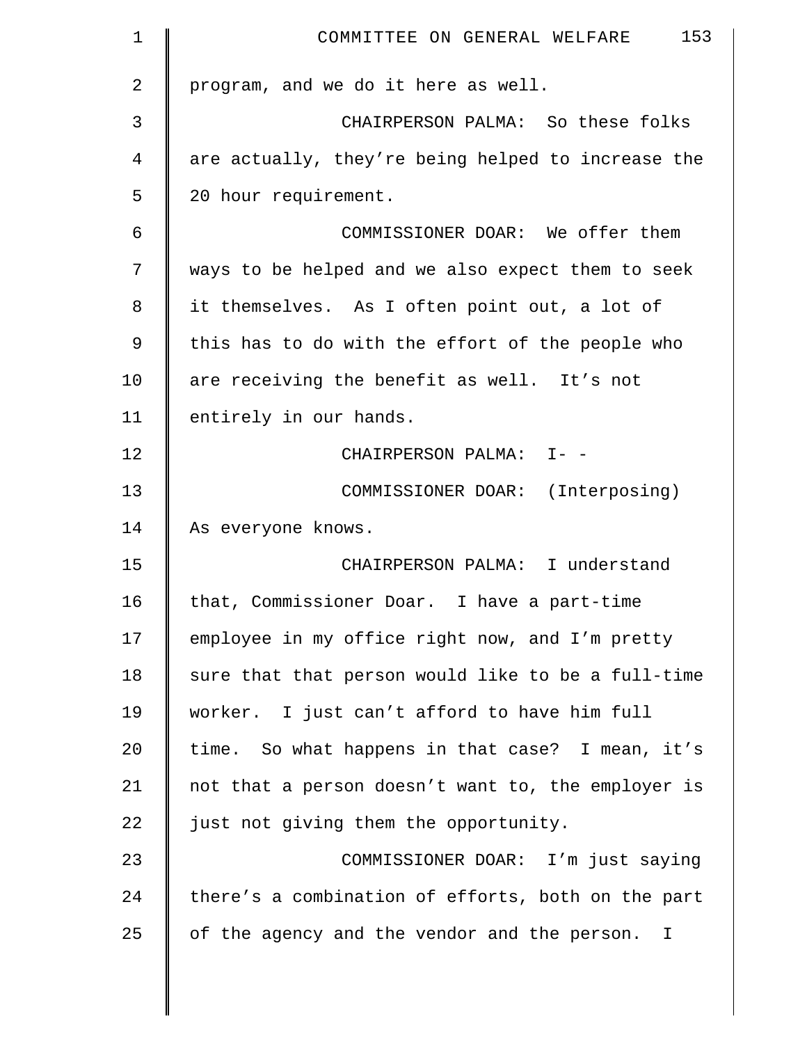program, and we do it here as well.

CHAIRPERSON PALMA: So these folks are actually, they're being helped to increase the 20 hour requirement.

COMMISSIONER DOAR: We offer them ways to be helped and we also expect them to seek it themselves. As I often point out, a lot of this has to do with the effort of the people who are receiving the benefit as well. It's not entirely in our hands.

CHAIRPERSON PALMA: I- -

COMMISSIONER DOAR: (Interposing) As everyone knows.

CHAIRPERSON PALMA: I understand that, Commissioner Doar. I have a part-time employee in my office right now, and I'm pretty sure that that person would like to be a full-time worker. I just can't afford to have him full time. So what happens in that case? I mean, it's not that a person doesn't want to, the employer is just not giving them the opportunity.

COMMISSIONER DOAR: I'm just saying there's a combination of efforts, both on the part of the agency and the vendor and the person. I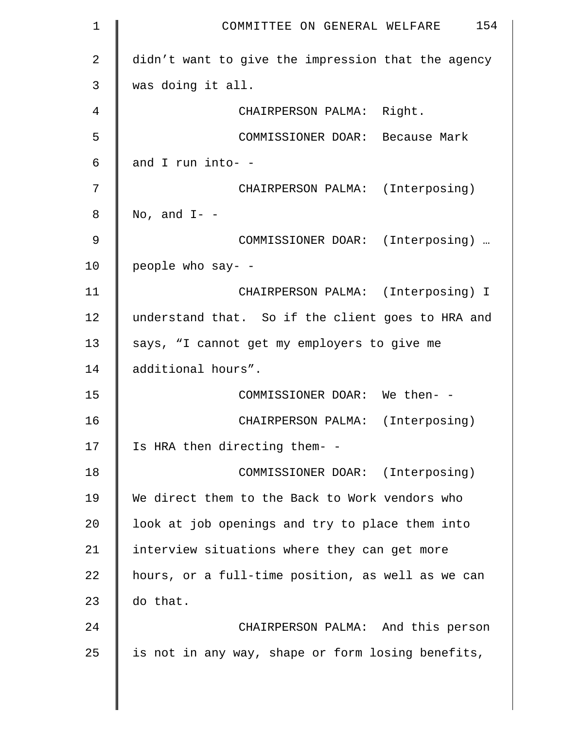didn't want to give the impression that the agency was doing it all.

CHAIRPERSON PALMA: Right.

COMMISSIONER DOAR: Because Mark and I run into- -

CHAIRPERSON PALMA: (Interposing) No, and I- -

COMMISSIONER DOAR: (Interposing) … people who say- -

CHAIRPERSON PALMA: (Interposing) I understand that. So if the client goes to HRA and says, "I cannot get my employers to give me additional hours".

COMMISSIONER DOAR: We then- -

CHAIRPERSON PALMA: (Interposing) Is HRA then directing them- -

COMMISSIONER DOAR: (Interposing) We direct them to the Back to Work vendors who look at job openings and try to place them into interview situations where they can get more hours, or a full-time position, as well as we can do that.

CHAIRPERSON PALMA: And this person is not in any way, shape or form losing benefits,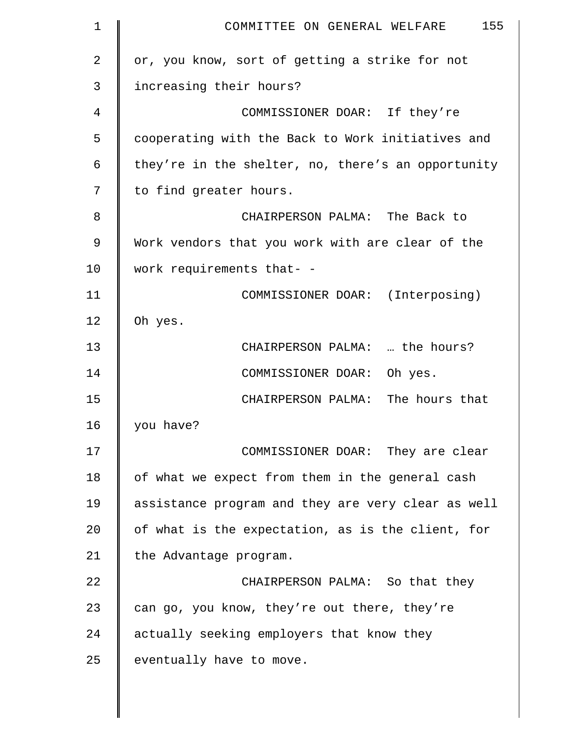or, you know, sort of getting a strike for not increasing their hours?

COMMISSIONER DOAR: If they're cooperating with the Back to Work initiatives and they're in the shelter, no, there's an opportunity to find greater hours.

CHAIRPERSON PALMA: The Back to Work vendors that you work with are clear of the work requirements that- -

COMMISSIONER DOAR: (Interposing) Oh yes.

CHAIRPERSON PALMA: … the hours?

COMMISSIONER DOAR: Oh yes.

CHAIRPERSON PALMA: The hours that you have?

COMMISSIONER DOAR: They are clear of what we expect from them in the general cash assistance program and they are very clear as well of what is the expectation, as is the client, for the Advantage program.

CHAIRPERSON PALMA: So that they can go, you know, they're out there, they're actually seeking employers that know they eventually have to move.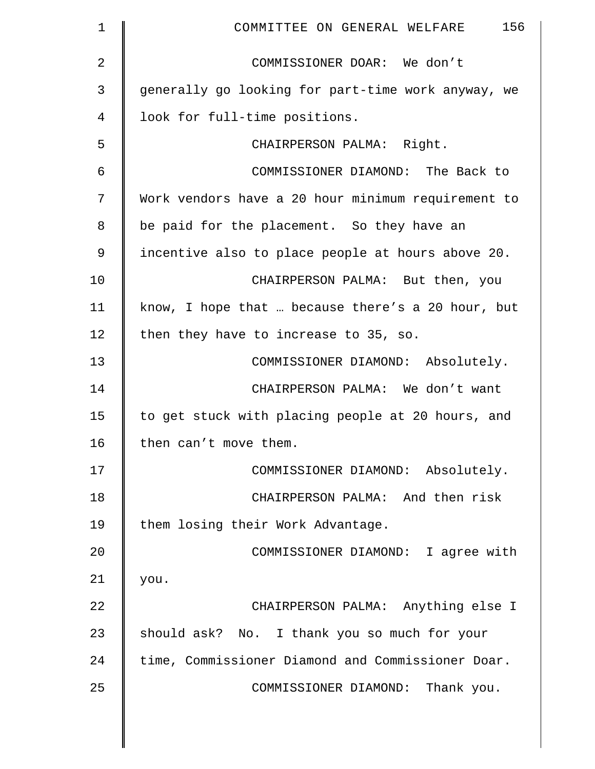COMMISSIONER DOAR: We don't generally go looking for part-time work anyway, we look for full-time positions.

CHAIRPERSON PALMA: Right.

COMMISSIONER DIAMOND: The Back to Work vendors have a 20 hour minimum requirement to be paid for the placement. So they have an incentive also to place people at hours above 20.

CHAIRPERSON PALMA: But then, you know, I hope that … because there's a 20 hour, but then they have to increase to 35, so.

COMMISSIONER DIAMOND: Absolutely.

CHAIRPERSON PALMA: We don't want to get stuck with placing people at 20 hours, and then can't move them.

COMMISSIONER DIAMOND: Absolutely.

CHAIRPERSON PALMA: And then risk them losing their Work Advantage.

COMMISSIONER DIAMOND: I agree with you.

CHAIRPERSON PALMA: Anything else I should ask? No. I thank you so much for your time, Commissioner Diamond and Commissioner Doar.

COMMISSIONER DIAMOND: Thank you.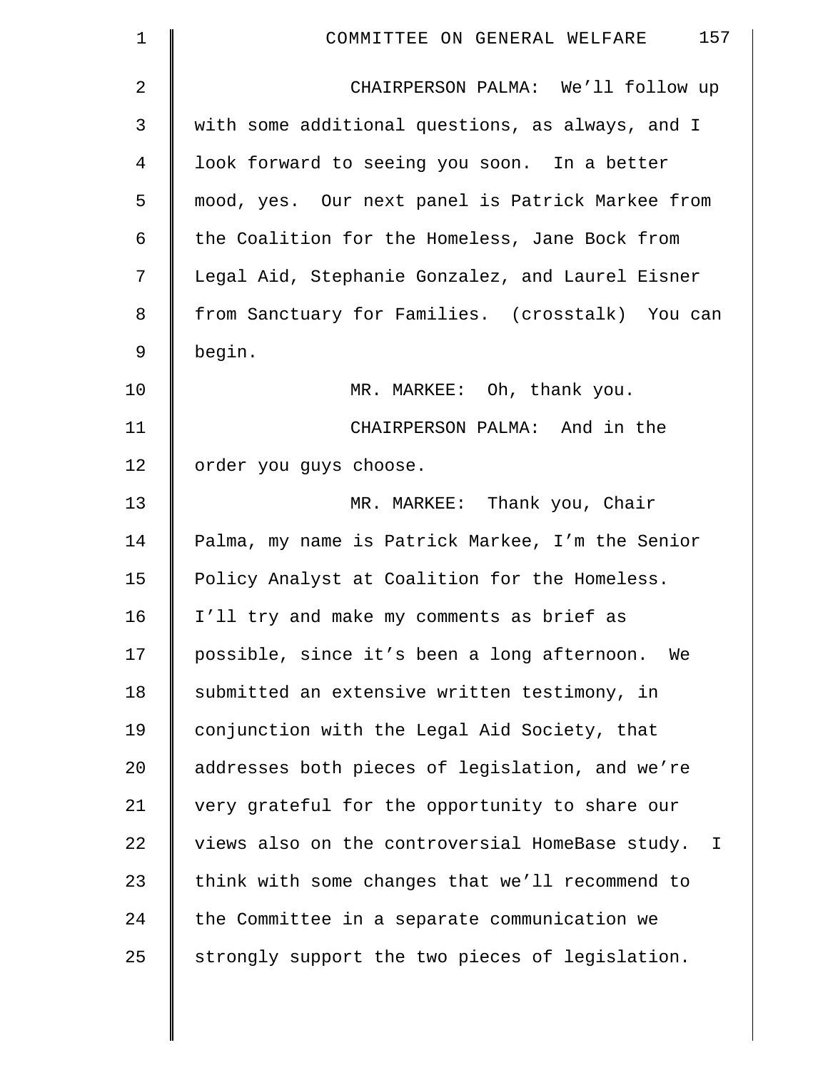CHAIRPERSON PALMA: We'll follow up with some additional questions, as always, and I look forward to seeing you soon. In a better mood, yes. Our next panel is Patrick Markee from the Coalition for the Homeless, Jane Bock from Legal Aid, Stephanie Gonzalez, and Laurel Eisner from Sanctuary for Families. (crosstalk) You can begin.

MR. MARKEE: Oh, thank you.

CHAIRPERSON PALMA: And in the order you guys choose.

MR. MARKEE: Thank you, Chair Palma, my name is Patrick Markee, I'm the Senior Policy Analyst at Coalition for the Homeless. I'll try and make my comments as brief as possible, since it's been a long afternoon. We submitted an extensive written testimony, in conjunction with the Legal Aid Society, that addresses both pieces of legislation, and we're very grateful for the opportunity to share our views also on the controversial HomeBase study. I think with some changes that we'll recommend to the Committee in a separate communication we strongly support the two pieces of legislation.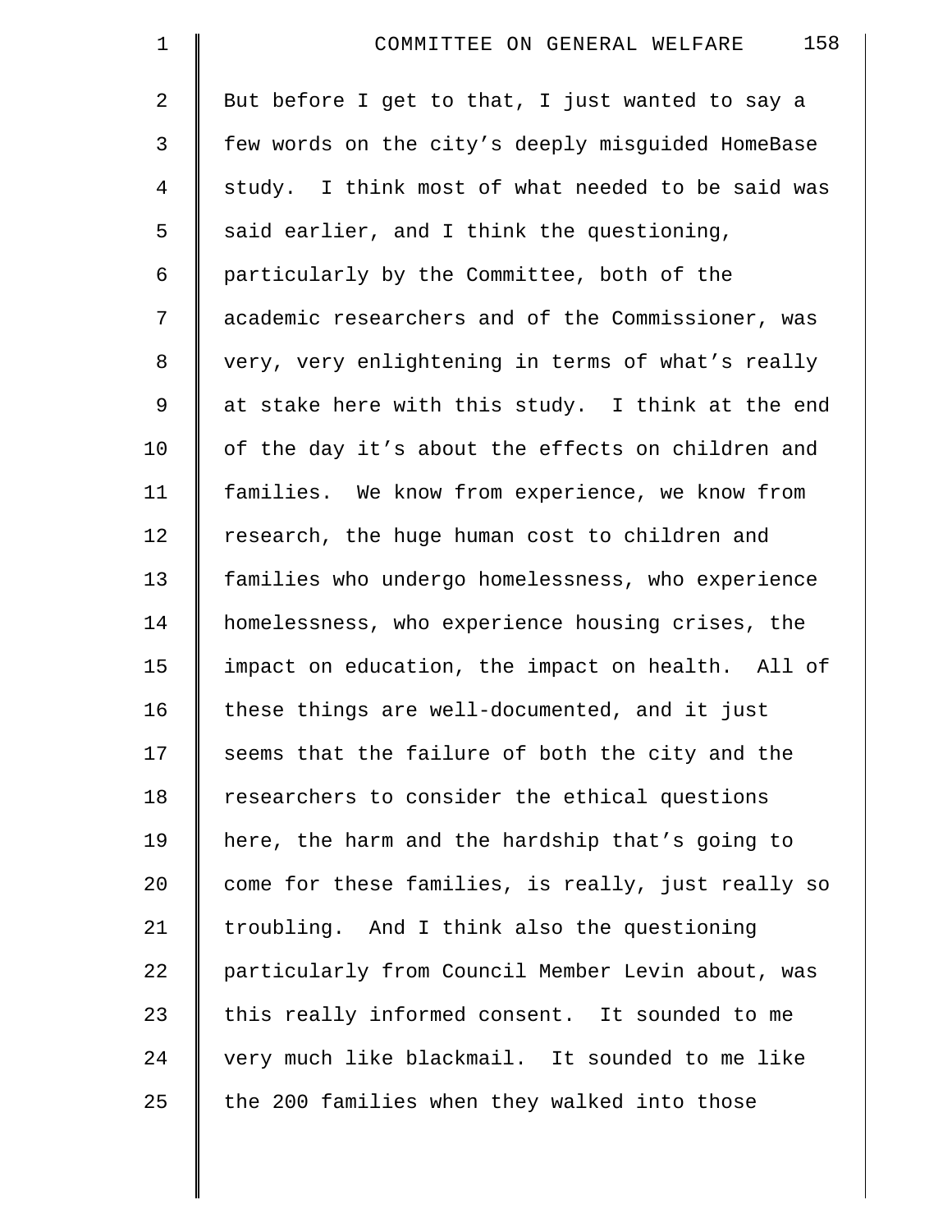But before I get to that, I just wanted to say a few words on the city's deeply misguided HomeBase study. I think most of what needed to be said was said earlier, and I think the questioning, particularly by the Committee, both of the academic researchers and of the Commissioner, was very, very enlightening in terms of what's really at stake here with this study. I think at the end of the day it's about the effects on children and families. We know from experience, we know from research, the huge human cost to children and families who undergo homelessness, who experience homelessness, who experience housing crises, the impact on education, the impact on health. All of these things are well-documented, and it just seems that the failure of both the city and the researchers to consider the ethical questions here, the harm and the hardship that's going to come for these families, is really, just really so troubling. And I think also the questioning particularly from Council Member Levin about, was this really informed consent. It sounded to me very much like blackmail. It sounded to me like the 200 families when they walked into those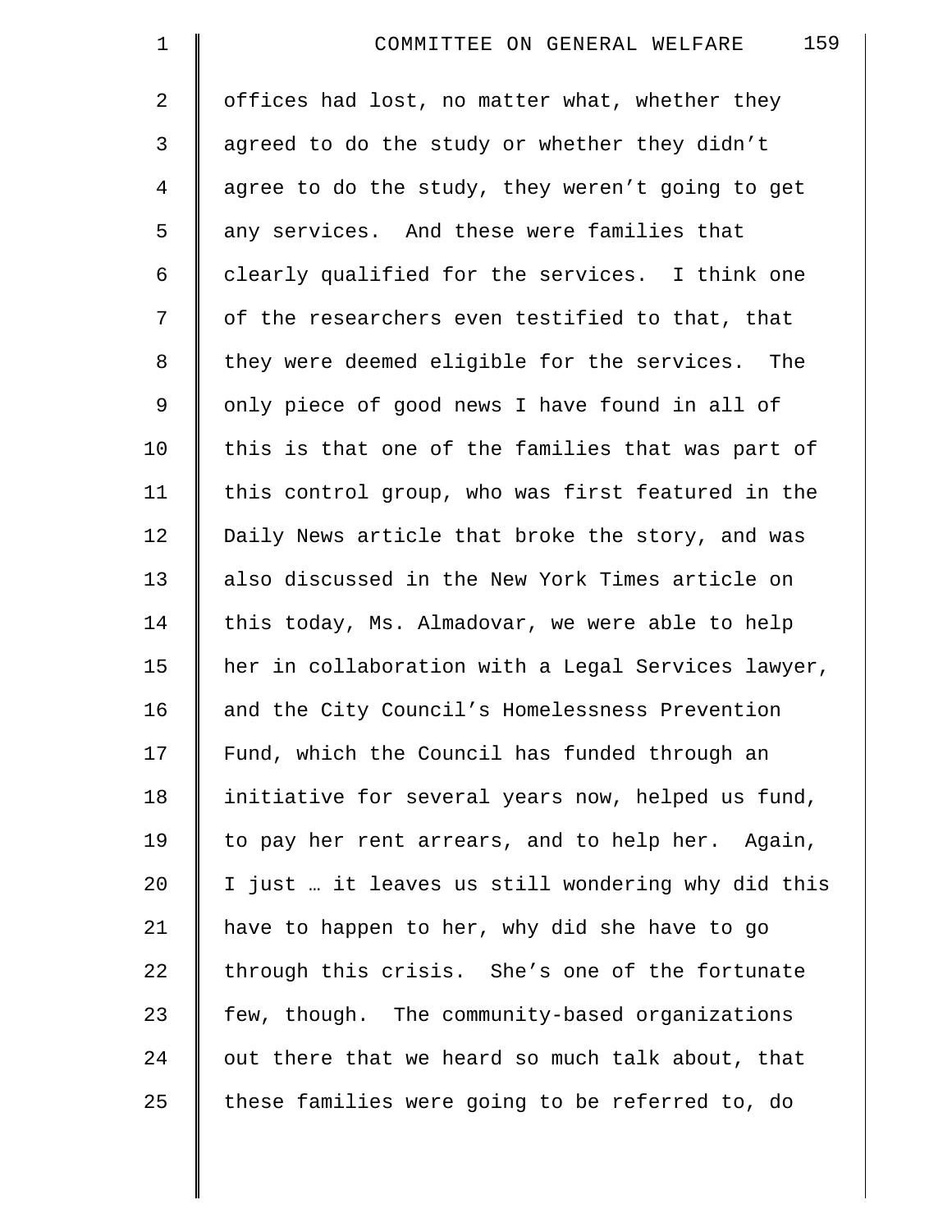offices had lost, no matter what, whether they agreed to do the study or whether they didn't agree to do the study, they weren't going to get any services. And these were families that clearly qualified for the services. I think one of the researchers even testified to that, that they were deemed eligible for the services. The only piece of good news I have found in all of this is that one of the families that was part of this control group, who was first featured in the Daily News article that broke the story, and was also discussed in the New York Times article on this today, Ms. Almadovar, we were able to help her in collaboration with a Legal Services lawyer, and the City Council's Homelessness Prevention Fund, which the Council has funded through an initiative for several years now, helped us fund, to pay her rent arrears, and to help her. Again, I just … it leaves us still wondering why did this have to happen to her, why did she have to go through this crisis. She's one of the fortunate few, though. The community-based organizations out there that we heard so much talk about, that these families were going to be referred to, do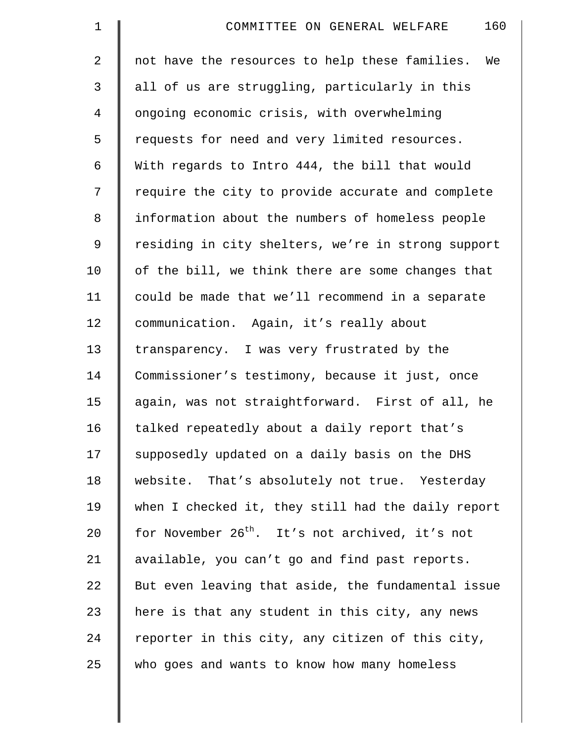not have the resources to help these families. We all of us are struggling, particularly in this ongoing economic crisis, with overwhelming requests for need and very limited resources. With regards to Intro 444, the bill that would require the city to provide accurate and complete information about the numbers of homeless people residing in city shelters, we're in strong support of the bill, we think there are some changes that could be made that we'll recommend in a separate communication. Again, it's really about transparency. I was very frustrated by the Commissioner's testimony, because it just, once again, was not straightforward. First of all, he talked repeatedly about a daily report that's supposedly updated on a daily basis on the DHS website. That's absolutely not true. Yesterday when I checked it, they still had the daily report for November 26th. It's not archived, it's not available, you can't go and find past reports. But even leaving that aside, the fundamental issue here is that any student in this city, any news reporter in this city, any citizen of this city, who goes and wants to know how many homeless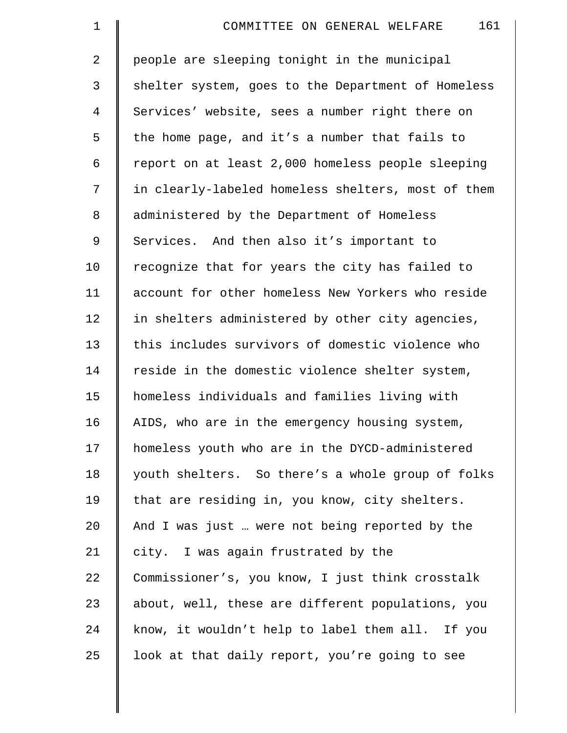people are sleeping tonight in the municipal shelter system, goes to the Department of Homeless Services' website, sees a number right there on the home page, and it's a number that fails to report on at least 2,000 homeless people sleeping in clearly-labeled homeless shelters, most of them administered by the Department of Homeless Services. And then also it's important to recognize that for years the city has failed to account for other homeless New Yorkers who reside in shelters administered by other city agencies, this includes survivors of domestic violence who reside in the domestic violence shelter system, homeless individuals and families living with AIDS, who are in the emergency housing system, homeless youth who are in the DYCD-administered youth shelters. So there's a whole group of folks that are residing in, you know, city shelters. And I was just … were not being reported by the city. I was again frustrated by the Commissioner's, you know, I just think crosstalk about, well, these are different populations, you know, it wouldn't help to label them all. If you look at that daily report, you're going to see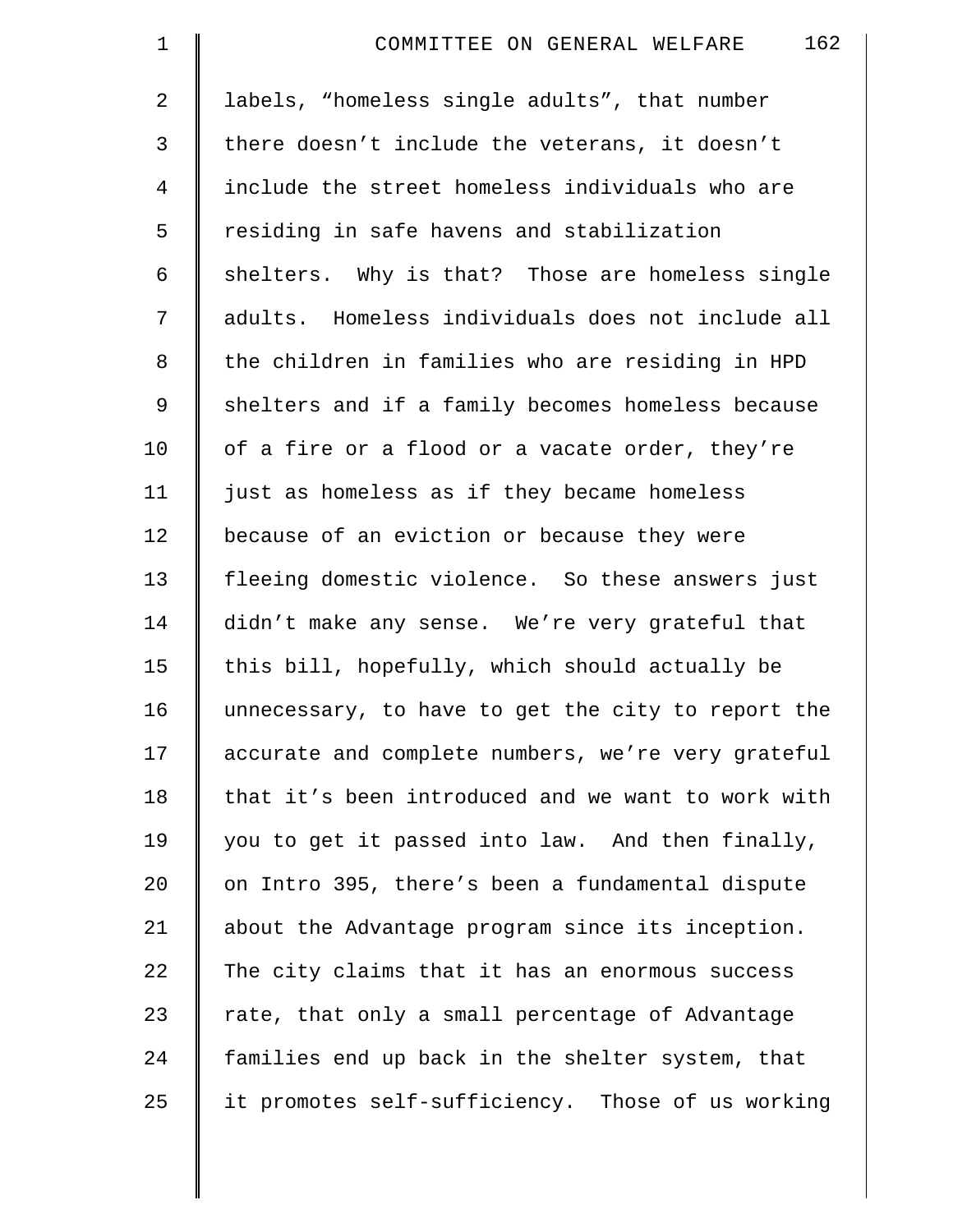labels, "homeless single adults", that number there doesn't include the veterans, it doesn't include the street homeless individuals who are residing in safe havens and stabilization shelters. Why is that? Those are homeless single adults. Homeless individuals does not include all the children in families who are residing in HPD shelters and if a family becomes homeless because of a fire or a flood or a vacate order, they're just as homeless as if they became homeless because of an eviction or because they were fleeing domestic violence. So these answers just didn't make any sense. We're very grateful that this bill, hopefully, which should actually be unnecessary, to have to get the city to report the accurate and complete numbers, we're very grateful that it's been introduced and we want to work with you to get it passed into law. And then finally, on Intro 395, there's been a fundamental dispute about the Advantage program since its inception. The city claims that it has an enormous success rate, that only a small percentage of Advantage families end up back in the shelter system, that it promotes self-sufficiency. Those of us working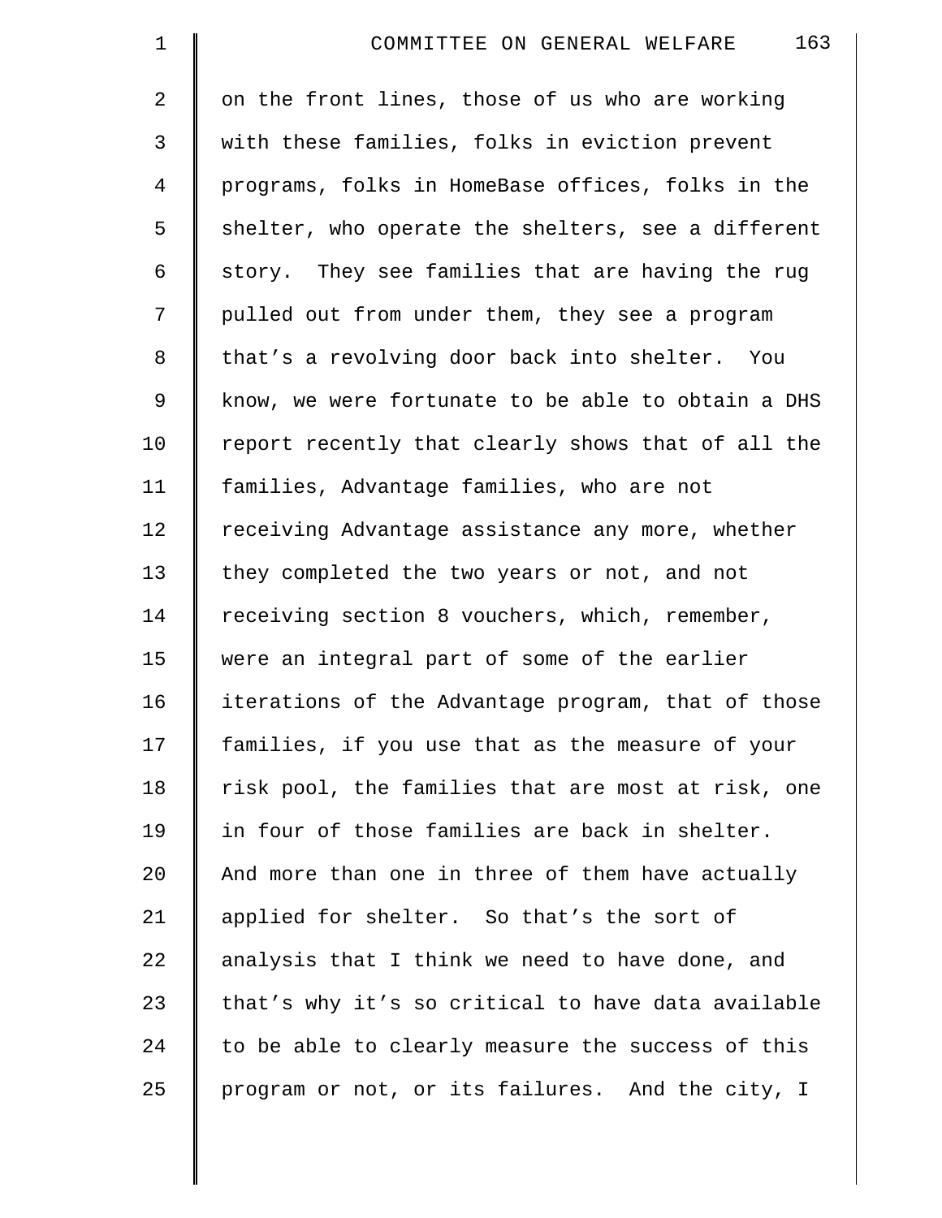on the front lines, those of us who are working with these families, folks in eviction prevent programs, folks in HomeBase offices, folks in the shelter, who operate the shelters, see a different story. They see families that are having the rug pulled out from under them, they see a program that's a revolving door back into shelter. You know, we were fortunate to be able to obtain a DHS report recently that clearly shows that of all the families, Advantage families, who are not receiving Advantage assistance any more, whether they completed the two years or not, and not receiving section 8 vouchers, which, remember, were an integral part of some of the earlier iterations of the Advantage program, that of those families, if you use that as the measure of your risk pool, the families that are most at risk, one in four of those families are back in shelter. And more than one in three of them have actually applied for shelter. So that's the sort of analysis that I think we need to have done, and that's why it's so critical to have data available to be able to clearly measure the success of this program or not, or its failures. And the city, I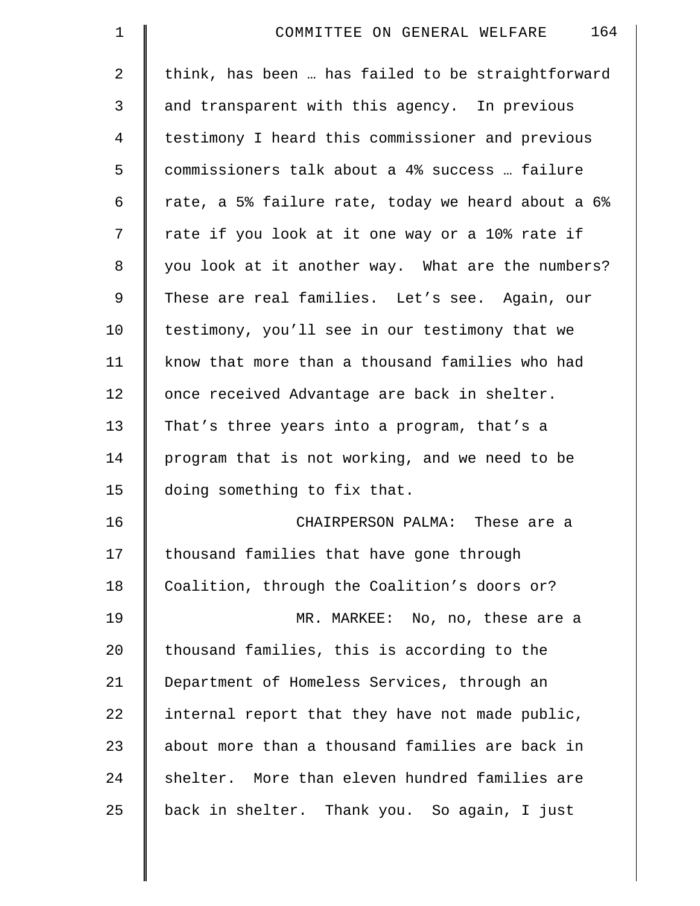think, has been … has failed to be straightforward and transparent with this agency. In previous testimony I heard this commissioner and previous commissioners talk about a 4% success … failure rate, a 5% failure rate, today we heard about a 6% rate if you look at it one way or a 10% rate if you look at it another way. What are the numbers? These are real families. Let's see. Again, our testimony, you'll see in our testimony that we know that more than a thousand families who had once received Advantage are back in shelter. That's three years into a program, that's a program that is not working, and we need to be doing something to fix that.

CHAIRPERSON PALMA: These are a thousand families that have gone through Coalition, through the Coalition's doors or?

MR. MARKEE: No, no, these are a thousand families, this is according to the Department of Homeless Services, through an internal report that they have not made public, about more than a thousand families are back in shelter. More than eleven hundred families are back in shelter. Thank you. So again, I just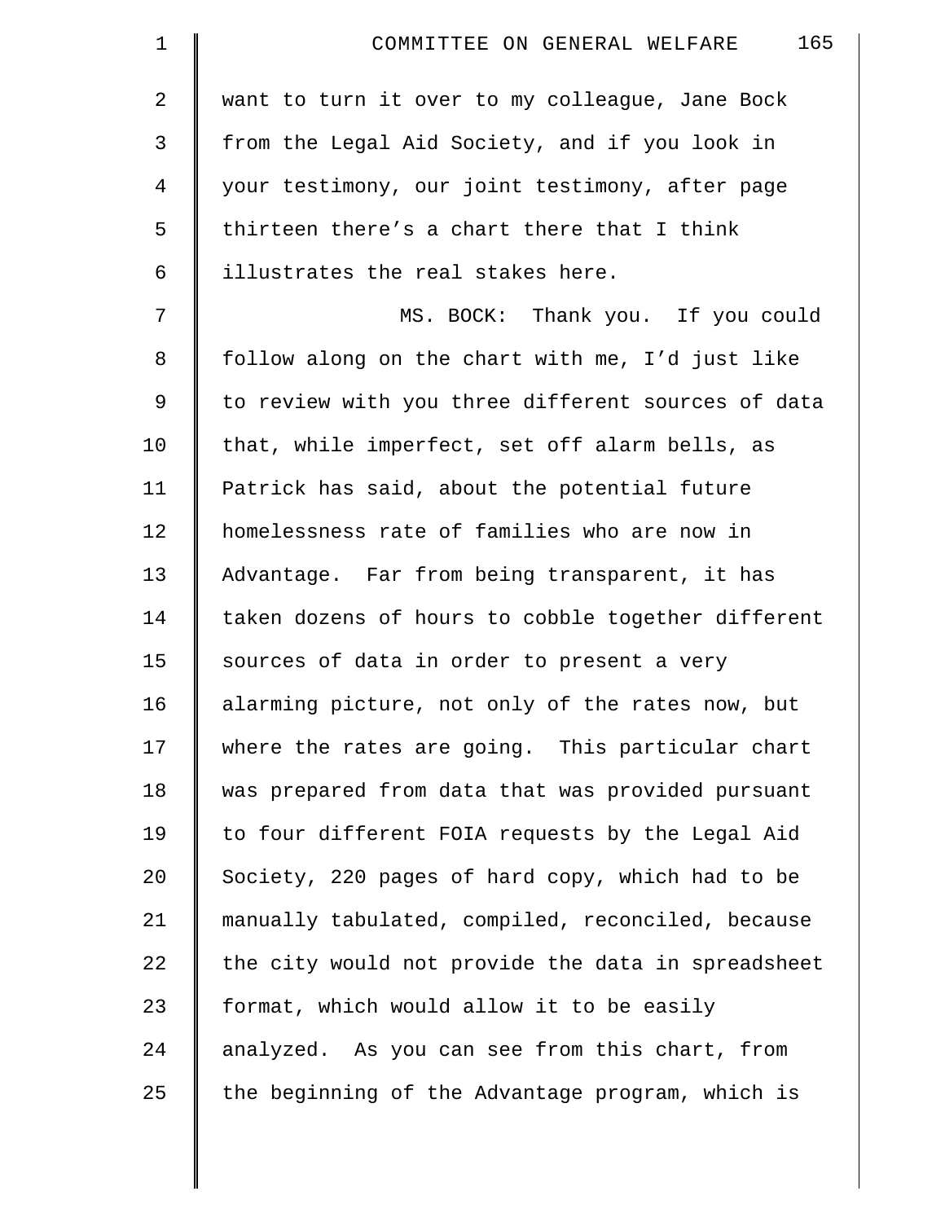want to turn it over to my colleague, Jane Bock from the Legal Aid Society, and if you look in your testimony, our joint testimony, after page thirteen there's a chart there that I think illustrates the real stakes here.

MS. BOCK: Thank you. If you could follow along on the chart with me, I'd just like to review with you three different sources of data that, while imperfect, set off alarm bells, as Patrick has said, about the potential future homelessness rate of families who are now in Advantage. Far from being transparent, it has taken dozens of hours to cobble together different sources of data in order to present a very alarming picture, not only of the rates now, but where the rates are going. This particular chart was prepared from data that was provided pursuant to four different FOIA requests by the Legal Aid Society, 220 pages of hard copy, which had to be manually tabulated, compiled, reconciled, because the city would not provide the data in spreadsheet format, which would allow it to be easily analyzed. As you can see from this chart, from the beginning of the Advantage program, which is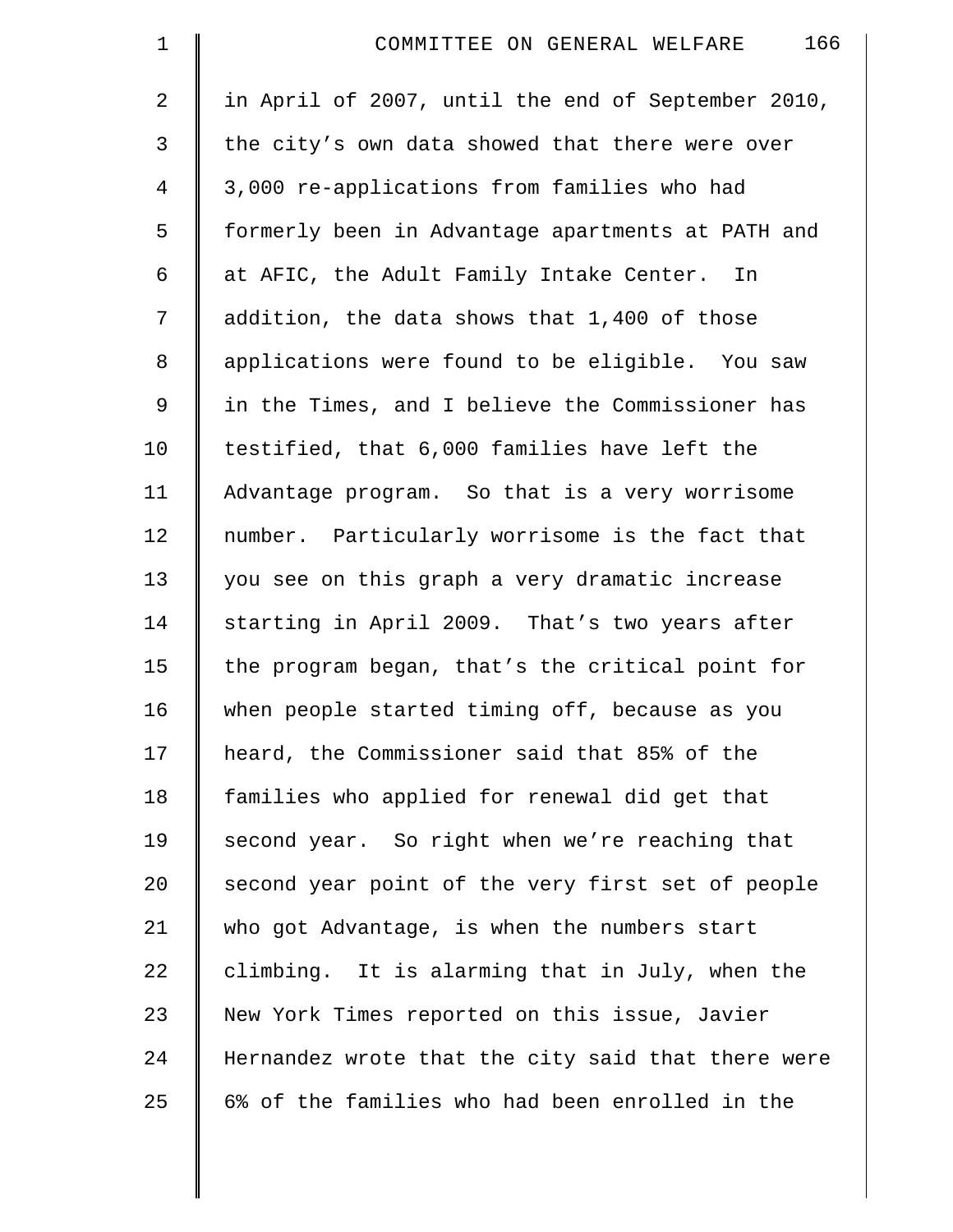in April of 2007, until the end of September 2010, the city's own data showed that there were over 3,000 re-applications from families who had formerly been in Advantage apartments at PATH and at AFIC, the Adult Family Intake Center. In addition, the data shows that 1,400 of those applications were found to be eligible. You saw in the Times, and I believe the Commissioner has testified, that 6,000 families have left the Advantage program. So that is a very worrisome number. Particularly worrisome is the fact that you see on this graph a very dramatic increase starting in April 2009. That's two years after the program began, that's the critical point for when people started timing off, because as you heard, the Commissioner said that 85% of the families who applied for renewal did get that second year. So right when we're reaching that second year point of the very first set of people who got Advantage, is when the numbers start climbing. It is alarming that in July, when the New York Times reported on this issue, Javier Hernandez wrote that the city said that there were 6% of the families who had been enrolled in the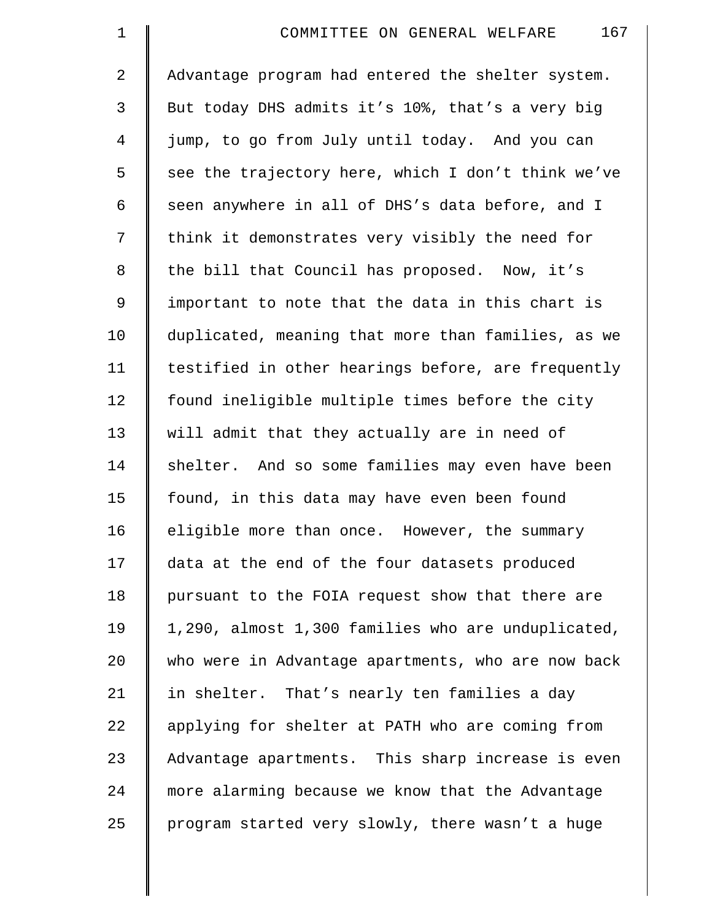Advantage program had entered the shelter system. But today DHS admits it's 10%, that's a very big jump, to go from July until today. And you can see the trajectory here, which I don't think we've seen anywhere in all of DHS's data before, and I think it demonstrates very visibly the need for the bill that Council has proposed. Now, it's important to note that the data in this chart is duplicated, meaning that more than families, as we testified in other hearings before, are frequently found ineligible multiple times before the city will admit that they actually are in need of shelter. And so some families may even have been found, in this data may have even been found eligible more than once. However, the summary data at the end of the four datasets produced pursuant to the FOIA request show that there are 1,290, almost 1,300 families who are unduplicated, who were in Advantage apartments, who are now back in shelter. That's nearly ten families a day applying for shelter at PATH who are coming from Advantage apartments. This sharp increase is even more alarming because we know that the Advantage program started very slowly, there wasn't a huge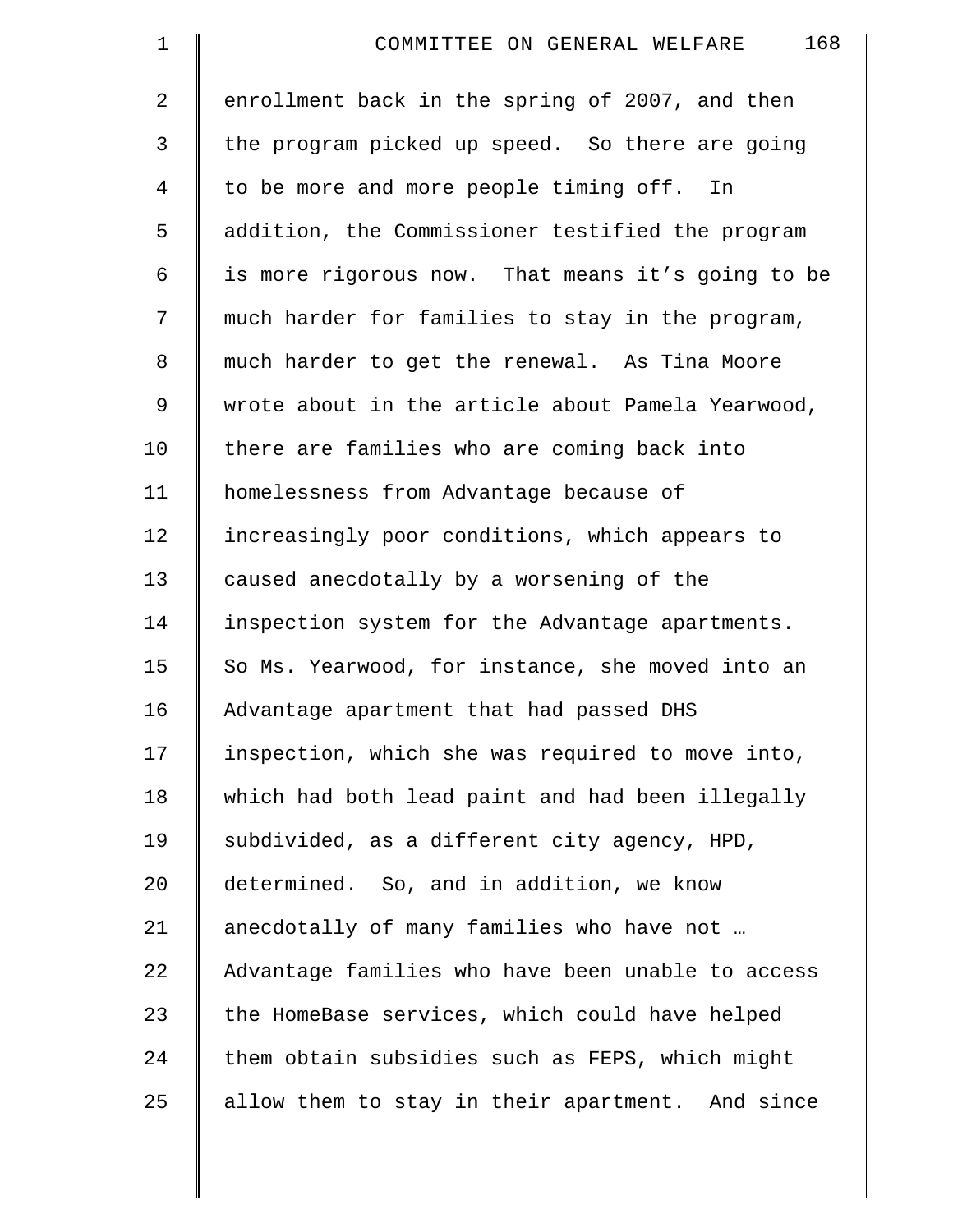enrollment back in the spring of 2007, and then the program picked up speed. So there are going to be more and more people timing off. In addition, the Commissioner testified the program is more rigorous now. That means it’s going to be much harder for families to stay in the program, much harder to get the renewal. As Tina Moore wrote about in the article about Pamela Yearwood, there are families who are coming back into homelessness from Advantage because of increasingly poor conditions, which appears to caused anecdotally by a worsening of the inspection system for the Advantage apartments. So Ms. Yearwood, for instance, she moved into an Advantage apartment that had passed DHS inspection, which she was required to move into, which had both lead paint and had been illegally subdivided, as a different city agency, HPD, determined. So, and in addition, we know anecdotally of many families who have not … Advantage families who have been unable to access the HomeBase services, which could have helped them obtain subsidies such as FEPS, which might allow them to stay in their apartment. And since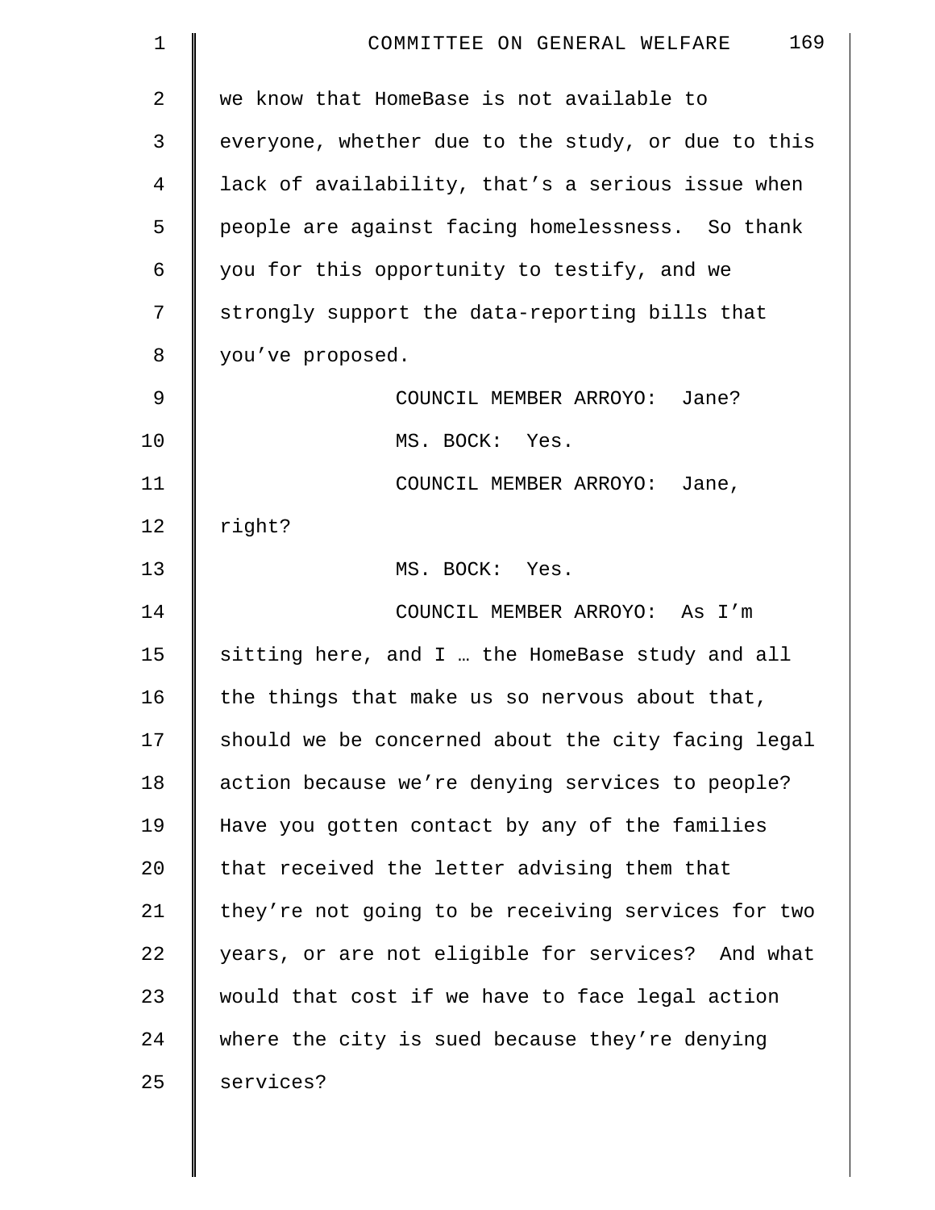we know that HomeBase is not available to everyone, whether due to the study, or due to this lack of availability, that's a serious issue when people are against facing homelessness. So thank you for this opportunity to testify, and we strongly support the data-reporting bills that you've proposed.

COUNCIL MEMBER ARROYO: Jane?

MS. BOCK: Yes.

COUNCIL MEMBER ARROYO: Jane, right?

MS. BOCK: Yes.

COUNCIL MEMBER ARROYO: As I'm sitting here, and I … the HomeBase study and all the things that make us so nervous about that, should we be concerned about the city facing legal action because we're denying services to people? Have you gotten contact by any of the families that received the letter advising them that they're not going to be receiving services for two years, or are not eligible for services? And what would that cost if we have to face legal action where the city is sued because they're denying services?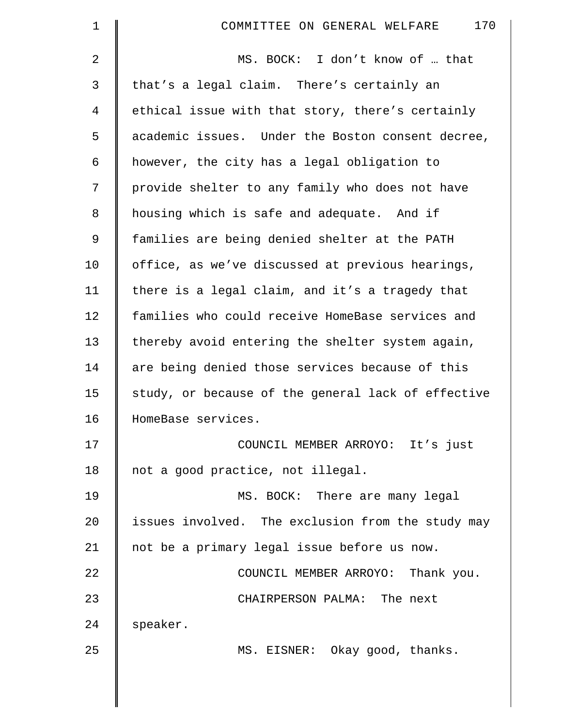MS. BOCK: I don't know of … that that's a legal claim. There's certainly an ethical issue with that story, there's certainly academic issues. Under the Boston consent decree, however, the city has a legal obligation to provide shelter to any family who does not have housing which is safe and adequate. And if families are being denied shelter at the PATH office, as we've discussed at previous hearings, there is a legal claim, and it's a tragedy that families who could receive HomeBase services and thereby avoid entering the shelter system again, are being denied those services because of this study, or because of the general lack of effective HomeBase services.

COUNCIL MEMBER ARROYO: It's just not a good practice, not illegal.

MS. BOCK: There are many legal issues involved. The exclusion from the study may not be a primary legal issue before us now.

COUNCIL MEMBER ARROYO: Thank you.

CHAIRPERSON PALMA: The next speaker.

MS. EISNER: Okay good, thanks.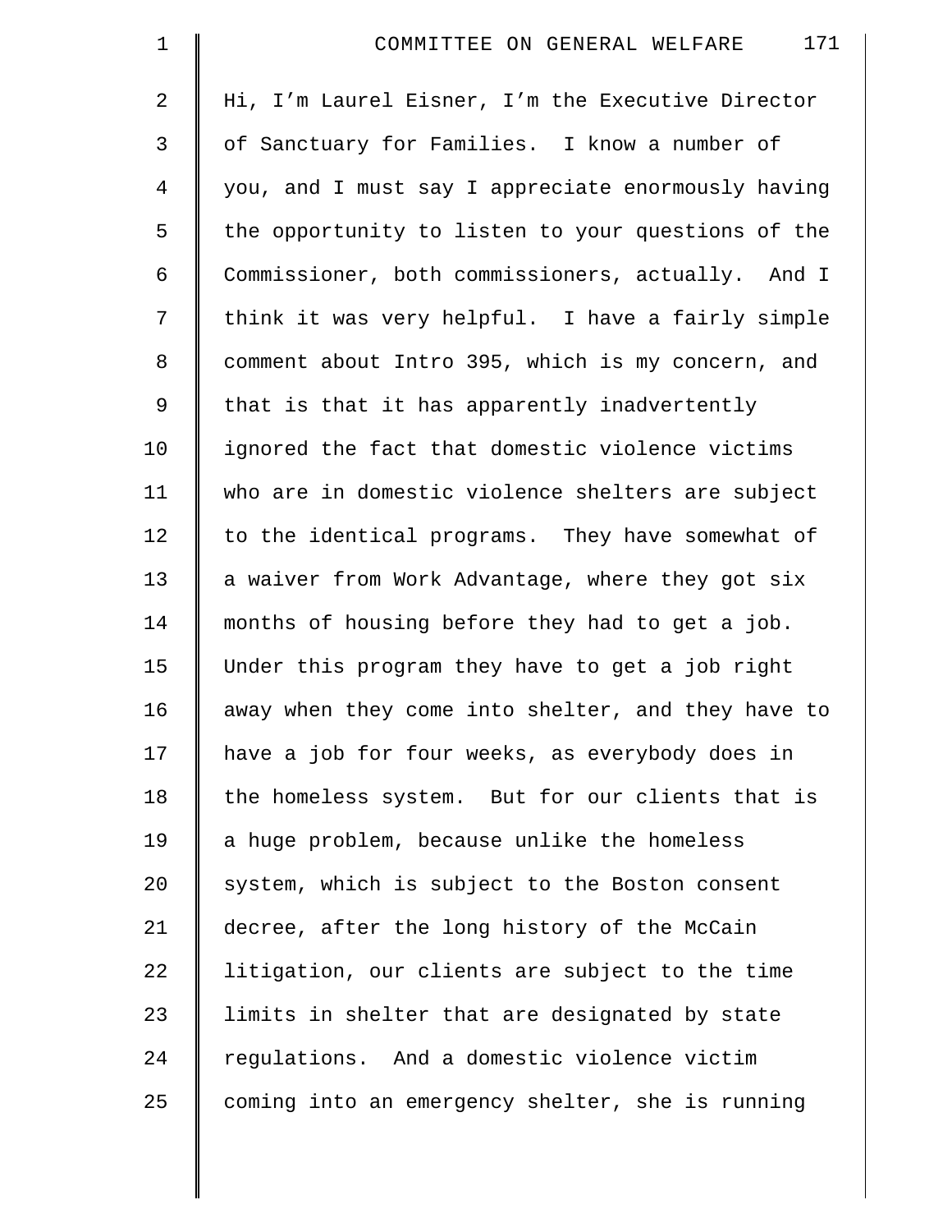Hi, I'm Laurel Eisner, I'm the Executive Director of Sanctuary for Families. I know a number of you, and I must say I appreciate enormously having the opportunity to listen to your questions of the Commissioner, both commissioners, actually. And I think it was very helpful. I have a fairly simple comment about Intro 395, which is my concern, and that is that it has apparently inadvertently ignored the fact that domestic violence victims who are in domestic violence shelters are subject to the identical programs. They have somewhat of a waiver from Work Advantage, where they got six months of housing before they had to get a job. Under this program they have to get a job right away when they come into shelter, and they have to have a job for four weeks, as everybody does in the homeless system. But for our clients that is a huge problem, because unlike the homeless system, which is subject to the Boston consent decree, after the long history of the McCain litigation, our clients are subject to the time limits in shelter that are designated by state regulations. And a domestic violence victim coming into an emergency shelter, she is running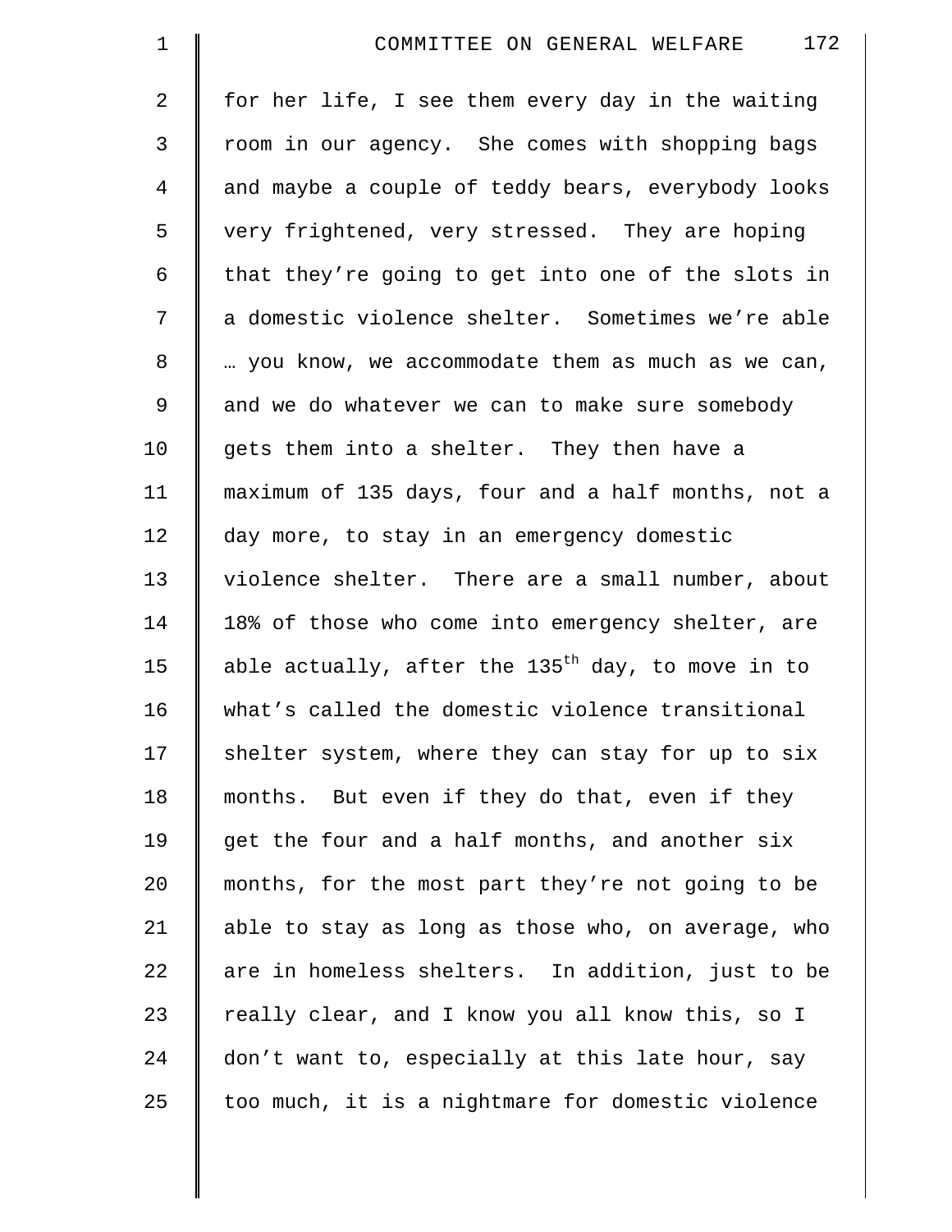for her life, I see them every day in the waiting room in our agency. She comes with shopping bags and maybe a couple of teddy bears, everybody looks very frightened, very stressed. They are hoping that they're going to get into one of the slots in a domestic violence shelter. Sometimes we're able … you know, we accommodate them as much as we can, and we do whatever we can to make sure somebody gets them into a shelter. They then have a maximum of 135 days, four and a half months, not a day more, to stay in an emergency domestic violence shelter. There are a small number, about 18% of those who come into emergency shelter, are able actually, after the 135th day, to move in to what's called the domestic violence transitional shelter system, where they can stay for up to six months. But even if they do that, even if they get the four and a half months, and another six months, for the most part they're not going to be able to stay as long as those who, on average, who are in homeless shelters. In addition, just to be really clear, and I know you all know this, so I don't want to, especially at this late hour, say too much, it is a nightmare for domestic violence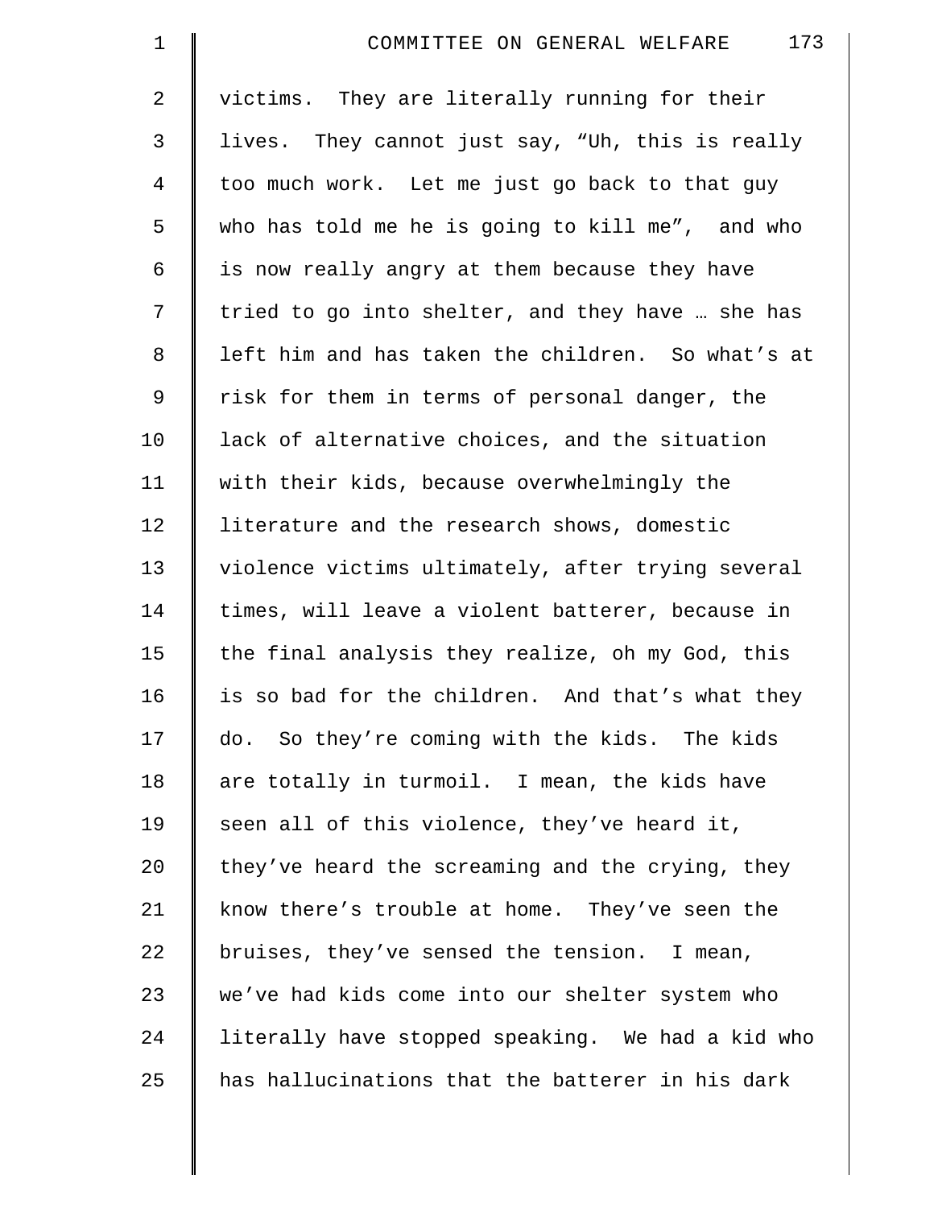victims. They are literally running for their lives. They cannot just say, "Uh, this is really too much work. Let me just go back to that guy who has told me he is going to kill me", and who is now really angry at them because they have tried to go into shelter, and they have … she has left him and has taken the children. So what's at risk for them in terms of personal danger, the lack of alternative choices, and the situation with their kids, because overwhelmingly the literature and the research shows, domestic violence victims ultimately, after trying several times, will leave a violent batterer, because in the final analysis they realize, oh my God, this is so bad for the children. And that's what they do. So they're coming with the kids. The kids are totally in turmoil. I mean, the kids have seen all of this violence, they've heard it, they've heard the screaming and the crying, they know there's trouble at home. They've seen the bruises, they've sensed the tension. I mean, we've had kids come into our shelter system who literally have stopped speaking. We had a kid who has hallucinations that the batterer in his dark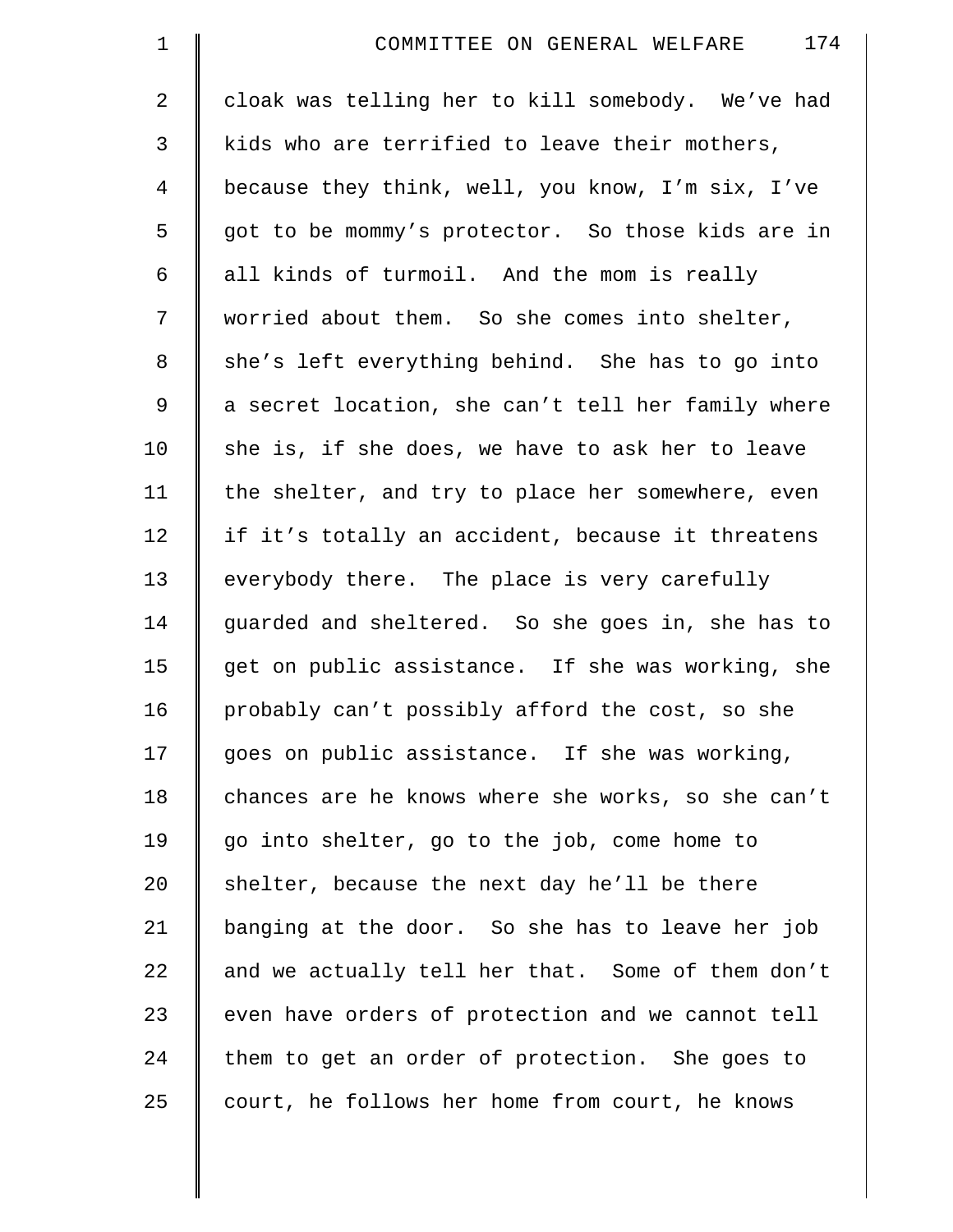cloak was telling her to kill somebody. We've had kids who are terrified to leave their mothers, because they think, well, you know, I'm six, I've got to be mommy's protector. So those kids are in all kinds of turmoil. And the mom is really worried about them. So she comes into shelter, she's left everything behind. She has to go into a secret location, she can't tell her family where she is, if she does, we have to ask her to leave the shelter, and try to place her somewhere, even if it's totally an accident, because it threatens everybody there. The place is very carefully guarded and sheltered. So she goes in, she has to get on public assistance. If she was working, she probably can't possibly afford the cost, so she goes on public assistance. If she was working, chances are he knows where she works, so she can't go into shelter, go to the job, come home to shelter, because the next day he'll be there banging at the door. So she has to leave her job and we actually tell her that. Some of them don't even have orders of protection and we cannot tell them to get an order of protection. She goes to court, he follows her home from court, he knows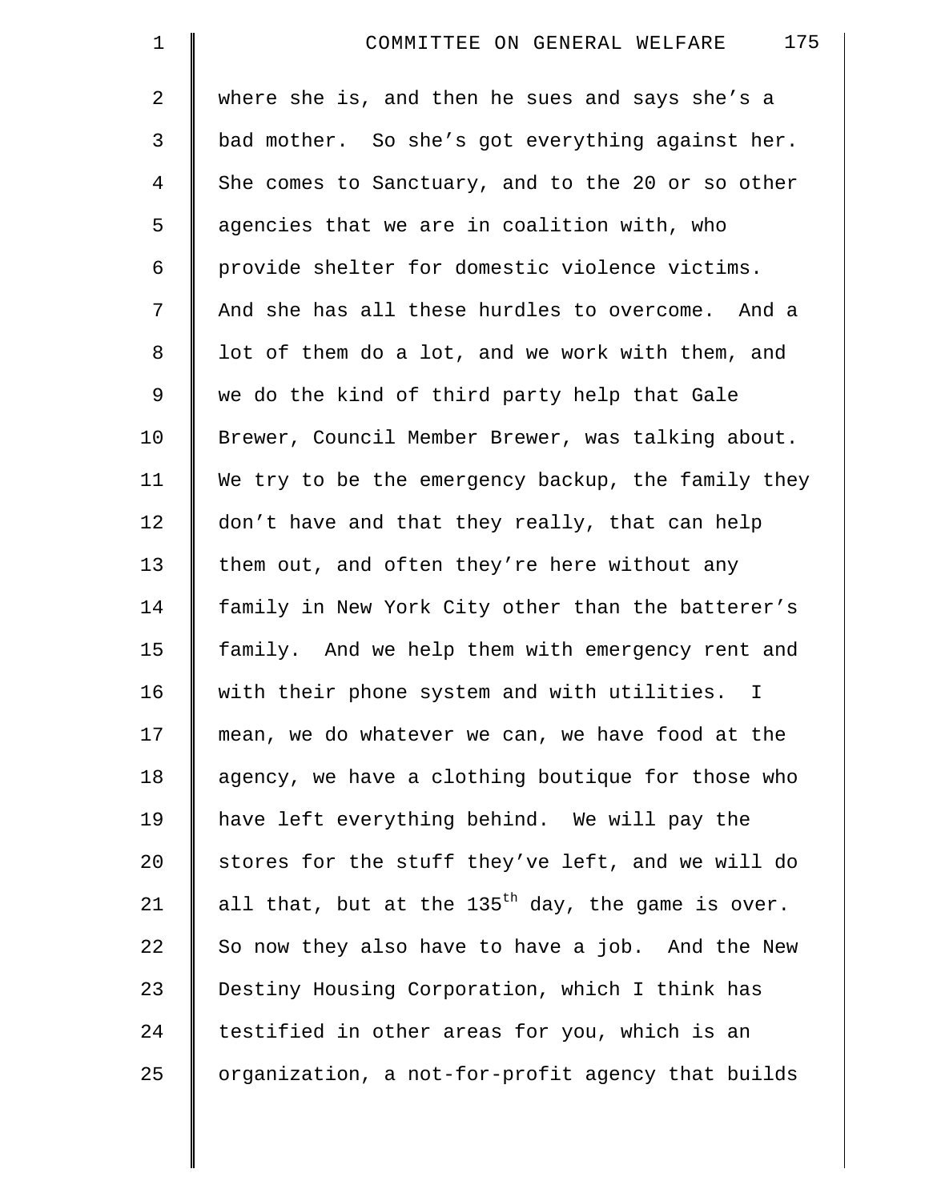where she is, and then he sues and says she's a bad mother. So she's got everything against her. She comes to Sanctuary, and to the 20 or so other agencies that we are in coalition with, who provide shelter for domestic violence victims. And she has all these hurdles to overcome. And a lot of them do a lot, and we work with them, and we do the kind of third party help that Gale Brewer, Council Member Brewer, was talking about. We try to be the emergency backup, the family they don't have and that they really, that can help them out, and often they're here without any family in New York City other than the batterer's family. And we help them with emergency rent and with their phone system and with utilities. I mean, we do whatever we can, we have food at the agency, we have a clothing boutique for those who have left everything behind. We will pay the stores for the stuff they've left, and we will do all that, but at the 135th day, the game is over. So now they also have to have a job. And the New Destiny Housing Corporation, which I think has testified in other areas for you, which is an organization, a not-for-profit agency that builds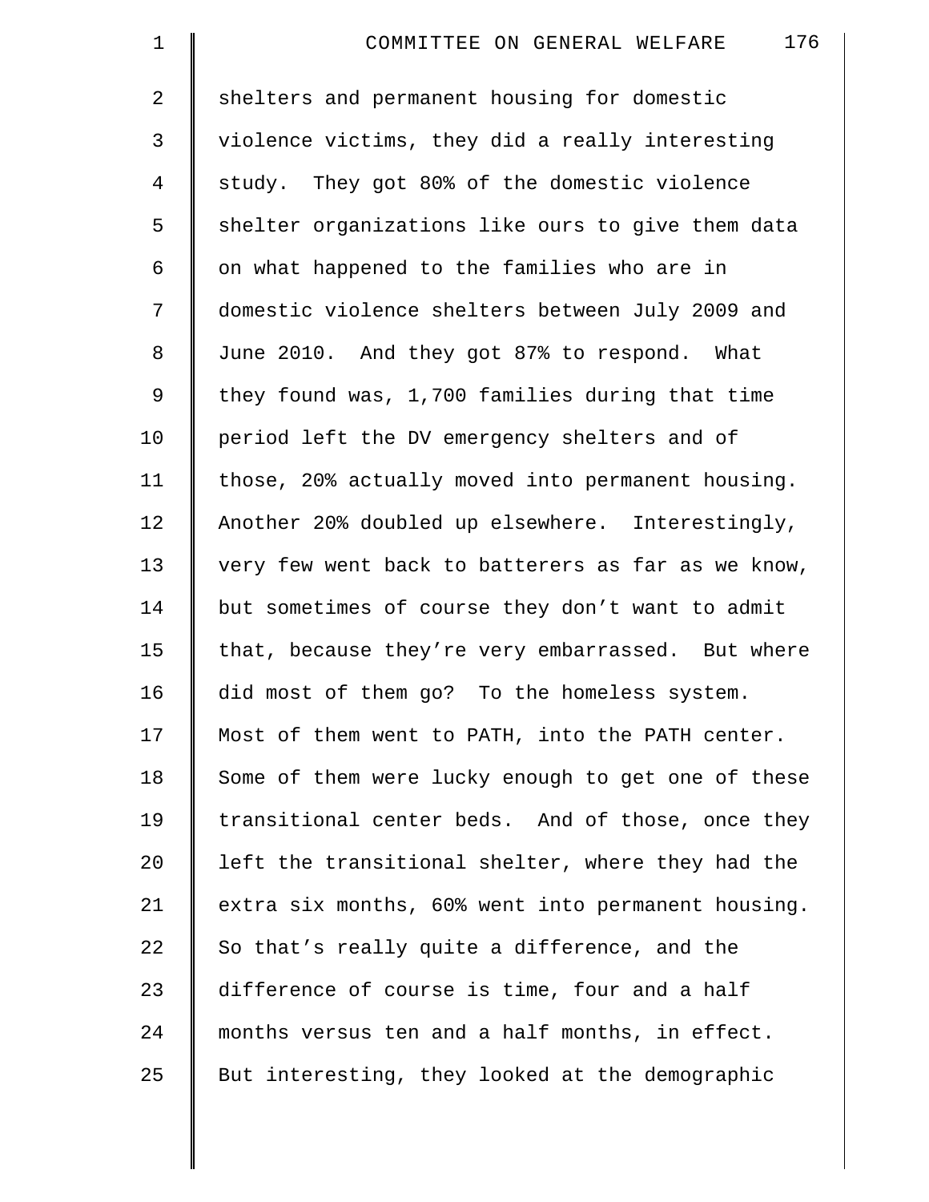shelters and permanent housing for domestic violence victims, they did a really interesting study. They got 80% of the domestic violence shelter organizations like ours to give them data on what happened to the families who are in domestic violence shelters between July 2009 and June 2010. And they got 87% to respond. What they found was, 1,700 families during that time period left the DV emergency shelters and of those, 20% actually moved into permanent housing. Another 20% doubled up elsewhere. Interestingly, very few went back to batterers as far as we know, but sometimes of course they don't want to admit that, because they're very embarrassed. But where did most of them go? To the homeless system. Most of them went to PATH, into the PATH center. Some of them were lucky enough to get one of these transitional center beds. And of those, once they left the transitional shelter, where they had the extra six months, 60% went into permanent housing. So that's really quite a difference, and the difference of course is time, four and a half months versus ten and a half months, in effect. But interesting, they looked at the demographic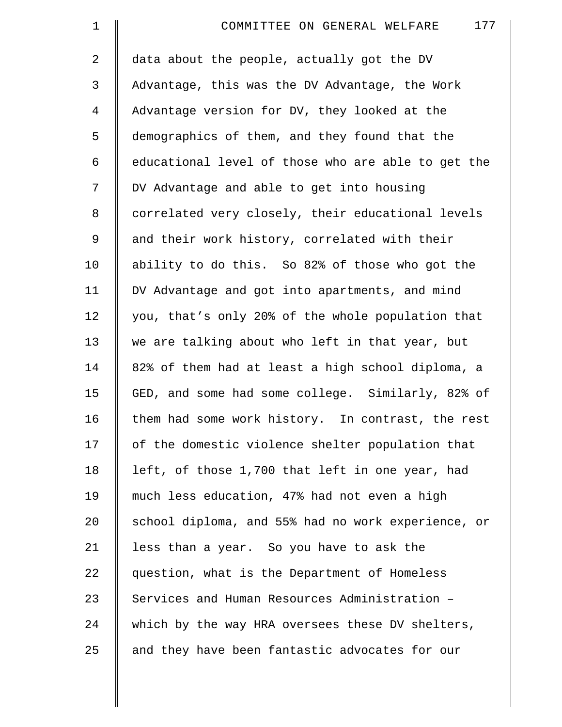data about the people, actually got the DV Advantage, this was the DV Advantage, the Work Advantage version for DV, they looked at the demographics of them, and they found that the educational level of those who are able to get the DV Advantage and able to get into housing correlated very closely, their educational levels and their work history, correlated with their ability to do this. So 82% of those who got the DV Advantage and got into apartments, and mind you, that's only 20% of the whole population that we are talking about who left in that year, but 82% of them had at least a high school diploma, a GED, and some had some college. Similarly, 82% of them had some work history. In contrast, the rest of the domestic violence shelter population that left, of those 1,700 that left in one year, had much less education, 47% had not even a high school diploma, and 55% had no work experience, or less than a year. So you have to ask the question, what is the Department of Homeless Services and Human Resources Administration – which by the way HRA oversees these DV shelters, and they have been fantastic advocates for our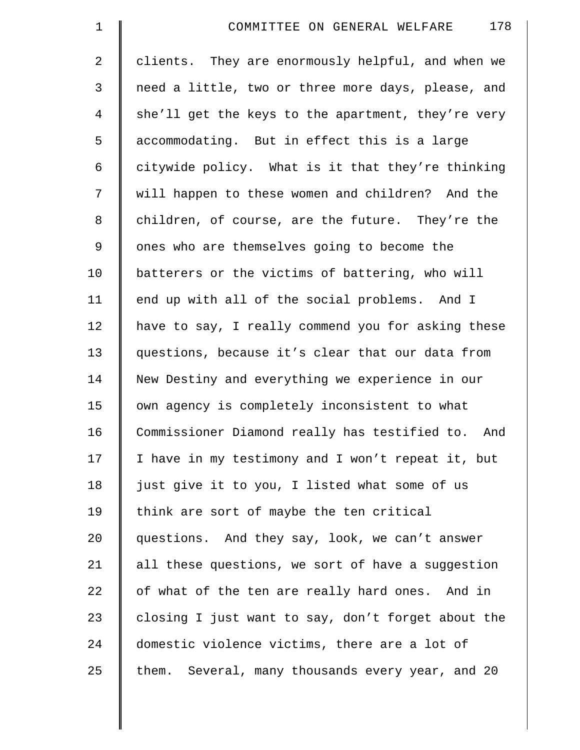clients. They are enormously helpful, and when we need a little, two or three more days, please, and she'll get the keys to the apartment, they're very accommodating. But in effect this is a large citywide policy. What is it that they're thinking will happen to these women and children? And the children, of course, are the future. They're the ones who are themselves going to become the batterers or the victims of battering, who will end up with all of the social problems. And I have to say, I really commend you for asking these questions, because it's clear that our data from New Destiny and everything we experience in our own agency is completely inconsistent to what Commissioner Diamond really has testified to. And I have in my testimony and I won't repeat it, but just give it to you, I listed what some of us think are sort of maybe the ten critical questions. And they say, look, we can't answer all these questions, we sort of have a suggestion of what of the ten are really hard ones. And in closing I just want to say, don't forget about the domestic violence victims, there are a lot of them. Several, many thousands every year, and 20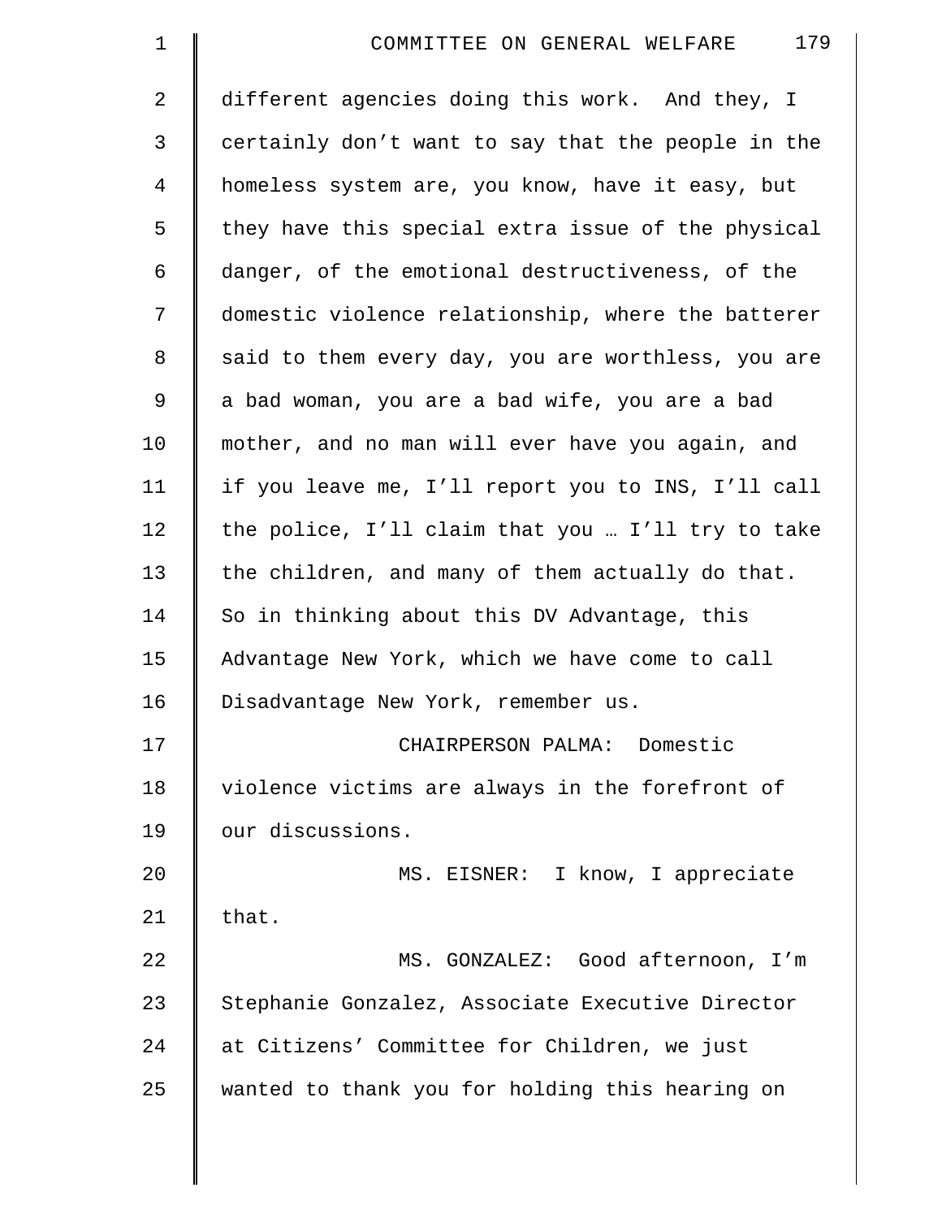different agencies doing this work. And they, I certainly don't want to say that the people in the homeless system are, you know, have it easy, but they have this special extra issue of the physical danger, of the emotional destructiveness, of the domestic violence relationship, where the batterer said to them every day, you are worthless, you are a bad woman, you are a bad wife, you are a bad mother, and no man will ever have you again, and if you leave me, I'll report you to INS, I'll call the police, I'll claim that you … I'll try to take the children, and many of them actually do that. So in thinking about this DV Advantage, this Advantage New York, which we have come to call Disadvantage New York, remember us.

CHAIRPERSON PALMA: Domestic violence victims are always in the forefront of our discussions.

MS. EISNER: I know, I appreciate that.

MS. GONZALEZ: Good afternoon, I'm Stephanie Gonzalez, Associate Executive Director at Citizens' Committee for Children, we just wanted to thank you for holding this hearing on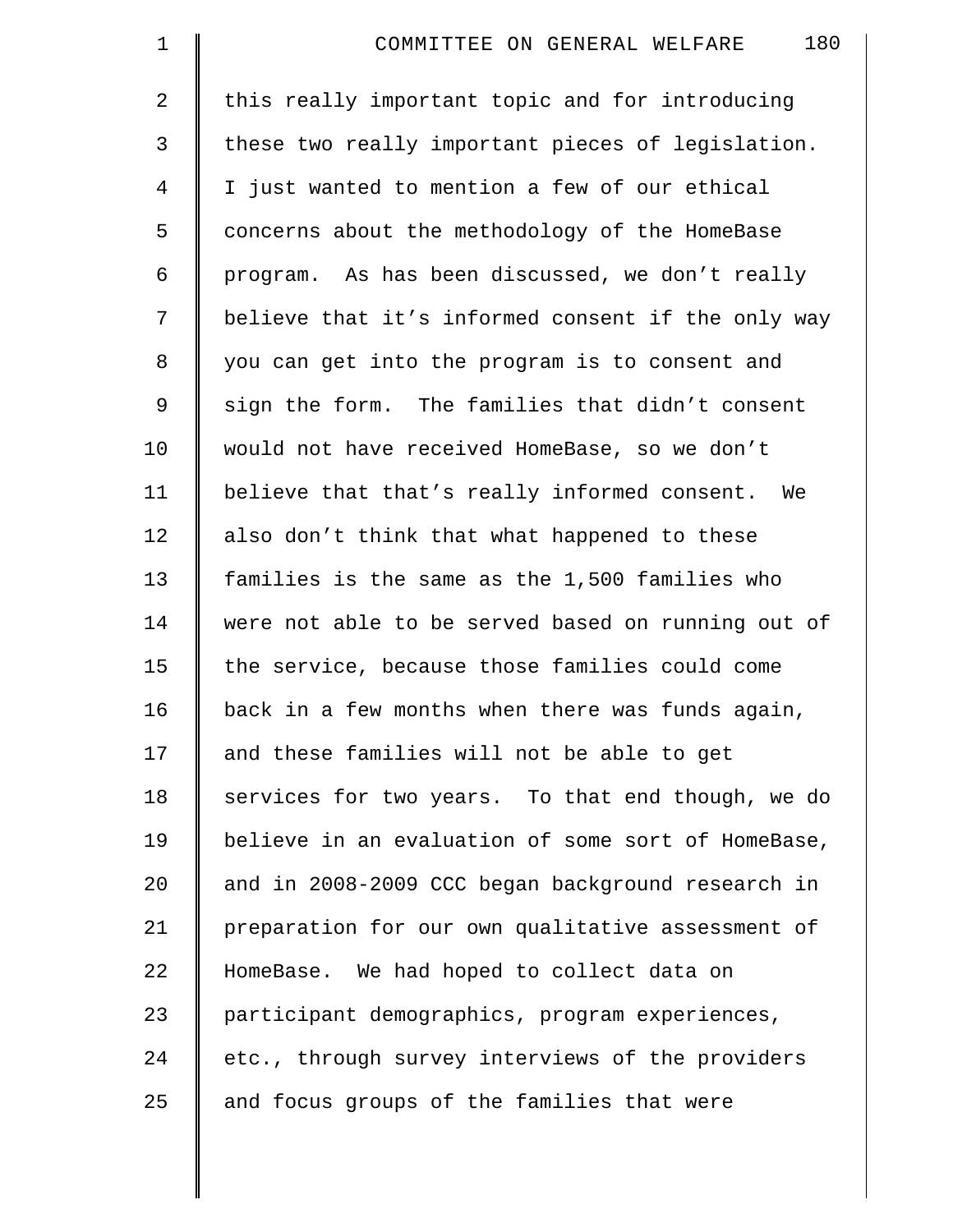this really important topic and for introducing these two really important pieces of legislation. I just wanted to mention a few of our ethical concerns about the methodology of the HomeBase program. As has been discussed, we don't really believe that it's informed consent if the only way you can get into the program is to consent and sign the form. The families that didn't consent would not have received HomeBase, so we don't believe that that's really informed consent. We also don't think that what happened to these families is the same as the 1,500 families who were not able to be served based on running out of the service, because those families could come back in a few months when there was funds again, and these families will not be able to get services for two years. To that end though, we do believe in an evaluation of some sort of HomeBase, and in 2008-2009 CCC began background research in preparation for our own qualitative assessment of HomeBase. We had hoped to collect data on participant demographics, program experiences, etc., through survey interviews of the providers and focus groups of the families that were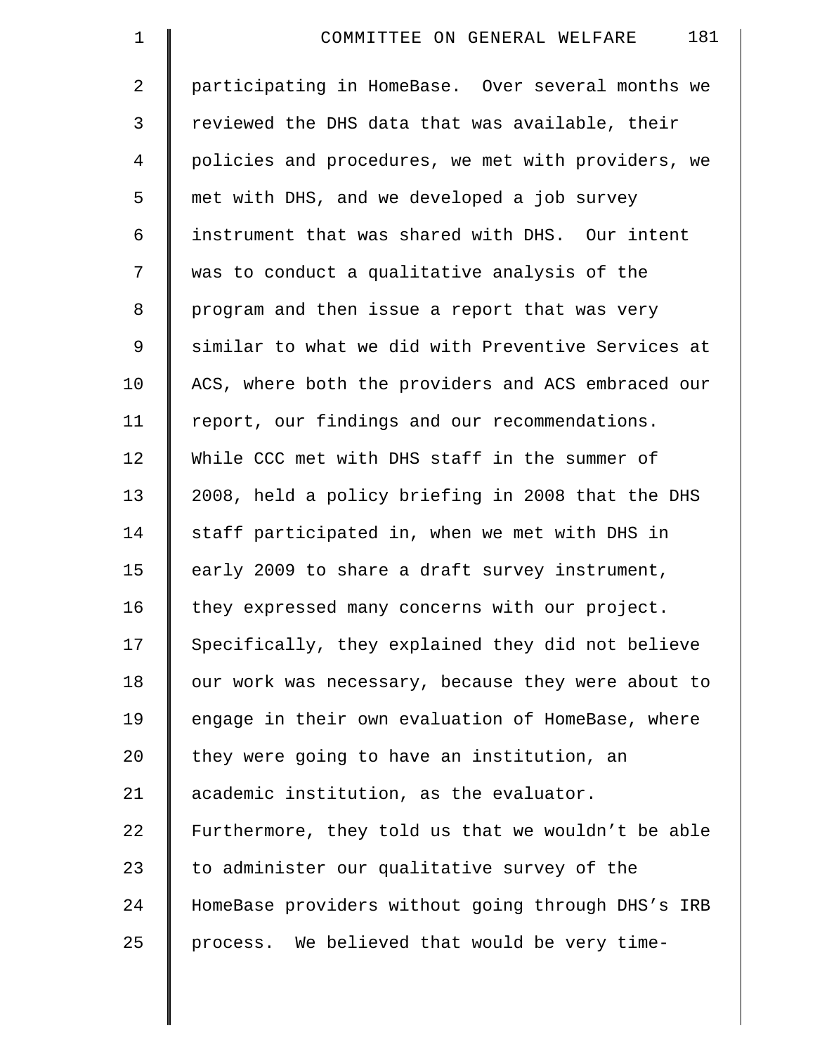participating in HomeBase. Over several months we reviewed the DHS data that was available, their policies and procedures, we met with providers, we met with DHS, and we developed a job survey instrument that was shared with DHS. Our intent was to conduct a qualitative analysis of the program and then issue a report that was very similar to what we did with Preventive Services at ACS, where both the providers and ACS embraced our report, our findings and our recommendations. While CCC met with DHS staff in the summer of 2008, held a policy briefing in 2008 that the DHS staff participated in, when we met with DHS in early 2009 to share a draft survey instrument, they expressed many concerns with our project. Specifically, they explained they did not believe our work was necessary, because they were about to engage in their own evaluation of HomeBase, where they were going to have an institution, an academic institution, as the evaluator. Furthermore, they told us that we wouldn't be able to administer our qualitative survey of the HomeBase providers without going through DHS's IRB process. We believed that would be very time-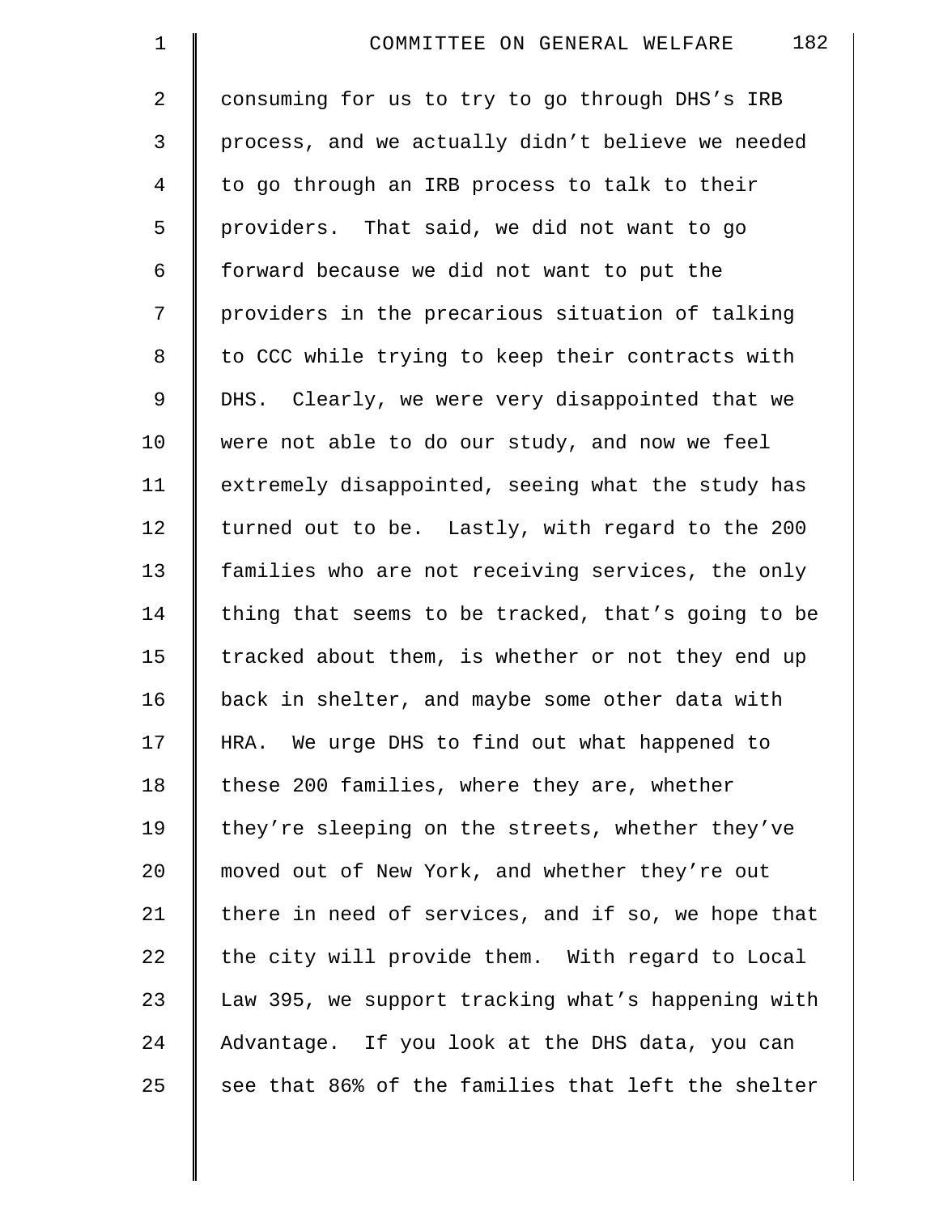consuming for us to try to go through DHS's IRB process, and we actually didn't believe we needed to go through an IRB process to talk to their providers. That said, we did not want to go forward because we did not want to put the providers in the precarious situation of talking to CCC while trying to keep their contracts with DHS. Clearly, we were very disappointed that we were not able to do our study, and now we feel extremely disappointed, seeing what the study has turned out to be. Lastly, with regard to the 200 families who are not receiving services, the only thing that seems to be tracked, that's going to be tracked about them, is whether or not they end up back in shelter, and maybe some other data with HRA. We urge DHS to find out what happened to these 200 families, where they are, whether they're sleeping on the streets, whether they've moved out of New York, and whether they're out there in need of services, and if so, we hope that the city will provide them. With regard to Local Law 395, we support tracking what's happening with Advantage. If you look at the DHS data, you can see that 86% of the families that left the shelter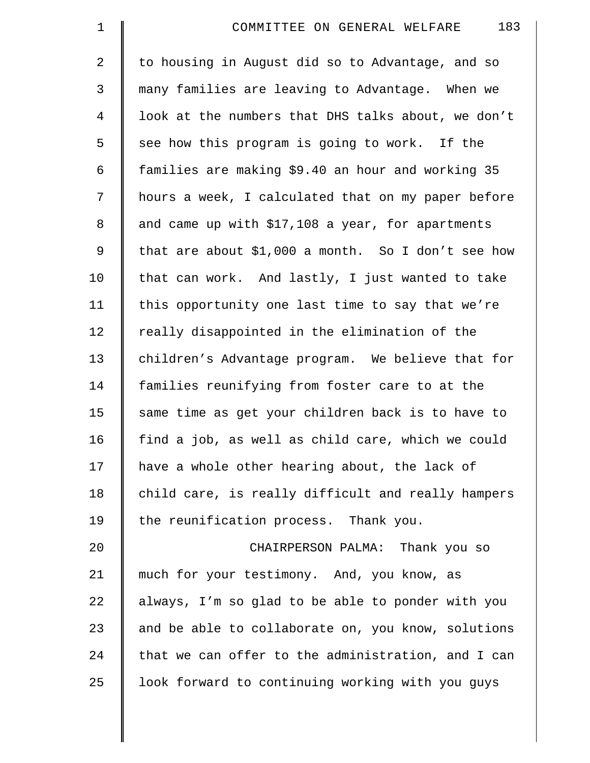to housing in August did so to Advantage, and so many families are leaving to Advantage. When we look at the numbers that DHS talks about, we don't see how this program is going to work. If the families are making $9.40 an hour and working 35 hours a week, I calculated that on my paper before and came up with $17,108 a year, for apartments that are about $1,000 a month. So I don't see how that can work. And lastly, I just wanted to take this opportunity one last time to say that we're really disappointed in the elimination of the children's Advantage program. We believe that for families reunifying from foster care to at the same time as get your children back is to have to find a job, as well as child care, which we could have a whole other hearing about, the lack of child care, is really difficult and really hampers the reunification process. Thank you.

CHAIRPERSON PALMA: Thank you so much for your testimony. And, you know, as always, I'm so glad to be able to ponder with you and be able to collaborate on, you know, solutions that we can offer to the administration, and I can look forward to continuing working with you guys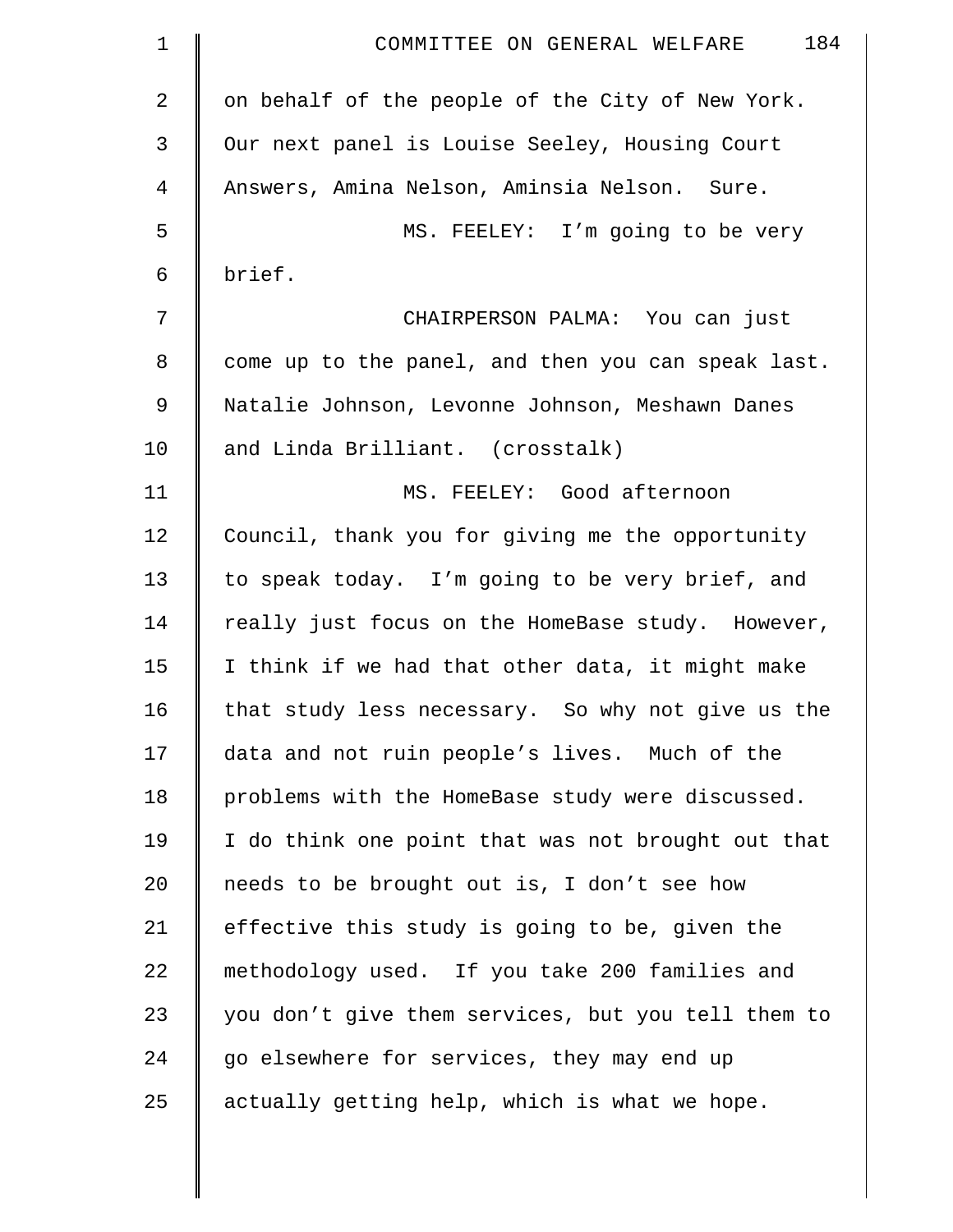on behalf of the people of the City of New York. Our next panel is Louise Seeley, Housing Court Answers, Amina Nelson, Aminsia Nelson. Sure.

MS. FEELEY: I'm going to be very brief.

CHAIRPERSON PALMA: You can just come up to the panel, and then you can speak last. Natalie Johnson, Levonne Johnson, Meshawn Danes and Linda Brilliant. (crosstalk)

MS. FEELEY: Good afternoon Council, thank you for giving me the opportunity to speak today. I'm going to be very brief, and really just focus on the HomeBase study. However, I think if we had that other data, it might make that study less necessary. So why not give us the data and not ruin people's lives. Much of the problems with the HomeBase study were discussed. I do think one point that was not brought out that needs to be brought out is, I don't see how effective this study is going to be, given the methodology used. If you take 200 families and you don't give them services, but you tell them to go elsewhere for services, they may end up actually getting help, which is what we hope.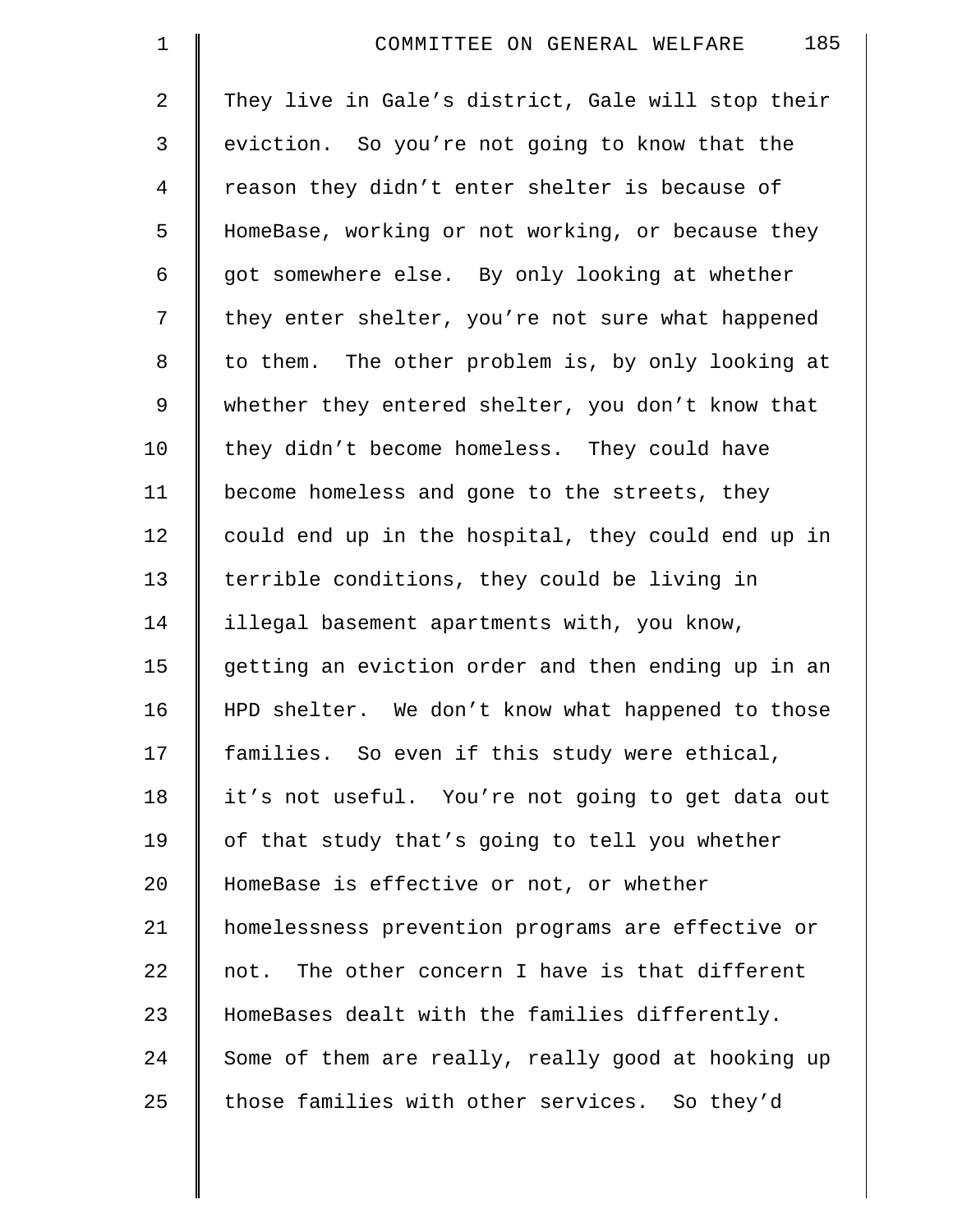They live in Gale's district, Gale will stop their eviction. So you're not going to know that the reason they didn't enter shelter is because of HomeBase, working or not working, or because they got somewhere else. By only looking at whether they enter shelter, you're not sure what happened to them. The other problem is, by only looking at whether they entered shelter, you don't know that they didn't become homeless. They could have become homeless and gone to the streets, they could end up in the hospital, they could end up in terrible conditions, they could be living in illegal basement apartments with, you know, getting an eviction order and then ending up in an HPD shelter. We don't know what happened to those families. So even if this study were ethical, it's not useful. You're not going to get data out of that study that's going to tell you whether HomeBase is effective or not, or whether homelessness prevention programs are effective or not. The other concern I have is that different HomeBases dealt with the families differently. Some of them are really, really good at hooking up those families with other services. So they'd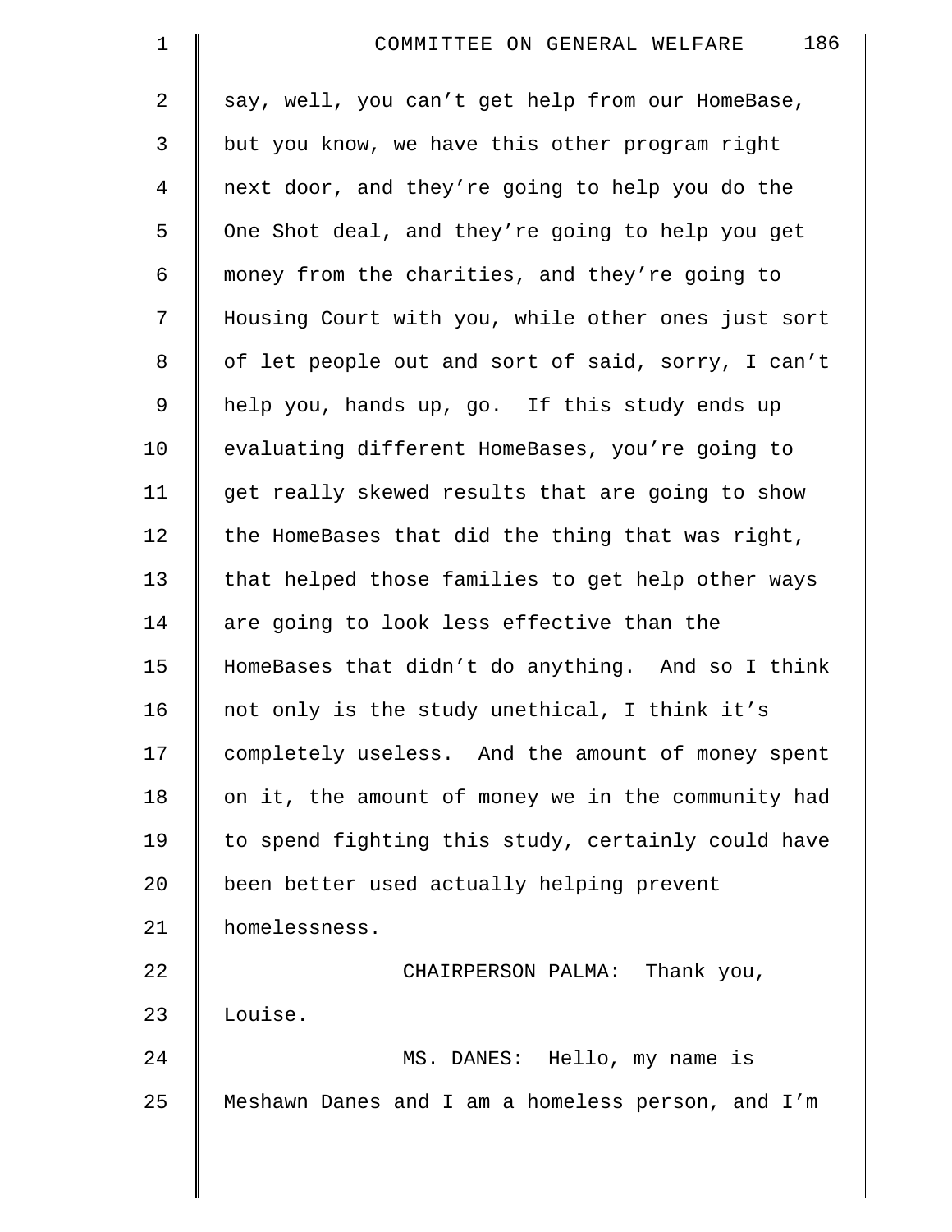say, well, you can't get help from our HomeBase, but you know, we have this other program right next door, and they're going to help you do the One Shot deal, and they're going to help you get money from the charities, and they're going to Housing Court with you, while other ones just sort of let people out and sort of said, sorry, I can't help you, hands up, go. If this study ends up evaluating different HomeBases, you're going to get really skewed results that are going to show the HomeBases that did the thing that was right, that helped those families to get help other ways are going to look less effective than the HomeBases that didn't do anything. And so I think not only is the study unethical, I think it's completely useless. And the amount of money spent on it, the amount of money we in the community had to spend fighting this study, certainly could have been better used actually helping prevent homelessness.

CHAIRPERSON PALMA: Thank you, Louise.

MS. DANES: Hello, my name is Meshawn Danes and I am a homeless person, and I'm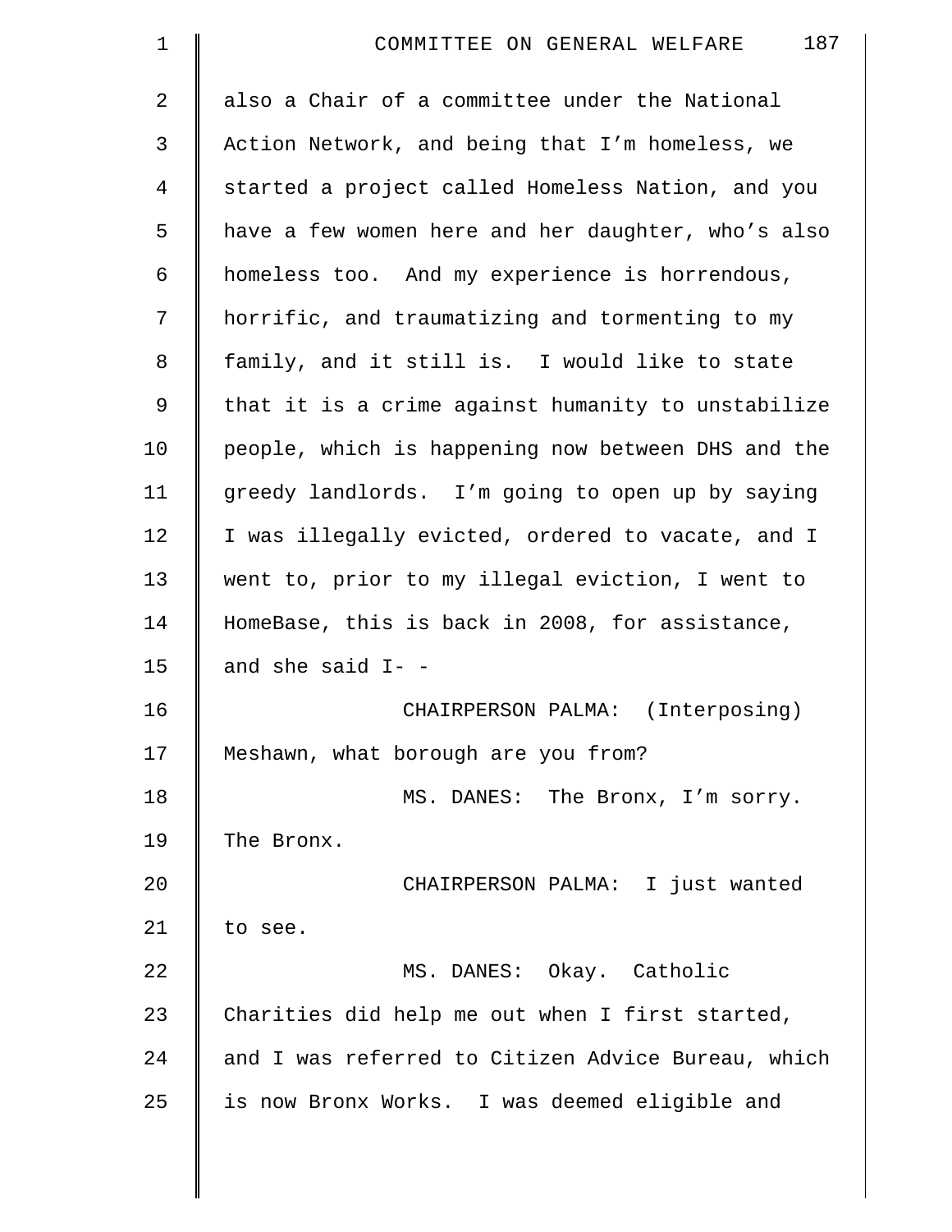also a Chair of a committee under the National Action Network, and being that I'm homeless, we started a project called Homeless Nation, and you have a few women here and her daughter, who's also homeless too. And my experience is horrendous, horrific, and traumatizing and tormenting to my family, and it still is. I would like to state that it is a crime against humanity to unstabilize people, which is happening now between DHS and the greedy landlords. I'm going to open up by saying I was illegally evicted, ordered to vacate, and I went to, prior to my illegal eviction, I went to HomeBase, this is back in 2008, for assistance, and she said I- -

CHAIRPERSON PALMA: (Interposing) Meshawn, what borough are you from?

MS. DANES: The Bronx, I'm sorry. The Bronx.

CHAIRPERSON PALMA: I just wanted to see.

MS. DANES: Okay. Catholic Charities did help me out when I first started, and I was referred to Citizen Advice Bureau, which is now Bronx Works. I was deemed eligible and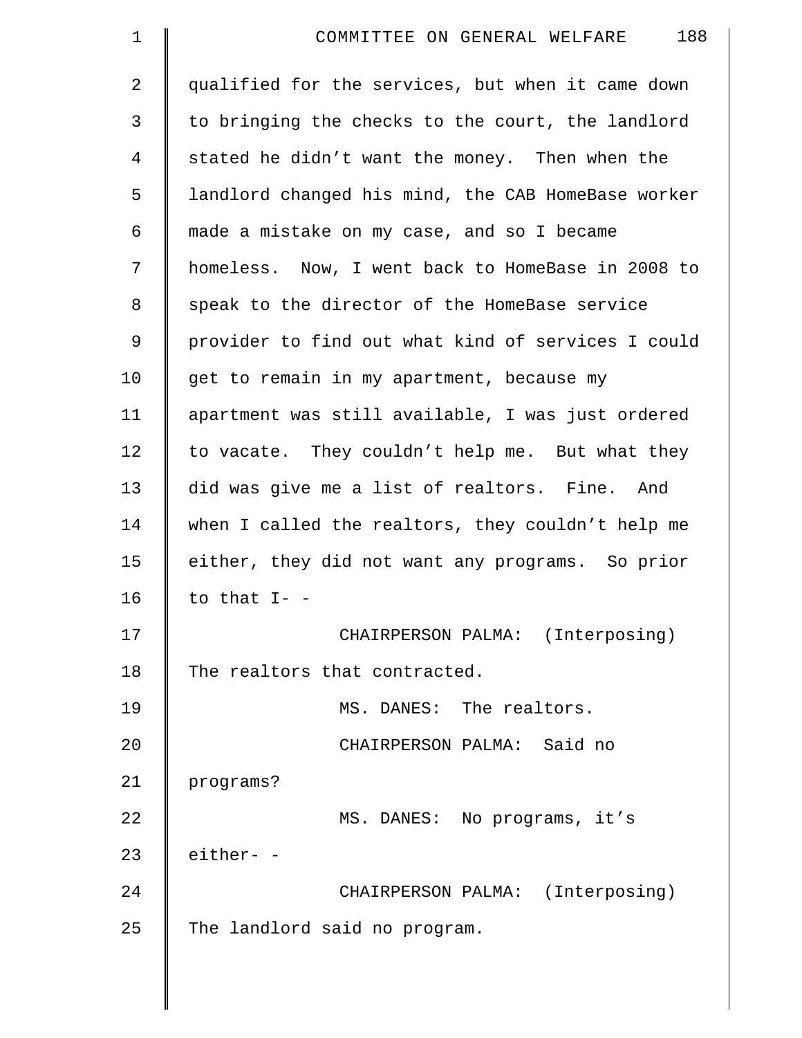qualified for the services, but when it came down to bringing the checks to the court, the landlord stated he didn't want the money. Then when the landlord changed his mind, the CAB HomeBase worker made a mistake on my case, and so I became homeless. Now, I went back to HomeBase in 2008 to speak to the director of the HomeBase service provider to find out what kind of services I could get to remain in my apartment, because my apartment was still available, I was just ordered to vacate. They couldn't help me. But what they did was give me a list of realtors. Fine. And when I called the realtors, they couldn't help me either, they did not want any programs. So prior to that I- -

CHAIRPERSON PALMA: (Interposing) The realtors that contracted.

MS. DANES: The realtors.

CHAIRPERSON PALMA: Said no programs?

MS. DANES: No programs, it's either- -

CHAIRPERSON PALMA: (Interposing) The landlord said no program.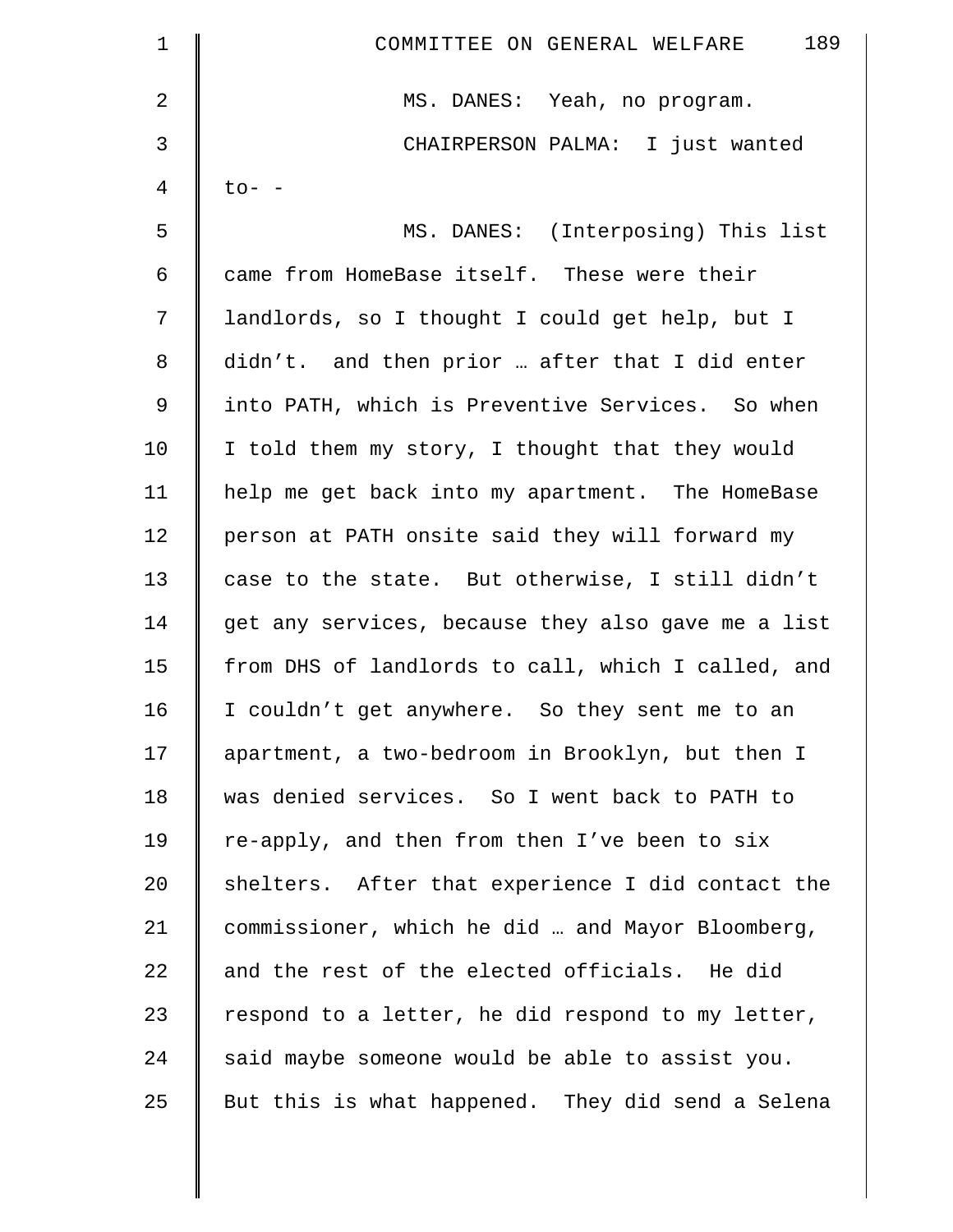MS. DANES: Yeah, no program.

CHAIRPERSON PALMA: I just wanted to- -

MS. DANES: (Interposing) This list came from HomeBase itself. These were their landlords, so I thought I could get help, but I didn't. and then prior … after that I did enter into PATH, which is Preventive Services. So when I told them my story, I thought that they would help me get back into my apartment. The HomeBase person at PATH onsite said they will forward my case to the state. But otherwise, I still didn't get any services, because they also gave me a list from DHS of landlords to call, which I called, and I couldn't get anywhere. So they sent me to an apartment, a two-bedroom in Brooklyn, but then I was denied services. So I went back to PATH to re-apply, and then from then I've been to six shelters. After that experience I did contact the commissioner, which he did … and Mayor Bloomberg, and the rest of the elected officials. He did respond to a letter, he did respond to my letter, said maybe someone would be able to assist you. But this is what happened. They did send a Selena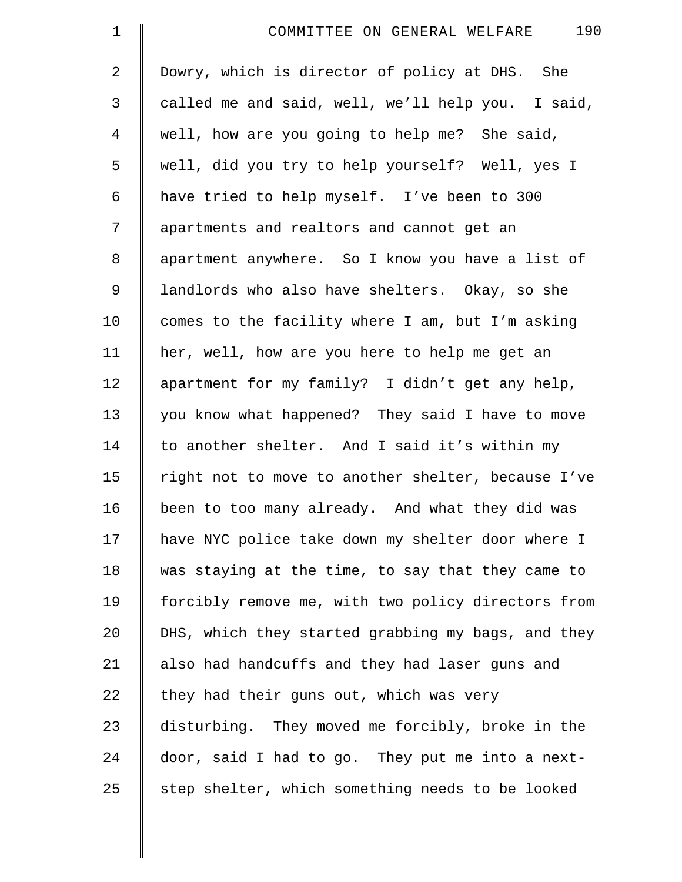Dowry, which is director of policy at DHS. She called me and said, well, we'll help you. I said, well, how are you going to help me? She said, well, did you try to help yourself? Well, yes I have tried to help myself. I've been to 300 apartments and realtors and cannot get an apartment anywhere. So I know you have a list of landlords who also have shelters. Okay, so she comes to the facility where I am, but I'm asking her, well, how are you here to help me get an apartment for my family? I didn't get any help, you know what happened? They said I have to move to another shelter. And I said it's within my right not to move to another shelter, because I've been to too many already. And what they did was have NYC police take down my shelter door where I was staying at the time, to say that they came to forcibly remove me, with two policy directors from DHS, which they started grabbing my bags, and they also had handcuffs and they had laser guns and they had their guns out, which was very disturbing. They moved me forcibly, broke in the door, said I had to go. They put me into a next-step shelter, which something needs to be looked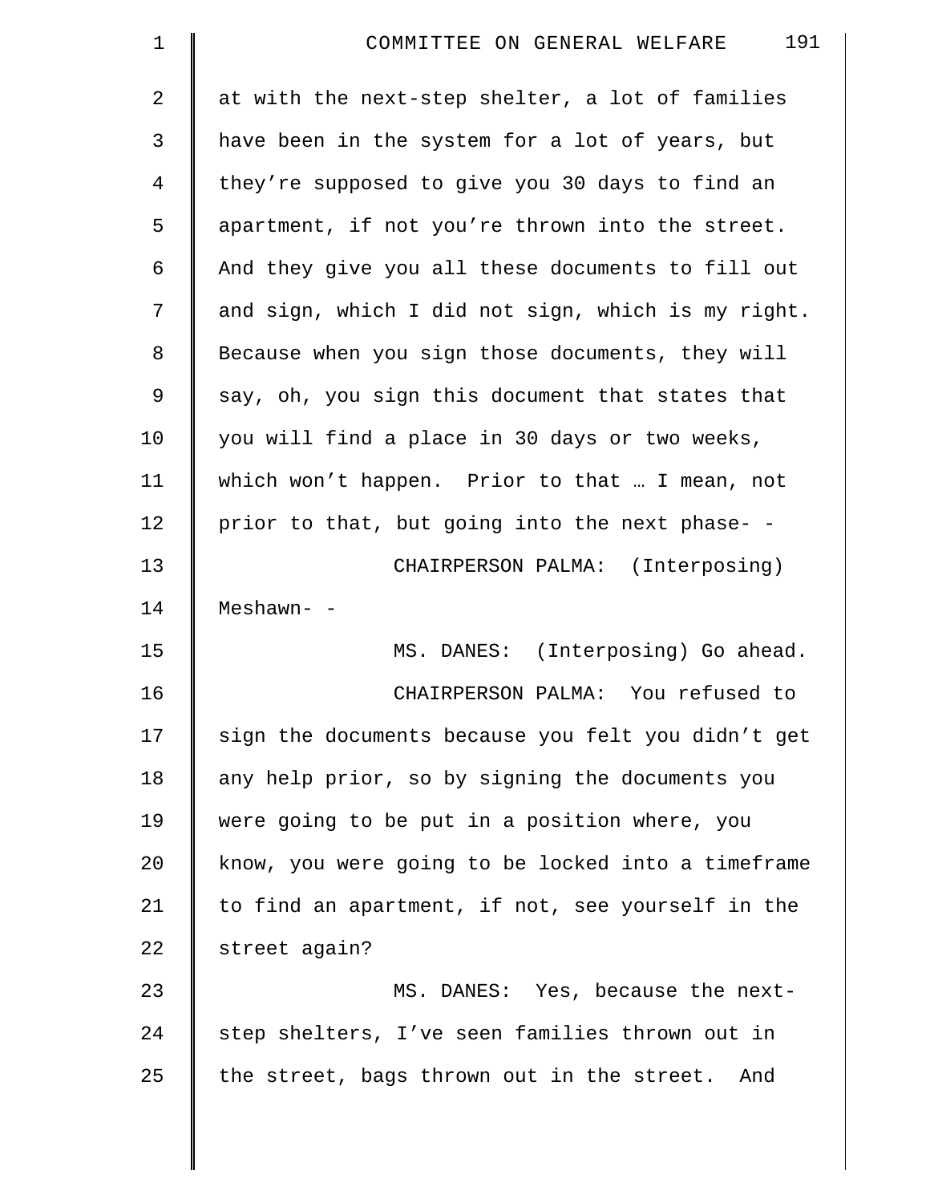at with the next-step shelter, a lot of families have been in the system for a lot of years, but they're supposed to give you 30 days to find an apartment, if not you're thrown into the street. And they give you all these documents to fill out and sign, which I did not sign, which is my right. Because when you sign those documents, they will say, oh, you sign this document that states that you will find a place in 30 days or two weeks, which won't happen. Prior to that … I mean, not prior to that, but going into the next phase- -

CHAIRPERSON PALMA: (Interposing) Meshawn- -

MS. DANES: (Interposing) Go ahead.

CHAIRPERSON PALMA: You refused to sign the documents because you felt you didn't get any help prior, so by signing the documents you were going to be put in a position where, you know, you were going to be locked into a timeframe to find an apartment, if not, see yourself in the street again?

MS. DANES: Yes, because the next-step shelters, I've seen families thrown out in the street, bags thrown out in the street. And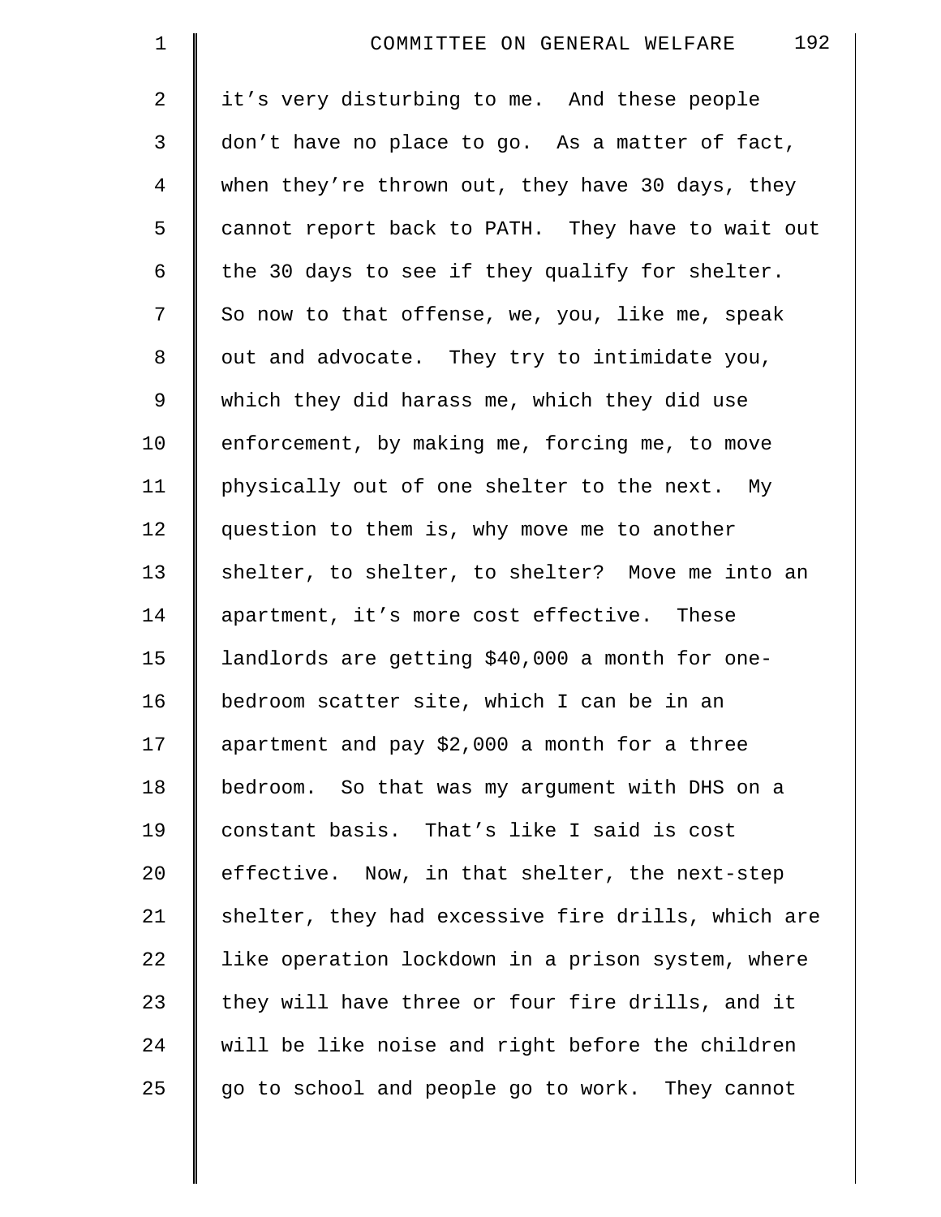it's very disturbing to me. And these people don't have no place to go. As a matter of fact, when they're thrown out, they have 30 days, they cannot report back to PATH. They have to wait out the 30 days to see if they qualify for shelter. So now to that offense, we, you, like me, speak out and advocate. They try to intimidate you, which they did harass me, which they did use enforcement, by making me, forcing me, to move physically out of one shelter to the next. My question to them is, why move me to another shelter, to shelter, to shelter? Move me into an apartment, it's more cost effective. These landlords are getting $40,000 a month for one-bedroom scatter site, which I can be in an apartment and pay $2,000 a month for a three bedroom. So that was my argument with DHS on a constant basis. That's like I said is cost effective. Now, in that shelter, the next-step shelter, they had excessive fire drills, which are like operation lockdown in a prison system, where they will have three or four fire drills, and it will be like noise and right before the children go to school and people go to work. They cannot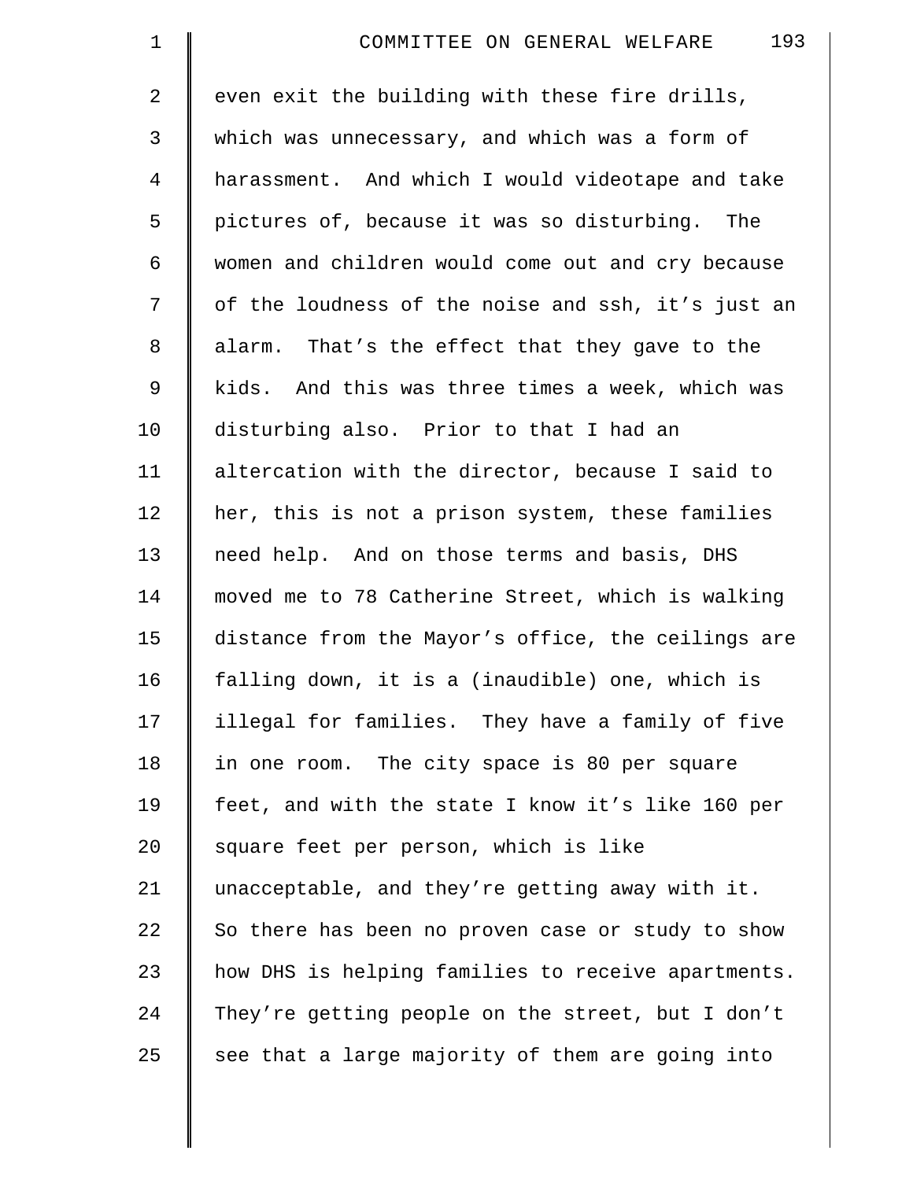even exit the building with these fire drills, which was unnecessary, and which was a form of harassment. And which I would videotape and take pictures of, because it was so disturbing. The women and children would come out and cry because of the loudness of the noise and ssh, it's just an alarm. That's the effect that they gave to the kids. And this was three times a week, which was disturbing also. Prior to that I had an altercation with the director, because I said to her, this is not a prison system, these families need help. And on those terms and basis, DHS moved me to 78 Catherine Street, which is walking distance from the Mayor's office, the ceilings are falling down, it is a (inaudible) one, which is illegal for families. They have a family of five in one room. The city space is 80 per square feet, and with the state I know it's like 160 per square feet per person, which is like unacceptable, and they're getting away with it. So there has been no proven case or study to show how DHS is helping families to receive apartments. They're getting people on the street, but I don't see that a large majority of them are going into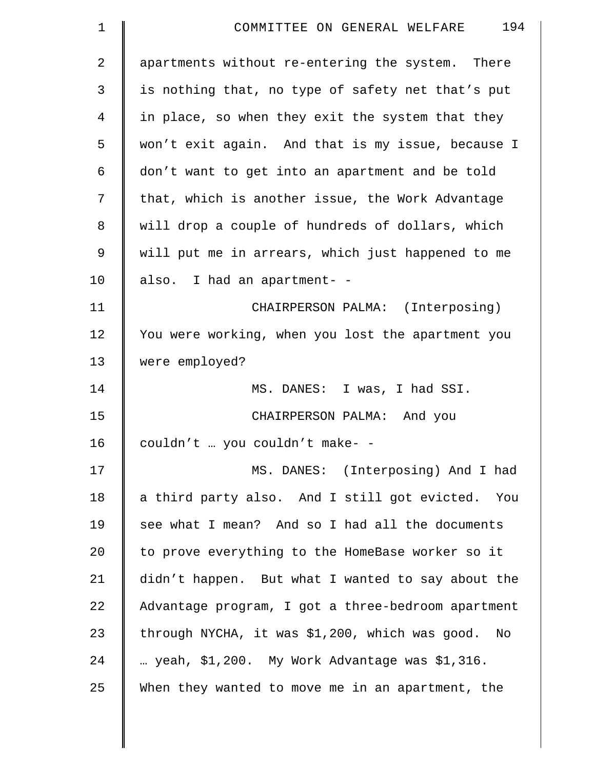apartments without re-entering the system. There is nothing that, no type of safety net that's put in place, so when they exit the system that they won't exit again. And that is my issue, because I don't want to get into an apartment and be told that, which is another issue, the Work Advantage will drop a couple of hundreds of dollars, which will put me in arrears, which just happened to me also. I had an apartment- -

CHAIRPERSON PALMA: (Interposing) You were working, when you lost the apartment you were employed?

MS. DANES: I was, I had SSI.

CHAIRPERSON PALMA: And you couldn't … you couldn't make- -

MS. DANES: (Interposing) And I had a third party also. And I still got evicted. You see what I mean? And so I had all the documents to prove everything to the HomeBase worker so it didn't happen. But what I wanted to say about the Advantage program, I got a three-bedroom apartment through NYCHA, it was $1,200, which was good. No … yeah, $1,200. My Work Advantage was $1,316. When they wanted to move me in an apartment, the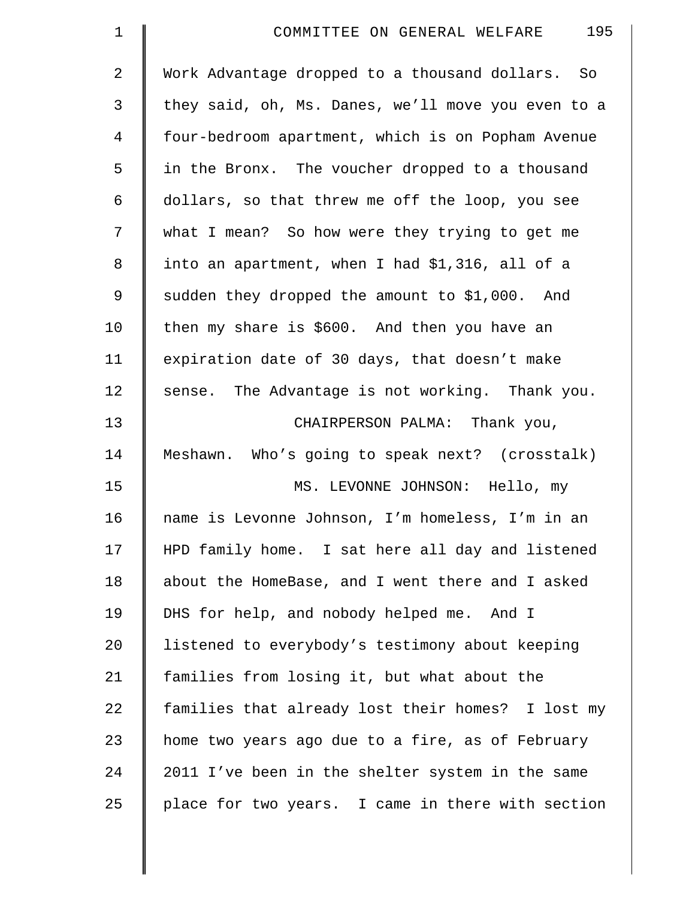Work Advantage dropped to a thousand dollars. So they said, oh, Ms. Danes, we'll move you even to a four-bedroom apartment, which is on Popham Avenue in the Bronx. The voucher dropped to a thousand dollars, so that threw me off the loop, you see what I mean? So how were they trying to get me into an apartment, when I had $1,316, all of a sudden they dropped the amount to $1,000. And then my share is $600. And then you have an expiration date of 30 days, that doesn't make sense. The Advantage is not working. Thank you.

CHAIRPERSON PALMA: Thank you, Meshawn. Who's going to speak next? (crosstalk)

MS. LEVONNE JOHNSON: Hello, my name is Levonne Johnson, I'm homeless, I'm in an HPD family home. I sat here all day and listened about the HomeBase, and I went there and I asked DHS for help, and nobody helped me. And I listened to everybody's testimony about keeping families from losing it, but what about the families that already lost their homes? I lost my home two years ago due to a fire, as of February 2011 I've been in the shelter system in the same place for two years. I came in there with section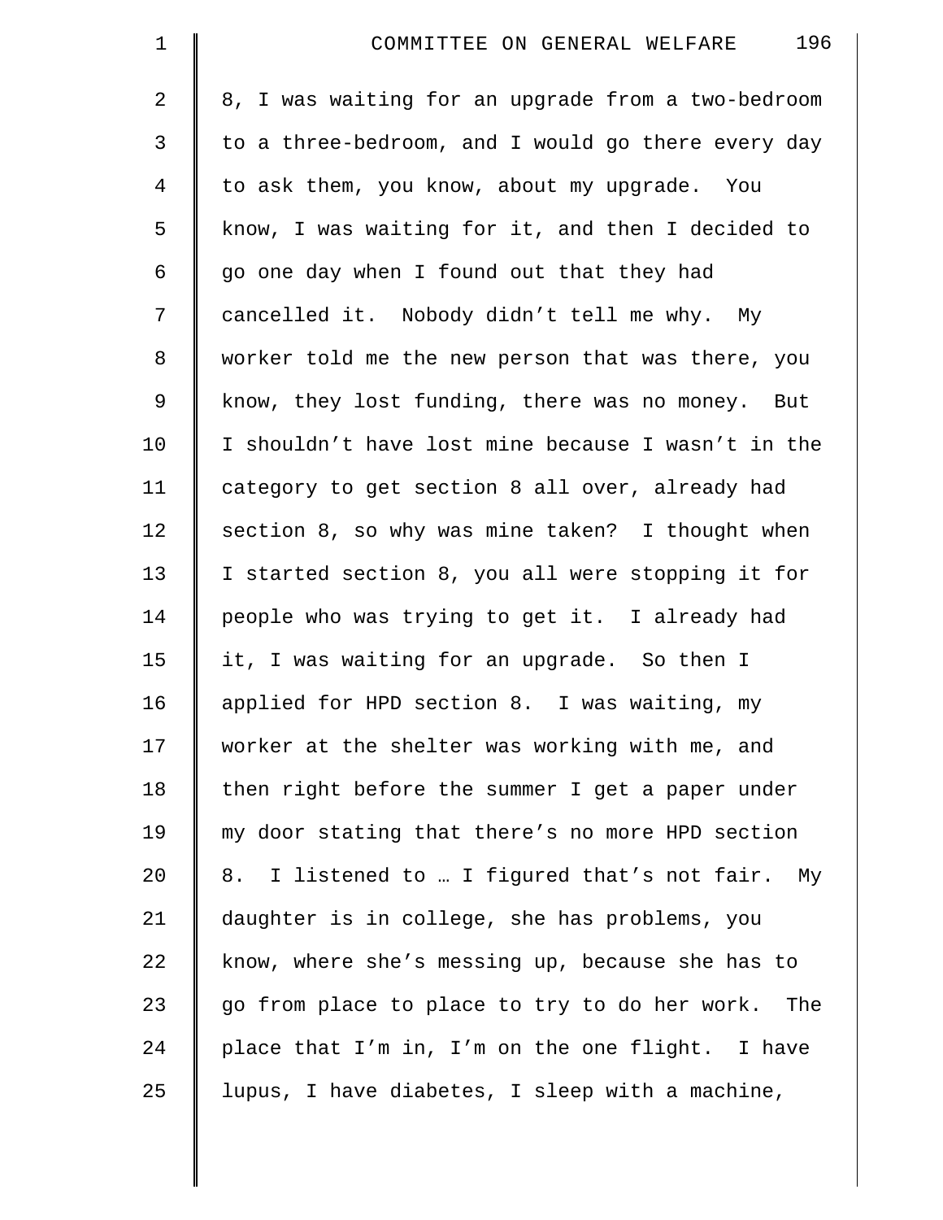8, I was waiting for an upgrade from a two-bedroom to a three-bedroom, and I would go there every day to ask them, you know, about my upgrade. You know, I was waiting for it, and then I decided to go one day when I found out that they had cancelled it. Nobody didn't tell me why. My worker told me the new person that was there, you know, they lost funding, there was no money. But I shouldn't have lost mine because I wasn't in the category to get section 8 all over, already had section 8, so why was mine taken? I thought when I started section 8, you all were stopping it for people who was trying to get it. I already had it, I was waiting for an upgrade. So then I applied for HPD section 8. I was waiting, my worker at the shelter was working with me, and then right before the summer I get a paper under my door stating that there's no more HPD section 8. I listened to … I figured that's not fair. My daughter is in college, she has problems, you know, where she's messing up, because she has to go from place to place to try to do her work. The place that I'm in, I'm on the one flight. I have lupus, I have diabetes, I sleep with a machine,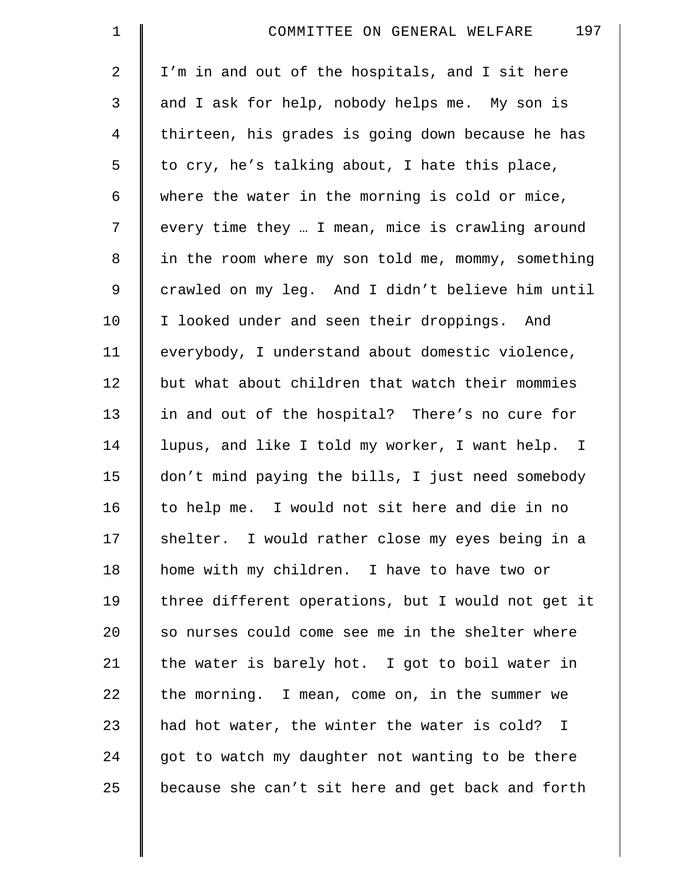I'm in and out of the hospitals, and I sit here and I ask for help, nobody helps me. My son is thirteen, his grades is going down because he has to cry, he's talking about, I hate this place, where the water in the morning is cold or mice, every time they … I mean, mice is crawling around in the room where my son told me, mommy, something crawled on my leg. And I didn't believe him until I looked under and seen their droppings. And everybody, I understand about domestic violence, but what about children that watch their mommies in and out of the hospital? There's no cure for lupus, and like I told my worker, I want help. I don't mind paying the bills, I just need somebody to help me. I would not sit here and die in no shelter. I would rather close my eyes being in a home with my children. I have to have two or three different operations, but I would not get it so nurses could come see me in the shelter where the water is barely hot. I got to boil water in the morning. I mean, come on, in the summer we had hot water, the winter the water is cold? I got to watch my daughter not wanting to be there because she can't sit here and get back and forth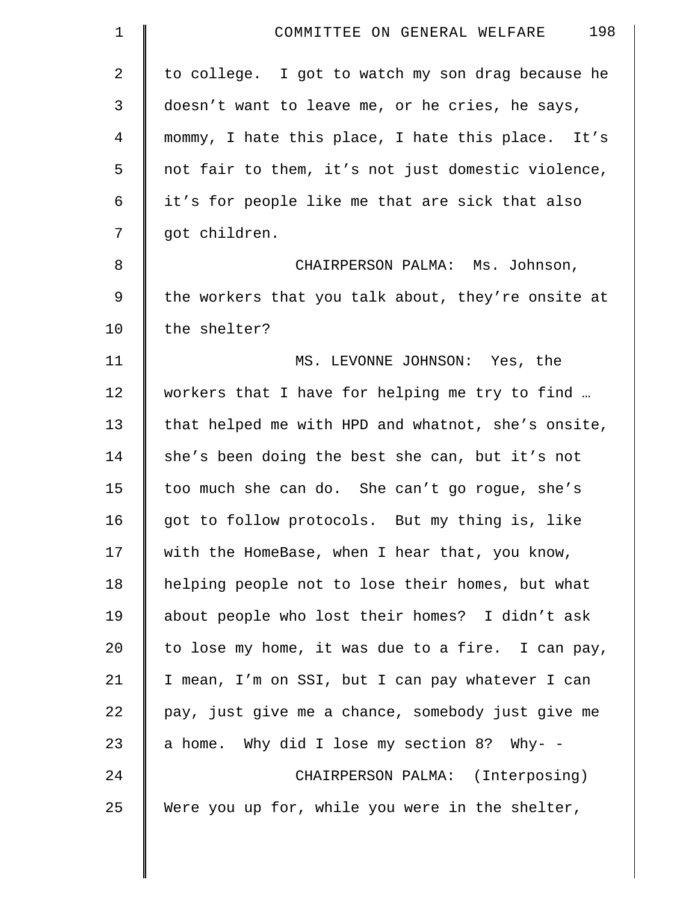to college. I got to watch my son drag because he doesn't want to leave me, or he cries, he says, mommy, I hate this place, I hate this place. It's not fair to them, it's not just domestic violence, it's for people like me that are sick that also got children.

CHAIRPERSON PALMA: Ms. Johnson, the workers that you talk about, they're onsite at the shelter?

MS. LEVONNE JOHNSON: Yes, the workers that I have for helping me try to find … that helped me with HPD and whatnot, she's onsite, she's been doing the best she can, but it's not too much she can do. She can't go rogue, she's got to follow protocols. But my thing is, like with the HomeBase, when I hear that, you know, helping people not to lose their homes, but what about people who lost their homes? I didn't ask to lose my home, it was due to a fire. I can pay, I mean, I'm on SSI, but I can pay whatever I can pay, just give me a chance, somebody just give me a home. Why did I lose my section 8? Why- -

CHAIRPERSON PALMA: (Interposing) Were you up for, while you were in the shelter,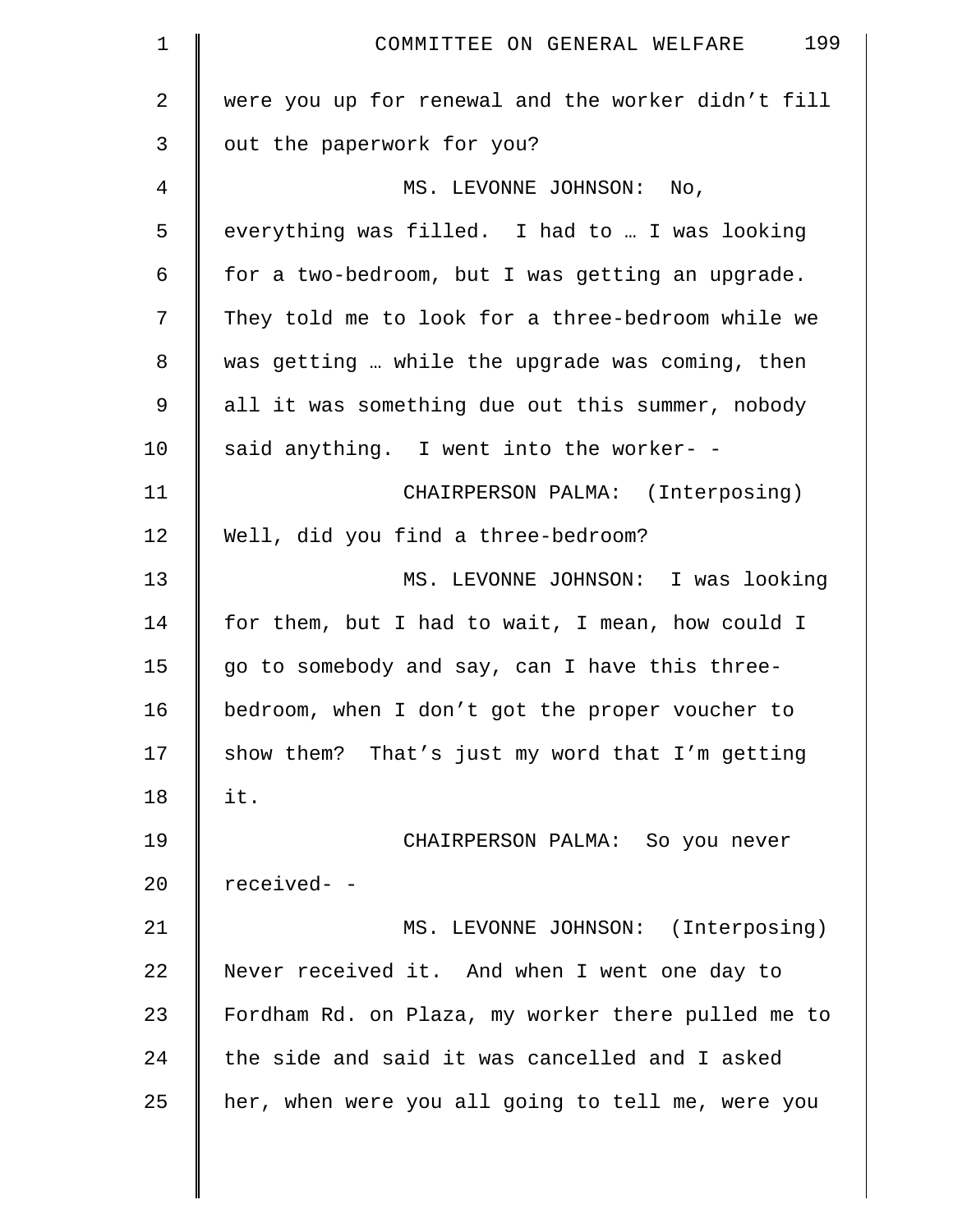were you up for renewal and the worker didn't fill out the paperwork for you?

MS. LEVONNE JOHNSON: No, everything was filled. I had to … I was looking for a two-bedroom, but I was getting an upgrade. They told me to look for a three-bedroom while we was getting … while the upgrade was coming, then all it was something due out this summer, nobody said anything. I went into the worker- -

CHAIRPERSON PALMA: (Interposing) Well, did you find a three-bedroom?

MS. LEVONNE JOHNSON: I was looking for them, but I had to wait, I mean, how could I go to somebody and say, can I have this three-bedroom, when I don't got the proper voucher to show them? That's just my word that I'm getting it.

CHAIRPERSON PALMA: So you never received- -

MS. LEVONNE JOHNSON: (Interposing) Never received it. And when I went one day to Fordham Rd. on Plaza, my worker there pulled me to the side and said it was cancelled and I asked her, when were you all going to tell me, were you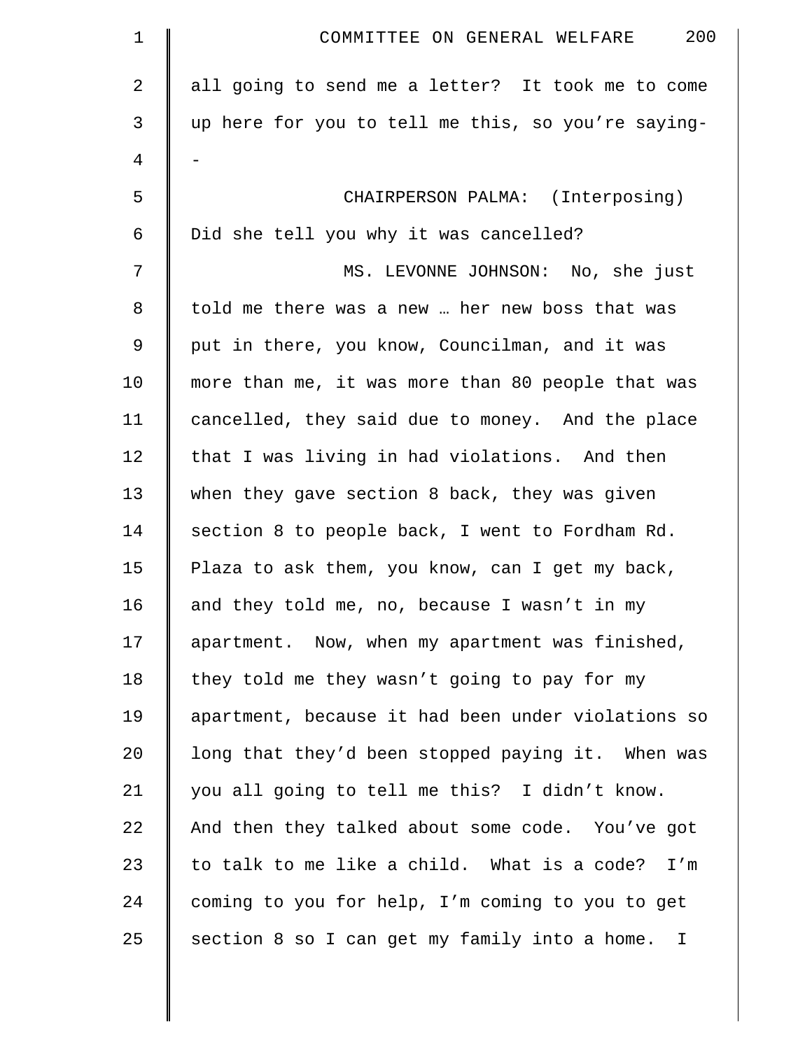all going to send me a letter? It took me to come up here for you to tell me this, so you're saying--

CHAIRPERSON PALMA: (Interposing) Did she tell you why it was cancelled?

MS. LEVONNE JOHNSON: No, she just told me there was a new … her new boss that was put in there, you know, Councilman, and it was more than me, it was more than 80 people that was cancelled, they said due to money. And the place that I was living in had violations. And then when they gave section 8 back, they was given section 8 to people back, I went to Fordham Rd. Plaza to ask them, you know, can I get my back, and they told me, no, because I wasn't in my apartment. Now, when my apartment was finished, they told me they wasn't going to pay for my apartment, because it had been under violations so long that they'd been stopped paying it. When was you all going to tell me this? I didn't know. And then they talked about some code. You've got to talk to me like a child. What is a code? I'm coming to you for help, I'm coming to you to get section 8 so I can get my family into a home. I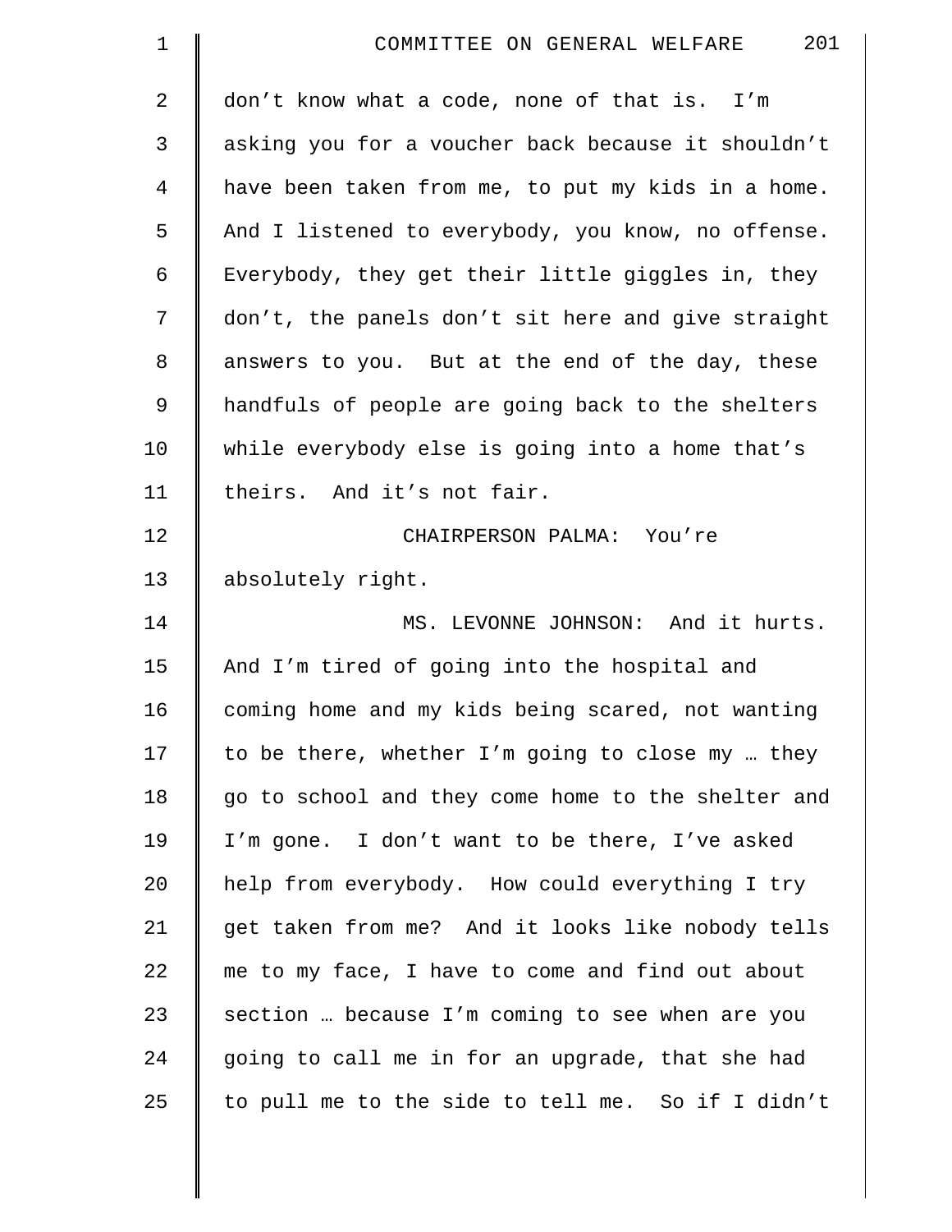don't know what a code, none of that is. I'm asking you for a voucher back because it shouldn't have been taken from me, to put my kids in a home. And I listened to everybody, you know, no offense. Everybody, they get their little giggles in, they don't, the panels don't sit here and give straight answers to you. But at the end of the day, these handfuls of people are going back to the shelters while everybody else is going into a home that's theirs. And it's not fair.

CHAIRPERSON PALMA: You're absolutely right.

MS. LEVONNE JOHNSON: And it hurts. And I'm tired of going into the hospital and coming home and my kids being scared, not wanting to be there, whether I'm going to close my … they go to school and they come home to the shelter and I'm gone. I don't want to be there, I've asked help from everybody. How could everything I try get taken from me? And it looks like nobody tells me to my face, I have to come and find out about section … because I'm coming to see when are you going to call me in for an upgrade, that she had to pull me to the side to tell me. So if I didn't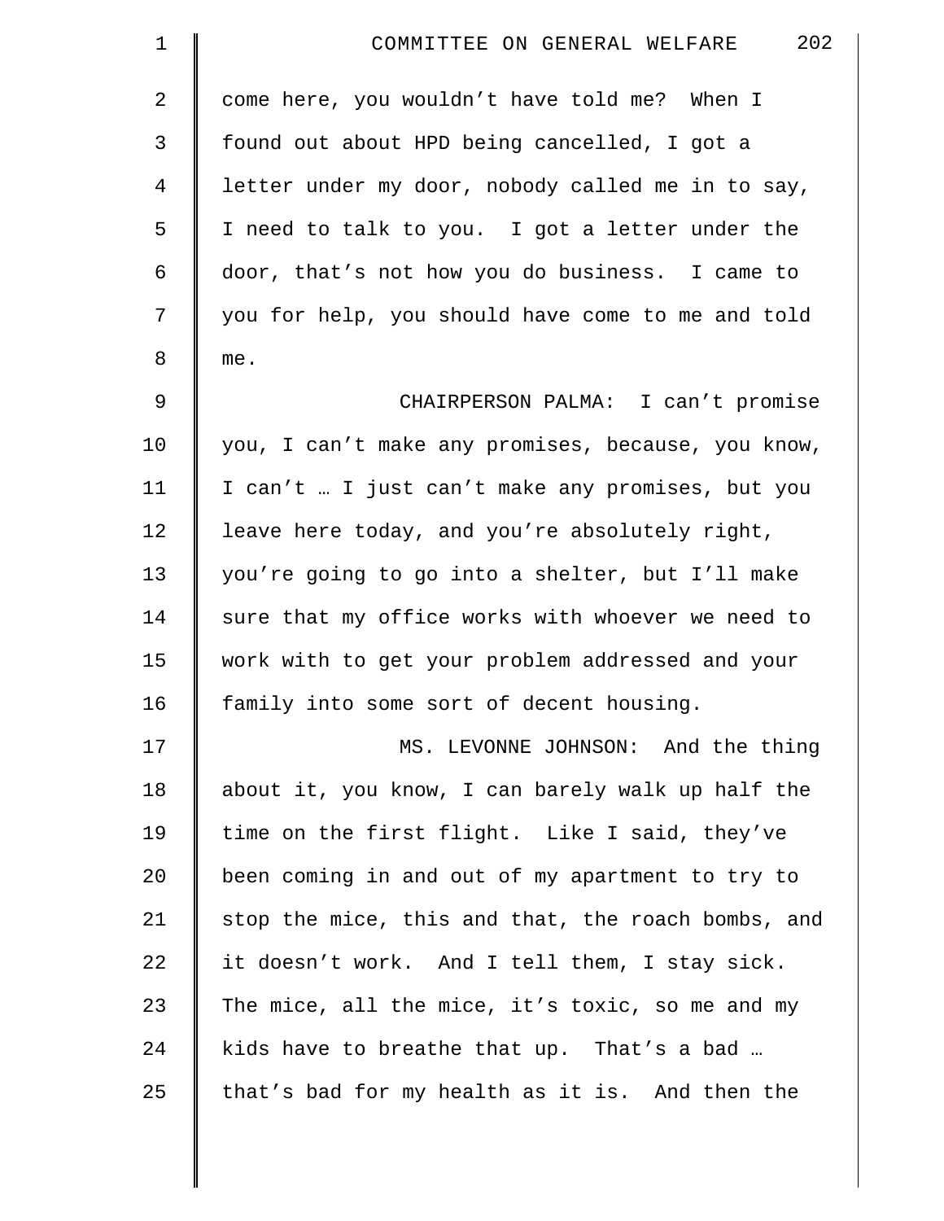come here, you wouldn’t have told me? When I found out about HPD being cancelled, I got a letter under my door, nobody called me in to say, I need to talk to you. I got a letter under the door, that’s not how you do business. I came to you for help, you should have come to me and told me.

CHAIRPERSON PALMA: I can’t promise you, I can’t make any promises, because, you know, I can’t … I just can’t make any promises, but you leave here today, and you’re absolutely right, you’re going to go into a shelter, but I’ll make sure that my office works with whoever we need to work with to get your problem addressed and your family into some sort of decent housing.

MS. LEVONNE JOHNSON: And the thing about it, you know, I can barely walk up half the time on the first flight. Like I said, they’ve been coming in and out of my apartment to try to stop the mice, this and that, the roach bombs, and it doesn’t work. And I tell them, I stay sick. The mice, all the mice, it’s toxic, so me and my kids have to breathe that up. That’s a bad … that’s bad for my health as it is. And then the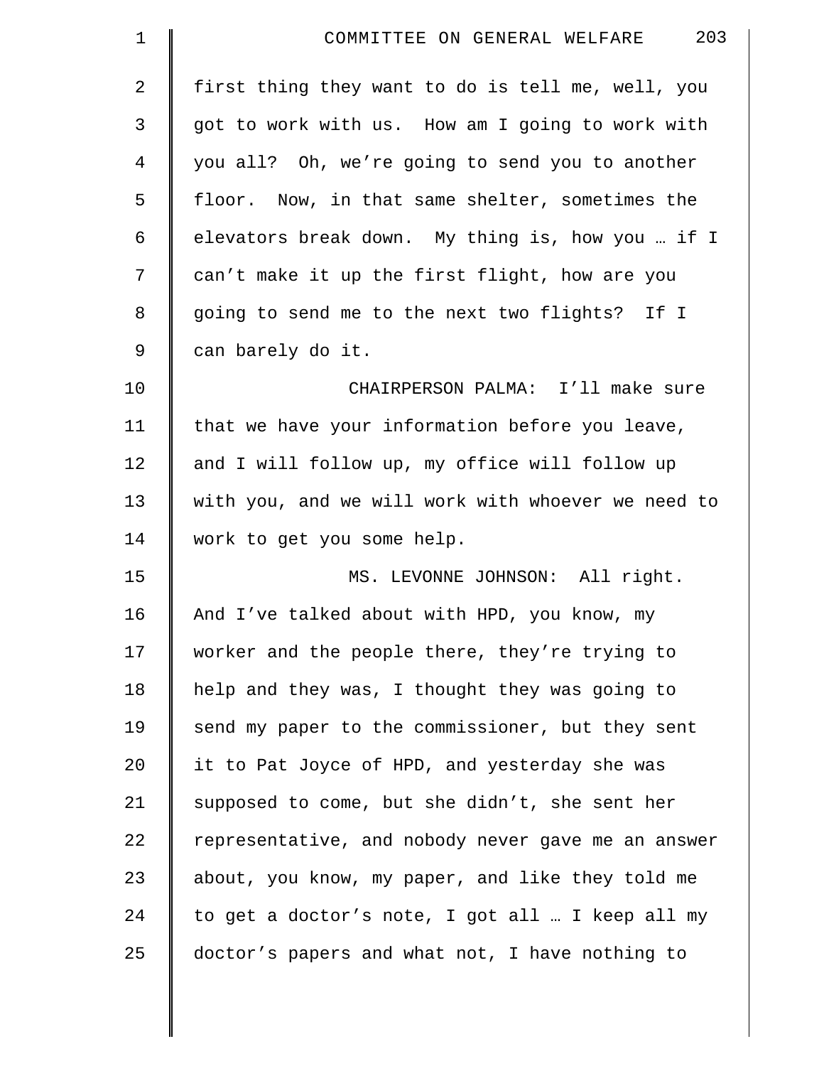first thing they want to do is tell me, well, you got to work with us. How am I going to work with you all? Oh, we're going to send you to another floor. Now, in that same shelter, sometimes the elevators break down. My thing is, how you … if I can't make it up the first flight, how are you going to send me to the next two flights? If I can barely do it.

CHAIRPERSON PALMA: I'll make sure that we have your information before you leave, and I will follow up, my office will follow up with you, and we will work with whoever we need to work to get you some help.

MS. LEVONNE JOHNSON: All right. And I've talked about with HPD, you know, my worker and the people there, they're trying to help and they was, I thought they was going to send my paper to the commissioner, but they sent it to Pat Joyce of HPD, and yesterday she was supposed to come, but she didn't, she sent her representative, and nobody never gave me an answer about, you know, my paper, and like they told me to get a doctor's note, I got all … I keep all my doctor's papers and what not, I have nothing to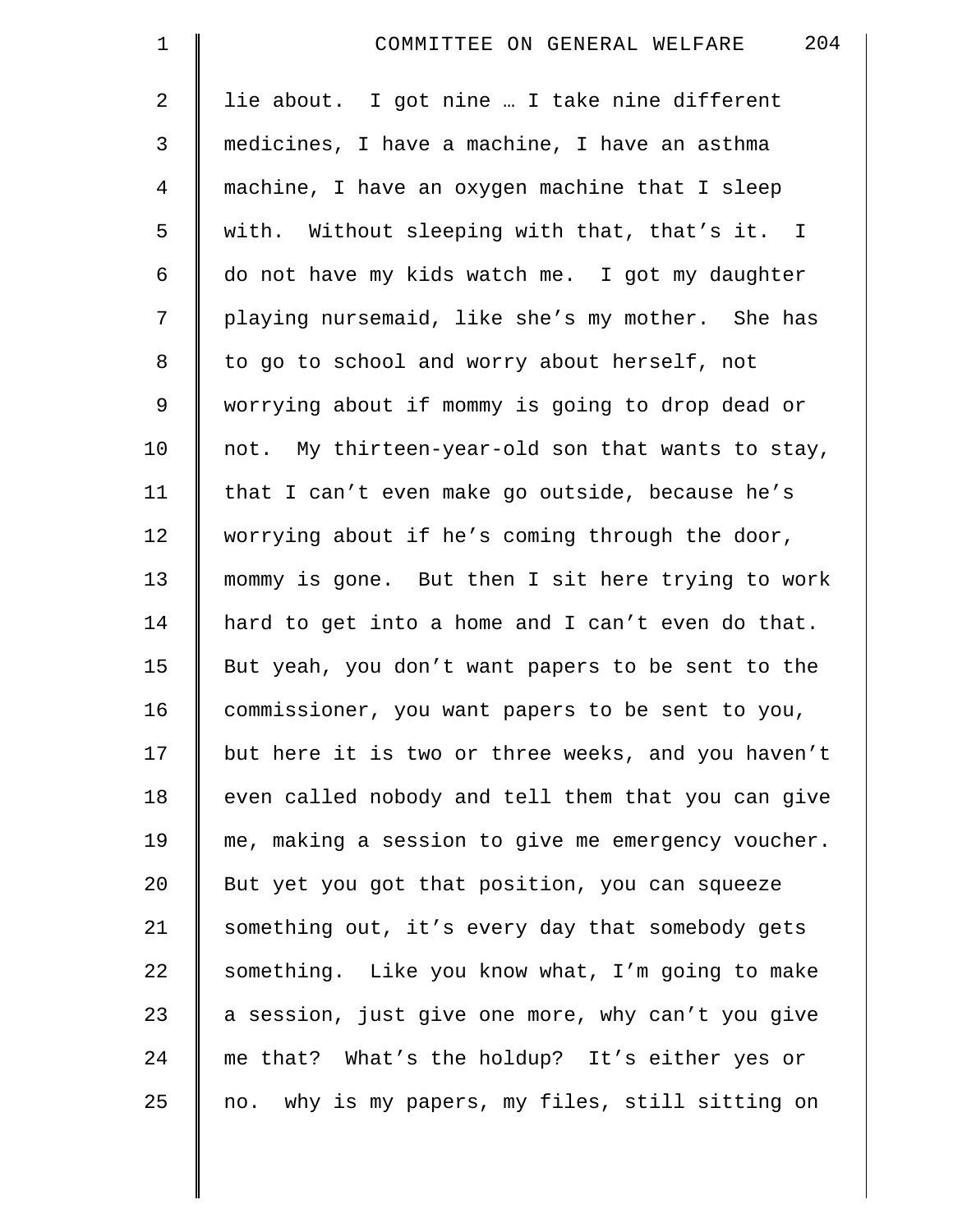lie about. I got nine … I take nine different medicines, I have a machine, I have an asthma machine, I have an oxygen machine that I sleep with. Without sleeping with that, that's it. I do not have my kids watch me. I got my daughter playing nursemaid, like she's my mother. She has to go to school and worry about herself, not worrying about if mommy is going to drop dead or not. My thirteen-year-old son that wants to stay, that I can't even make go outside, because he's worrying about if he's coming through the door, mommy is gone. But then I sit here trying to work hard to get into a home and I can't even do that. But yeah, you don't want papers to be sent to the commissioner, you want papers to be sent to you, but here it is two or three weeks, and you haven't even called nobody and tell them that you can give me, making a session to give me emergency voucher. But yet you got that position, you can squeeze something out, it's every day that somebody gets something. Like you know what, I'm going to make a session, just give one more, why can't you give me that? What's the holdup? It's either yes or no. why is my papers, my files, still sitting on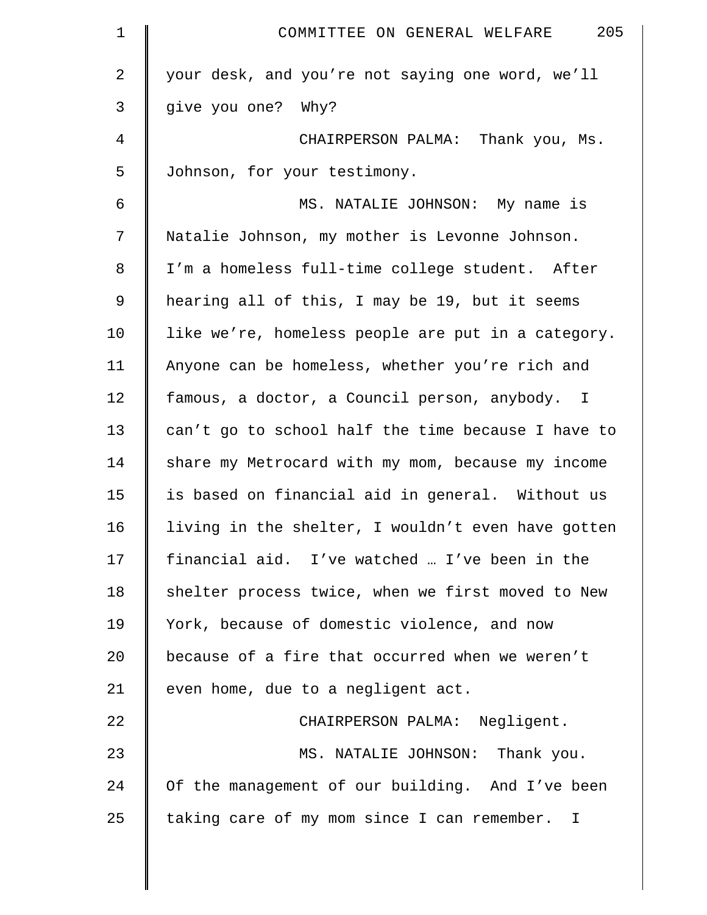your desk, and you're not saying one word, we'll give you one? Why?

CHAIRPERSON PALMA: Thank you, Ms. Johnson, for your testimony.

MS. NATALIE JOHNSON: My name is Natalie Johnson, my mother is Levonne Johnson. I'm a homeless full-time college student. After hearing all of this, I may be 19, but it seems like we're, homeless people are put in a category. Anyone can be homeless, whether you're rich and famous, a doctor, a Council person, anybody. I can't go to school half the time because I have to share my Metrocard with my mom, because my income is based on financial aid in general. Without us living in the shelter, I wouldn't even have gotten financial aid. I've watched … I've been in the shelter process twice, when we first moved to New York, because of domestic violence, and now because of a fire that occurred when we weren't even home, due to a negligent act.

CHAIRPERSON PALMA: Negligent.

MS. NATALIE JOHNSON: Thank you. Of the management of our building. And I've been taking care of my mom since I can remember. I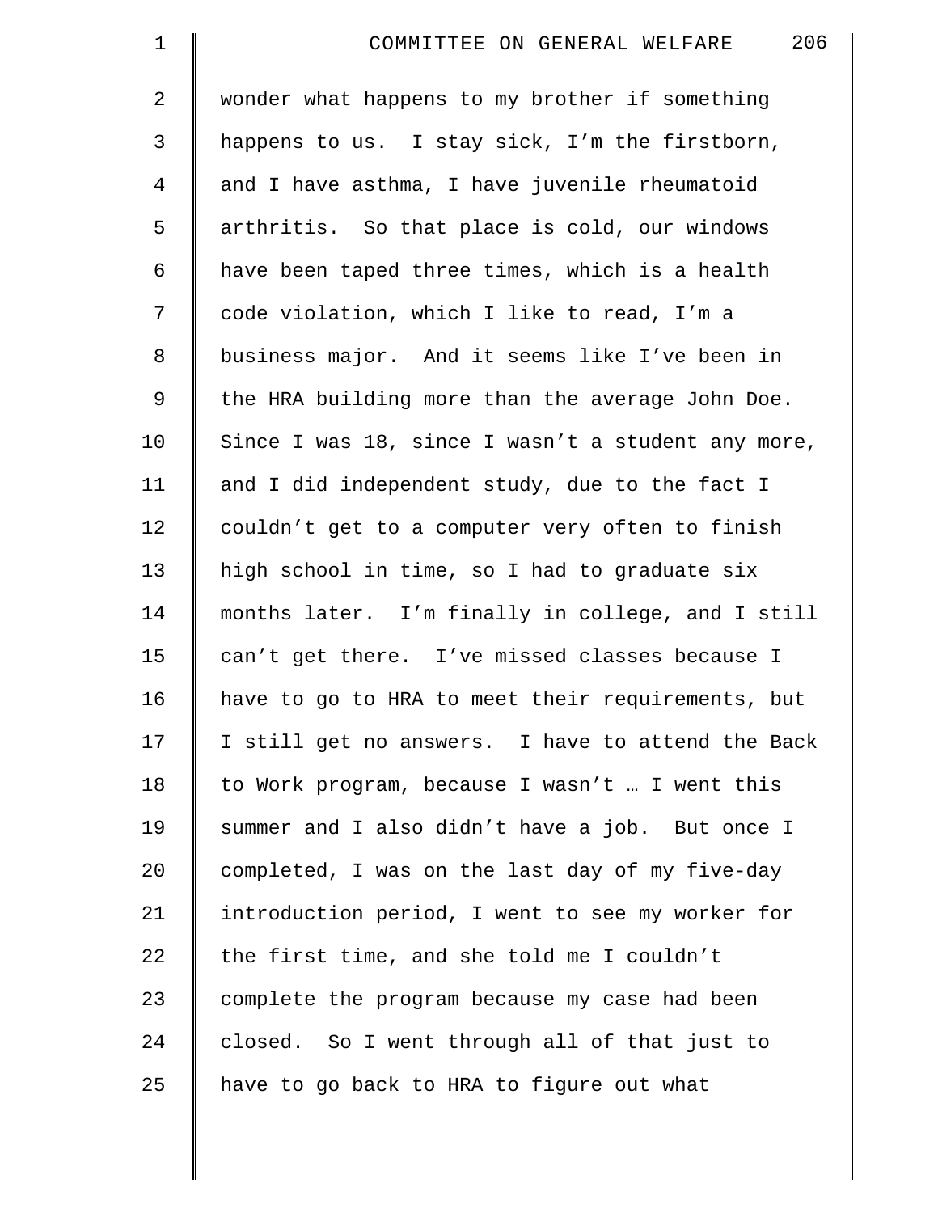wonder what happens to my brother if something happens to us. I stay sick, I'm the firstborn, and I have asthma, I have juvenile rheumatoid arthritis. So that place is cold, our windows have been taped three times, which is a health code violation, which I like to read, I'm a business major. And it seems like I've been in the HRA building more than the average John Doe. Since I was 18, since I wasn't a student any more, and I did independent study, due to the fact I couldn't get to a computer very often to finish high school in time, so I had to graduate six months later. I'm finally in college, and I still can't get there. I've missed classes because I have to go to HRA to meet their requirements, but I still get no answers. I have to attend the Back to Work program, because I wasn't … I went this summer and I also didn't have a job. But once I completed, I was on the last day of my five-day introduction period, I went to see my worker for the first time, and she told me I couldn't complete the program because my case had been closed. So I went through all of that just to have to go back to HRA to figure out what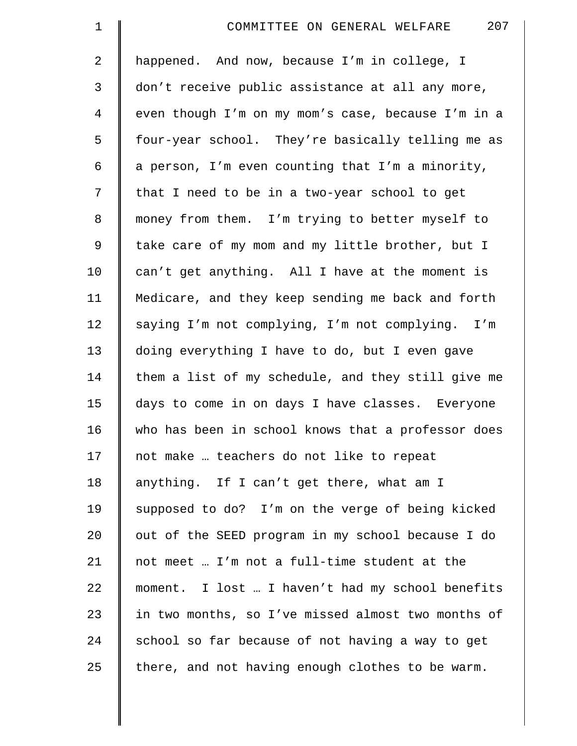happened. And now, because I'm in college, I don't receive public assistance at all any more, even though I'm on my mom's case, because I'm in a four-year school. They're basically telling me as a person, I'm even counting that I'm a minority, that I need to be in a two-year school to get money from them. I'm trying to better myself to take care of my mom and my little brother, but I can't get anything. All I have at the moment is Medicare, and they keep sending me back and forth saying I'm not complying, I'm not complying. I'm doing everything I have to do, but I even gave them a list of my schedule, and they still give me days to come in on days I have classes. Everyone who has been in school knows that a professor does not make … teachers do not like to repeat anything. If I can't get there, what am I supposed to do? I'm on the verge of being kicked out of the SEED program in my school because I do not meet … I'm not a full-time student at the moment. I lost … I haven't had my school benefits in two months, so I've missed almost two months of school so far because of not having a way to get there, and not having enough clothes to be warm.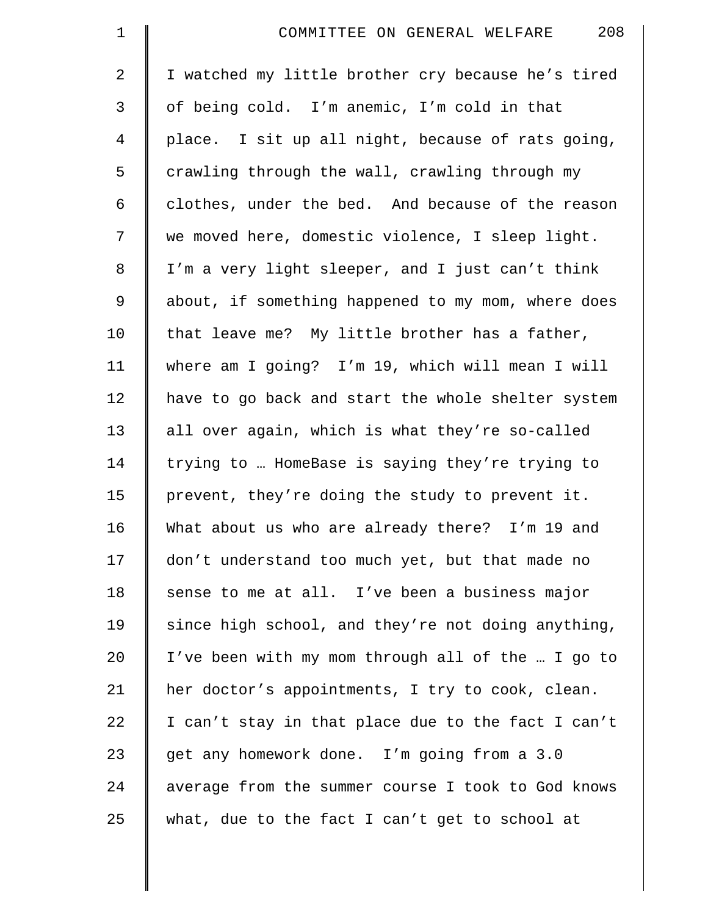I watched my little brother cry because he's tired of being cold. I'm anemic, I'm cold in that place. I sit up all night, because of rats going, crawling through the wall, crawling through my clothes, under the bed. And because of the reason we moved here, domestic violence, I sleep light. I'm a very light sleeper, and I just can't think about, if something happened to my mom, where does that leave me? My little brother has a father, where am I going? I'm 19, which will mean I will have to go back and start the whole shelter system all over again, which is what they're so-called trying to … HomeBase is saying they're trying to prevent, they're doing the study to prevent it. What about us who are already there? I'm 19 and don't understand too much yet, but that made no sense to me at all. I've been a business major since high school, and they're not doing anything, I've been with my mom through all of the … I go to her doctor's appointments, I try to cook, clean. I can't stay in that place due to the fact I can't get any homework done. I'm going from a 3.0 average from the summer course I took to God knows what, due to the fact I can't get to school at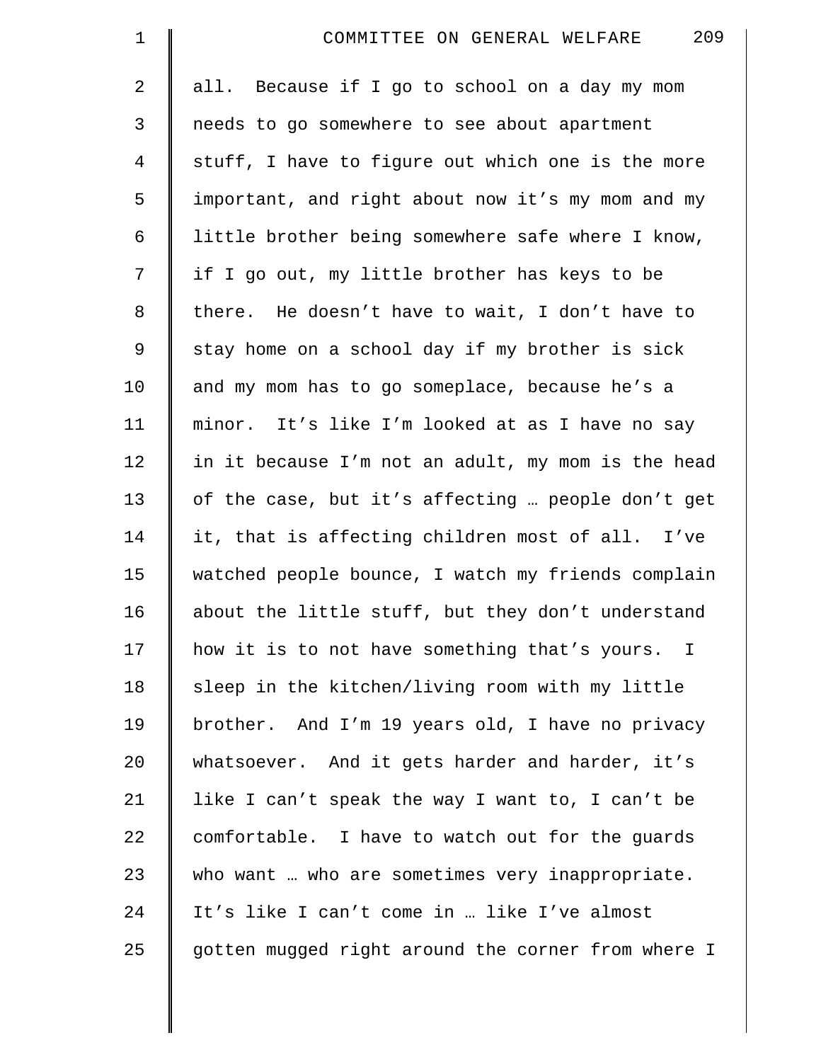all. Because if I go to school on a day my mom needs to go somewhere to see about apartment stuff, I have to figure out which one is the more important, and right about now it's my mom and my little brother being somewhere safe where I know, if I go out, my little brother has keys to be there. He doesn't have to wait, I don't have to stay home on a school day if my brother is sick and my mom has to go someplace, because he's a minor. It's like I'm looked at as I have no say in it because I'm not an adult, my mom is the head of the case, but it's affecting … people don't get it, that is affecting children most of all. I've watched people bounce, I watch my friends complain about the little stuff, but they don't understand how it is to not have something that's yours. I sleep in the kitchen/living room with my little brother. And I'm 19 years old, I have no privacy whatsoever. And it gets harder and harder, it's like I can't speak the way I want to, I can't be comfortable. I have to watch out for the guards who want … who are sometimes very inappropriate. It's like I can't come in … like I've almost gotten mugged right around the corner from where I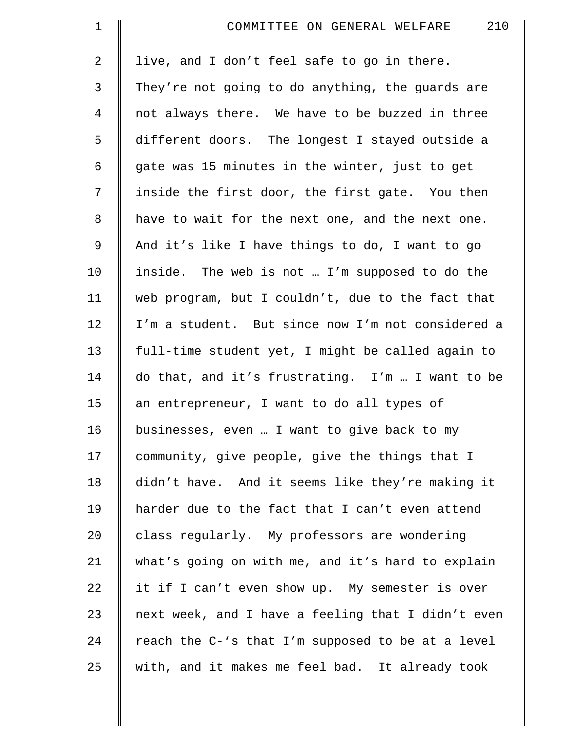live, and I don't feel safe to go in there. They're not going to do anything, the guards are not always there. We have to be buzzed in three different doors. The longest I stayed outside a gate was 15 minutes in the winter, just to get inside the first door, the first gate. You then have to wait for the next one, and the next one. And it's like I have things to do, I want to go inside. The web is not … I'm supposed to do the web program, but I couldn't, due to the fact that I'm a student. But since now I'm not considered a full-time student yet, I might be called again to do that, and it's frustrating. I'm … I want to be an entrepreneur, I want to do all types of businesses, even … I want to give back to my community, give people, give the things that I didn't have. And it seems like they're making it harder due to the fact that I can't even attend class regularly. My professors are wondering what's going on with me, and it's hard to explain it if I can't even show up. My semester is over next week, and I have a feeling that I didn't even reach the C-'s that I'm supposed to be at a level with, and it makes me feel bad. It already took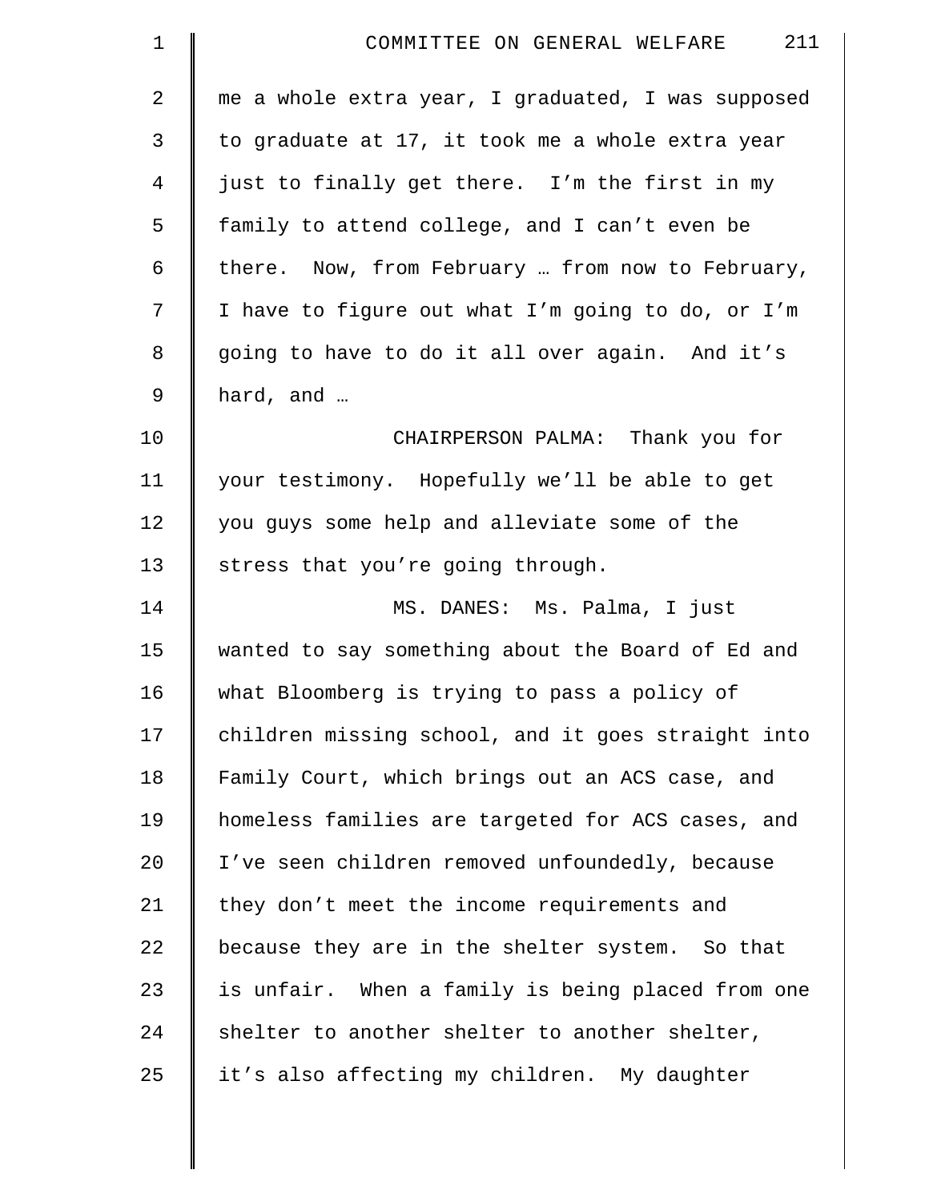me a whole extra year, I graduated, I was supposed to graduate at 17, it took me a whole extra year just to finally get there. I'm the first in my family to attend college, and I can't even be there. Now, from February … from now to February, I have to figure out what I'm going to do, or I'm going to have to do it all over again. And it's hard, and …

CHAIRPERSON PALMA: Thank you for your testimony. Hopefully we'll be able to get you guys some help and alleviate some of the stress that you're going through.

MS. DANES: Ms. Palma, I just wanted to say something about the Board of Ed and what Bloomberg is trying to pass a policy of children missing school, and it goes straight into Family Court, which brings out an ACS case, and homeless families are targeted for ACS cases, and I've seen children removed unfoundedly, because they don't meet the income requirements and because they are in the shelter system. So that is unfair. When a family is being placed from one shelter to another shelter to another shelter, it's also affecting my children. My daughter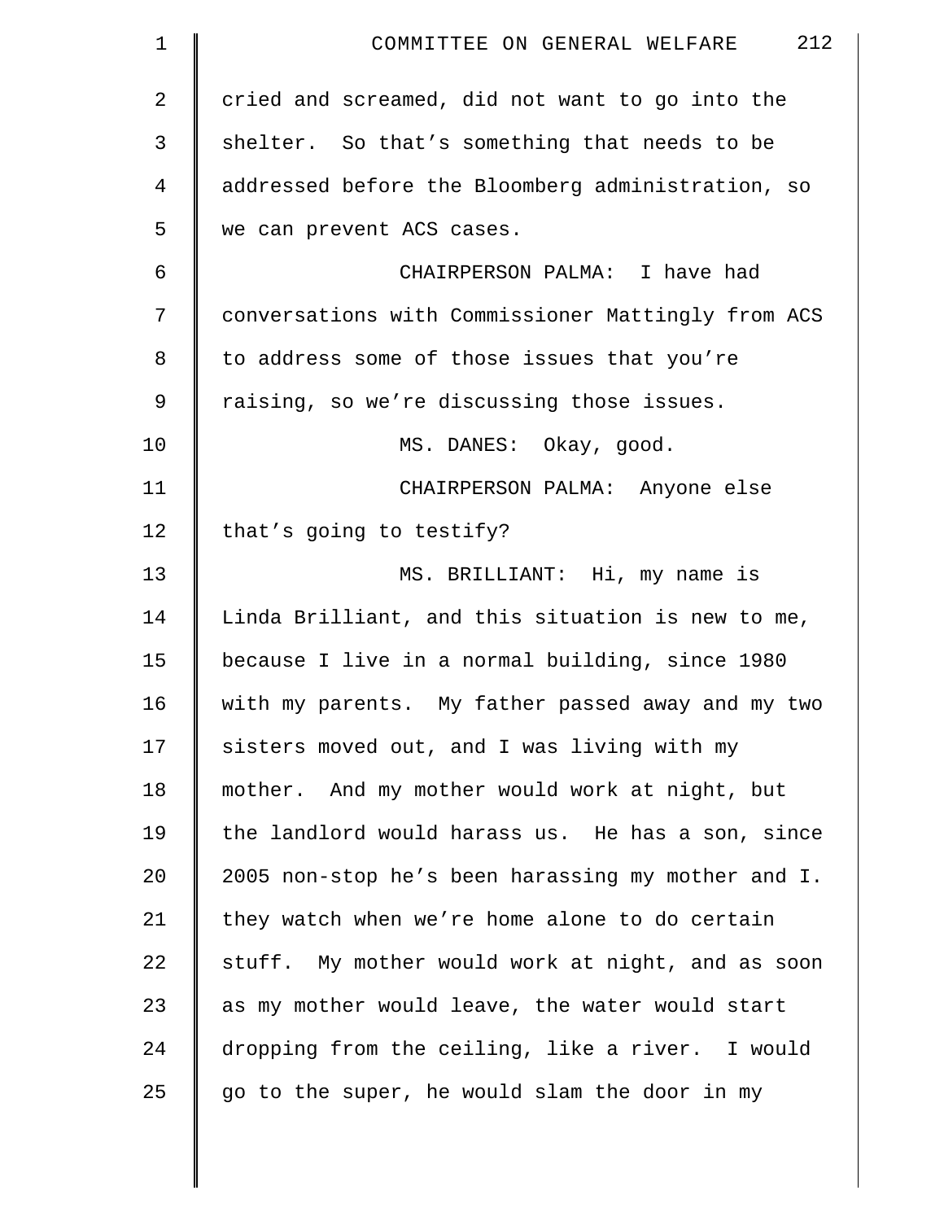cried and screamed, did not want to go into the shelter. So that's something that needs to be addressed before the Bloomberg administration, so we can prevent ACS cases.

CHAIRPERSON PALMA: I have had conversations with Commissioner Mattingly from ACS to address some of those issues that you're raising, so we're discussing those issues.

MS. DANES: Okay, good.

CHAIRPERSON PALMA: Anyone else that's going to testify?

MS. BRILLIANT: Hi, my name is Linda Brilliant, and this situation is new to me, because I live in a normal building, since 1980 with my parents. My father passed away and my two sisters moved out, and I was living with my mother. And my mother would work at night, but the landlord would harass us. He has a son, since 2005 non-stop he's been harassing my mother and I. they watch when we're home alone to do certain stuff. My mother would work at night, and as soon as my mother would leave, the water would start dropping from the ceiling, like a river. I would go to the super, he would slam the door in my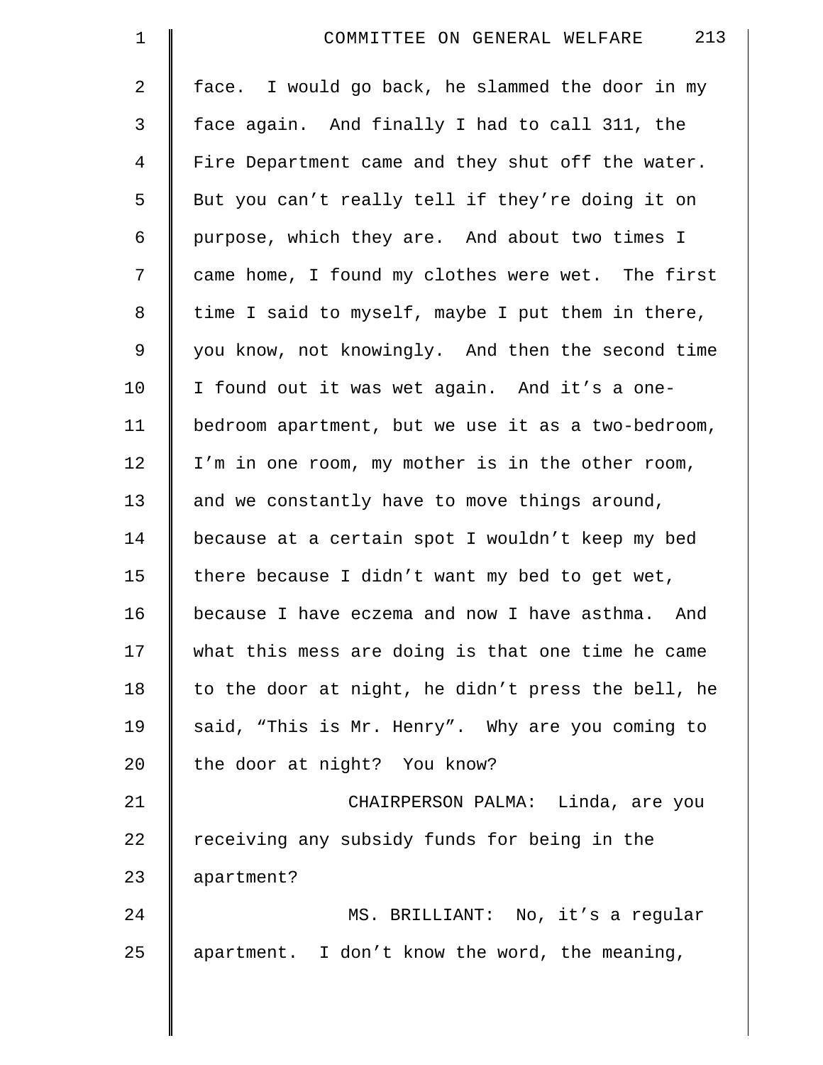face. I would go back, he slammed the door in my face again. And finally I had to call 311, the Fire Department came and they shut off the water. But you can't really tell if they're doing it on purpose, which they are. And about two times I came home, I found my clothes were wet. The first time I said to myself, maybe I put them in there, you know, not knowingly. And then the second time I found out it was wet again. And it's a one-bedroom apartment, but we use it as a two-bedroom, I'm in one room, my mother is in the other room, and we constantly have to move things around, because at a certain spot I wouldn't keep my bed there because I didn't want my bed to get wet, because I have eczema and now I have asthma. And what this mess are doing is that one time he came to the door at night, he didn't press the bell, he said, "This is Mr. Henry". Why are you coming to the door at night? You know?

CHAIRPERSON PALMA: Linda, are you receiving any subsidy funds for being in the apartment?

MS. BRILLIANT: No, it's a regular apartment. I don't know the word, the meaning,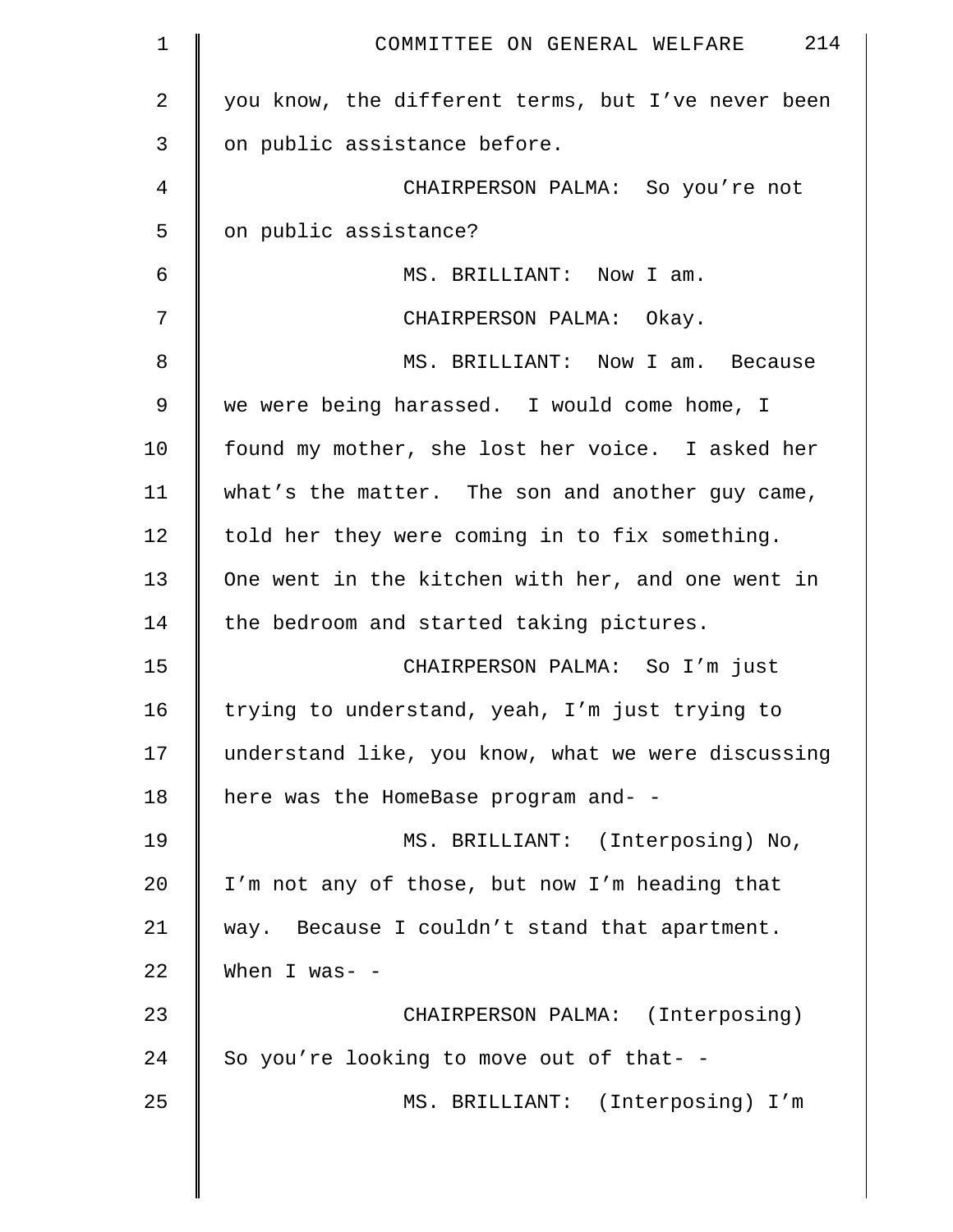you know, the different terms, but I've never been on public assistance before.

CHAIRPERSON PALMA: So you're not on public assistance?

MS. BRILLIANT: Now I am.

CHAIRPERSON PALMA: Okay.

MS. BRILLIANT: Now I am. Because we were being harassed. I would come home, I found my mother, she lost her voice. I asked her what's the matter. The son and another guy came, told her they were coming in to fix something. One went in the kitchen with her, and one went in the bedroom and started taking pictures.

CHAIRPERSON PALMA: So I'm just trying to understand, yeah, I'm just trying to understand like, you know, what we were discussing here was the HomeBase program and- -

MS. BRILLIANT: (Interposing) No, I'm not any of those, but now I'm heading that way. Because I couldn't stand that apartment. When I was- -

CHAIRPERSON PALMA: (Interposing) So you're looking to move out of that- -

MS. BRILLIANT: (Interposing) I'm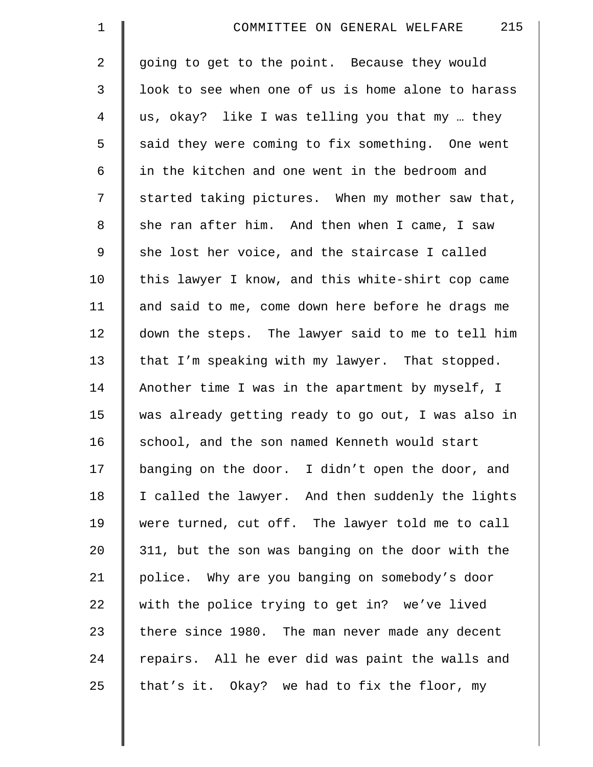going to get to the point. Because they would look to see when one of us is home alone to harass us, okay? like I was telling you that my … they said they were coming to fix something. One went in the kitchen and one went in the bedroom and started taking pictures. When my mother saw that, she ran after him. And then when I came, I saw she lost her voice, and the staircase I called this lawyer I know, and this white-shirt cop came and said to me, come down here before he drags me down the steps. The lawyer said to me to tell him that I'm speaking with my lawyer. That stopped. Another time I was in the apartment by myself, I was already getting ready to go out, I was also in school, and the son named Kenneth would start banging on the door. I didn't open the door, and I called the lawyer. And then suddenly the lights were turned, cut off. The lawyer told me to call 311, but the son was banging on the door with the police. Why are you banging on somebody's door with the police trying to get in? we've lived there since 1980. The man never made any decent repairs. All he ever did was paint the walls and that's it. Okay? we had to fix the floor, my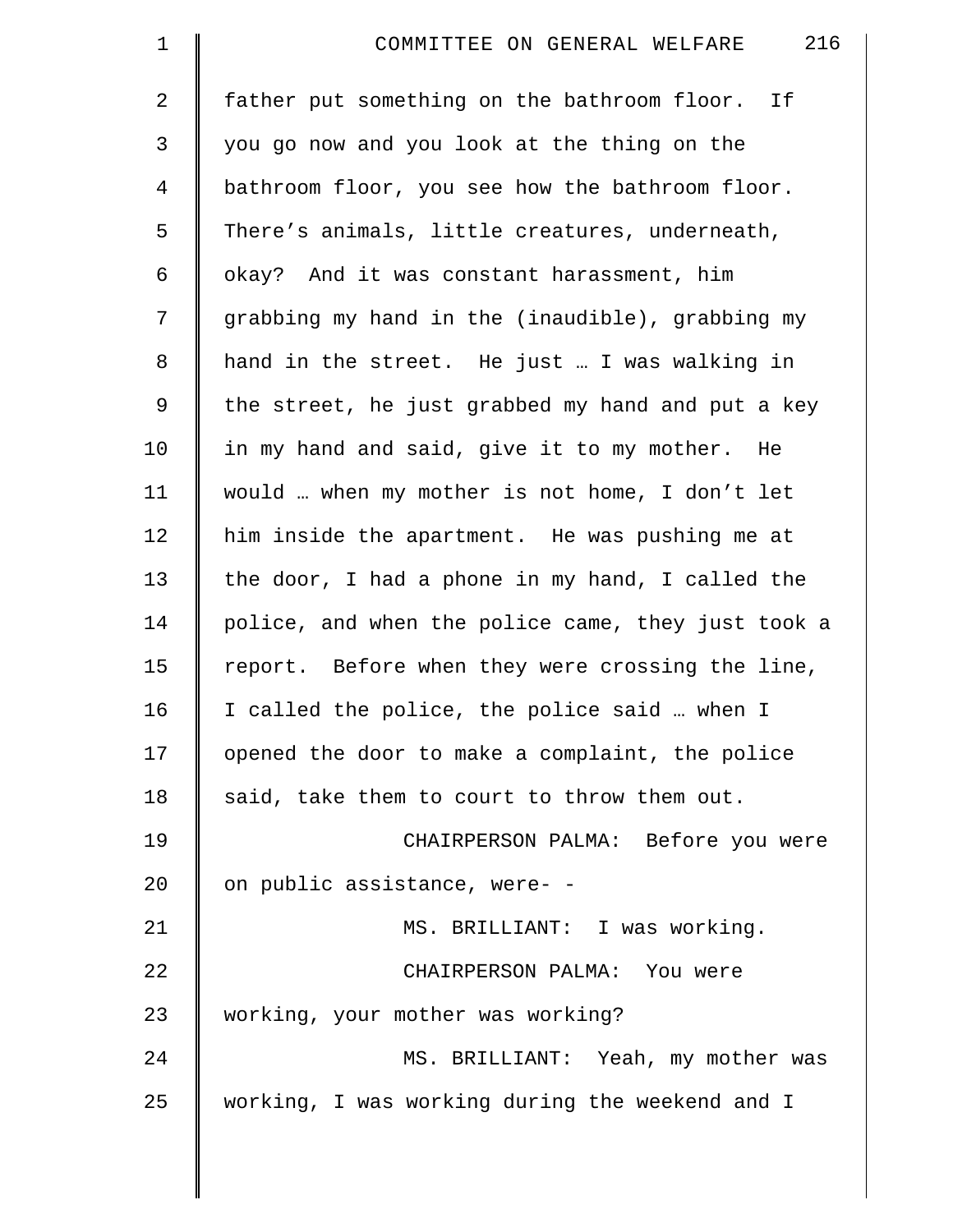father put something on the bathroom floor. If you go now and you look at the thing on the bathroom floor, you see how the bathroom floor. There's animals, little creatures, underneath, okay? And it was constant harassment, him grabbing my hand in the (inaudible), grabbing my hand in the street. He just … I was walking in the street, he just grabbed my hand and put a key in my hand and said, give it to my mother. He would … when my mother is not home, I don't let him inside the apartment. He was pushing me at the door, I had a phone in my hand, I called the police, and when the police came, they just took a report. Before when they were crossing the line, I called the police, the police said … when I opened the door to make a complaint, the police said, take them to court to throw them out.

CHAIRPERSON PALMA: Before you were on public assistance, were- -

MS. BRILLIANT: I was working.

CHAIRPERSON PALMA: You were working, your mother was working?

MS. BRILLIANT: Yeah, my mother was working, I was working during the weekend and I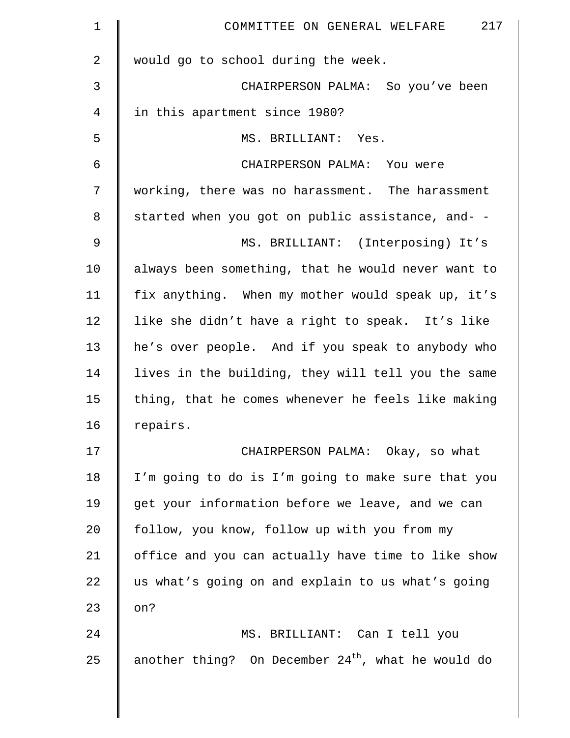would go to school during the week.

CHAIRPERSON PALMA: So you've been in this apartment since 1980?

MS. BRILLIANT: Yes.

CHAIRPERSON PALMA: You were working, there was no harassment. The harassment started when you got on public assistance, and- -

MS. BRILLIANT: (Interposing) It's always been something, that he would never want to fix anything. When my mother would speak up, it's like she didn't have a right to speak. It's like he's over people. And if you speak to anybody who lives in the building, they will tell you the same thing, that he comes whenever he feels like making repairs.

CHAIRPERSON PALMA: Okay, so what I'm going to do is I'm going to make sure that you get your information before we leave, and we can follow, you know, follow up with you from my office and you can actually have time to like show us what's going on and explain to us what's going on?

MS. BRILLIANT: Can I tell you another thing? On December 24th, what he would do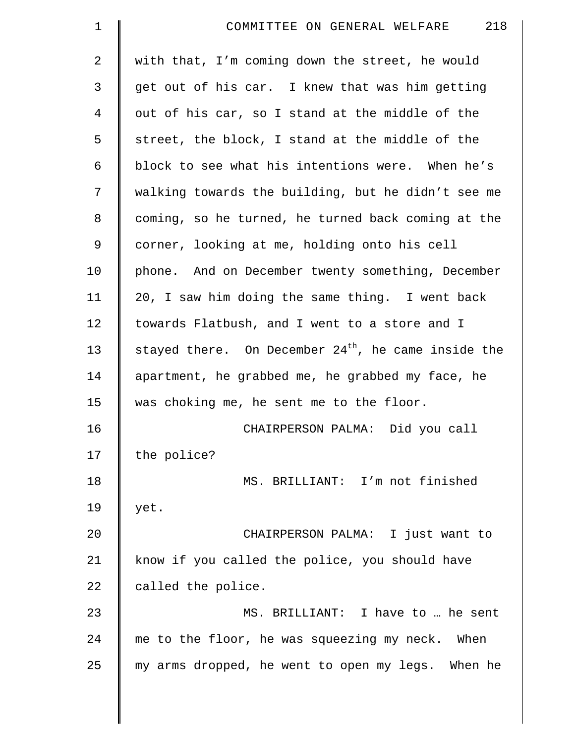with that, I'm coming down the street, he would get out of his car. I knew that was him getting out of his car, so I stand at the middle of the street, the block, I stand at the middle of the block to see what his intentions were. When he's walking towards the building, but he didn't see me coming, so he turned, he turned back coming at the corner, looking at me, holding onto his cell phone. And on December twenty something, December 20, I saw him doing the same thing. I went back towards Flatbush, and I went to a store and I stayed there. On December 24th, he came inside the apartment, he grabbed me, he grabbed my face, he was choking me, he sent me to the floor.

CHAIRPERSON PALMA: Did you call the police?

MS. BRILLIANT: I'm not finished yet.

CHAIRPERSON PALMA: I just want to know if you called the police, you should have called the police.

MS. BRILLIANT: I have to … he sent me to the floor, he was squeezing my neck. When my arms dropped, he went to open my legs. When he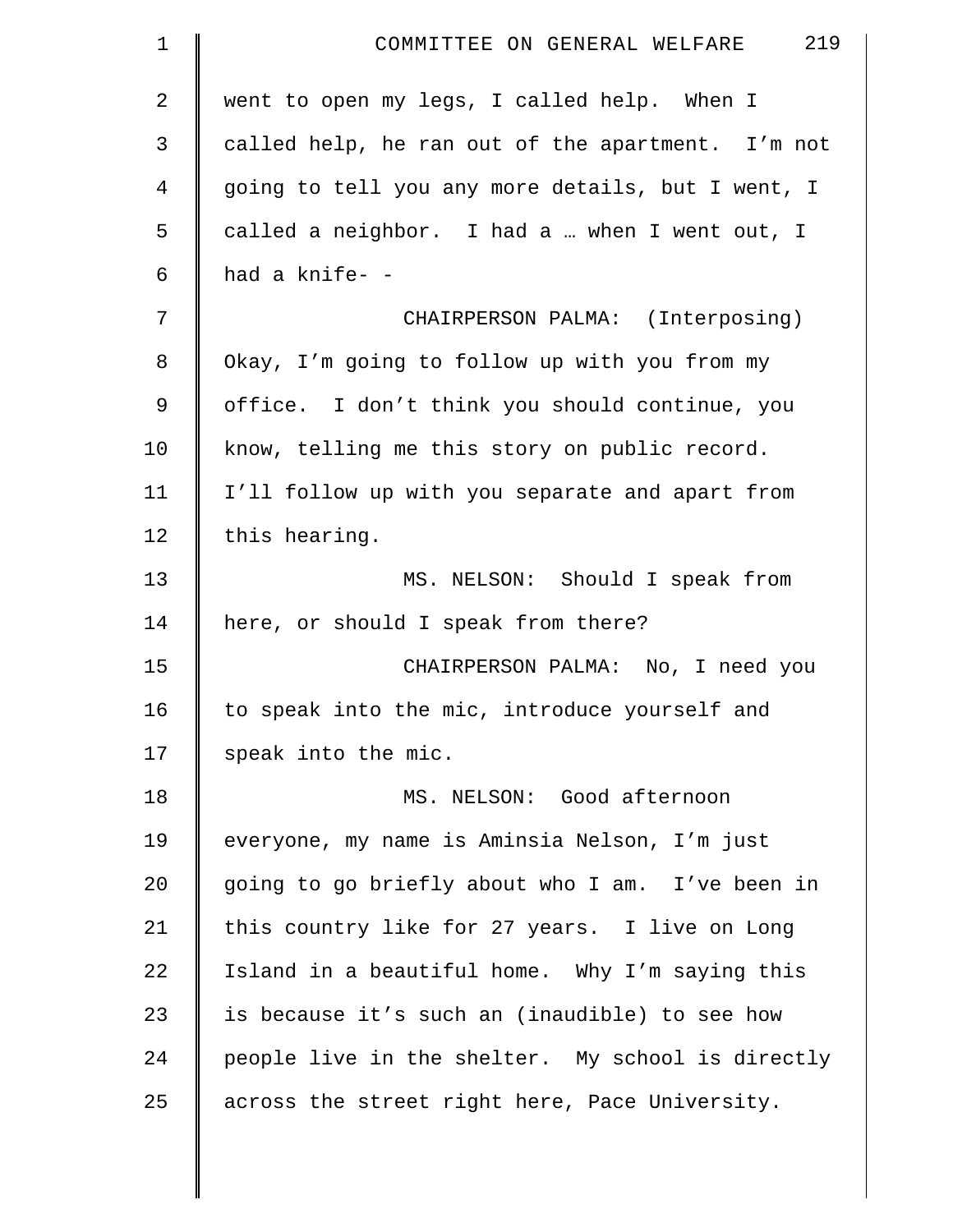went to open my legs, I called help. When I called help, he ran out of the apartment. I'm not going to tell you any more details, but I went, I called a neighbor. I had a … when I went out, I had a knife- -

CHAIRPERSON PALMA: (Interposing) Okay, I'm going to follow up with you from my office. I don't think you should continue, you know, telling me this story on public record. I'll follow up with you separate and apart from this hearing.

MS. NELSON: Should I speak from here, or should I speak from there?

CHAIRPERSON PALMA: No, I need you to speak into the mic, introduce yourself and speak into the mic.

MS. NELSON: Good afternoon everyone, my name is Aminsia Nelson, I'm just going to go briefly about who I am. I've been in this country like for 27 years. I live on Long Island in a beautiful home. Why I'm saying this is because it's such an (inaudible) to see how people live in the shelter. My school is directly across the street right here, Pace University.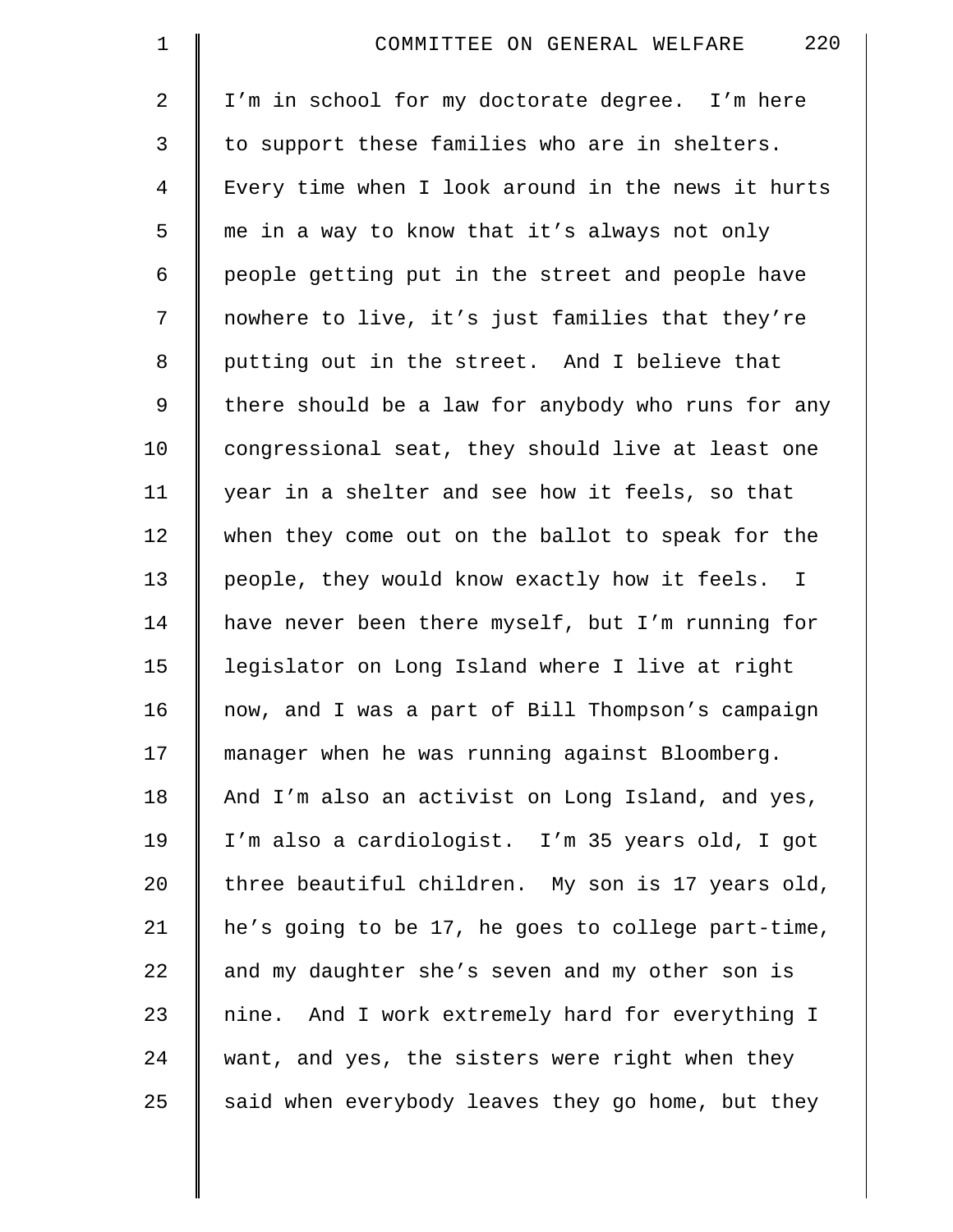I'm in school for my doctorate degree. I'm here to support these families who are in shelters. Every time when I look around in the news it hurts me in a way to know that it's always not only people getting put in the street and people have nowhere to live, it's just families that they're putting out in the street. And I believe that there should be a law for anybody who runs for any congressional seat, they should live at least one year in a shelter and see how it feels, so that when they come out on the ballot to speak for the people, they would know exactly how it feels. I have never been there myself, but I'm running for legislator on Long Island where I live at right now, and I was a part of Bill Thompson's campaign manager when he was running against Bloomberg. And I'm also an activist on Long Island, and yes, I'm also a cardiologist. I'm 35 years old, I got three beautiful children. My son is 17 years old, he's going to be 17, he goes to college part-time, and my daughter she's seven and my other son is nine. And I work extremely hard for everything I want, and yes, the sisters were right when they said when everybody leaves they go home, but they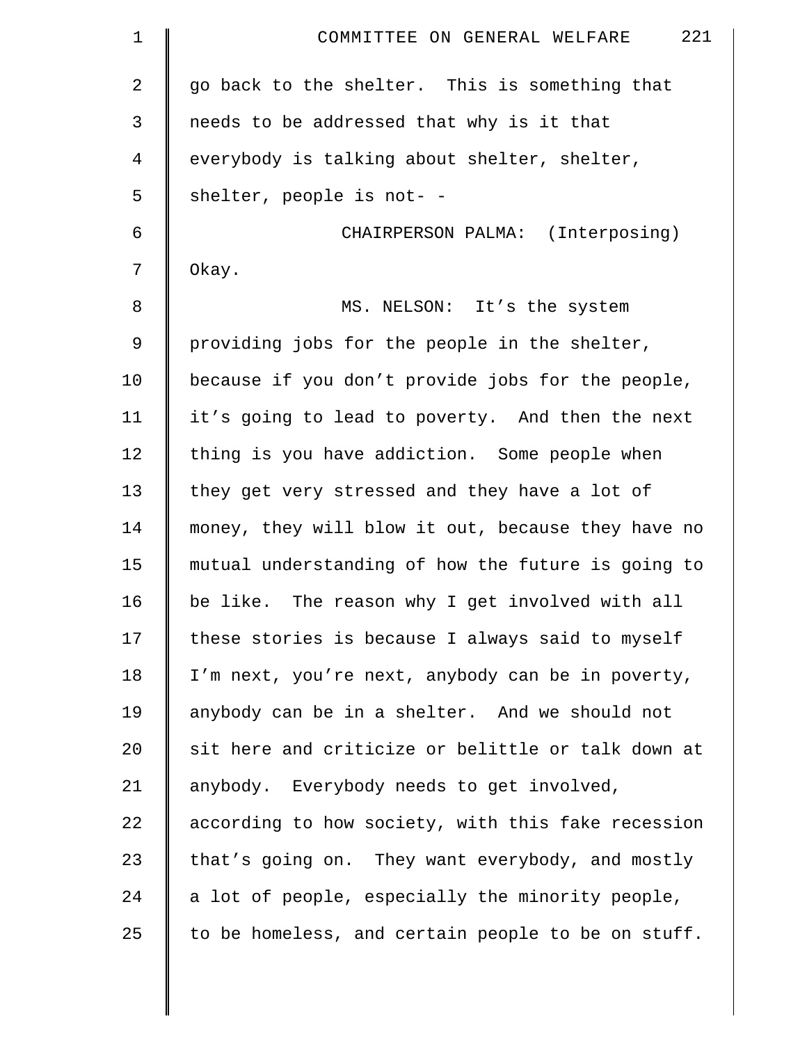go back to the shelter. This is something that needs to be addressed that why is it that everybody is talking about shelter, shelter, shelter, people is not- -

CHAIRPERSON PALMA: (Interposing) Okay.

MS. NELSON: It's the system providing jobs for the people in the shelter, because if you don't provide jobs for the people, it's going to lead to poverty. And then the next thing is you have addiction. Some people when they get very stressed and they have a lot of money, they will blow it out, because they have no mutual understanding of how the future is going to be like. The reason why I get involved with all these stories is because I always said to myself I'm next, you're next, anybody can be in poverty, anybody can be in a shelter. And we should not sit here and criticize or belittle or talk down at anybody. Everybody needs to get involved, according to how society, with this fake recession that's going on. They want everybody, and mostly a lot of people, especially the minority people, to be homeless, and certain people to be on stuff.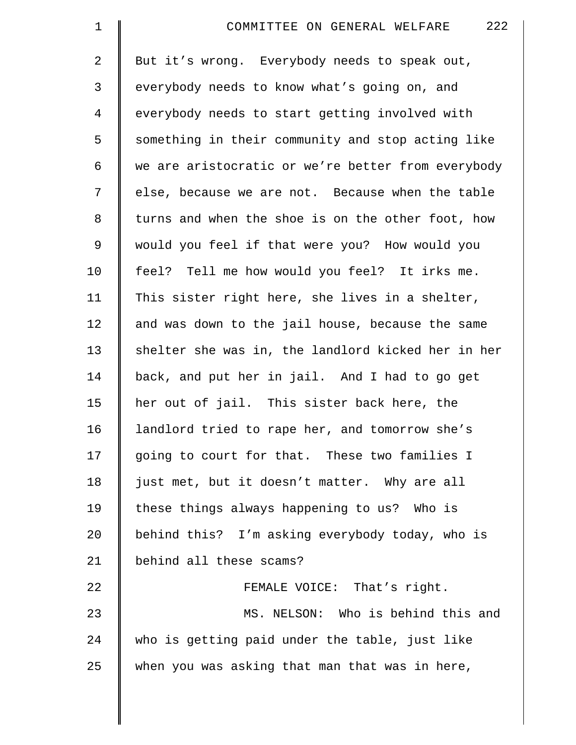But it's wrong. Everybody needs to speak out, everybody needs to know what's going on, and everybody needs to start getting involved with something in their community and stop acting like we are aristocratic or we're better from everybody else, because we are not. Because when the table turns and when the shoe is on the other foot, how would you feel if that were you? How would you feel? Tell me how would you feel? It irks me. This sister right here, she lives in a shelter, and was down to the jail house, because the same shelter she was in, the landlord kicked her in her back, and put her in jail. And I had to go get her out of jail. This sister back here, the landlord tried to rape her, and tomorrow she's going to court for that. These two families I just met, but it doesn't matter. Why are all these things always happening to us? Who is behind this? I'm asking everybody today, who is behind all these scams?

FEMALE VOICE: That's right.

MS. NELSON: Who is behind this and who is getting paid under the table, just like when you was asking that man that was in here,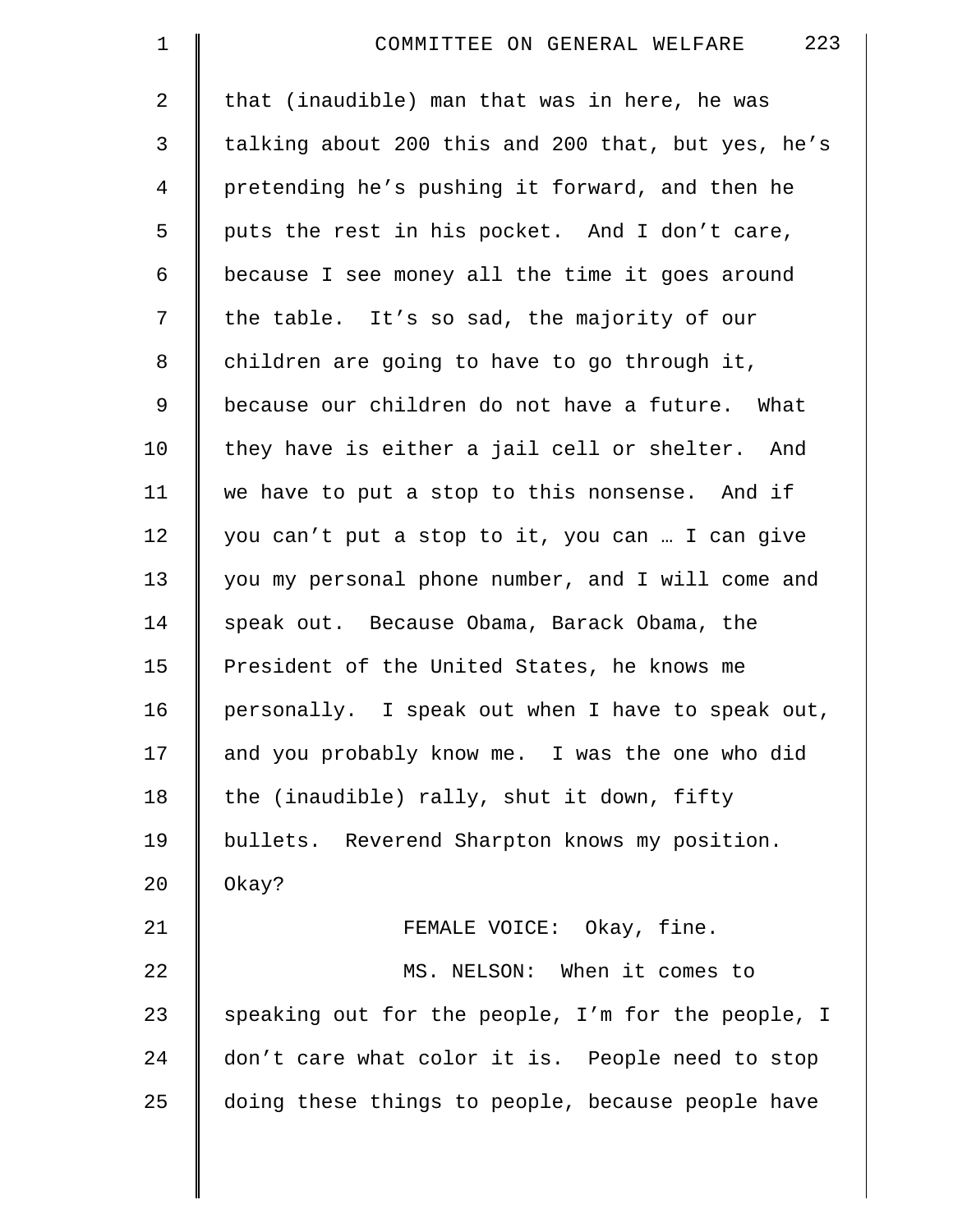that (inaudible) man that was in here, he was talking about 200 this and 200 that, but yes, he's pretending he's pushing it forward, and then he puts the rest in his pocket. And I don't care, because I see money all the time it goes around the table. It's so sad, the majority of our children are going to have to go through it, because our children do not have a future. What they have is either a jail cell or shelter. And we have to put a stop to this nonsense. And if you can't put a stop to it, you can … I can give you my personal phone number, and I will come and speak out. Because Obama, Barack Obama, the President of the United States, he knows me personally. I speak out when I have to speak out, and you probably know me. I was the one who did the (inaudible) rally, shut it down, fifty bullets. Reverend Sharpton knows my position. Okay?

FEMALE VOICE: Okay, fine.

MS. NELSON: When it comes to speaking out for the people, I'm for the people, I don't care what color it is. People need to stop doing these things to people, because people have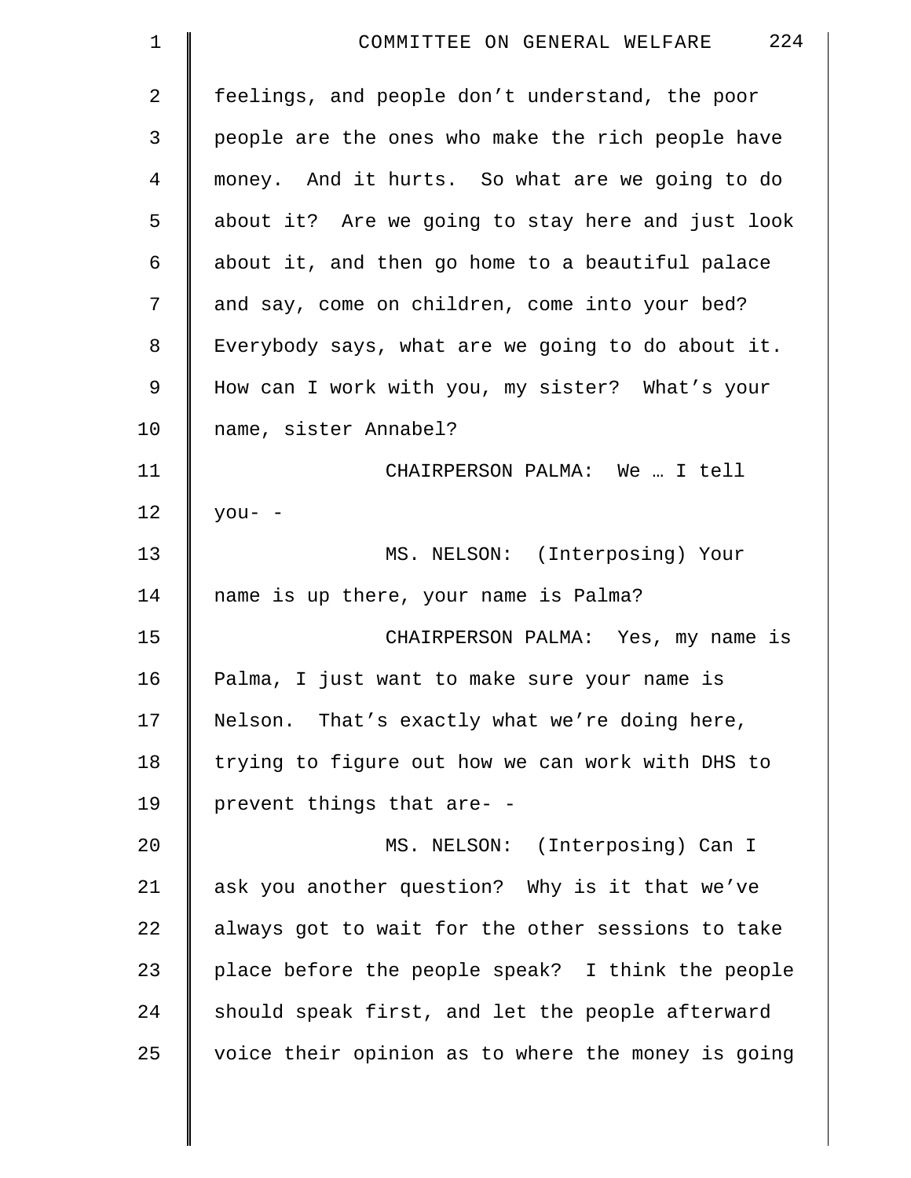feelings, and people don't understand, the poor people are the ones who make the rich people have money. And it hurts. So what are we going to do about it? Are we going to stay here and just look about it, and then go home to a beautiful palace and say, come on children, come into your bed? Everybody says, what are we going to do about it. How can I work with you, my sister? What's your name, sister Annabel?

CHAIRPERSON PALMA: We … I tell you- -

MS. NELSON: (Interposing) Your name is up there, your name is Palma?

CHAIRPERSON PALMA: Yes, my name is Palma, I just want to make sure your name is Nelson. That's exactly what we're doing here, trying to figure out how we can work with DHS to prevent things that are- -

MS. NELSON: (Interposing) Can I ask you another question? Why is it that we've always got to wait for the other sessions to take place before the people speak? I think the people should speak first, and let the people afterward voice their opinion as to where the money is going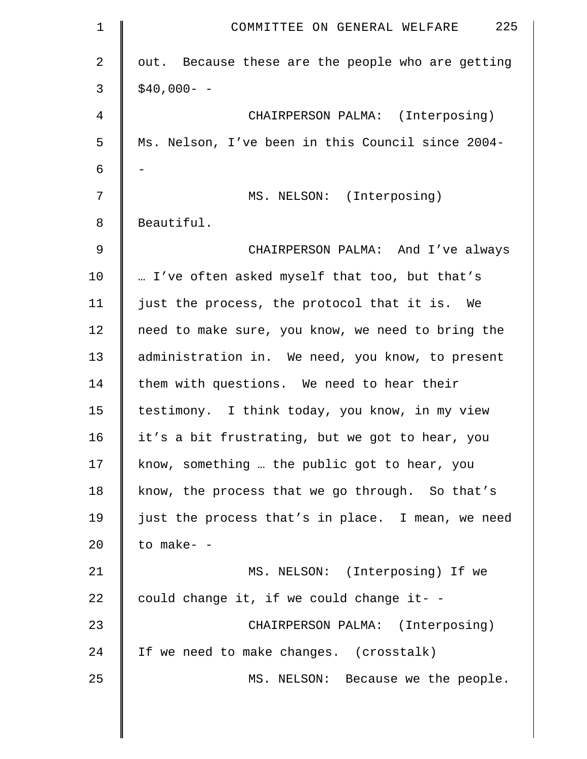out. Because these are the people who are getting $40,000- -

CHAIRPERSON PALMA: (Interposing) Ms. Nelson, I've been in this Council since 2004- -

MS. NELSON: (Interposing) Beautiful.

CHAIRPERSON PALMA: And I've always … I've often asked myself that too, but that's just the process, the protocol that it is. We need to make sure, you know, we need to bring the administration in. We need, you know, to present them with questions. We need to hear their testimony. I think today, you know, in my view it's a bit frustrating, but we got to hear, you know, something … the public got to hear, you know, the process that we go through. So that's just the process that's in place. I mean, we need to make- -

MS. NELSON: (Interposing) If we could change it, if we could change it- -

CHAIRPERSON PALMA: (Interposing) If we need to make changes. (crosstalk)

MS. NELSON: Because we the people.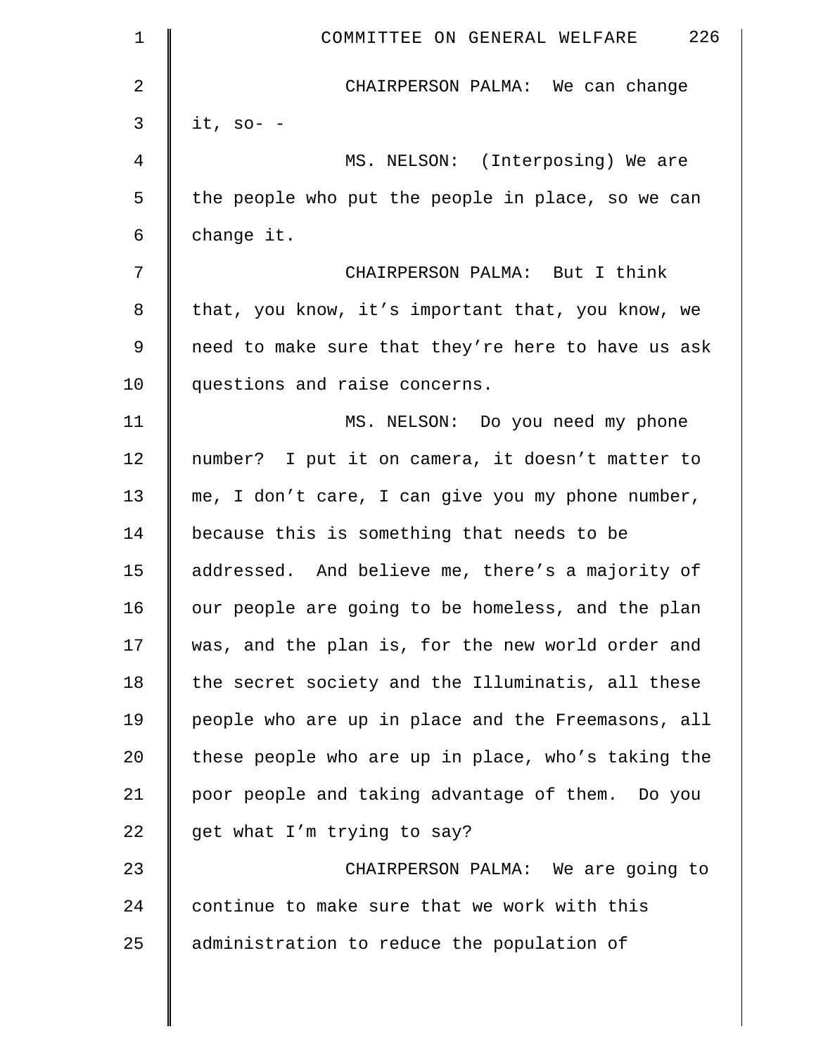CHAIRPERSON PALMA: We can change it, so- -

MS. NELSON: (Interposing) We are the people who put the people in place, so we can change it.

CHAIRPERSON PALMA: But I think that, you know, it's important that, you know, we need to make sure that they're here to have us ask questions and raise concerns.

MS. NELSON: Do you need my phone number? I put it on camera, it doesn't matter to me, I don't care, I can give you my phone number, because this is something that needs to be addressed. And believe me, there's a majority of our people are going to be homeless, and the plan was, and the plan is, for the new world order and the secret society and the Illuminatis, all these people who are up in place and the Freemasons, all these people who are up in place, who's taking the poor people and taking advantage of them. Do you get what I'm trying to say?

CHAIRPERSON PALMA: We are going to continue to make sure that we work with this administration to reduce the population of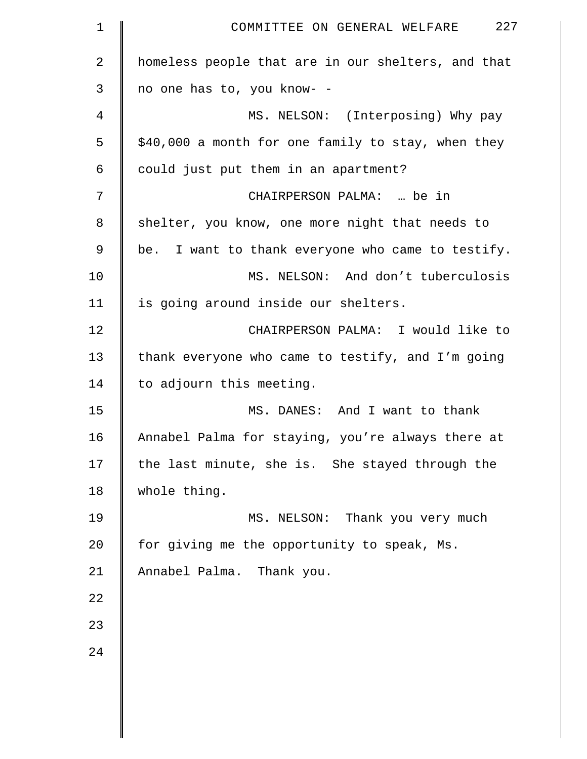homeless people that are in our shelters, and that no one has to, you know- -

MS. NELSON: (Interposing) Why pay $40,000 a month for one family to stay, when they could just put them in an apartment?

CHAIRPERSON PALMA: … be in shelter, you know, one more night that needs to be. I want to thank everyone who came to testify.

MS. NELSON: And don't tuberculosis is going around inside our shelters.

CHAIRPERSON PALMA: I would like to thank everyone who came to testify, and I'm going to adjourn this meeting.

MS. DANES: And I want to thank Annabel Palma for staying, you're always there at the last minute, she is. She stayed through the whole thing.

MS. NELSON: Thank you very much for giving me the opportunity to speak, Ms. Annabel Palma. Thank you.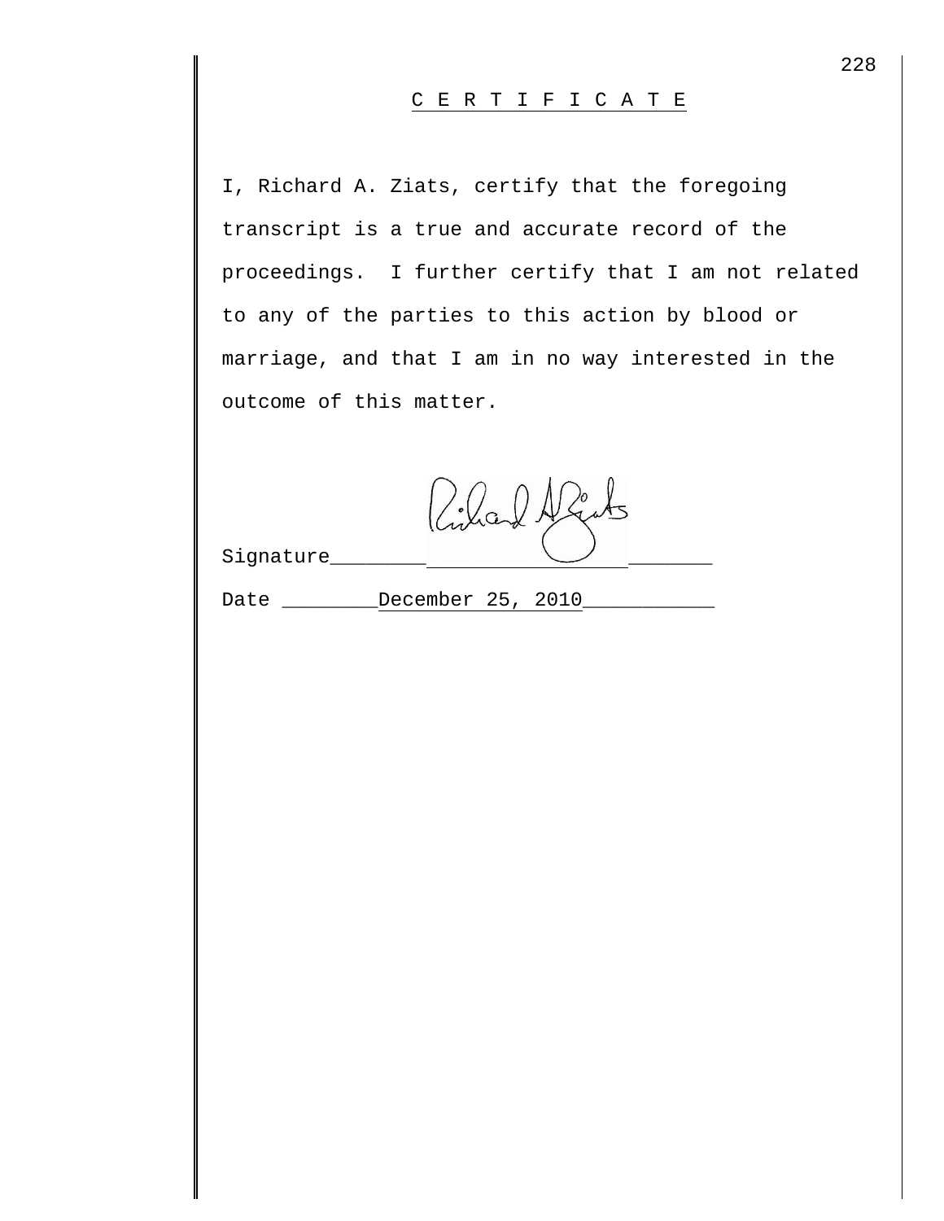# C E R T I F I C A T E

I, Richard A. Ziats, certify that the foregoing transcript is a true and accurate record of the proceedings. I further certify that I am not related to any of the parties to this action by blood or marriage, and that I am in no way interested in the outcome of this matter.

Signature_________________________________

Date ________December 25, 2010___________